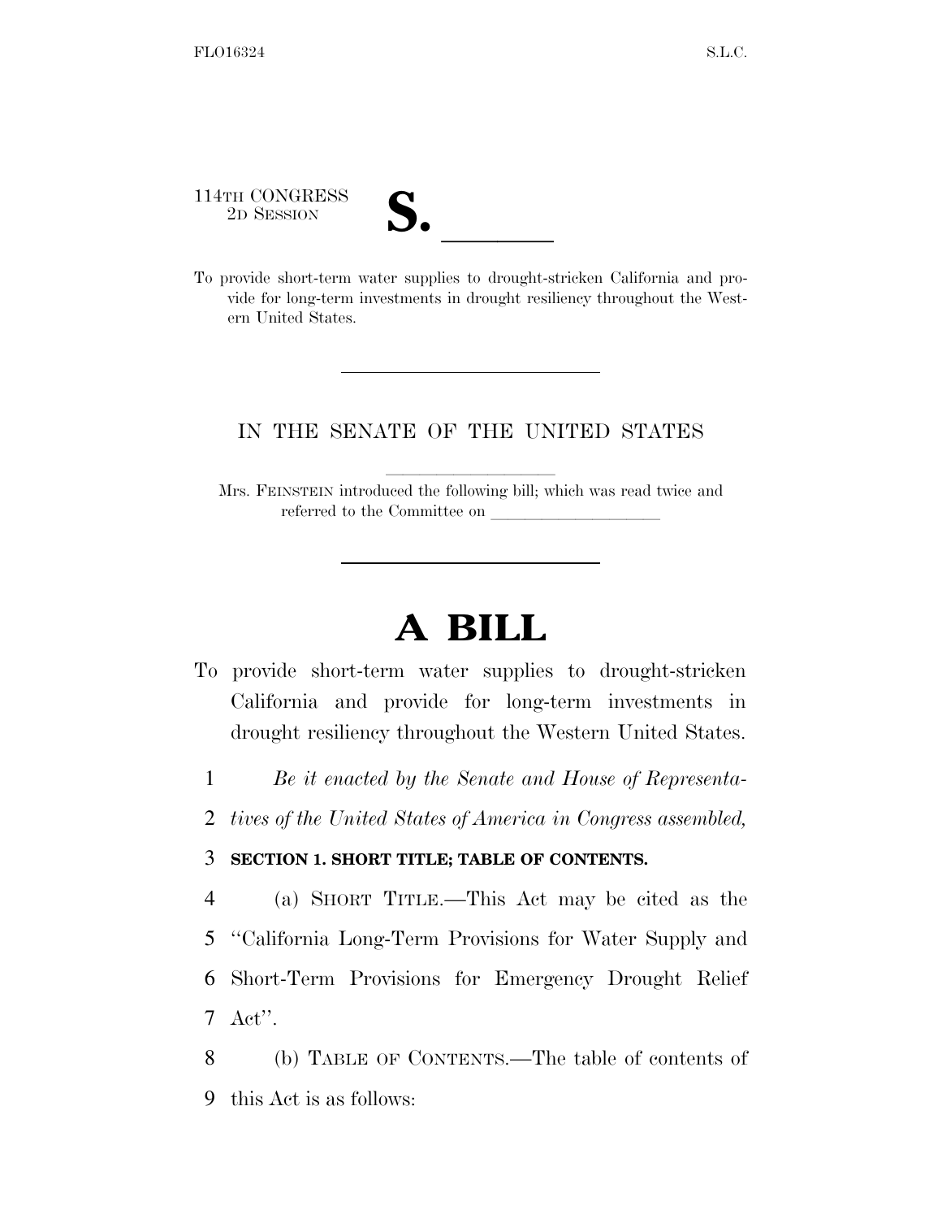114TH CONGRESS
2D SESSION

# S. ______

To provide short-term water supplies to drought-stricken California and provide for long-term investments in drought resiliency throughout the Western United States.

IN THE SENATE OF THE UNITED STATES

Mrs. FEINSTEIN introduced the following bill; which was read twice and referred to the Committee on ______________

# A BILL

To provide short-term water supplies to drought-stricken California and provide for long-term investments in drought resiliency throughout the Western United States.

1 *Be it enacted by the Senate and House of Representa-*
2 *tives of the United States of America in Congress assembled,*

3 **SECTION 1. SHORT TITLE; TABLE OF CONTENTS.**

4 (a) SHORT TITLE.—This Act may be cited as the
5 ''California Long-Term Provisions for Water Supply and
6 Short-Term Provisions for Emergency Drought Relief
7 Act''.

8 (b) TABLE OF CONTENTS.—The table of contents of
9 this Act is as follows: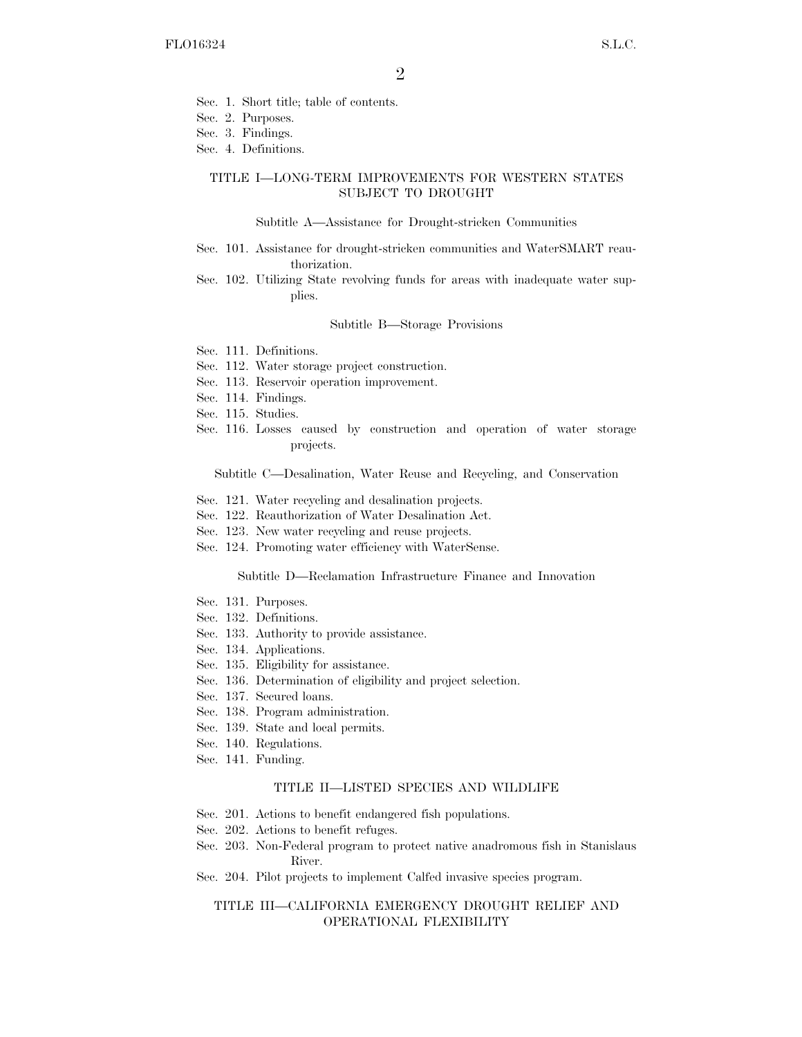Sec. 1. Short title; table of contents.
Sec. 2. Purposes.
Sec. 3. Findings.
Sec. 4. Definitions.

### TITLE I—LONG-TERM IMPROVEMENTS FOR WESTERN STATES SUBJECT TO DROUGHT

#### Subtitle A—Assistance for Drought-stricken Communities

Sec. 101. Assistance for drought-stricken communities and WaterSMART reauthorization.
Sec. 102. Utilizing State revolving funds for areas with inadequate water supplies.

#### Subtitle B—Storage Provisions

Sec. 111. Definitions.
Sec. 112. Water storage project construction.
Sec. 113. Reservoir operation improvement.
Sec. 114. Findings.
Sec. 115. Studies.
Sec. 116. Losses caused by construction and operation of water storage projects.

#### Subtitle C—Desalination, Water Reuse and Recycling, and Conservation

Sec. 121. Water recycling and desalination projects.
Sec. 122. Reauthorization of Water Desalination Act.
Sec. 123. New water recycling and reuse projects.
Sec. 124. Promoting water efficiency with WaterSense.

#### Subtitle D—Reclamation Infrastructure Finance and Innovation

Sec. 131. Purposes.
Sec. 132. Definitions.
Sec. 133. Authority to provide assistance.
Sec. 134. Applications.
Sec. 135. Eligibility for assistance.
Sec. 136. Determination of eligibility and project selection.
Sec. 137. Secured loans.
Sec. 138. Program administration.
Sec. 139. State and local permits.
Sec. 140. Regulations.
Sec. 141. Funding.

### TITLE II—LISTED SPECIES AND WILDLIFE

Sec. 201. Actions to benefit endangered fish populations.
Sec. 202. Actions to benefit refuges.
Sec. 203. Non-Federal program to protect native anadromous fish in Stanislaus River.
Sec. 204. Pilot projects to implement Calfed invasive species program.

### TITLE III—CALIFORNIA EMERGENCY DROUGHT RELIEF AND OPERATIONAL FLEXIBILITY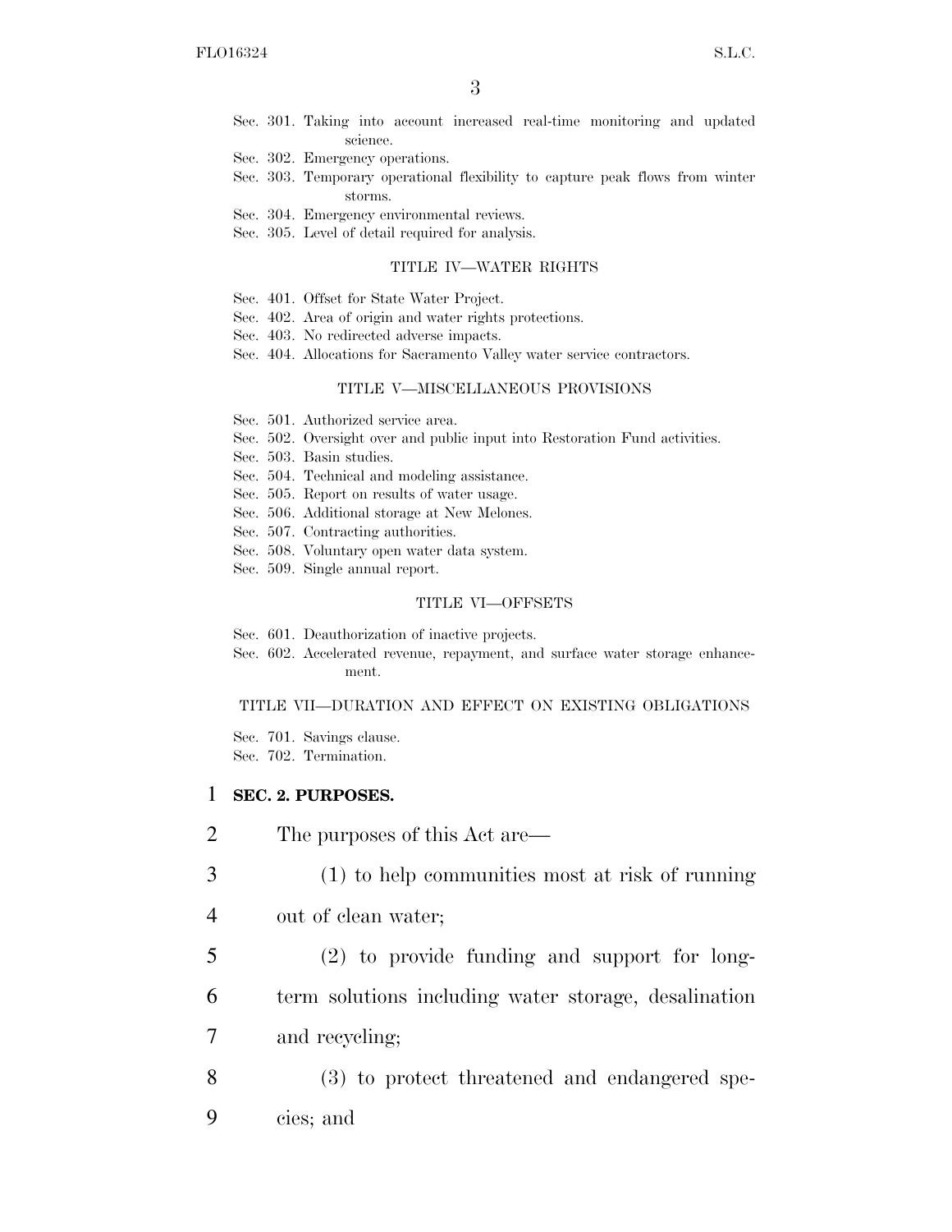Sec. 301. Taking into account increased real-time monitoring and updated science.
Sec. 302. Emergency operations.
Sec. 303. Temporary operational flexibility to capture peak flows from winter storms.
Sec. 304. Emergency environmental reviews.
Sec. 305. Level of detail required for analysis.

TITLE IV—WATER RIGHTS

Sec. 401. Offset for State Water Project.
Sec. 402. Area of origin and water rights protections.
Sec. 403. No redirected adverse impacts.
Sec. 404. Allocations for Sacramento Valley water service contractors.

TITLE V—MISCELLANEOUS PROVISIONS

Sec. 501. Authorized service area.
Sec. 502. Oversight over and public input into Restoration Fund activities.
Sec. 503. Basin studies.
Sec. 504. Technical and modeling assistance.
Sec. 505. Report on results of water usage.
Sec. 506. Additional storage at New Melones.
Sec. 507. Contracting authorities.
Sec. 508. Voluntary open water data system.
Sec. 509. Single annual report.

TITLE VI—OFFSETS

Sec. 601. Deauthorization of inactive projects.
Sec. 602. Accelerated revenue, repayment, and surface water storage enhancement.

TITLE VII—DURATION AND EFFECT ON EXISTING OBLIGATIONS

Sec. 701. Savings clause.
Sec. 702. Termination.

1 **SEC. 2. PURPOSES.**

2 The purposes of this Act are—

3 (1) to help communities most at risk of running
4 out of clean water;

5 (2) to provide funding and support for long-
6 term solutions including water storage, desalination
7 and recycling;

8 (3) to protect threatened and endangered spe-
9 cies; and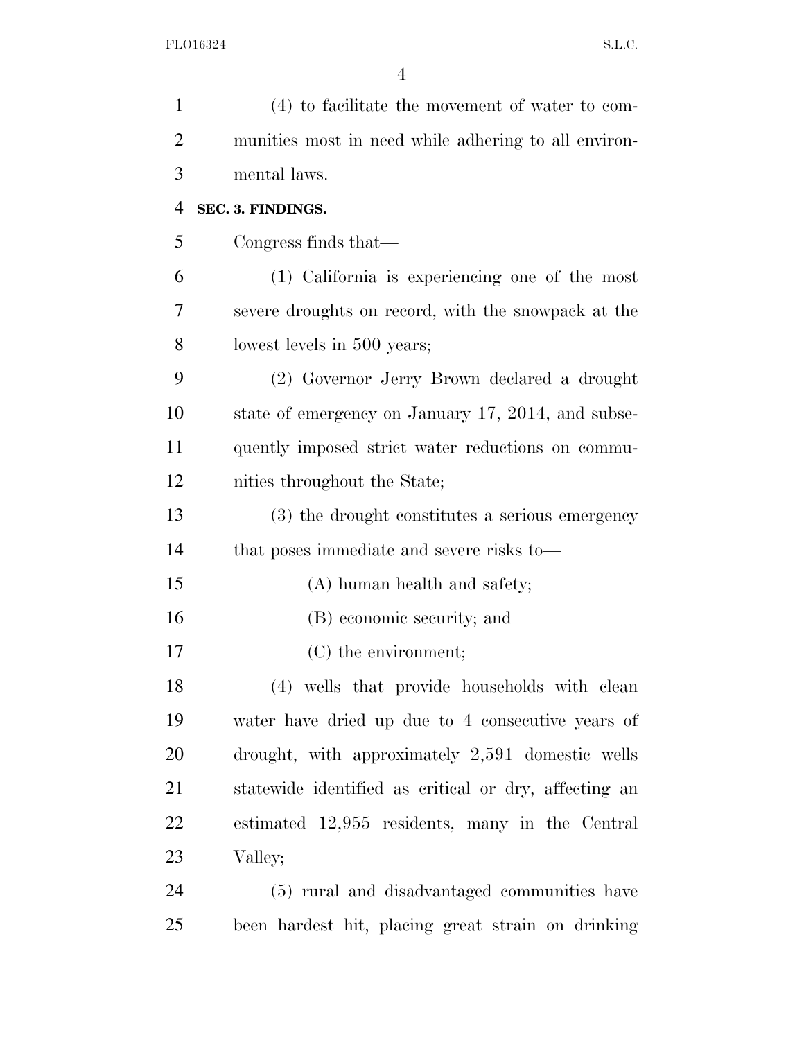(4) to facilitate the movement of water to communities most in need while adhering to all environmental laws.

**SEC. 3. FINDINGS.**

Congress finds that—

(1) California is experiencing one of the most severe droughts on record, with the snowpack at the lowest levels in 500 years;

(2) Governor Jerry Brown declared a drought state of emergency on January 17, 2014, and subsequently imposed strict water reductions on communities throughout the State;

(3) the drought constitutes a serious emergency that poses immediate and severe risks to—

(A) human health and safety;

(B) economic security; and

(C) the environment;

(4) wells that provide households with clean water have dried up due to 4 consecutive years of drought, with approximately 2,591 domestic wells statewide identified as critical or dry, affecting an estimated 12,955 residents, many in the Central Valley;

(5) rural and disadvantaged communities have been hardest hit, placing great strain on drinking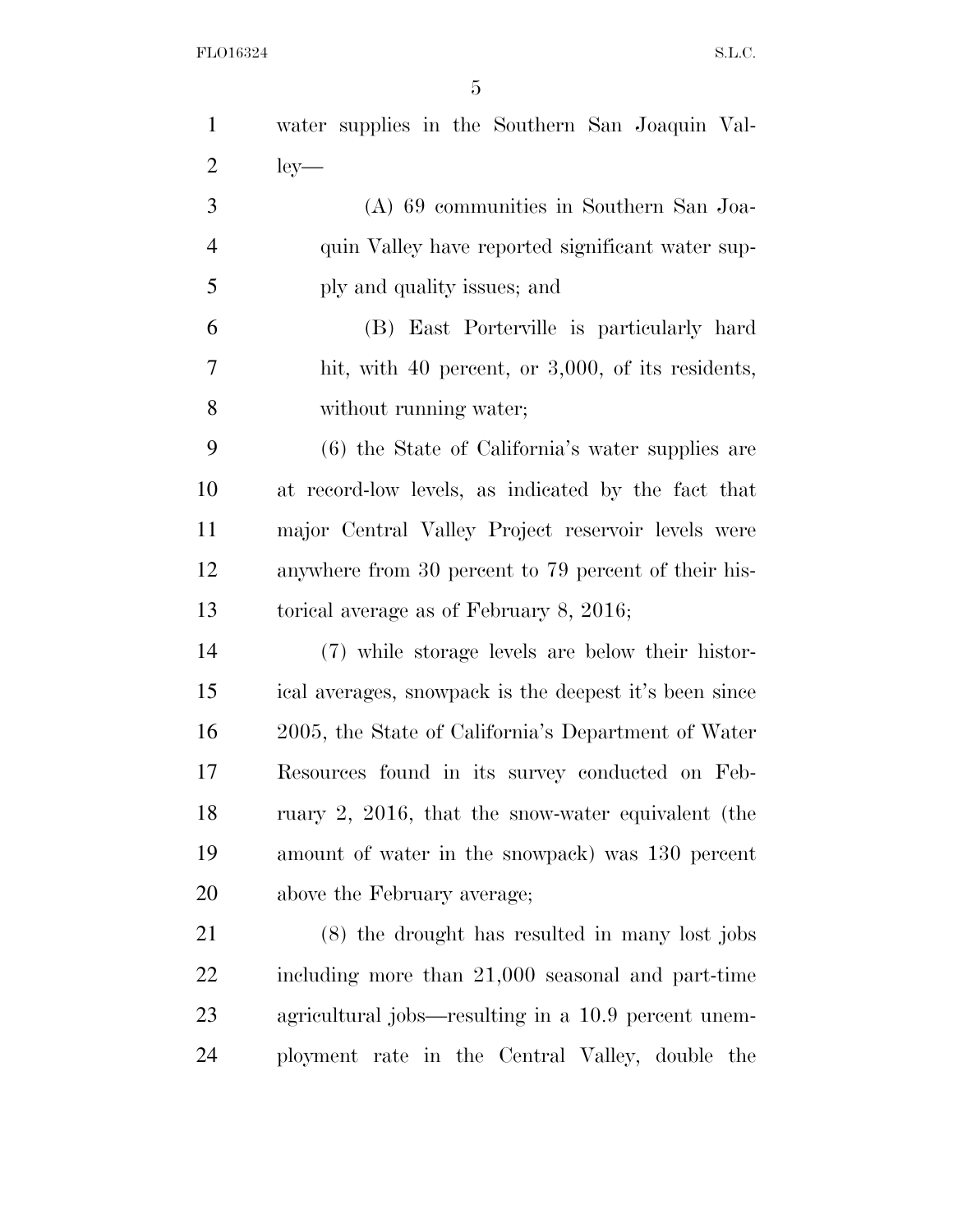water supplies in the Southern San Joaquin Valley—

(A) 69 communities in Southern San Joaquin Valley have reported significant water supply and quality issues; and

(B) East Porterville is particularly hard hit, with 40 percent, or 3,000, of its residents, without running water;

(6) the State of California's water supplies are at record-low levels, as indicated by the fact that major Central Valley Project reservoir levels were anywhere from 30 percent to 79 percent of their historical average as of February 8, 2016;

(7) while storage levels are below their historical averages, snowpack is the deepest it's been since 2005, the State of California's Department of Water Resources found in its survey conducted on February 2, 2016, that the snow-water equivalent (the amount of water in the snowpack) was 130 percent above the February average;

(8) the drought has resulted in many lost jobs including more than 21,000 seasonal and part-time agricultural jobs—resulting in a 10.9 percent unemployment rate in the Central Valley, double the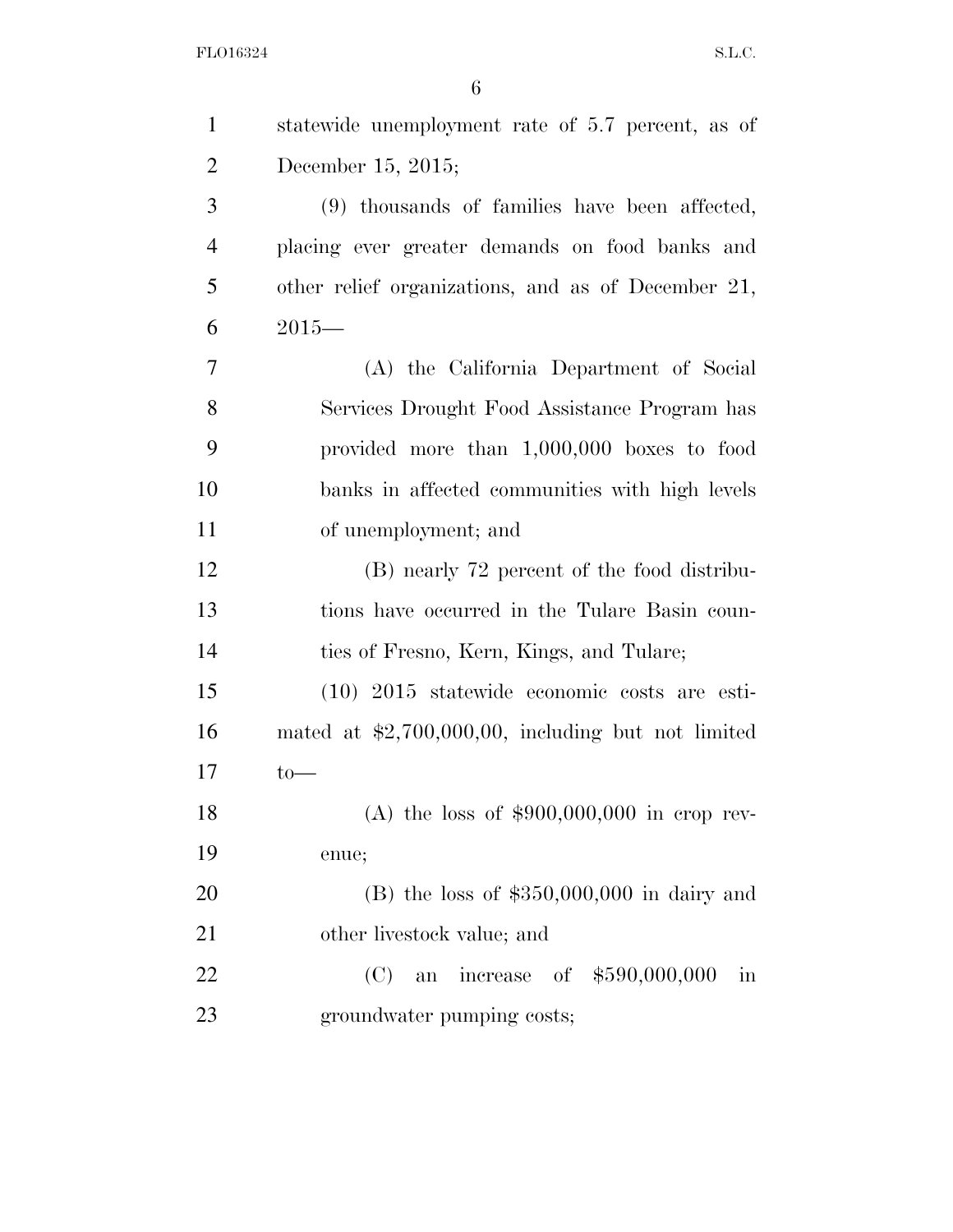statewide unemployment rate of 5.7 percent, as of December 15, 2015;

(9) thousands of families have been affected, placing ever greater demands on food banks and other relief organizations, and as of December 21, 2015—

(A) the California Department of Social Services Drought Food Assistance Program has provided more than 1,000,000 boxes to food banks in affected communities with high levels of unemployment; and

(B) nearly 72 percent of the food distributions have occurred in the Tulare Basin counties of Fresno, Kern, Kings, and Tulare;

(10) 2015 statewide economic costs are estimated at $2,700,000,00, including but not limited to—

(A) the loss of $900,000,000 in crop revenue;

(B) the loss of $350,000,000 in dairy and other livestock value; and

(C) an increase of $590,000,000 in groundwater pumping costs;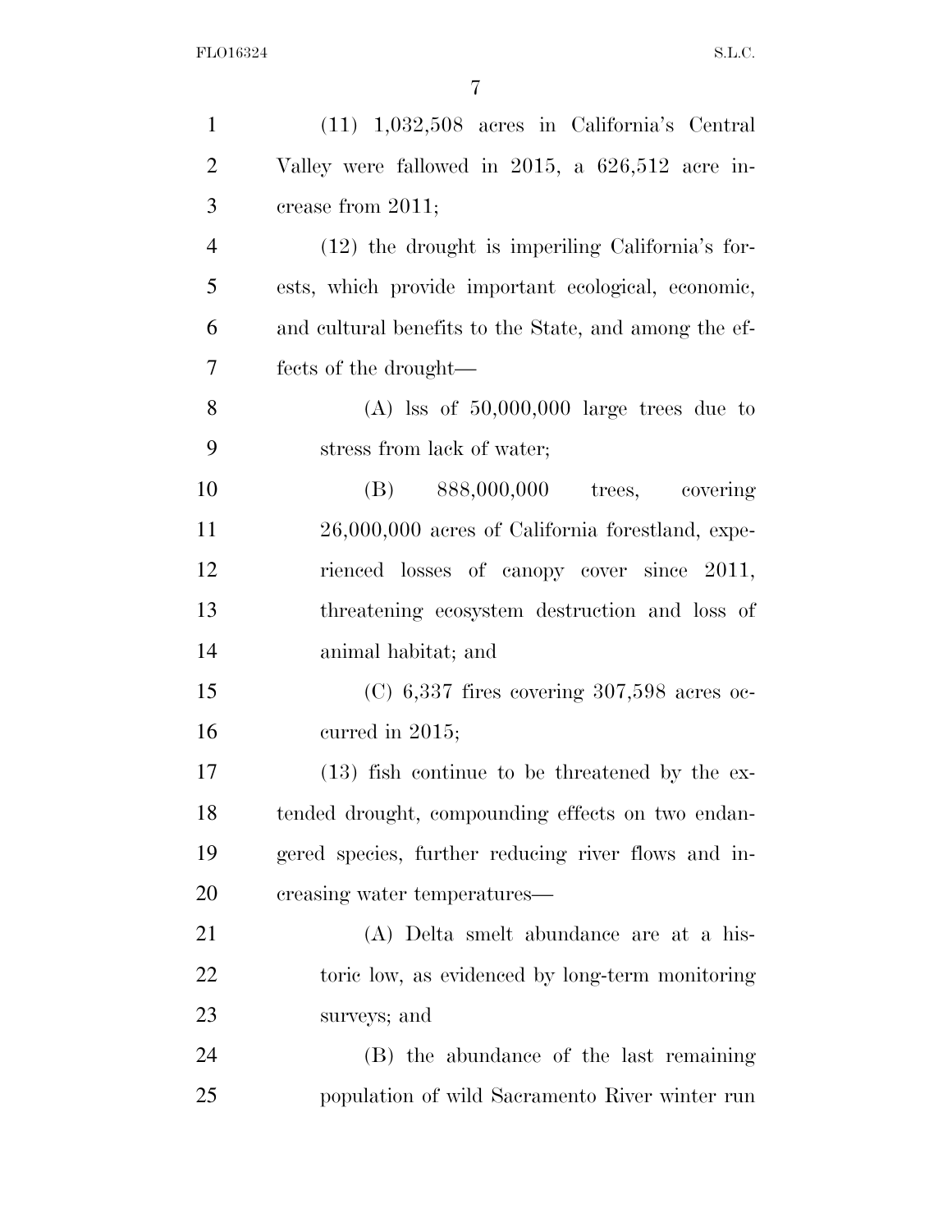(11) 1,032,508 acres in California's Central Valley were fallowed in 2015, a 626,512 acre increase from 2011;

(12) the drought is imperiling California's forests, which provide important ecological, economic, and cultural benefits to the State, and among the effects of the drought—

(A) lss of 50,000,000 large trees due to stress from lack of water;

(B) 888,000,000 trees, covering 26,000,000 acres of California forestland, experienced losses of canopy cover since 2011, threatening ecosystem destruction and loss of animal habitat; and

(C) 6,337 fires covering 307,598 acres occurred in 2015;

(13) fish continue to be threatened by the extended drought, compounding effects on two endangered species, further reducing river flows and increasing water temperatures—

(A) Delta smelt abundance are at a historic low, as evidenced by long-term monitoring surveys; and

(B) the abundance of the last remaining population of wild Sacramento River winter run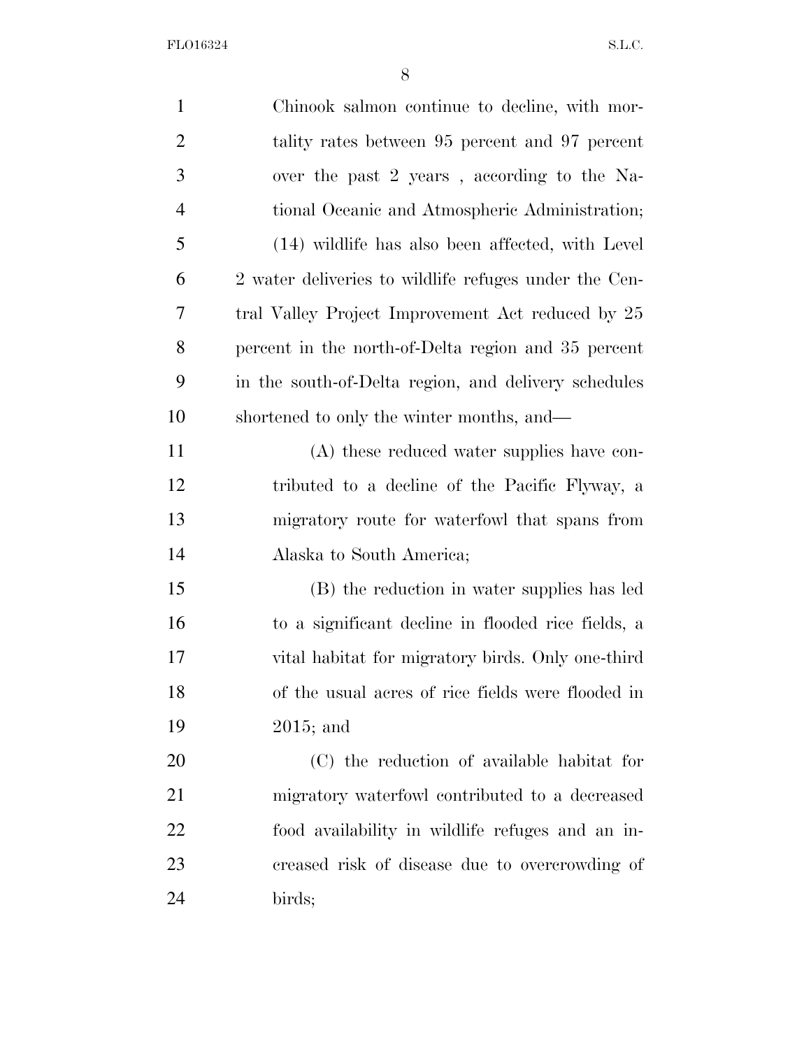Chinook salmon continue to decline, with mortality rates between 95 percent and 97 percent over the past 2 years , according to the National Oceanic and Atmospheric Administration;

(14) wildlife has also been affected, with Level 2 water deliveries to wildlife refuges under the Central Valley Project Improvement Act reduced by 25 percent in the north-of-Delta region and 35 percent in the south-of-Delta region, and delivery schedules shortened to only the winter months, and—

(A) these reduced water supplies have contributed to a decline of the Pacific Flyway, a migratory route for waterfowl that spans from Alaska to South America;

(B) the reduction in water supplies has led to a significant decline in flooded rice fields, a vital habitat for migratory birds. Only one-third of the usual acres of rice fields were flooded in 2015; and

(C) the reduction of available habitat for migratory waterfowl contributed to a decreased food availability in wildlife refuges and an increased risk of disease due to overcrowding of birds;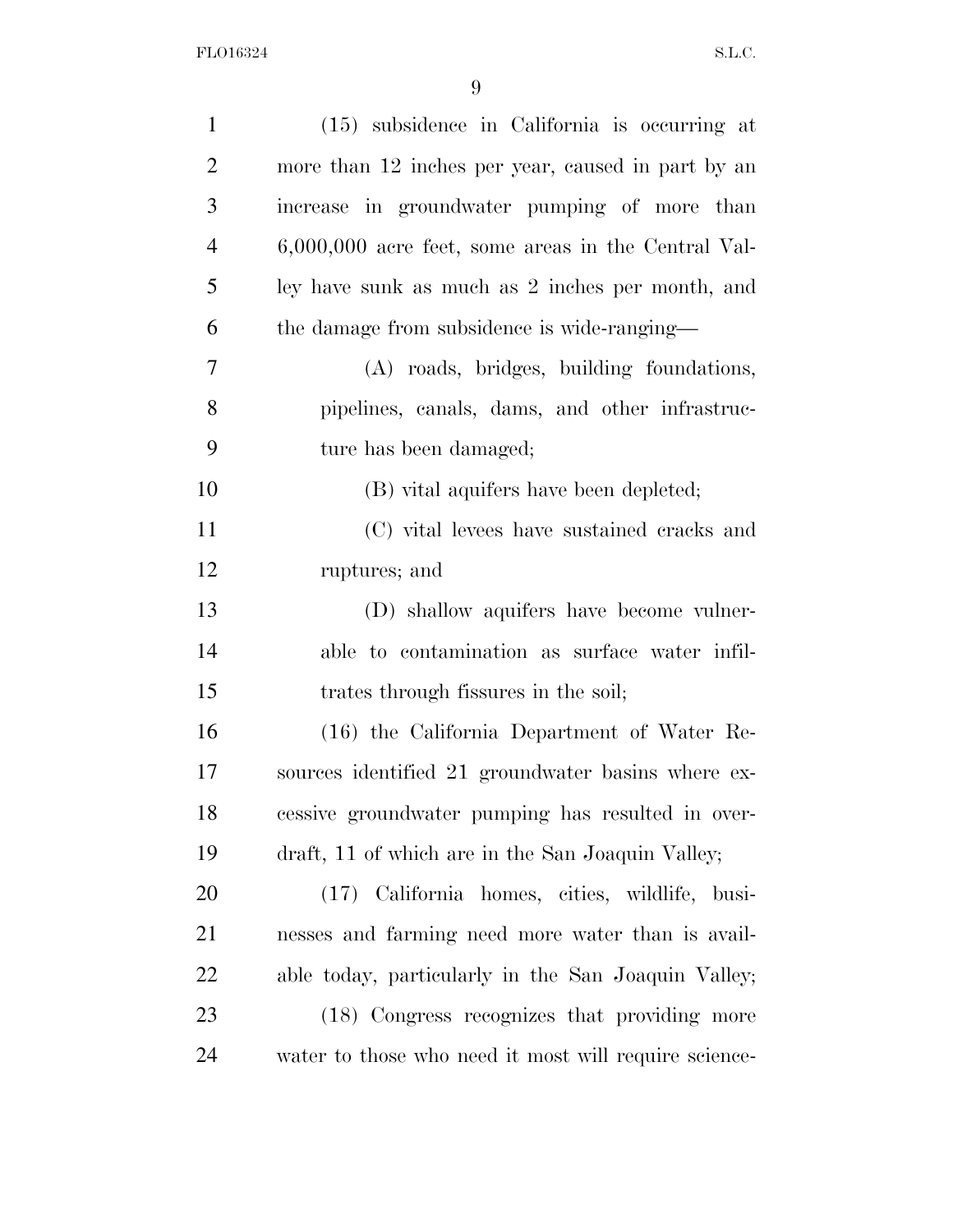(15) subsidence in California is occurring at more than 12 inches per year, caused in part by an increase in groundwater pumping of more than 6,000,000 acre feet, some areas in the Central Valley have sunk as much as 2 inches per month, and the damage from subsidence is wide-ranging—

(A) roads, bridges, building foundations, pipelines, canals, dams, and other infrastructure has been damaged;

(B) vital aquifers have been depleted;

(C) vital levees have sustained cracks and ruptures; and

(D) shallow aquifers have become vulnerable to contamination as surface water infiltrates through fissures in the soil;

(16) the California Department of Water Resources identified 21 groundwater basins where excessive groundwater pumping has resulted in overdraft, 11 of which are in the San Joaquin Valley;

(17) California homes, cities, wildlife, businesses and farming need more water than is available today, particularly in the San Joaquin Valley;

(18) Congress recognizes that providing more water to those who need it most will require science-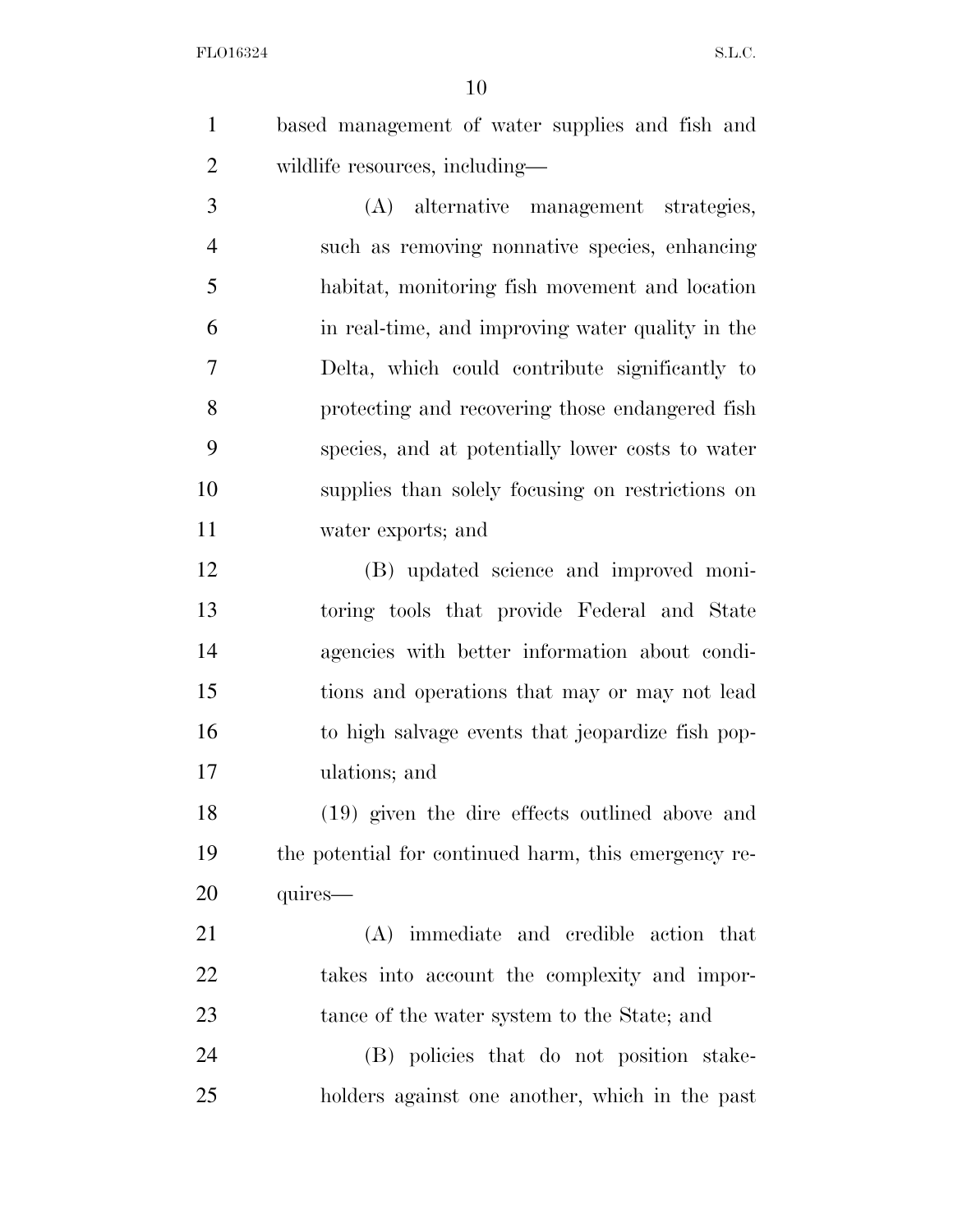based management of water supplies and fish and wildlife resources, including—

(A) alternative management strategies, such as removing nonnative species, enhancing habitat, monitoring fish movement and location in real-time, and improving water quality in the Delta, which could contribute significantly to protecting and recovering those endangered fish species, and at potentially lower costs to water supplies than solely focusing on restrictions on water exports; and

(B) updated science and improved monitoring tools that provide Federal and State agencies with better information about conditions and operations that may or may not lead to high salvage events that jeopardize fish populations; and

(19) given the dire effects outlined above and the potential for continued harm, this emergency requires—

(A) immediate and credible action that takes into account the complexity and importance of the water system to the State; and

(B) policies that do not position stakeholders against one another, which in the past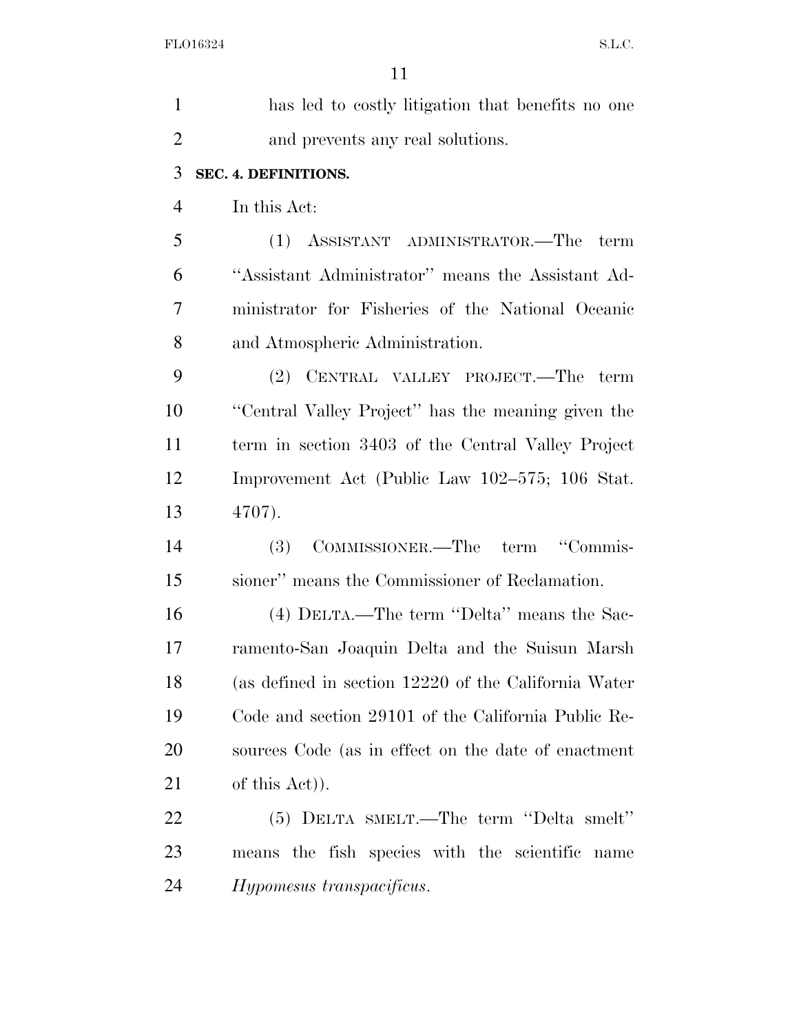has led to costly litigation that benefits no one and prevents any real solutions.

**SEC. 4. DEFINITIONS.**

In this Act:

(1) ASSISTANT ADMINISTRATOR.—The term ''Assistant Administrator'' means the Assistant Administrator for Fisheries of the National Oceanic and Atmospheric Administration.

(2) CENTRAL VALLEY PROJECT.—The term ''Central Valley Project'' has the meaning given the term in section 3403 of the Central Valley Project Improvement Act (Public Law 102–575; 106 Stat. 4707).

(3) COMMISSIONER.—The term ''Commissioner'' means the Commissioner of Reclamation.

(4) DELTA.—The term ''Delta'' means the Sacramento-San Joaquin Delta and the Suisun Marsh (as defined in section 12220 of the California Water Code and section 29101 of the California Public Resources Code (as in effect on the date of enactment of this Act)).

(5) DELTA SMELT.—The term ''Delta smelt'' means the fish species with the scientific name *Hypomesus transpacificus*.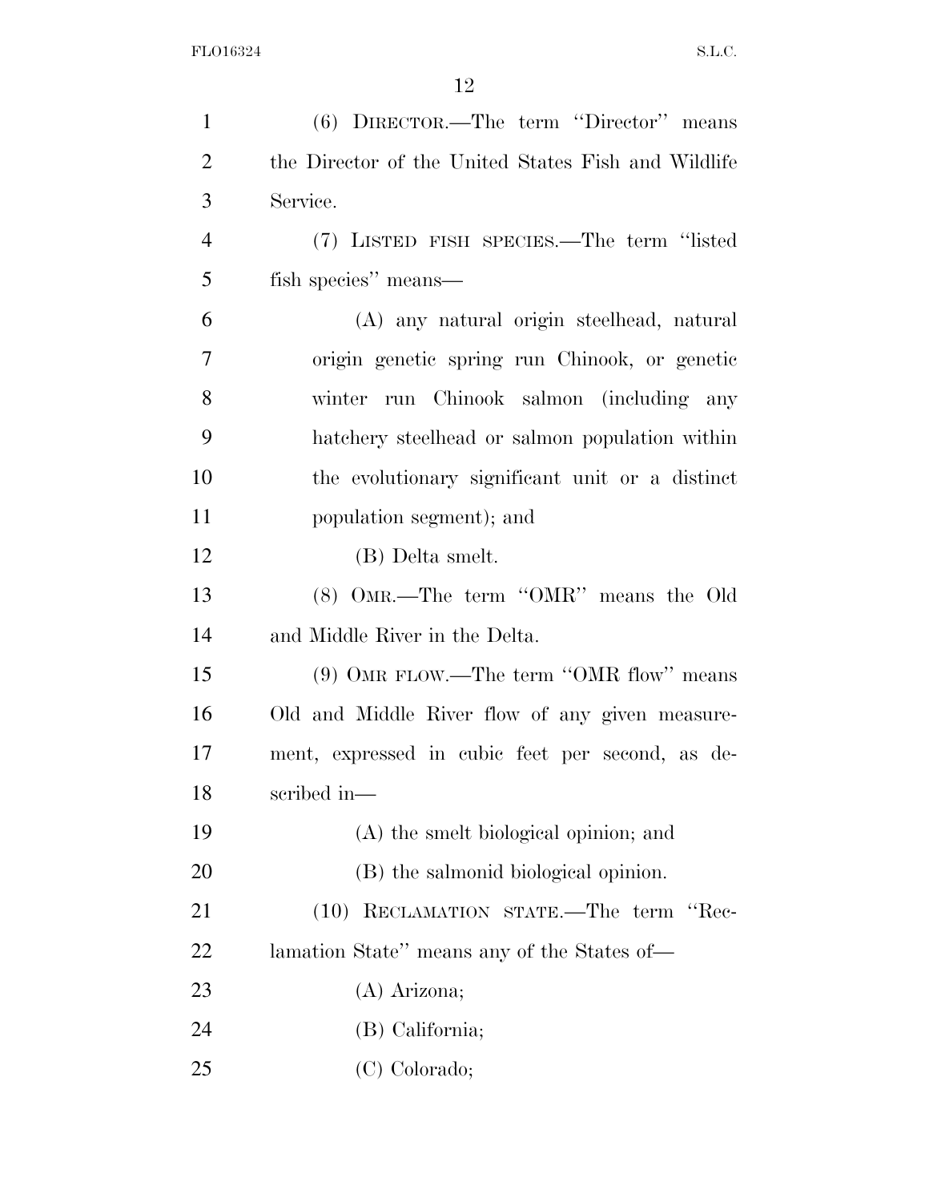(6) DIRECTOR.—The term ''Director'' means the Director of the United States Fish and Wildlife Service.

(7) LISTED FISH SPECIES.—The term ''listed fish species'' means—

(A) any natural origin steelhead, natural origin genetic spring run Chinook, or genetic winter run Chinook salmon (including any hatchery steelhead or salmon population within the evolutionary significant unit or a distinct population segment); and

(B) Delta smelt.

(8) OMR.—The term ''OMR'' means the Old and Middle River in the Delta.

(9) OMR FLOW.—The term ''OMR flow'' means Old and Middle River flow of any given measurement, expressed in cubic feet per second, as described in—

(A) the smelt biological opinion; and

(B) the salmonid biological opinion.

(10) RECLAMATION STATE.—The term ''Reclamation State'' means any of the States of—

(A) Arizona;

(B) California;

(C) Colorado;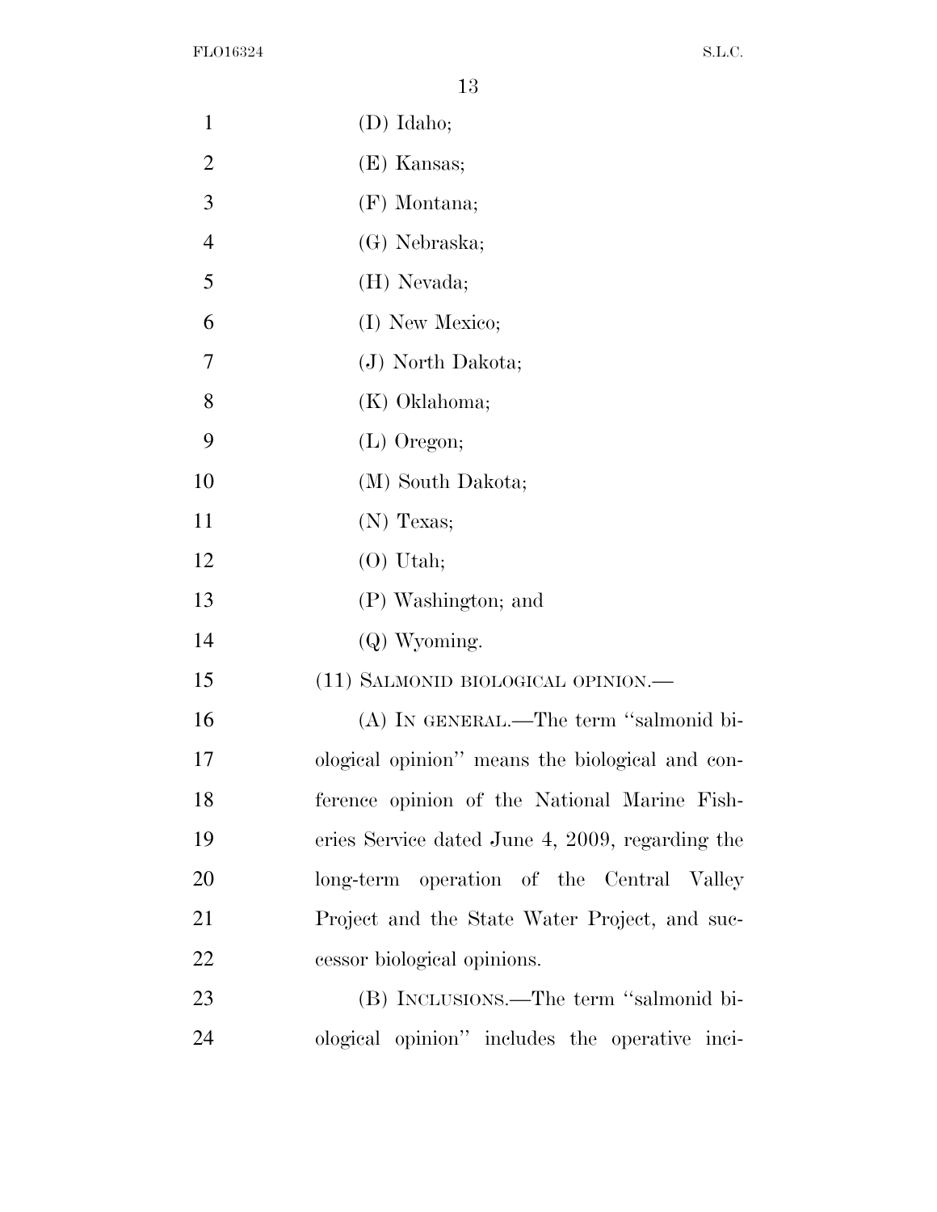(D) Idaho;

(E) Kansas;

(F) Montana;

(G) Nebraska;

(H) Nevada;

(I) New Mexico;

(J) North Dakota;

(K) Oklahoma;

(L) Oregon;

(M) South Dakota;

(N) Texas;

(O) Utah;

(P) Washington; and

(Q) Wyoming.

(11) SALMONID BIOLOGICAL OPINION.—

(A) IN GENERAL.—The term ''salmonid biological opinion'' means the biological and conference opinion of the National Marine Fisheries Service dated June 4, 2009, regarding the long-term operation of the Central Valley Project and the State Water Project, and successor biological opinions.

(B) INCLUSIONS.—The term ''salmonid biological opinion'' includes the operative inci-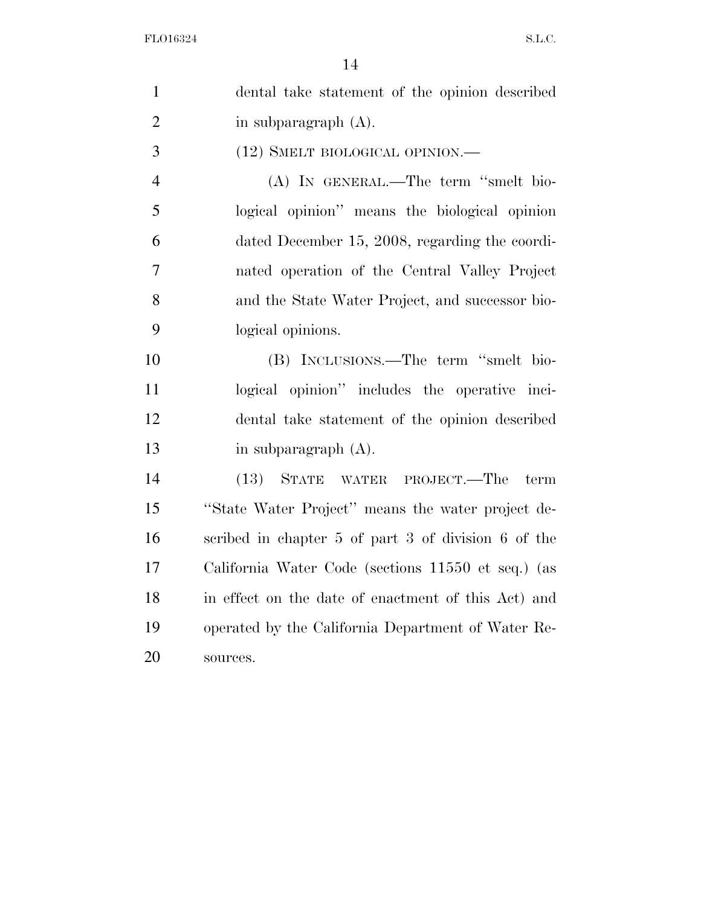dental take statement of the opinion described in subparagraph (A).

(12) SMELT BIOLOGICAL OPINION.—

(A) IN GENERAL.—The term ''smelt biological opinion'' means the biological opinion dated December 15, 2008, regarding the coordinated operation of the Central Valley Project and the State Water Project, and successor biological opinions.

(B) INCLUSIONS.—The term ''smelt biological opinion'' includes the operative incidental take statement of the opinion described in subparagraph (A).

(13) STATE WATER PROJECT.—The term ''State Water Project'' means the water project described in chapter 5 of part 3 of division 6 of the California Water Code (sections 11550 et seq.) (as in effect on the date of enactment of this Act) and operated by the California Department of Water Resources.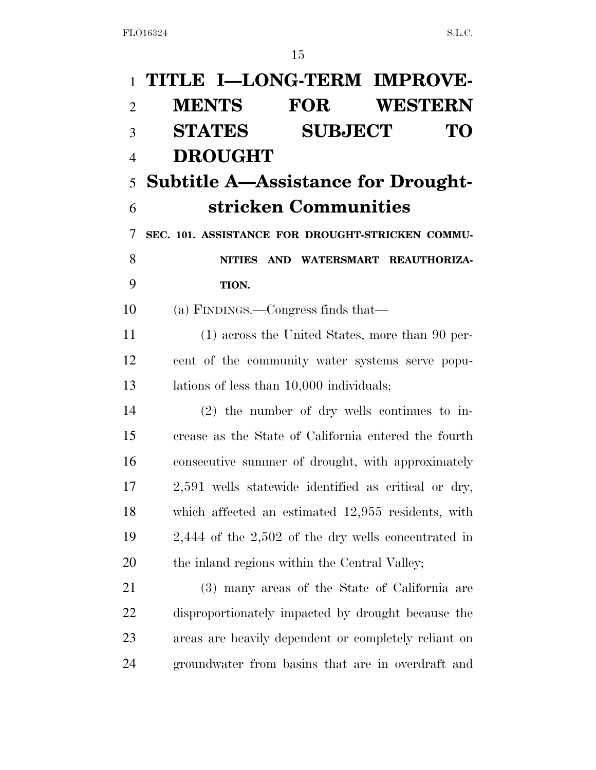# TITLE I—LONG-TERM IMPROVEMENTS FOR WESTERN STATES SUBJECT TO DROUGHT

## Subtitle A—Assistance for Drought-stricken Communities

### SEC. 101. ASSISTANCE FOR DROUGHT-STRICKEN COMMUNITIES AND WATERSMART REAUTHORIZATION.

(a) FINDINGS.—Congress finds that—

(1) across the United States, more than 90 percent of the community water systems serve populations of less than 10,000 individuals;

(2) the number of dry wells continues to increase as the State of California entered the fourth consecutive summer of drought, with approximately 2,591 wells statewide identified as critical or dry, which affected an estimated 12,955 residents, with 2,444 of the 2,502 of the dry wells concentrated in the inland regions within the Central Valley;

(3) many areas of the State of California are disproportionately impacted by drought because the areas are heavily dependent or completely reliant on groundwater from basins that are in overdraft and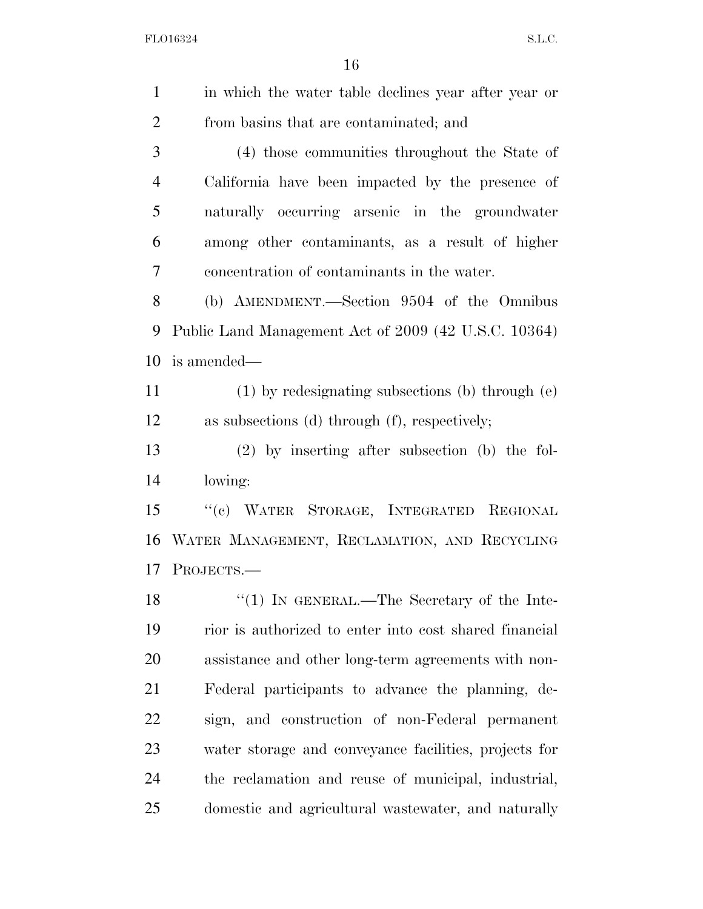in which the water table declines year after year or from basins that are contaminated; and

(4) those communities throughout the State of California have been impacted by the presence of naturally occurring arsenic in the groundwater among other contaminants, as a result of higher concentration of contaminants in the water.

(b) AMENDMENT.—Section 9504 of the Omnibus Public Land Management Act of 2009 (42 U.S.C. 10364) is amended—

(1) by redesignating subsections (b) through (e) as subsections (d) through (f), respectively;

(2) by inserting after subsection (b) the following:

"(c) WATER STORAGE, INTEGRATED REGIONAL WATER MANAGEMENT, RECLAMATION, AND RECYCLING PROJECTS.—

"(1) IN GENERAL.—The Secretary of the Interior is authorized to enter into cost shared financial assistance and other long-term agreements with non-Federal participants to advance the planning, design, and construction of non-Federal permanent water storage and conveyance facilities, projects for the reclamation and reuse of municipal, industrial, domestic and agricultural wastewater, and naturally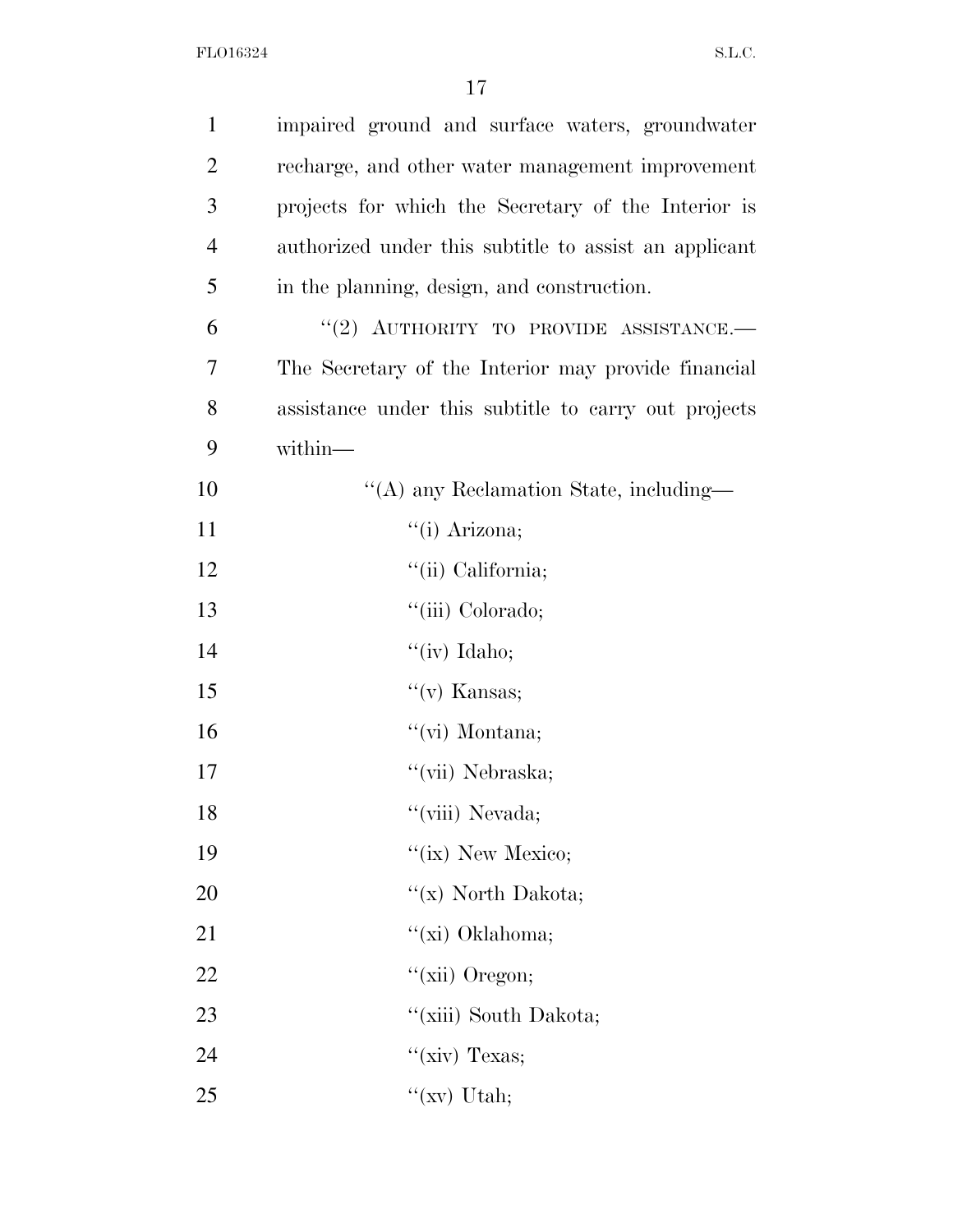impaired ground and surface waters, groundwater recharge, and other water management improvement projects for which the Secretary of the Interior is authorized under this subtitle to assist an applicant in the planning, design, and construction.

"(2) AUTHORITY TO PROVIDE ASSISTANCE.— The Secretary of the Interior may provide financial assistance under this subtitle to carry out projects within—

"(A) any Reclamation State, including—

"(i) Arizona;

"(ii) California;

"(iii) Colorado;

"(iv) Idaho;

"(v) Kansas;

"(vi) Montana;

"(vii) Nebraska;

"(viii) Nevada;

"(ix) New Mexico;

"(x) North Dakota;

"(xi) Oklahoma;

"(xii) Oregon;

"(xiii) South Dakota;

"(xiv) Texas;

"(xv) Utah;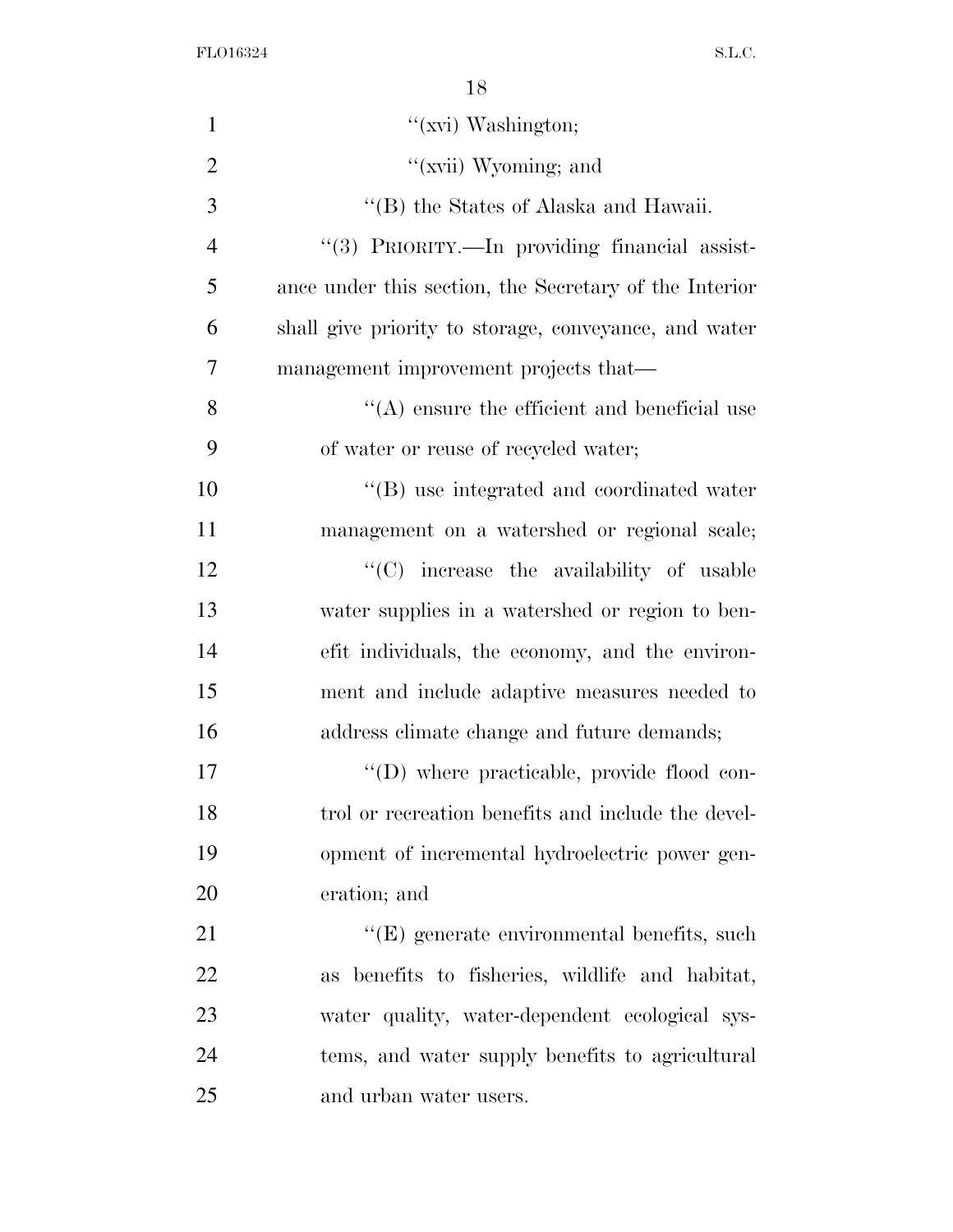''(xvi) Washington;

''(xvii) Wyoming; and

''(B) the States of Alaska and Hawaii.

''(3) PRIORITY.—In providing financial assistance under this section, the Secretary of the Interior shall give priority to storage, conveyance, and water management improvement projects that—

''(A) ensure the efficient and beneficial use of water or reuse of recycled water;

''(B) use integrated and coordinated water management on a watershed or regional scale;

''(C) increase the availability of usable water supplies in a watershed or region to benefit individuals, the economy, and the environment and include adaptive measures needed to address climate change and future demands;

''(D) where practicable, provide flood control or recreation benefits and include the development of incremental hydroelectric power generation; and

''(E) generate environmental benefits, such as benefits to fisheries, wildlife and habitat, water quality, water-dependent ecological systems, and water supply benefits to agricultural and urban water users.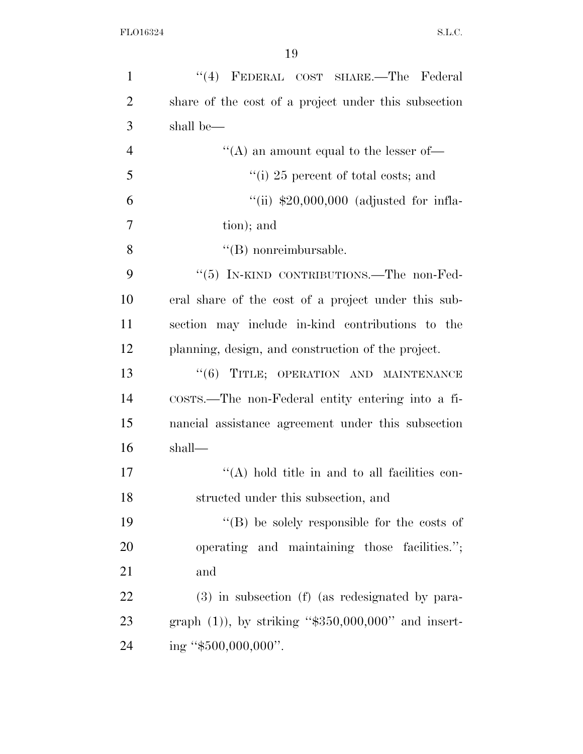"(4) FEDERAL COST SHARE.—The Federal share of the cost of a project under this subsection shall be—

"(A) an amount equal to the lesser of—

"(i) 25 percent of total costs; and

"(ii) $20,000,000 (adjusted for inflation); and

"(B) nonreimbursable.

"(5) IN-KIND CONTRIBUTIONS.—The non-Federal share of the cost of a project under this subsection may include in-kind contributions to the planning, design, and construction of the project.

"(6) TITLE; OPERATION AND MAINTENANCE COSTS.—The non-Federal entity entering into a financial assistance agreement under this subsection shall—

"(A) hold title in and to all facilities constructed under this subsection, and

"(B) be solely responsible for the costs of operating and maintaining those facilities."; and

(3) in subsection (f) (as redesignated by paragraph (1)), by striking "$350,000,000" and inserting "$500,000,000".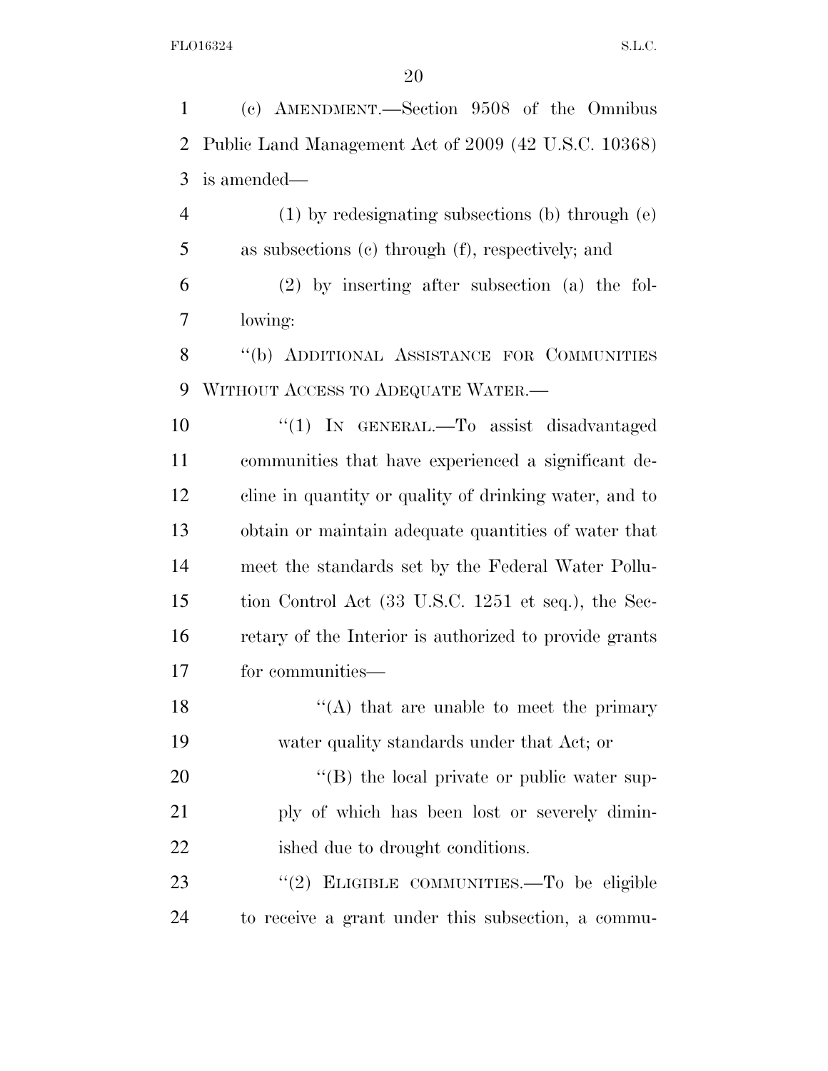(c) AMENDMENT.—Section 9508 of the Omnibus Public Land Management Act of 2009 (42 U.S.C. 10368) is amended—

(1) by redesignating subsections (b) through (e) as subsections (c) through (f), respectively; and

(2) by inserting after subsection (a) the following:

"(b) ADDITIONAL ASSISTANCE FOR COMMUNITIES WITHOUT ACCESS TO ADEQUATE WATER.—

"(1) IN GENERAL.—To assist disadvantaged communities that have experienced a significant decline in quantity or quality of drinking water, and to obtain or maintain adequate quantities of water that meet the standards set by the Federal Water Pollution Control Act (33 U.S.C. 1251 et seq.), the Secretary of the Interior is authorized to provide grants for communities—

"(A) that are unable to meet the primary water quality standards under that Act; or

"(B) the local private or public water supply of which has been lost or severely diminished due to drought conditions.

"(2) ELIGIBLE COMMUNITIES.—To be eligible to receive a grant under this subsection, a commu-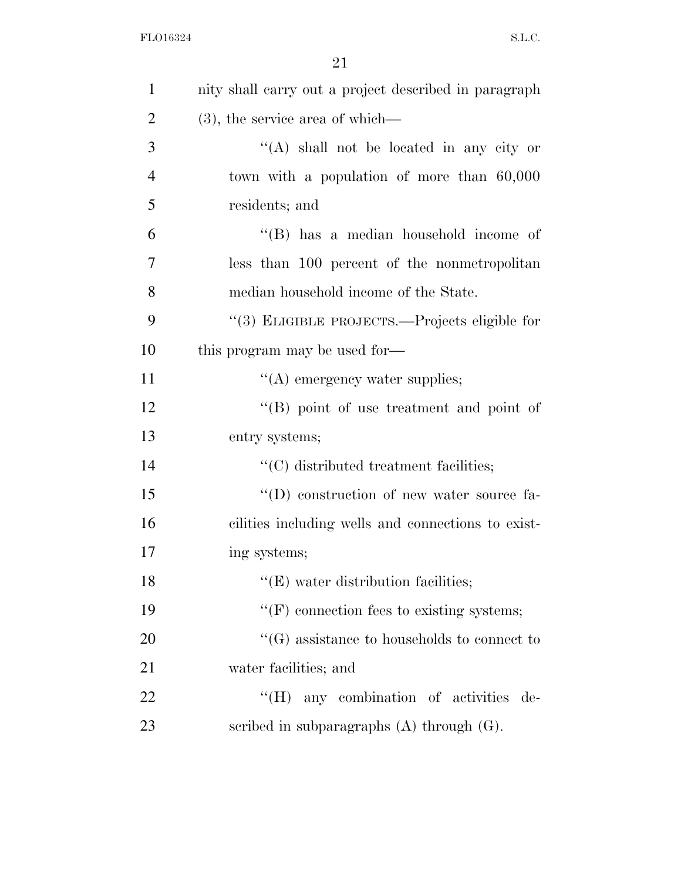nity shall carry out a project described in paragraph (3), the service area of which—

"(A) shall not be located in any city or town with a population of more than 60,000 residents; and

"(B) has a median household income of less than 100 percent of the nonmetropolitan median household income of the State.

"(3) ELIGIBLE PROJECTS.—Projects eligible for this program may be used for—

"(A) emergency water supplies;

"(B) point of use treatment and point of entry systems;

"(C) distributed treatment facilities;

"(D) construction of new water source facilities including wells and connections to existing systems;

"(E) water distribution facilities;

"(F) connection fees to existing systems;

"(G) assistance to households to connect to water facilities; and

"(H) any combination of activities described in subparagraphs (A) through (G).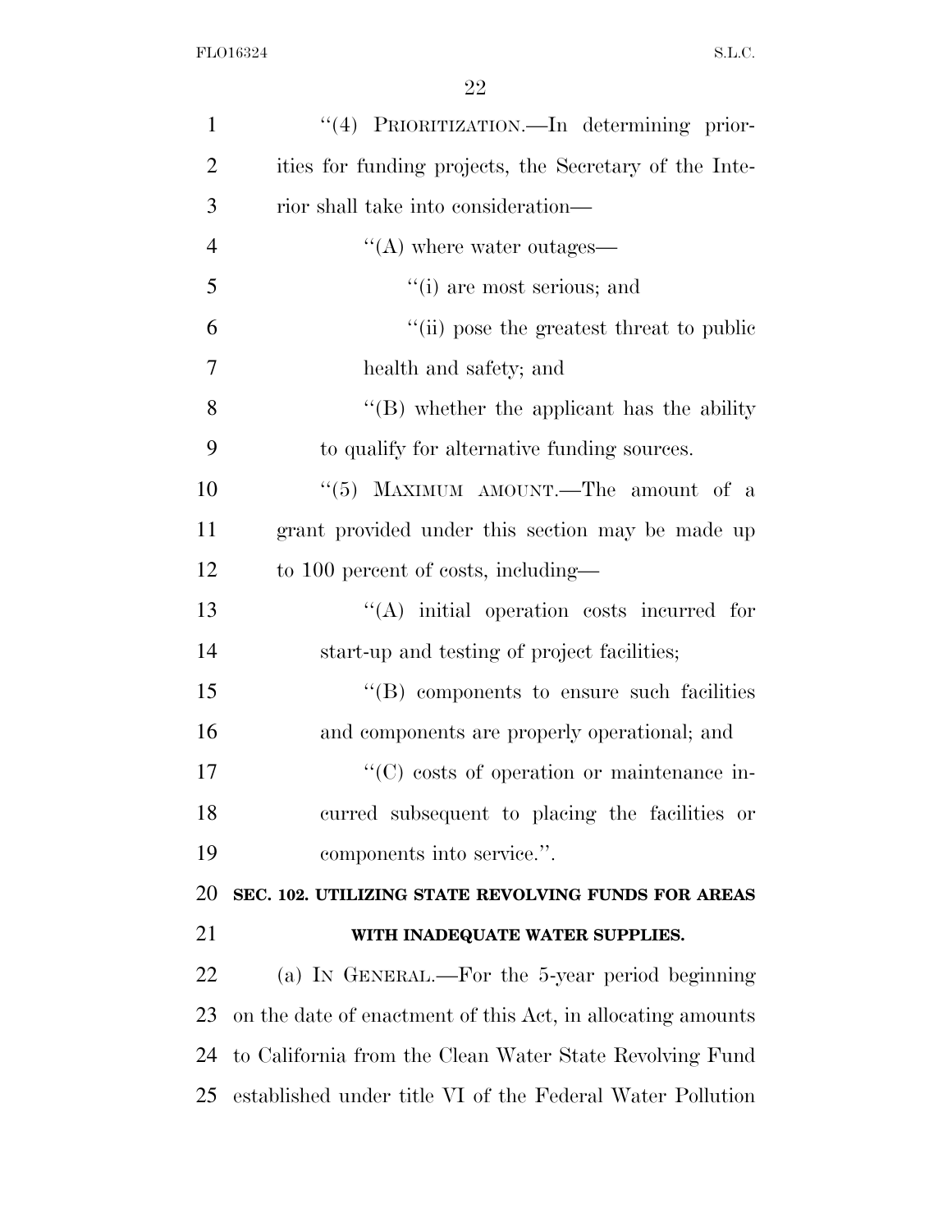"(4) PRIORITIZATION.—In determining priorities for funding projects, the Secretary of the Interior shall take into consideration—

"(A) where water outages—

"(i) are most serious; and

"(ii) pose the greatest threat to public health and safety; and

"(B) whether the applicant has the ability to qualify for alternative funding sources.

"(5) MAXIMUM AMOUNT.—The amount of a grant provided under this section may be made up to 100 percent of costs, including—

"(A) initial operation costs incurred for start-up and testing of project facilities;

"(B) components to ensure such facilities and components are properly operational; and

"(C) costs of operation or maintenance incurred subsequent to placing the facilities or components into service.".

**SEC. 102. UTILIZING STATE REVOLVING FUNDS FOR AREAS WITH INADEQUATE WATER SUPPLIES.**

(a) IN GENERAL.—For the 5-year period beginning on the date of enactment of this Act, in allocating amounts to California from the Clean Water State Revolving Fund established under title VI of the Federal Water Pollution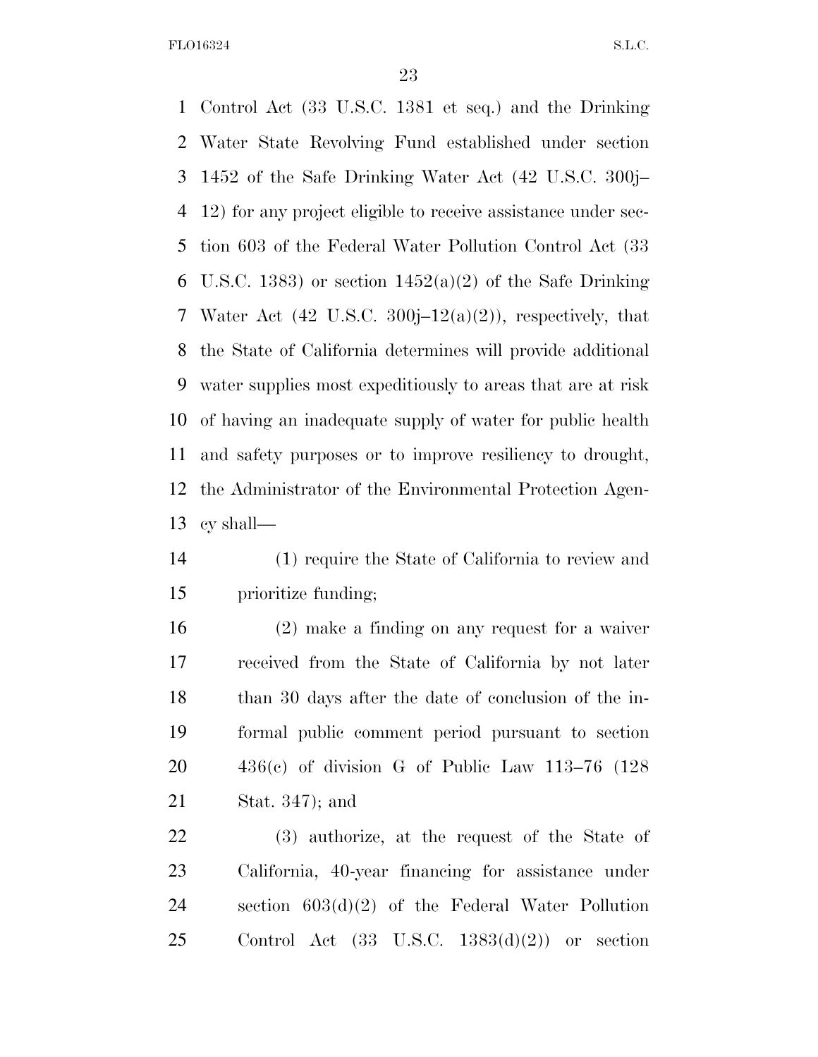Control Act (33 U.S.C. 1381 et seq.) and the Drinking Water State Revolving Fund established under section 1452 of the Safe Drinking Water Act (42 U.S.C. 300j–12) for any project eligible to receive assistance under section 603 of the Federal Water Pollution Control Act (33 U.S.C. 1383) or section 1452(a)(2) of the Safe Drinking Water Act (42 U.S.C. 300j–12(a)(2)), respectively, that the State of California determines will provide additional water supplies most expeditiously to areas that are at risk of having an inadequate supply of water for public health and safety purposes or to improve resiliency to drought, the Administrator of the Environmental Protection Agency shall—

(1) require the State of California to review and prioritize funding;

(2) make a finding on any request for a waiver received from the State of California by not later than 30 days after the date of conclusion of the informal public comment period pursuant to section 436(c) of division G of Public Law 113–76 (128 Stat. 347); and

(3) authorize, at the request of the State of California, 40-year financing for assistance under section 603(d)(2) of the Federal Water Pollution Control Act (33 U.S.C. 1383(d)(2)) or section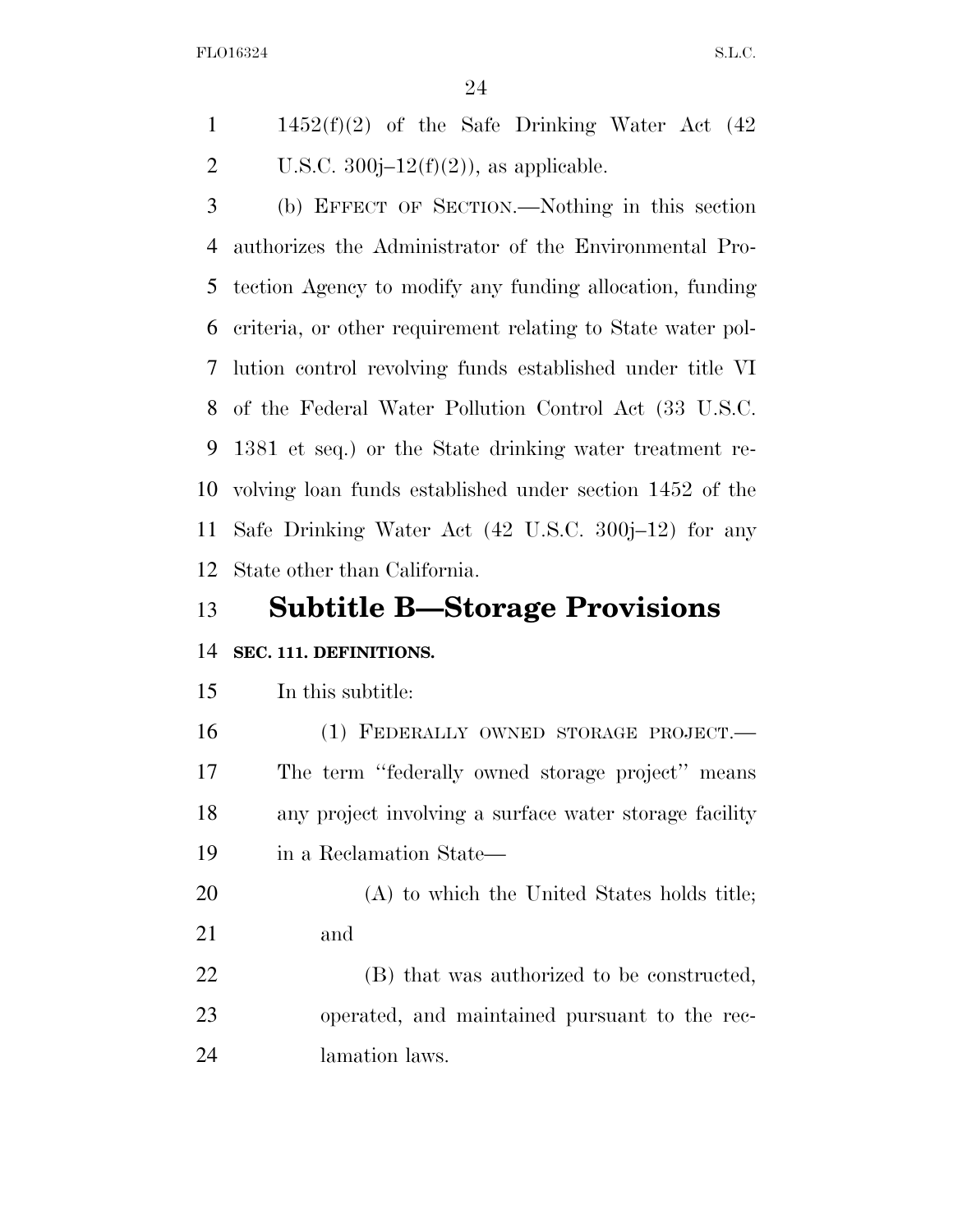1452(f)(2) of the Safe Drinking Water Act (42 U.S.C. 300j–12(f)(2)), as applicable.

(b) EFFECT OF SECTION.—Nothing in this section authorizes the Administrator of the Environmental Protection Agency to modify any funding allocation, funding criteria, or other requirement relating to State water pollution control revolving funds established under title VI of the Federal Water Pollution Control Act (33 U.S.C. 1381 et seq.) or the State drinking water treatment revolving loan funds established under section 1452 of the Safe Drinking Water Act (42 U.S.C. 300j–12) for any State other than California.

# Subtitle B—Storage Provisions

**SEC. 111. DEFINITIONS.**

In this subtitle:

(1) FEDERALLY OWNED STORAGE PROJECT.—The term ''federally owned storage project'' means any project involving a surface water storage facility in a Reclamation State—

(A) to which the United States holds title; and

(B) that was authorized to be constructed, operated, and maintained pursuant to the reclamation laws.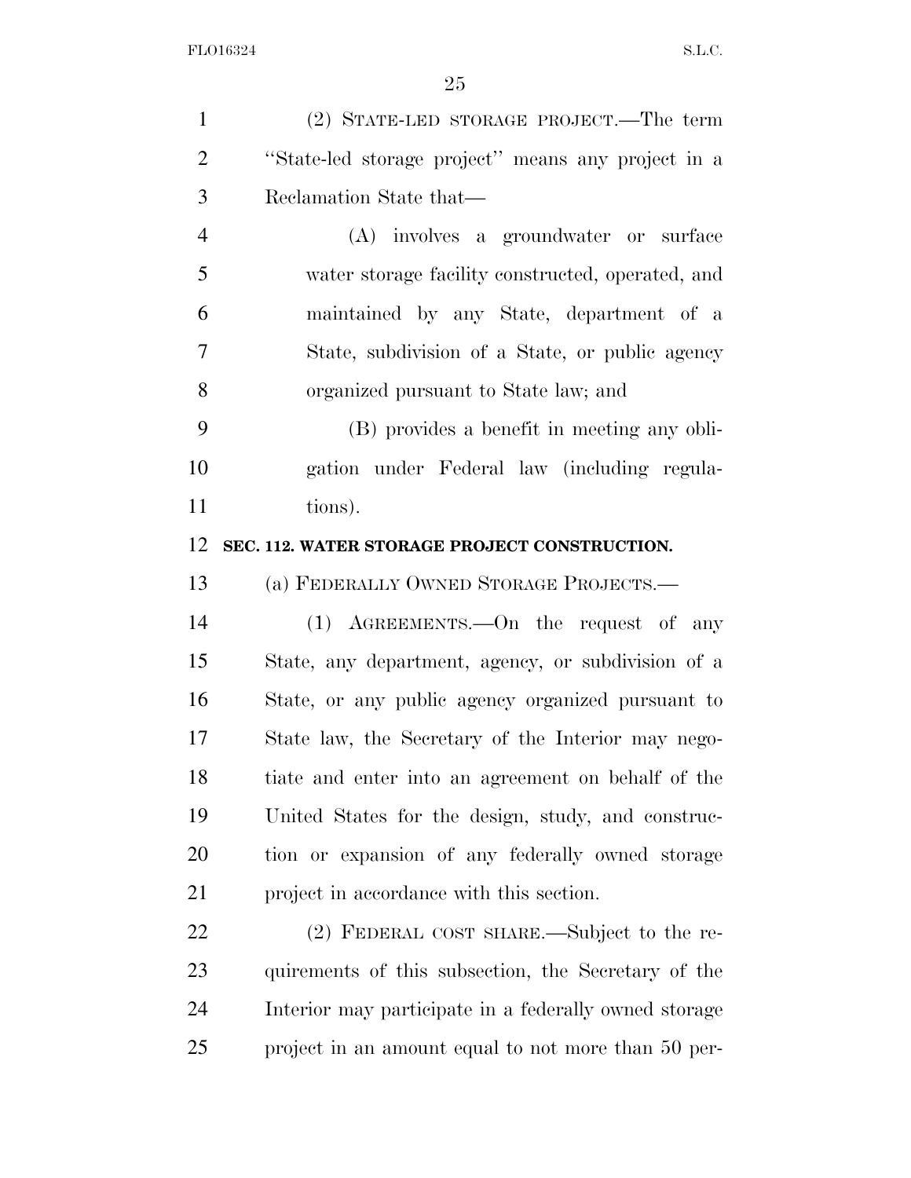(2) STATE-LED STORAGE PROJECT.—The term "State-led storage project" means any project in a Reclamation State that—

(A) involves a groundwater or surface water storage facility constructed, operated, and maintained by any State, department of a State, subdivision of a State, or public agency organized pursuant to State law; and

(B) provides a benefit in meeting any obligation under Federal law (including regulations).

**SEC. 112. WATER STORAGE PROJECT CONSTRUCTION.**

(a) FEDERALLY OWNED STORAGE PROJECTS.—

(1) AGREEMENTS.—On the request of any State, any department, agency, or subdivision of a State, or any public agency organized pursuant to State law, the Secretary of the Interior may negotiate and enter into an agreement on behalf of the United States for the design, study, and construction or expansion of any federally owned storage project in accordance with this section.

(2) FEDERAL COST SHARE.—Subject to the requirements of this subsection, the Secretary of the Interior may participate in a federally owned storage project in an amount equal to not more than 50 per-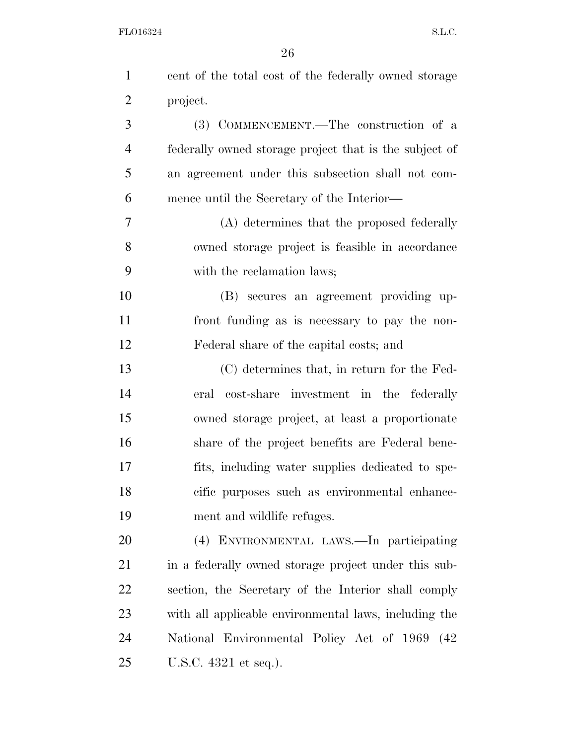cent of the total cost of the federally owned storage project.

(3) COMMENCEMENT.—The construction of a federally owned storage project that is the subject of an agreement under this subsection shall not commence until the Secretary of the Interior—

(A) determines that the proposed federally owned storage project is feasible in accordance with the reclamation laws;

(B) secures an agreement providing upfront funding as is necessary to pay the non-Federal share of the capital costs; and

(C) determines that, in return for the Federal cost-share investment in the federally owned storage project, at least a proportionate share of the project benefits are Federal benefits, including water supplies dedicated to specific purposes such as environmental enhancement and wildlife refuges.

(4) ENVIRONMENTAL LAWS.—In participating in a federally owned storage project under this subsection, the Secretary of the Interior shall comply with all applicable environmental laws, including the National Environmental Policy Act of 1969 (42 U.S.C. 4321 et seq.).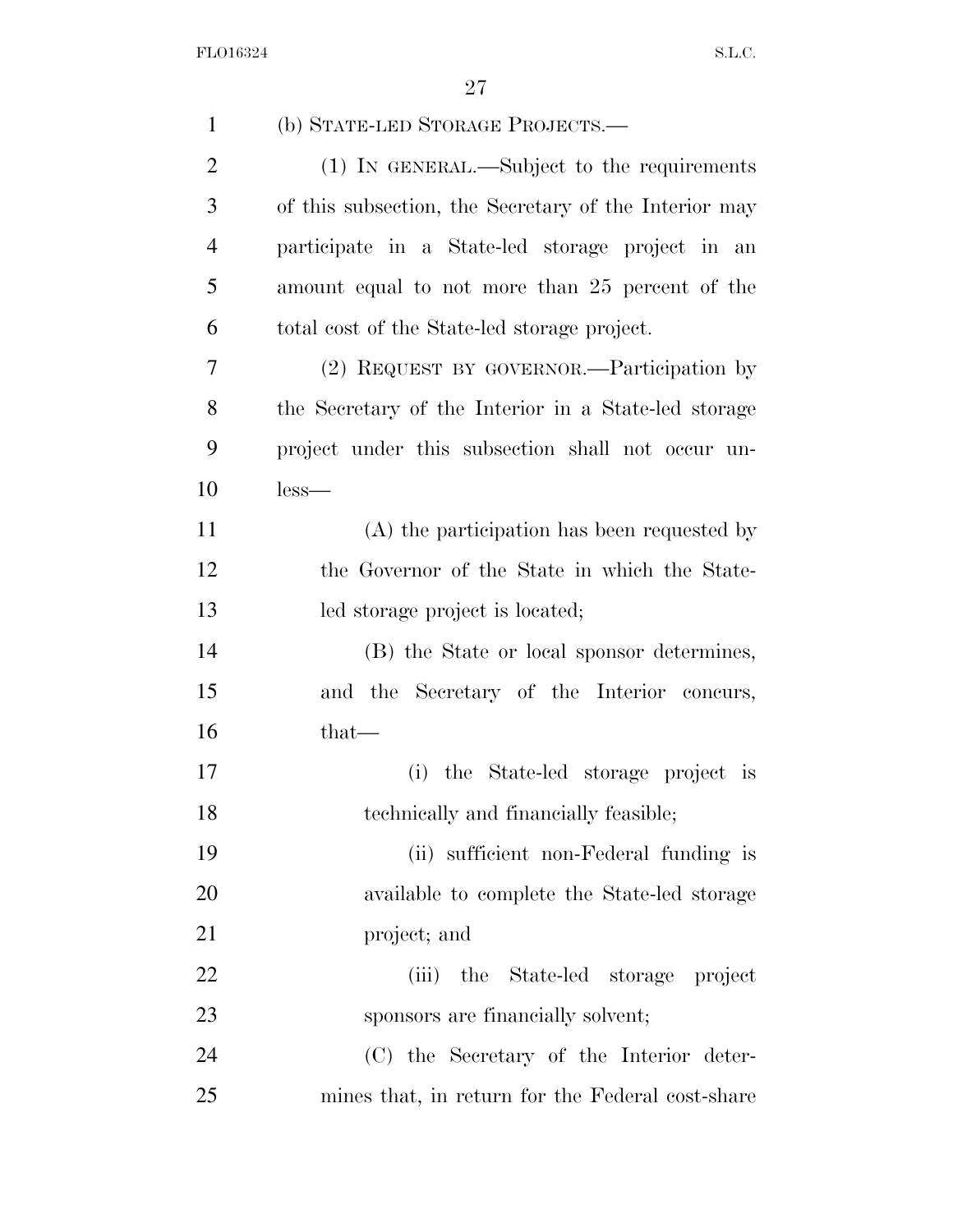(b) STATE-LED STORAGE PROJECTS.—

(1) IN GENERAL.—Subject to the requirements of this subsection, the Secretary of the Interior may participate in a State-led storage project in an amount equal to not more than 25 percent of the total cost of the State-led storage project.

(2) REQUEST BY GOVERNOR.—Participation by the Secretary of the Interior in a State-led storage project under this subsection shall not occur unless—

(A) the participation has been requested by the Governor of the State in which the State-led storage project is located;

(B) the State or local sponsor determines, and the Secretary of the Interior concurs, that—

(i) the State-led storage project is technically and financially feasible;

(ii) sufficient non-Federal funding is available to complete the State-led storage project; and

(iii) the State-led storage project sponsors are financially solvent;

(C) the Secretary of the Interior determines that, in return for the Federal cost-share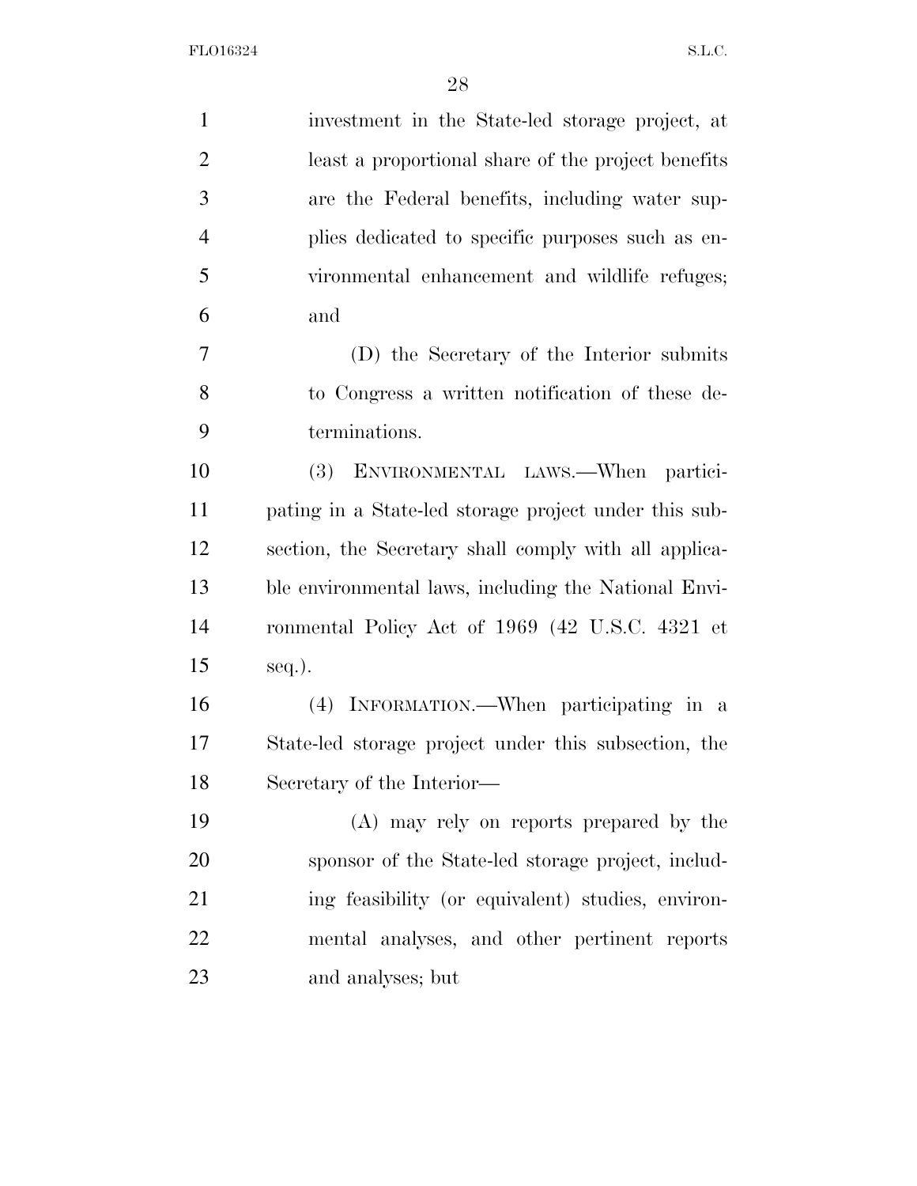investment in the State-led storage project, at least a proportional share of the project benefits are the Federal benefits, including water supplies dedicated to specific purposes such as environmental enhancement and wildlife refuges; and

(D) the Secretary of the Interior submits to Congress a written notification of these determinations.

(3) ENVIRONMENTAL LAWS.—When participating in a State-led storage project under this subsection, the Secretary shall comply with all applicable environmental laws, including the National Environmental Policy Act of 1969 (42 U.S.C. 4321 et seq.).

(4) INFORMATION.—When participating in a State-led storage project under this subsection, the Secretary of the Interior—

(A) may rely on reports prepared by the sponsor of the State-led storage project, including feasibility (or equivalent) studies, environmental analyses, and other pertinent reports and analyses; but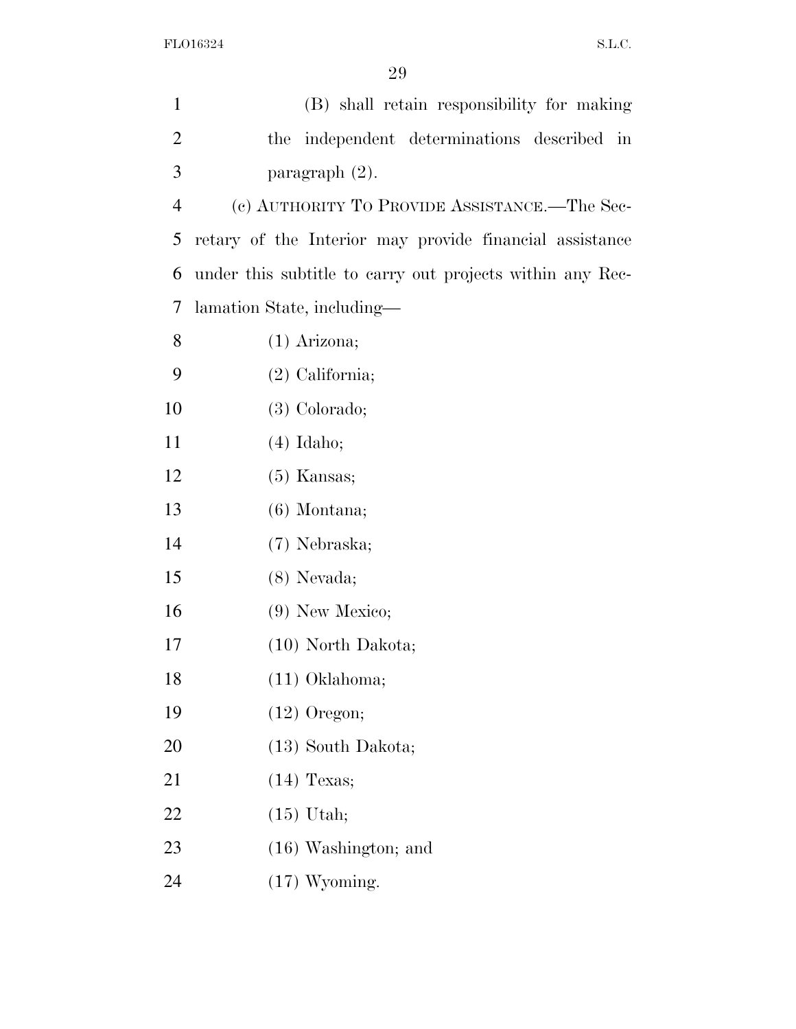(B) shall retain responsibility for making the independent determinations described in paragraph (2).

(c) AUTHORITY TO PROVIDE ASSISTANCE.—The Secretary of the Interior may provide financial assistance under this subtitle to carry out projects within any Reclamation State, including—

(1) Arizona;

(2) California;

(3) Colorado;

(4) Idaho;

(5) Kansas;

(6) Montana;

(7) Nebraska;

(8) Nevada;

(9) New Mexico;

(10) North Dakota;

(11) Oklahoma;

(12) Oregon;

(13) South Dakota;

(14) Texas;

(15) Utah;

(16) Washington; and

(17) Wyoming.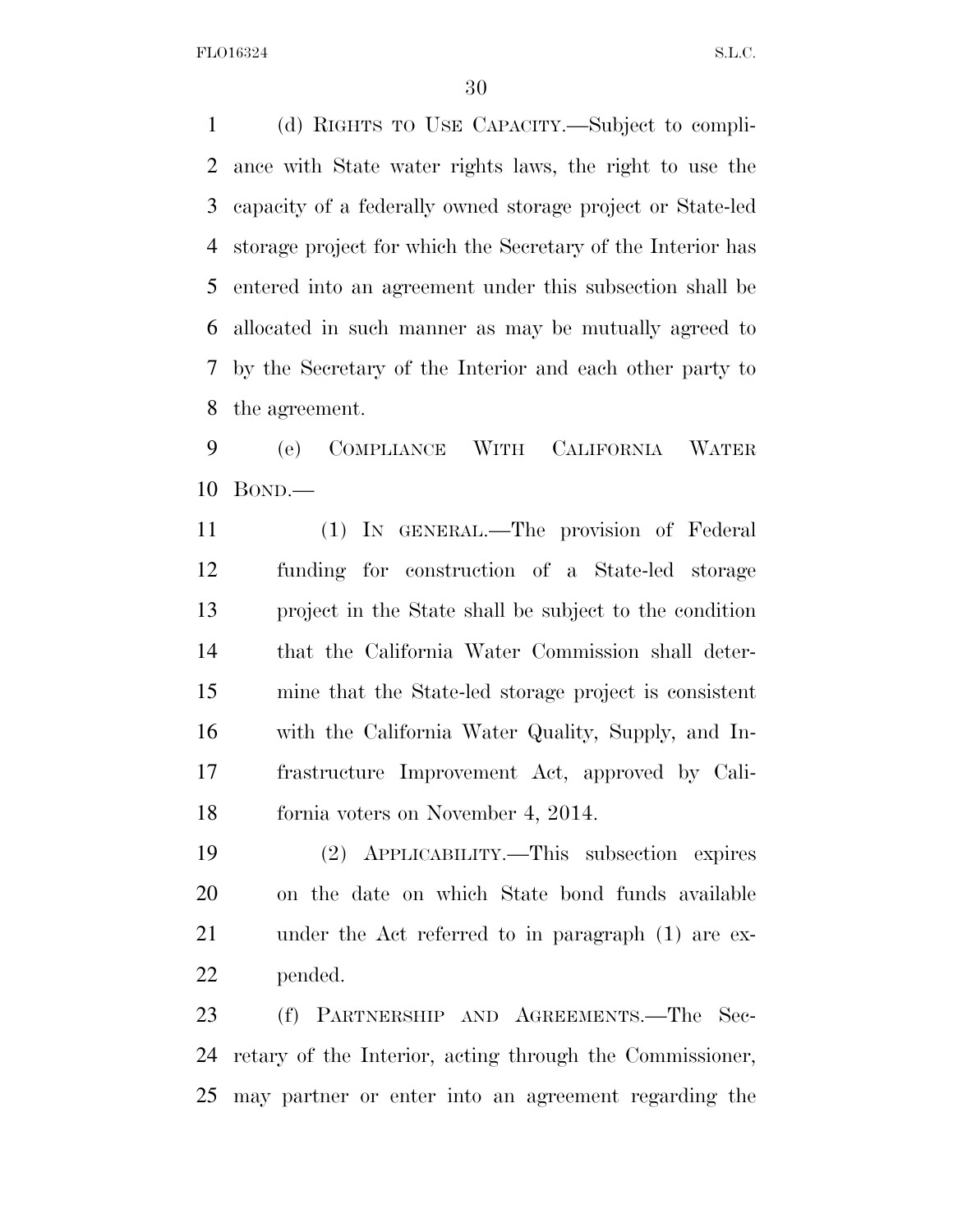(d) RIGHTS TO USE CAPACITY.—Subject to compliance with State water rights laws, the right to use the capacity of a federally owned storage project or State-led storage project for which the Secretary of the Interior has entered into an agreement under this subsection shall be allocated in such manner as may be mutually agreed to by the Secretary of the Interior and each other party to the agreement.

(e) COMPLIANCE WITH CALIFORNIA WATER BOND.—

(1) IN GENERAL.—The provision of Federal funding for construction of a State-led storage project in the State shall be subject to the condition that the California Water Commission shall determine that the State-led storage project is consistent with the California Water Quality, Supply, and Infrastructure Improvement Act, approved by California voters on November 4, 2014.

(2) APPLICABILITY.—This subsection expires on the date on which State bond funds available under the Act referred to in paragraph (1) are expended.

(f) PARTNERSHIP AND AGREEMENTS.—The Secretary of the Interior, acting through the Commissioner, may partner or enter into an agreement regarding the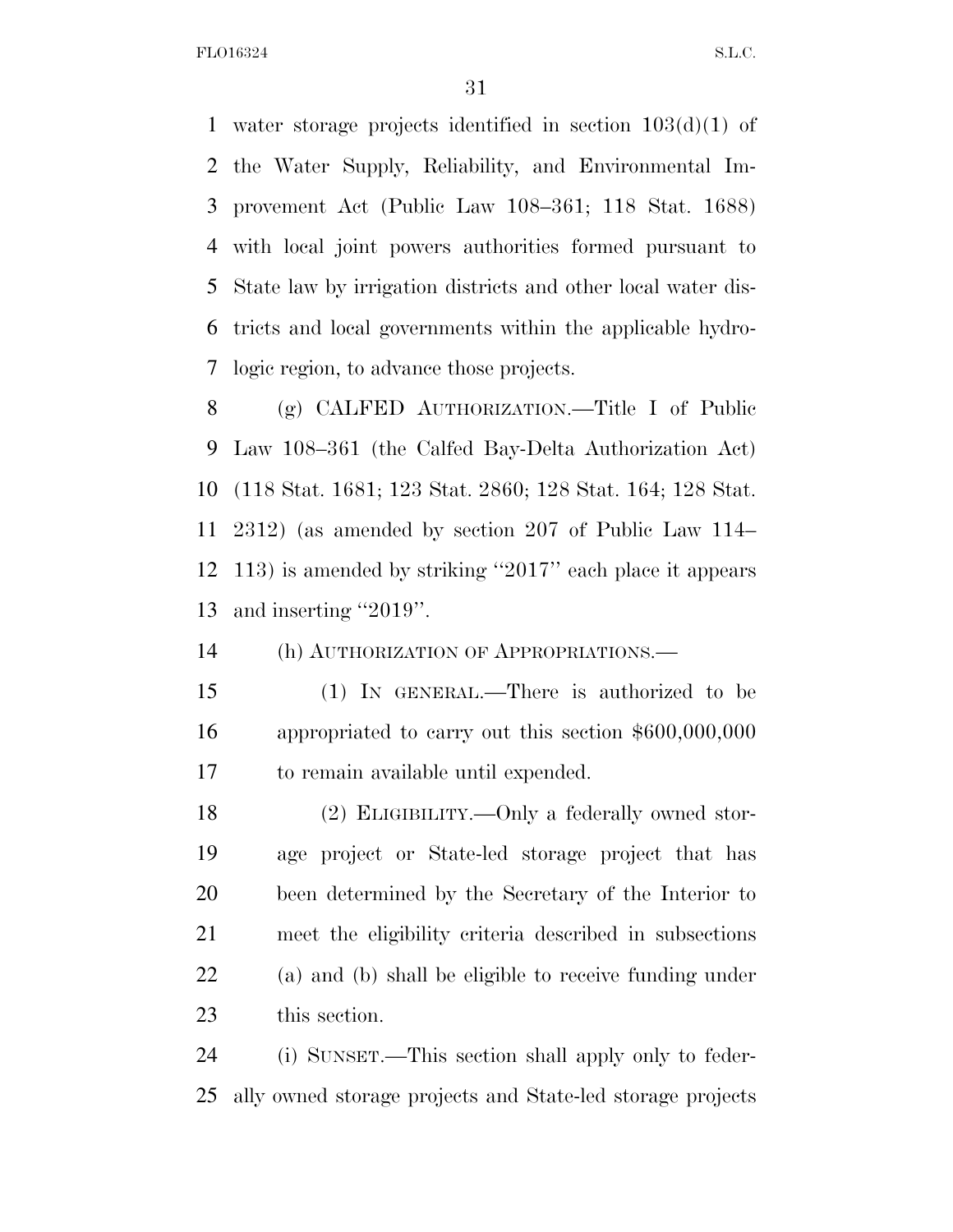water storage projects identified in section 103(d)(1) of the Water Supply, Reliability, and Environmental Improvement Act (Public Law 108–361; 118 Stat. 1688) with local joint powers authorities formed pursuant to State law by irrigation districts and other local water districts and local governments within the applicable hydrologic region, to advance those projects.

(g) CALFED AUTHORIZATION.—Title I of Public Law 108–361 (the Calfed Bay-Delta Authorization Act) (118 Stat. 1681; 123 Stat. 2860; 128 Stat. 164; 128 Stat. 2312) (as amended by section 207 of Public Law 114–113) is amended by striking ''2017'' each place it appears and inserting ''2019''.

(h) AUTHORIZATION OF APPROPRIATIONS.—

(1) IN GENERAL.—There is authorized to be appropriated to carry out this section $600,000,000 to remain available until expended.

(2) ELIGIBILITY.—Only a federally owned storage project or State-led storage project that has been determined by the Secretary of the Interior to meet the eligibility criteria described in subsections (a) and (b) shall be eligible to receive funding under this section.

(i) SUNSET.—This section shall apply only to federally owned storage projects and State-led storage projects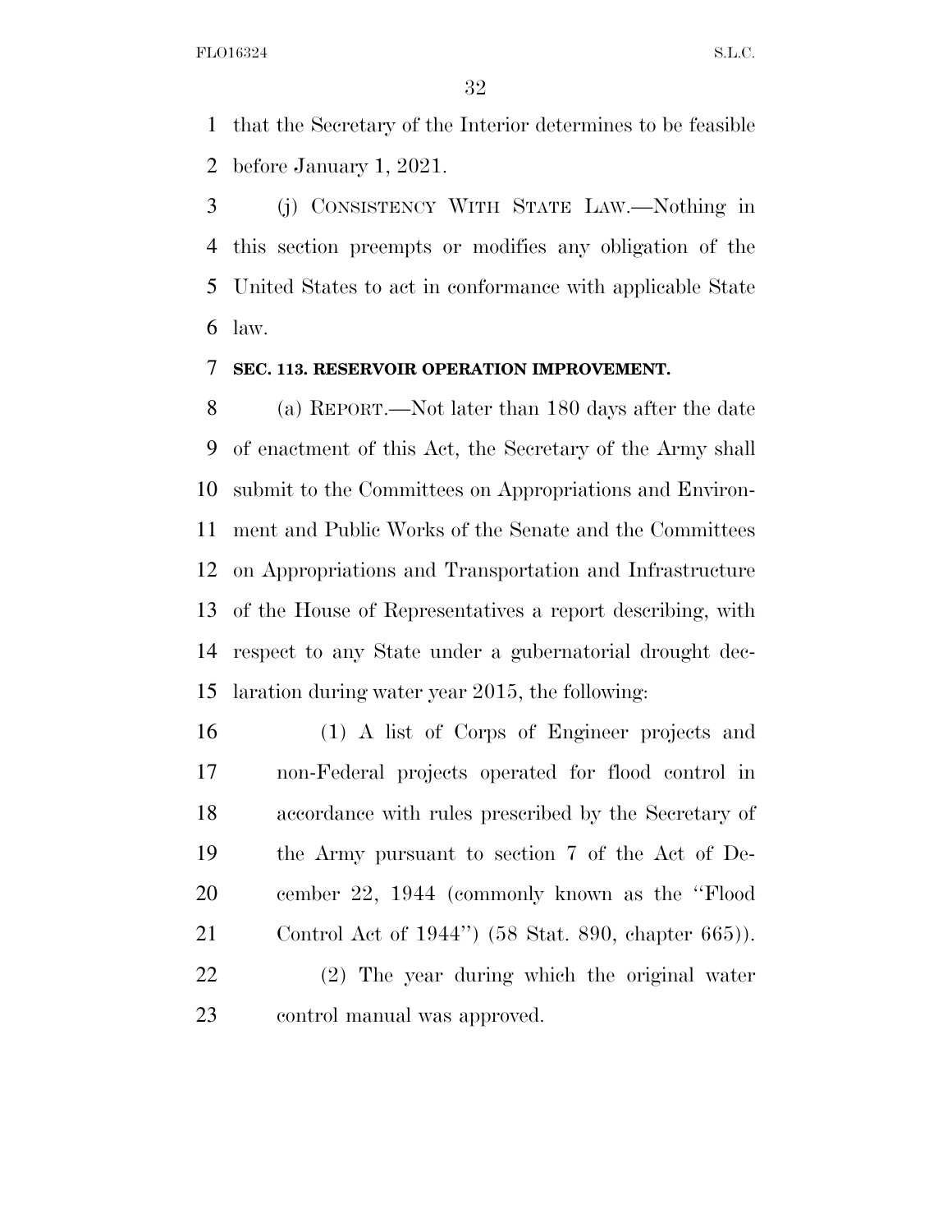that the Secretary of the Interior determines to be feasible before January 1, 2021.

(j) CONSISTENCY WITH STATE LAW.—Nothing in this section preempts or modifies any obligation of the United States to act in conformance with applicable State law.

**SEC. 113. RESERVOIR OPERATION IMPROVEMENT.**

(a) REPORT.—Not later than 180 days after the date of enactment of this Act, the Secretary of the Army shall submit to the Committees on Appropriations and Environment and Public Works of the Senate and the Committees on Appropriations and Transportation and Infrastructure of the House of Representatives a report describing, with respect to any State under a gubernatorial drought declaration during water year 2015, the following:

(1) A list of Corps of Engineer projects and non-Federal projects operated for flood control in accordance with rules prescribed by the Secretary of the Army pursuant to section 7 of the Act of December 22, 1944 (commonly known as the ''Flood Control Act of 1944'') (58 Stat. 890, chapter 665)).

(2) The year during which the original water control manual was approved.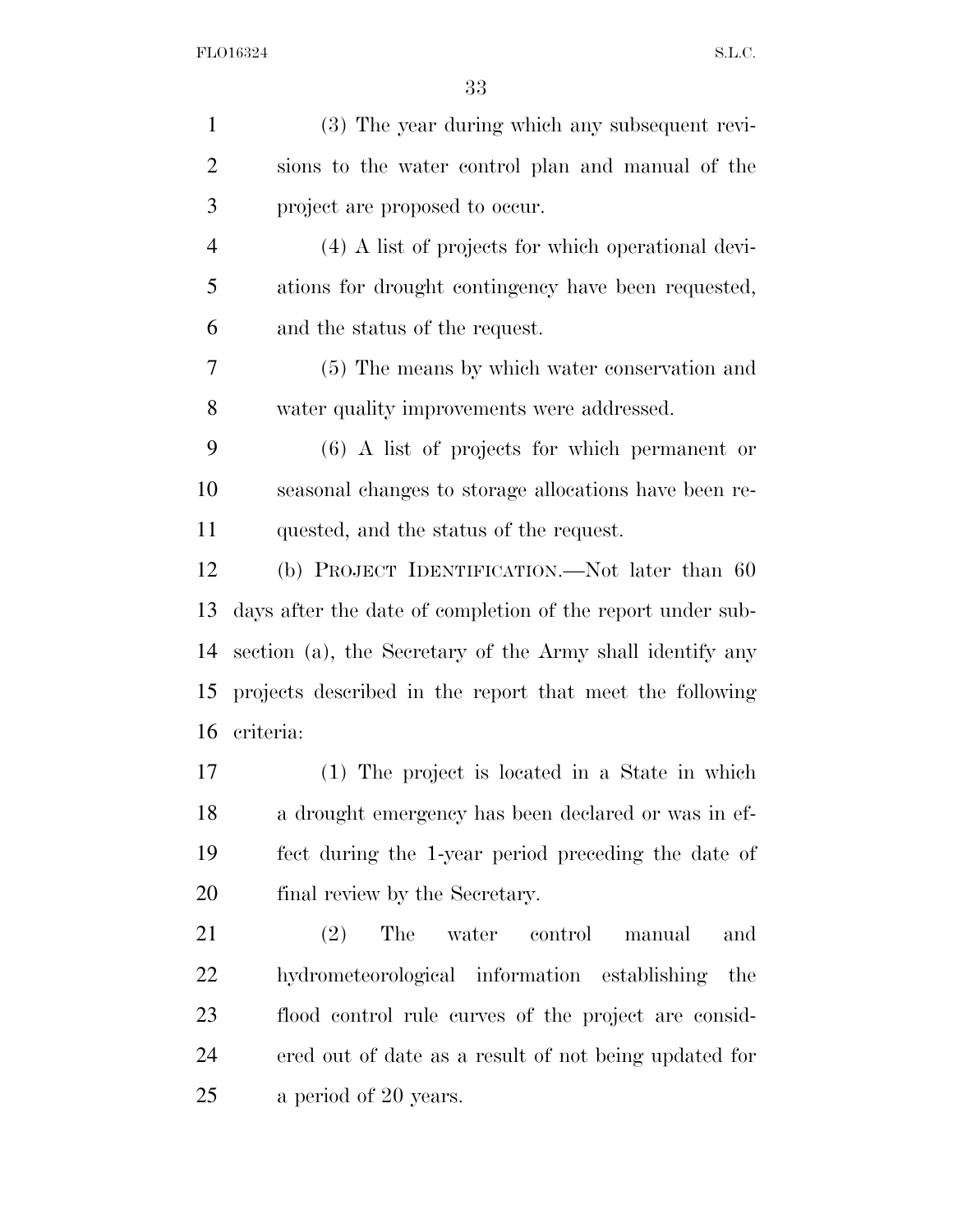(3) The year during which any subsequent revisions to the water control plan and manual of the project are proposed to occur.

(4) A list of projects for which operational deviations for drought contingency have been requested, and the status of the request.

(5) The means by which water conservation and water quality improvements were addressed.

(6) A list of projects for which permanent or seasonal changes to storage allocations have been requested, and the status of the request.

(b) PROJECT IDENTIFICATION.—Not later than 60 days after the date of completion of the report under subsection (a), the Secretary of the Army shall identify any projects described in the report that meet the following criteria:

(1) The project is located in a State in which a drought emergency has been declared or was in effect during the 1-year period preceding the date of final review by the Secretary.

(2) The water control manual and hydrometeorological information establishing the flood control rule curves of the project are considered out of date as a result of not being updated for a period of 20 years.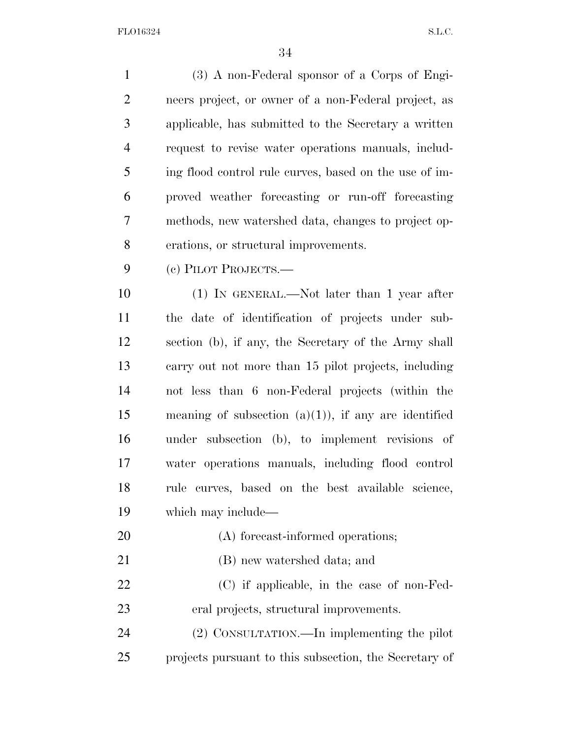(3) A non-Federal sponsor of a Corps of Engineers project, or owner of a non-Federal project, as applicable, has submitted to the Secretary a written request to revise water operations manuals, including flood control rule curves, based on the use of improved weather forecasting or run-off forecasting methods, new watershed data, changes to project operations, or structural improvements.

(c) PILOT PROJECTS.—

(1) IN GENERAL.—Not later than 1 year after the date of identification of projects under subsection (b), if any, the Secretary of the Army shall carry out not more than 15 pilot projects, including not less than 6 non-Federal projects (within the meaning of subsection (a)(1)), if any are identified under subsection (b), to implement revisions of water operations manuals, including flood control rule curves, based on the best available science, which may include—

(A) forecast-informed operations;

(B) new watershed data; and

(C) if applicable, in the case of non-Federal projects, structural improvements.

(2) CONSULTATION.—In implementing the pilot projects pursuant to this subsection, the Secretary of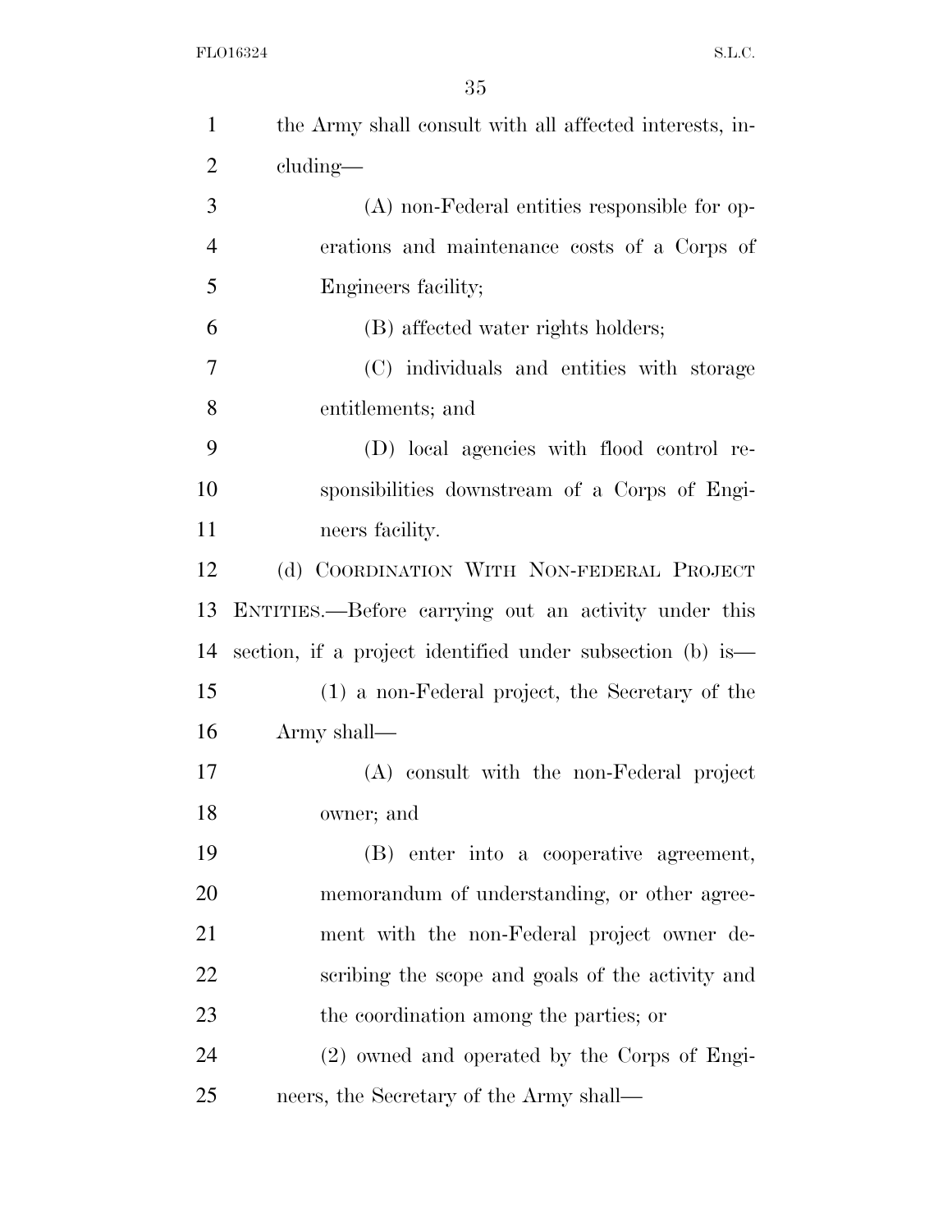the Army shall consult with all affected interests, including—

(A) non-Federal entities responsible for operations and maintenance costs of a Corps of Engineers facility;

(B) affected water rights holders;

(C) individuals and entities with storage entitlements; and

(D) local agencies with flood control responsibilities downstream of a Corps of Engineers facility.

(d) COORDINATION WITH NON-FEDERAL PROJECT ENTITIES.—Before carrying out an activity under this section, if a project identified under subsection (b) is—

(1) a non-Federal project, the Secretary of the Army shall—

(A) consult with the non-Federal project owner; and

(B) enter into a cooperative agreement, memorandum of understanding, or other agreement with the non-Federal project owner describing the scope and goals of the activity and the coordination among the parties; or

(2) owned and operated by the Corps of Engineers, the Secretary of the Army shall—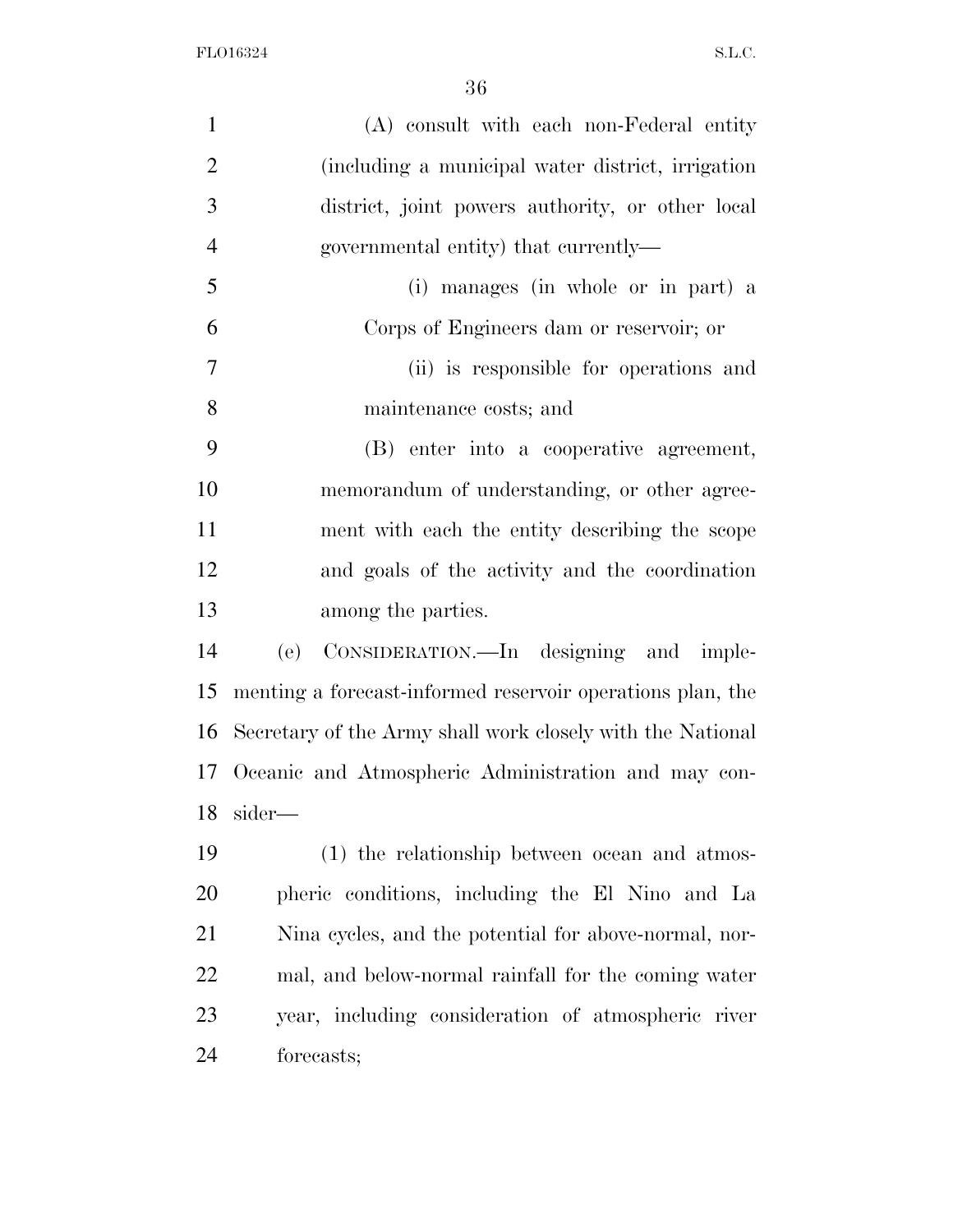(A) consult with each non-Federal entity (including a municipal water district, irrigation district, joint powers authority, or other local governmental entity) that currently—

(i) manages (in whole or in part) a Corps of Engineers dam or reservoir; or

(ii) is responsible for operations and maintenance costs; and

(B) enter into a cooperative agreement, memorandum of understanding, or other agreement with each the entity describing the scope and goals of the activity and the coordination among the parties.

(e) CONSIDERATION.—In designing and implementing a forecast-informed reservoir operations plan, the Secretary of the Army shall work closely with the National Oceanic and Atmospheric Administration and may consider—

(1) the relationship between ocean and atmospheric conditions, including the El Nino and La Nina cycles, and the potential for above-normal, normal, and below-normal rainfall for the coming water year, including consideration of atmospheric river forecasts;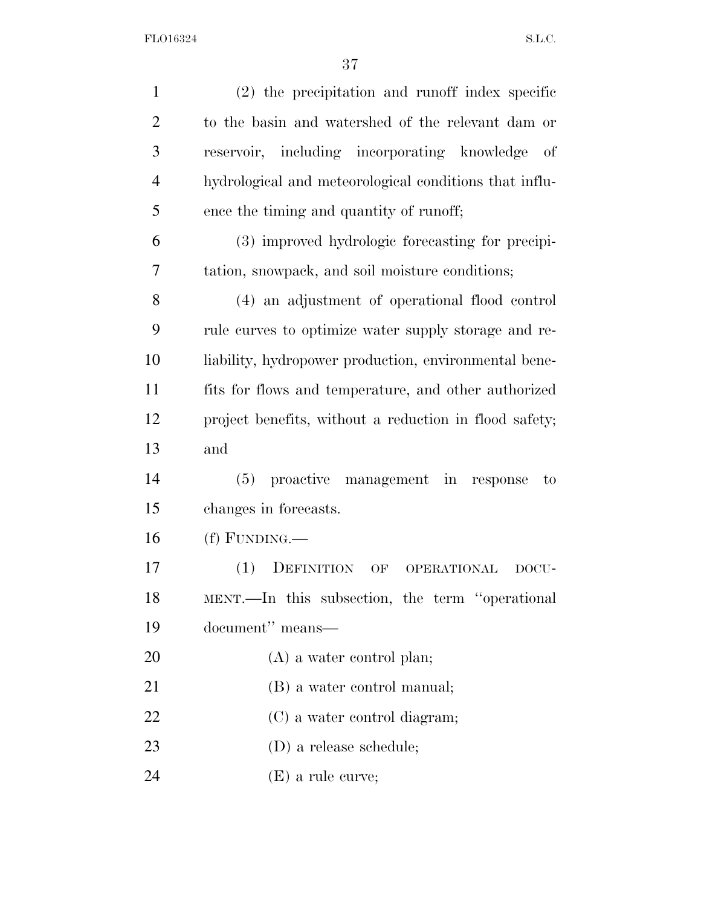(2) the precipitation and runoff index specific to the basin and watershed of the relevant dam or reservoir, including incorporating knowledge of hydrological and meteorological conditions that influence the timing and quantity of runoff;

(3) improved hydrologic forecasting for precipitation, snowpack, and soil moisture conditions;

(4) an adjustment of operational flood control rule curves to optimize water supply storage and reliability, hydropower production, environmental benefits for flows and temperature, and other authorized project benefits, without a reduction in flood safety; and

(5) proactive management in response to changes in forecasts.

(f) FUNDING.—

(1) DEFINITION OF OPERATIONAL DOCUMENT.—In this subsection, the term ''operational document'' means—

(A) a water control plan;

(B) a water control manual;

(C) a water control diagram;

(D) a release schedule;

(E) a rule curve;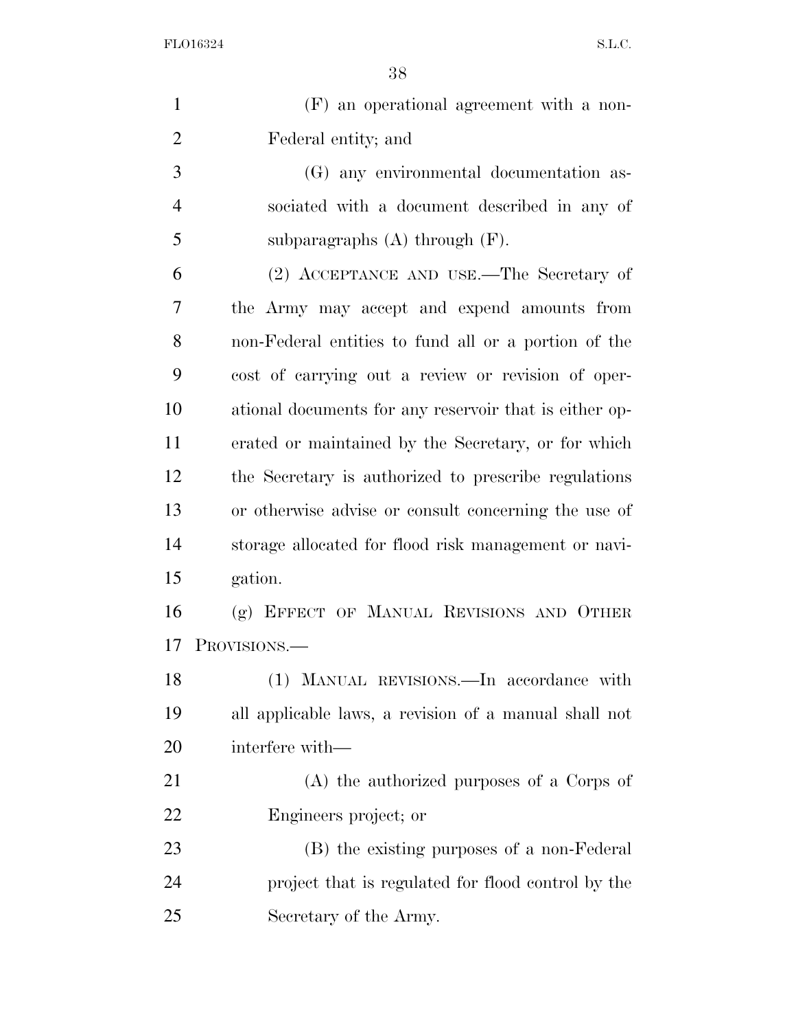(F) an operational agreement with a non-Federal entity; and

(G) any environmental documentation associated with a document described in any of subparagraphs (A) through (F).

(2) ACCEPTANCE AND USE.—The Secretary of the Army may accept and expend amounts from non-Federal entities to fund all or a portion of the cost of carrying out a review or revision of operational documents for any reservoir that is either operated or maintained by the Secretary, or for which the Secretary is authorized to prescribe regulations or otherwise advise or consult concerning the use of storage allocated for flood risk management or navigation.

(g) EFFECT OF MANUAL REVISIONS AND OTHER PROVISIONS.—

(1) MANUAL REVISIONS.—In accordance with all applicable laws, a revision of a manual shall not interfere with—

(A) the authorized purposes of a Corps of Engineers project; or

(B) the existing purposes of a non-Federal project that is regulated for flood control by the Secretary of the Army.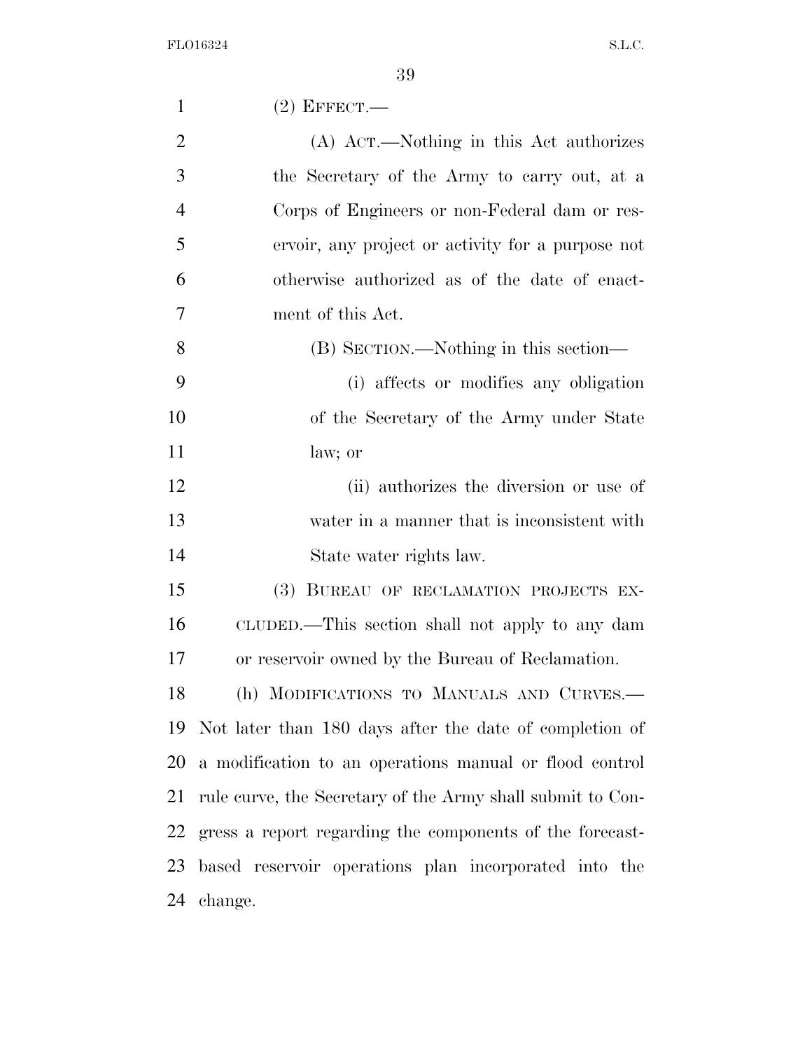(2) EFFECT.—

(A) ACT.—Nothing in this Act authorizes the Secretary of the Army to carry out, at a Corps of Engineers or non-Federal dam or reservoir, any project or activity for a purpose not otherwise authorized as of the date of enactment of this Act.

(B) SECTION.—Nothing in this section—

(i) affects or modifies any obligation of the Secretary of the Army under State law; or

(ii) authorizes the diversion or use of water in a manner that is inconsistent with State water rights law.

(3) BUREAU OF RECLAMATION PROJECTS EXCLUDED.—This section shall not apply to any dam or reservoir owned by the Bureau of Reclamation.

(h) MODIFICATIONS TO MANUALS AND CURVES.—Not later than 180 days after the date of completion of a modification to an operations manual or flood control rule curve, the Secretary of the Army shall submit to Congress a report regarding the components of the forecast-based reservoir operations plan incorporated into the change.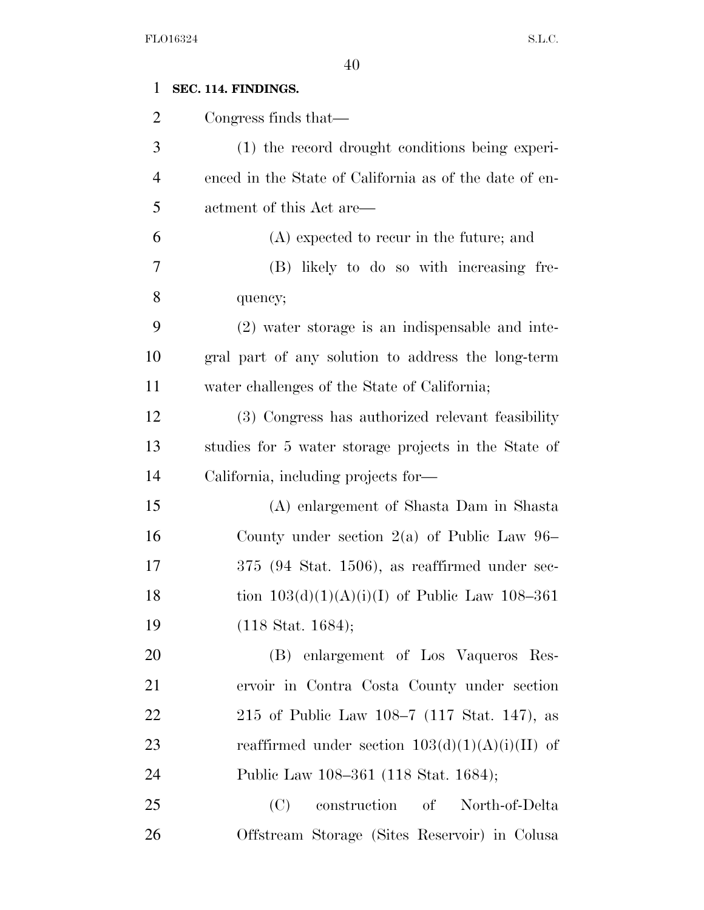**SEC. 114. FINDINGS.**

Congress finds that—

(1) the record drought conditions being experienced in the State of California as of the date of enactment of this Act are—

(A) expected to recur in the future; and

(B) likely to do so with increasing frequency;

(2) water storage is an indispensable and integral part of any solution to address the long-term water challenges of the State of California;

(3) Congress has authorized relevant feasibility studies for 5 water storage projects in the State of California, including projects for—

(A) enlargement of Shasta Dam in Shasta County under section 2(a) of Public Law 96–375 (94 Stat. 1506), as reaffirmed under section 103(d)(1)(A)(i)(I) of Public Law 108–361 (118 Stat. 1684);

(B) enlargement of Los Vaqueros Reservoir in Contra Costa County under section 215 of Public Law 108–7 (117 Stat. 147), as reaffirmed under section 103(d)(1)(A)(i)(II) of Public Law 108–361 (118 Stat. 1684);

(C) construction of North-of-Delta Offstream Storage (Sites Reservoir) in Colusa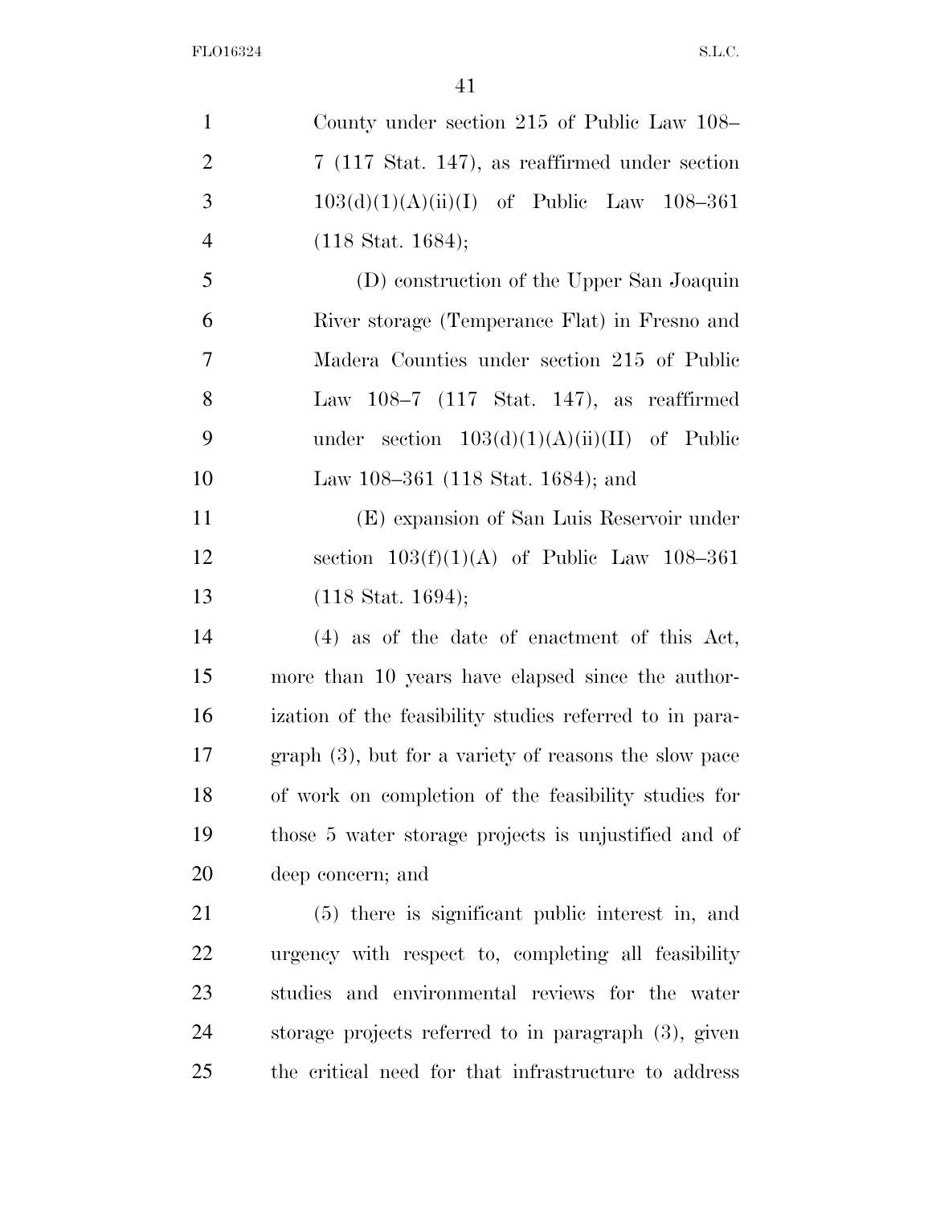County under section 215 of Public Law 108–7 (117 Stat. 147), as reaffirmed under section 103(d)(1)(A)(ii)(I) of Public Law 108–361 (118 Stat. 1684);

(D) construction of the Upper San Joaquin River storage (Temperance Flat) in Fresno and Madera Counties under section 215 of Public Law 108–7 (117 Stat. 147), as reaffirmed under section 103(d)(1)(A)(ii)(II) of Public Law 108–361 (118 Stat. 1684); and

(E) expansion of San Luis Reservoir under section 103(f)(1)(A) of Public Law 108–361 (118 Stat. 1694);

(4) as of the date of enactment of this Act, more than 10 years have elapsed since the authorization of the feasibility studies referred to in paragraph (3), but for a variety of reasons the slow pace of work on completion of the feasibility studies for those 5 water storage projects is unjustified and of deep concern; and

(5) there is significant public interest in, and urgency with respect to, completing all feasibility studies and environmental reviews for the water storage projects referred to in paragraph (3), given the critical need for that infrastructure to address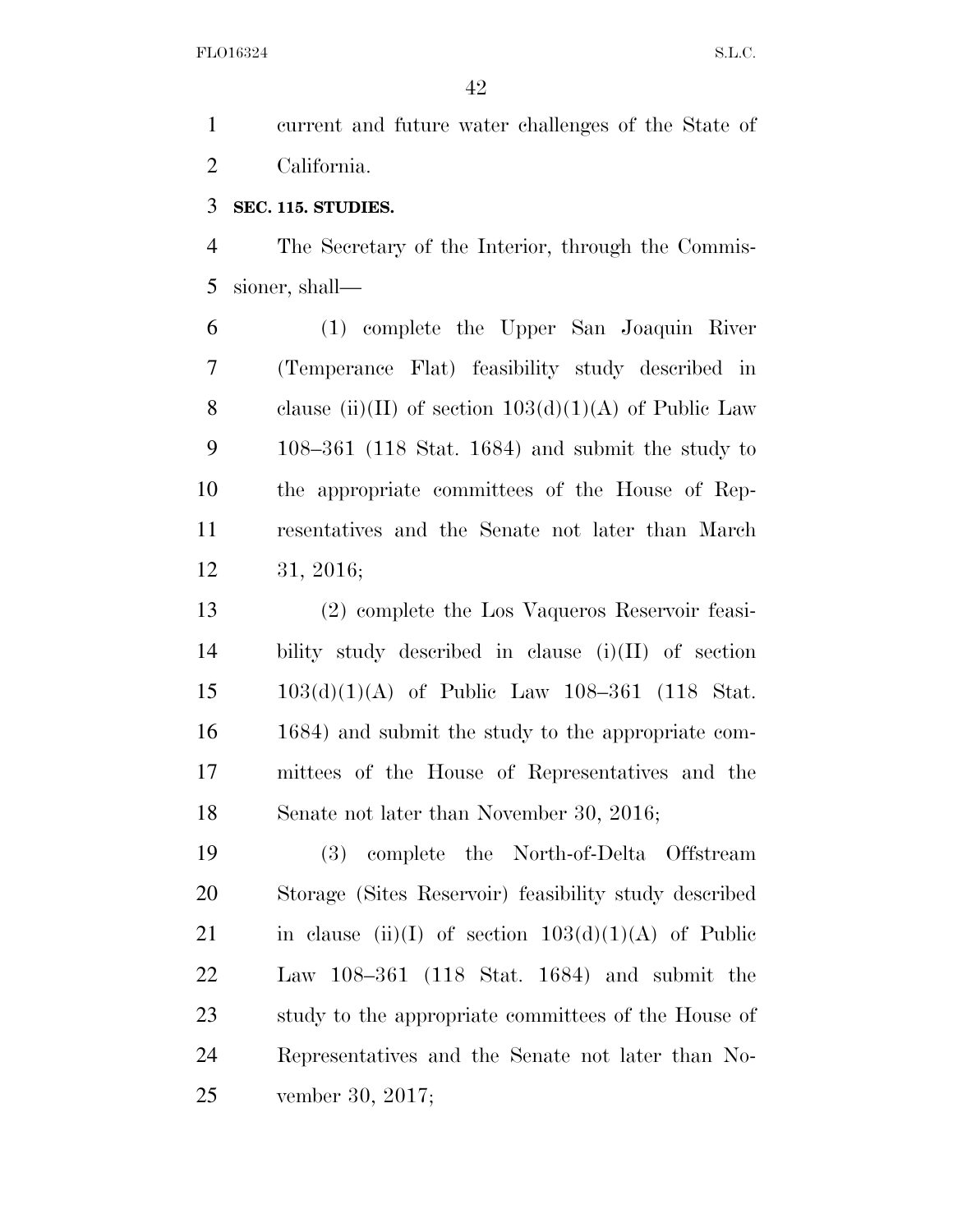current and future water challenges of the State of California.

**SEC. 115. STUDIES.**

The Secretary of the Interior, through the Commissioner, shall—

(1) complete the Upper San Joaquin River (Temperance Flat) feasibility study described in clause (ii)(II) of section 103(d)(1)(A) of Public Law 108–361 (118 Stat. 1684) and submit the study to the appropriate committees of the House of Representatives and the Senate not later than March 31, 2016;

(2) complete the Los Vaqueros Reservoir feasibility study described in clause (i)(II) of section 103(d)(1)(A) of Public Law 108–361 (118 Stat. 1684) and submit the study to the appropriate committees of the House of Representatives and the Senate not later than November 30, 2016;

(3) complete the North-of-Delta Offstream Storage (Sites Reservoir) feasibility study described in clause (ii)(I) of section 103(d)(1)(A) of Public Law 108–361 (118 Stat. 1684) and submit the study to the appropriate committees of the House of Representatives and the Senate not later than November 30, 2017;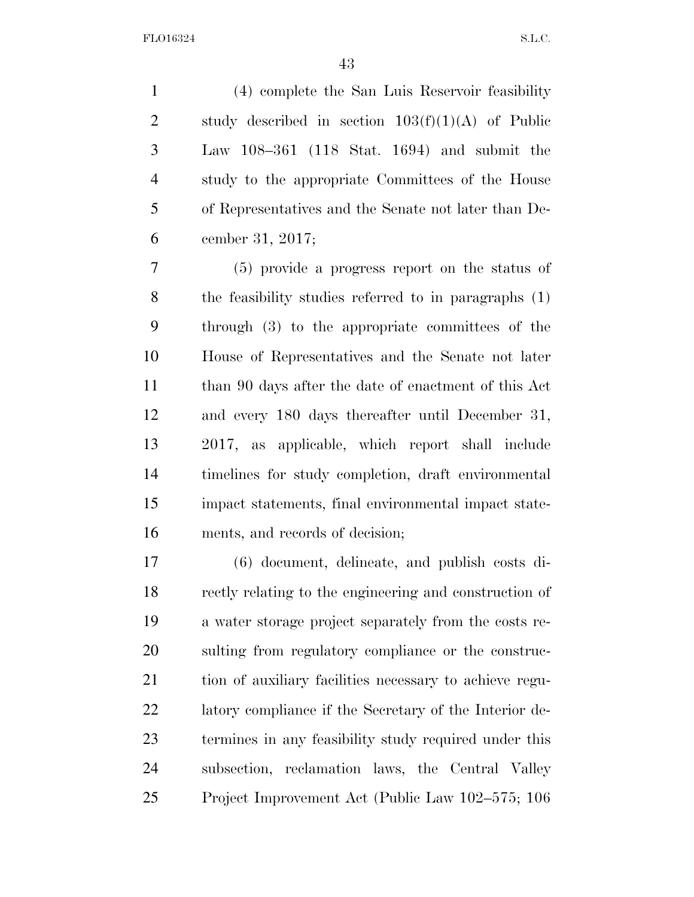(4) complete the San Luis Reservoir feasibility study described in section 103(f)(1)(A) of Public Law 108–361 (118 Stat. 1694) and submit the study to the appropriate Committees of the House of Representatives and the Senate not later than December 31, 2017;

(5) provide a progress report on the status of the feasibility studies referred to in paragraphs (1) through (3) to the appropriate committees of the House of Representatives and the Senate not later than 90 days after the date of enactment of this Act and every 180 days thereafter until December 31, 2017, as applicable, which report shall include timelines for study completion, draft environmental impact statements, final environmental impact statements, and records of decision;

(6) document, delineate, and publish costs directly relating to the engineering and construction of a water storage project separately from the costs resulting from regulatory compliance or the construction of auxiliary facilities necessary to achieve regulatory compliance if the Secretary of the Interior determines in any feasibility study required under this subsection, reclamation laws, the Central Valley Project Improvement Act (Public Law 102–575; 106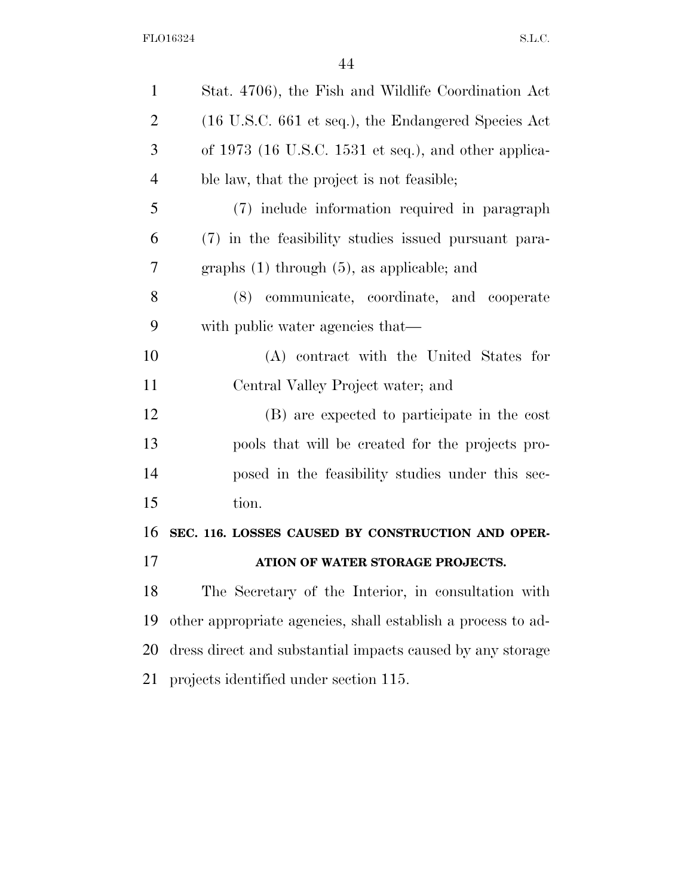Stat. 4706), the Fish and Wildlife Coordination Act (16 U.S.C. 661 et seq.), the Endangered Species Act of 1973 (16 U.S.C. 1531 et seq.), and other applicable law, that the project is not feasible;

(7) include information required in paragraph (7) in the feasibility studies issued pursuant paragraphs (1) through (5), as applicable; and

(8) communicate, coordinate, and cooperate with public water agencies that—

(A) contract with the United States for Central Valley Project water; and

(B) are expected to participate in the cost pools that will be created for the projects proposed in the feasibility studies under this section.

**SEC. 116. LOSSES CAUSED BY CONSTRUCTION AND OPERATION OF WATER STORAGE PROJECTS.**

The Secretary of the Interior, in consultation with other appropriate agencies, shall establish a process to address direct and substantial impacts caused by any storage projects identified under section 115.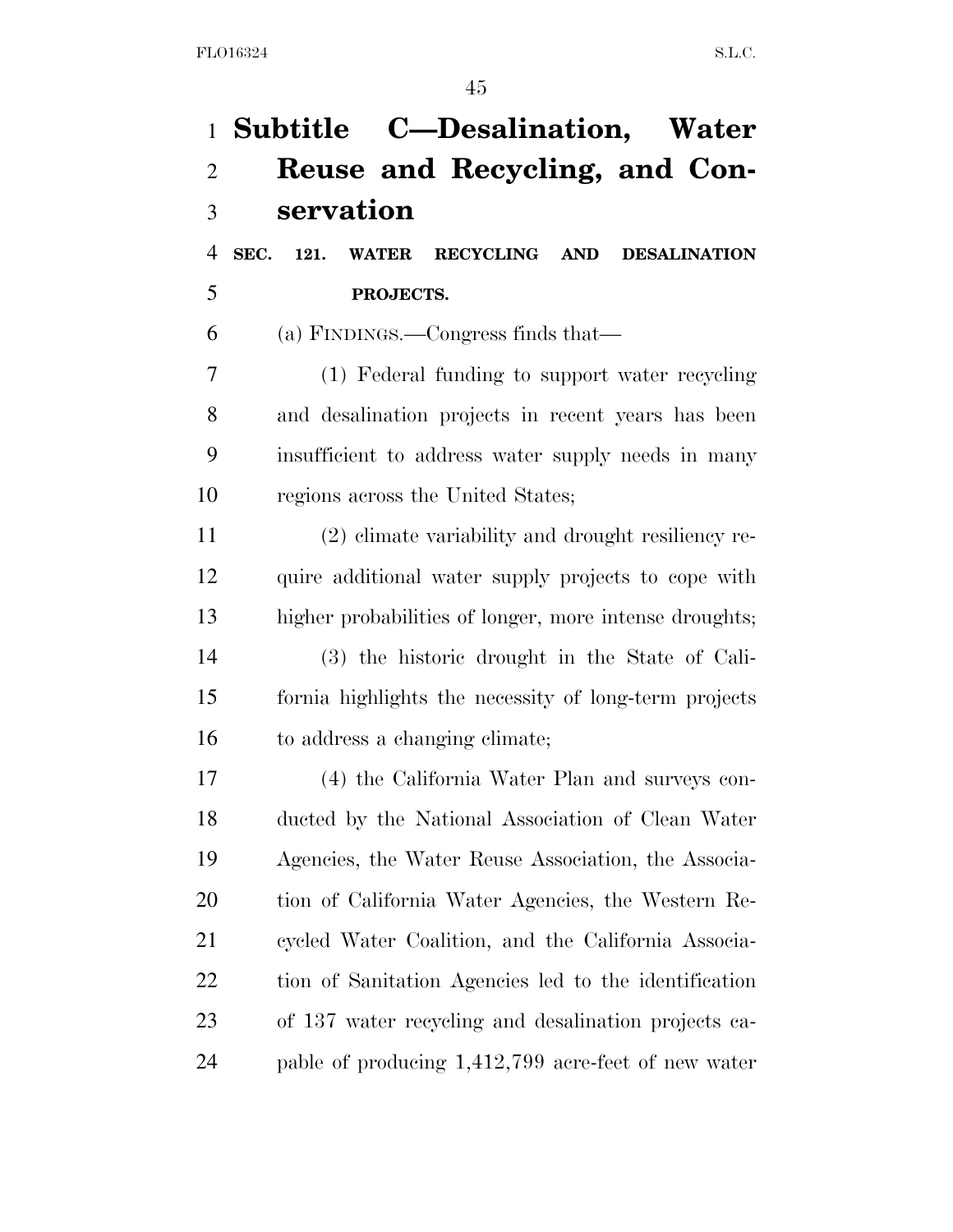# Subtitle C—Desalination, Water Reuse and Recycling, and Conservation

**SEC. 121. WATER RECYCLING AND DESALINATION PROJECTS.**

(a) FINDINGS.—Congress finds that—

(1) Federal funding to support water recycling and desalination projects in recent years has been insufficient to address water supply needs in many regions across the United States;

(2) climate variability and drought resiliency require additional water supply projects to cope with higher probabilities of longer, more intense droughts;

(3) the historic drought in the State of California highlights the necessity of long-term projects to address a changing climate;

(4) the California Water Plan and surveys conducted by the National Association of Clean Water Agencies, the Water Reuse Association, the Association of California Water Agencies, the Western Recycled Water Coalition, and the California Association of Sanitation Agencies led to the identification of 137 water recycling and desalination projects capable of producing 1,412,799 acre-feet of new water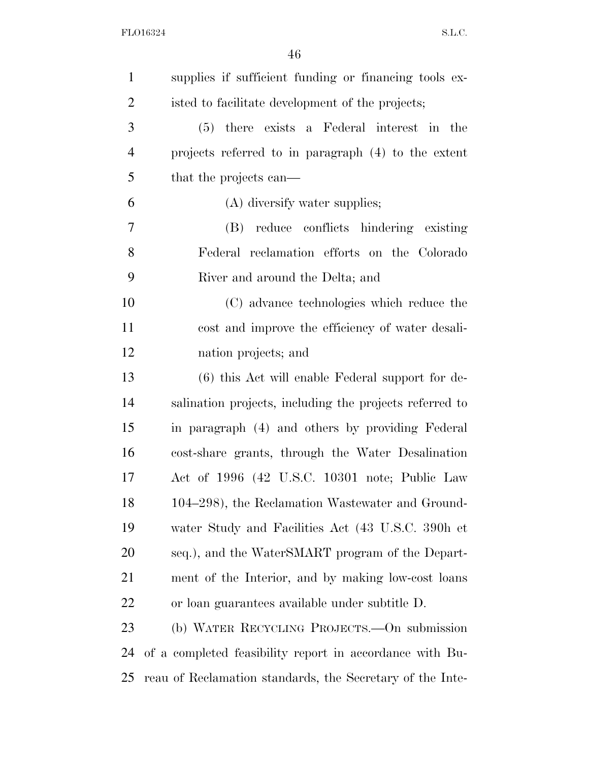supplies if sufficient funding or financing tools existed to facilitate development of the projects;

(5) there exists a Federal interest in the projects referred to in paragraph (4) to the extent that the projects can—

(A) diversify water supplies;

(B) reduce conflicts hindering existing Federal reclamation efforts on the Colorado River and around the Delta; and

(C) advance technologies which reduce the cost and improve the efficiency of water desalination projects; and

(6) this Act will enable Federal support for desalination projects, including the projects referred to in paragraph (4) and others by providing Federal cost-share grants, through the Water Desalination Act of 1996 (42 U.S.C. 10301 note; Public Law 104–298), the Reclamation Wastewater and Groundwater Study and Facilities Act (43 U.S.C. 390h et seq.), and the WaterSMART program of the Department of the Interior, and by making low-cost loans or loan guarantees available under subtitle D.

(b) WATER RECYCLING PROJECTS.—On submission of a completed feasibility report in accordance with Bureau of Reclamation standards, the Secretary of the Inte-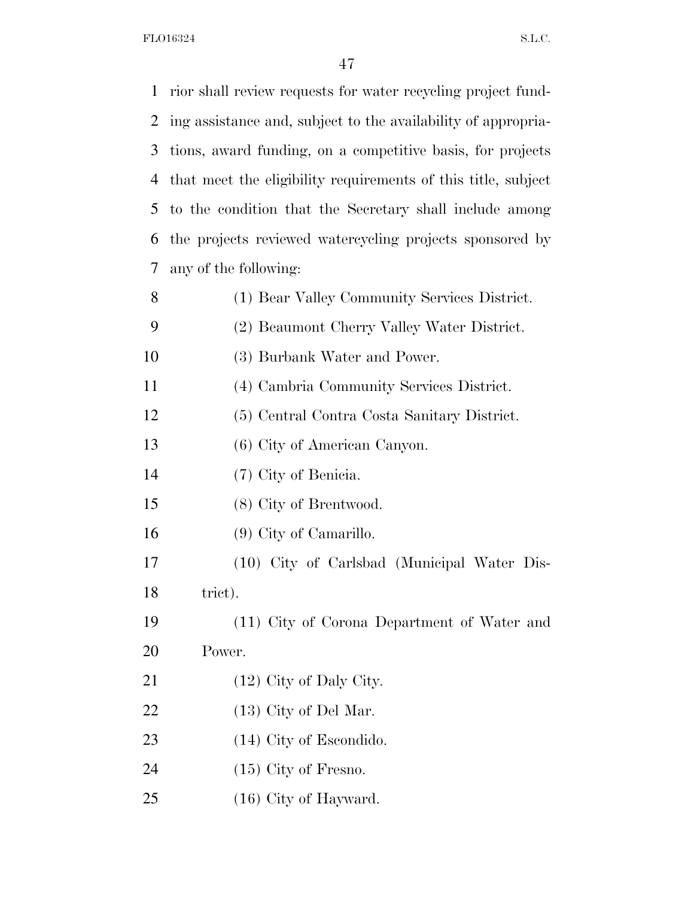rior shall review requests for water recycling project funding assistance and, subject to the availability of appropriations, award funding, on a competitive basis, for projects that meet the eligibility requirements of this title, subject to the condition that the Secretary shall include among the projects reviewed watercycling projects sponsored by any of the following:

(1) Bear Valley Community Services District.

(2) Beaumont Cherry Valley Water District.

(3) Burbank Water and Power.

(4) Cambria Community Services District.

(5) Central Contra Costa Sanitary District.

(6) City of American Canyon.

(7) City of Benicia.

(8) City of Brentwood.

(9) City of Camarillo.

(10) City of Carlsbad (Municipal Water District).

(11) City of Corona Department of Water and Power.

(12) City of Daly City.

(13) City of Del Mar.

(14) City of Escondido.

(15) City of Fresno.

(16) City of Hayward.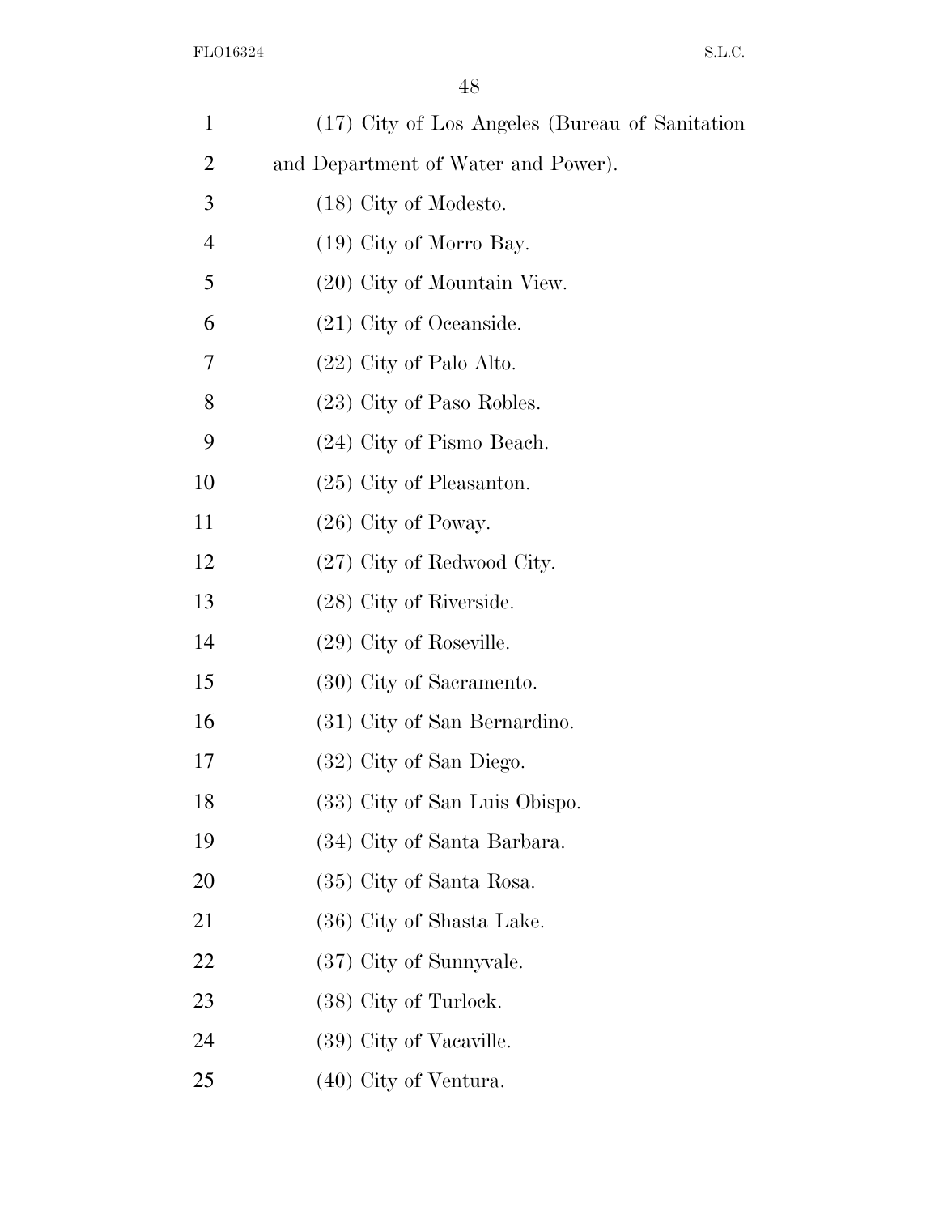(17) City of Los Angeles (Bureau of Sanitation and Department of Water and Power).

(18) City of Modesto.

(19) City of Morro Bay.

(20) City of Mountain View.

(21) City of Oceanside.

(22) City of Palo Alto.

(23) City of Paso Robles.

(24) City of Pismo Beach.

(25) City of Pleasanton.

(26) City of Poway.

(27) City of Redwood City.

(28) City of Riverside.

(29) City of Roseville.

(30) City of Sacramento.

(31) City of San Bernardino.

(32) City of San Diego.

(33) City of San Luis Obispo.

(34) City of Santa Barbara.

(35) City of Santa Rosa.

(36) City of Shasta Lake.

(37) City of Sunnyvale.

(38) City of Turlock.

(39) City of Vacaville.

(40) City of Ventura.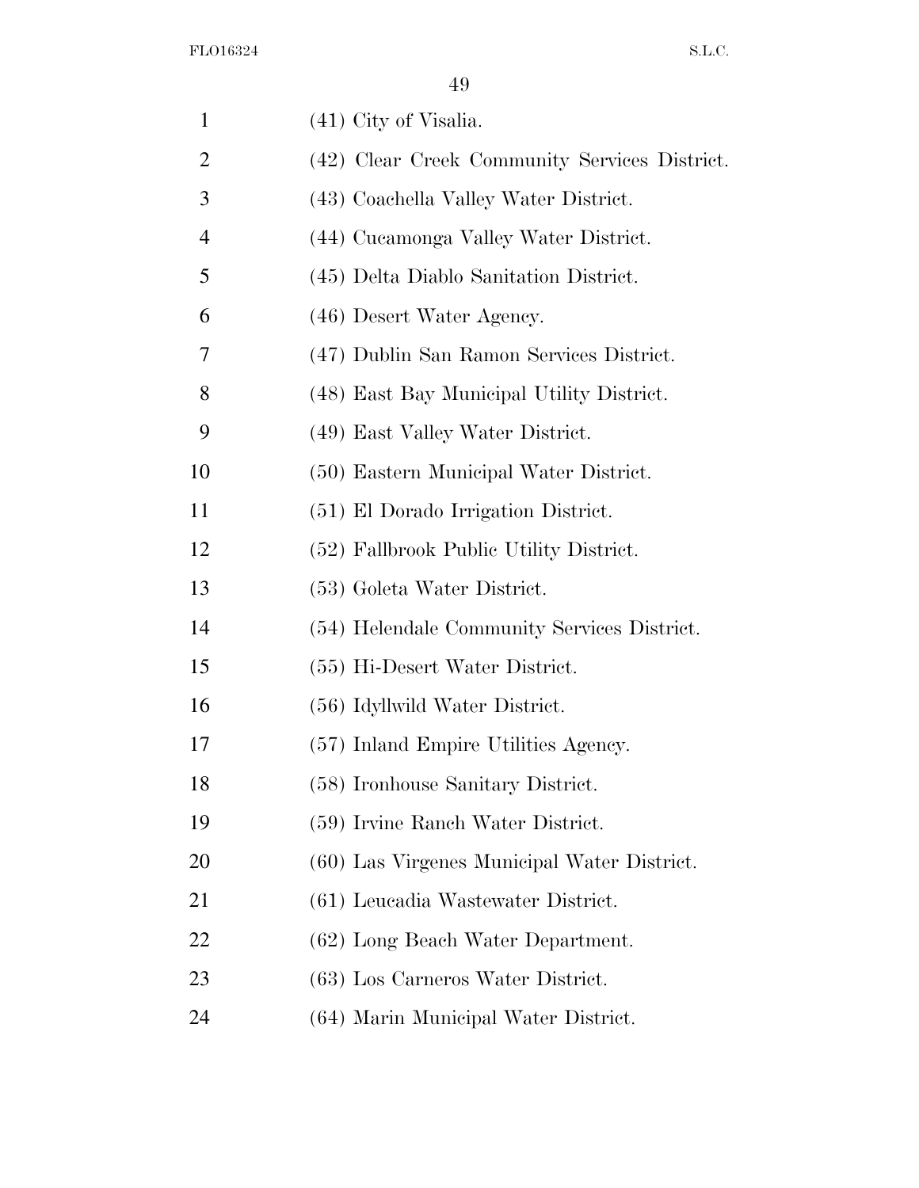(41) City of Visalia.

(42) Clear Creek Community Services District.

(43) Coachella Valley Water District.

(44) Cucamonga Valley Water District.

(45) Delta Diablo Sanitation District.

(46) Desert Water Agency.

(47) Dublin San Ramon Services District.

(48) East Bay Municipal Utility District.

(49) East Valley Water District.

(50) Eastern Municipal Water District.

(51) El Dorado Irrigation District.

(52) Fallbrook Public Utility District.

(53) Goleta Water District.

(54) Helendale Community Services District.

(55) Hi-Desert Water District.

(56) Idyllwild Water District.

(57) Inland Empire Utilities Agency.

(58) Ironhouse Sanitary District.

(59) Irvine Ranch Water District.

(60) Las Virgenes Municipal Water District.

(61) Leucadia Wastewater District.

(62) Long Beach Water Department.

(63) Los Carneros Water District.

(64) Marin Municipal Water District.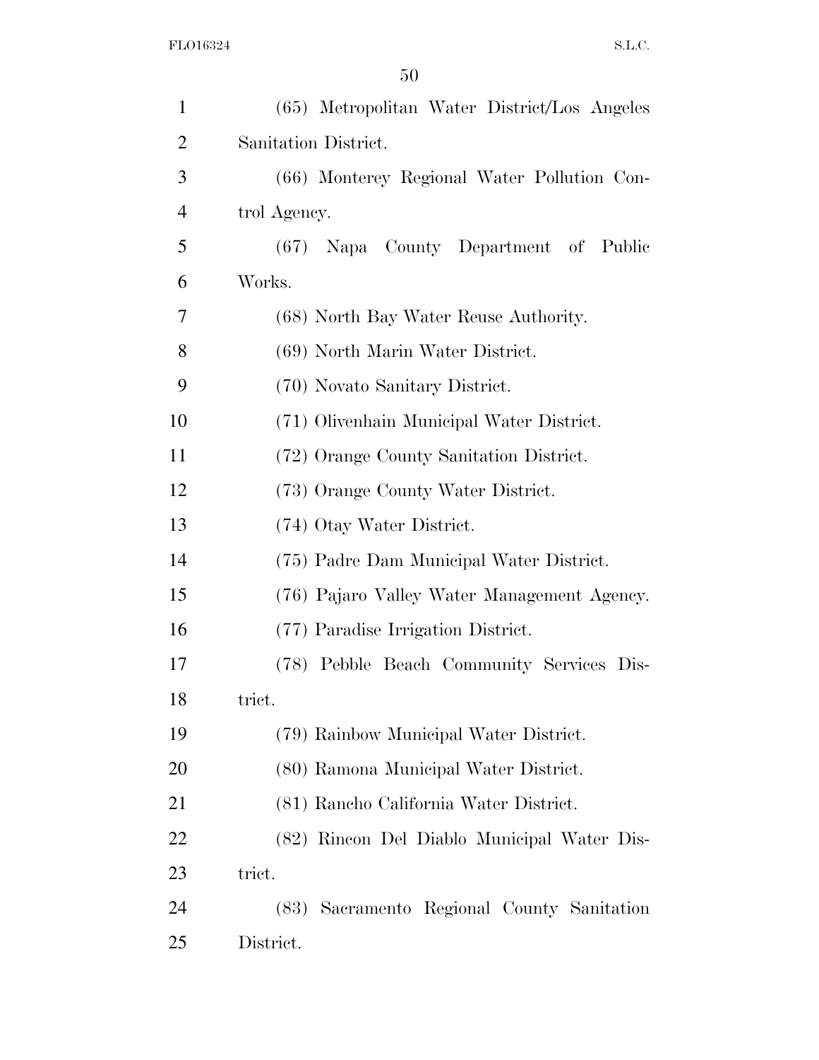(65) Metropolitan Water District/Los Angeles Sanitation District.

(66) Monterey Regional Water Pollution Control Agency.

(67) Napa County Department of Public Works.

(68) North Bay Water Reuse Authority.

(69) North Marin Water District.

(70) Novato Sanitary District.

(71) Olivenhain Municipal Water District.

(72) Orange County Sanitation District.

(73) Orange County Water District.

(74) Otay Water District.

(75) Padre Dam Municipal Water District.

(76) Pajaro Valley Water Management Agency.

(77) Paradise Irrigation District.

(78) Pebble Beach Community Services District.

(79) Rainbow Municipal Water District.

(80) Ramona Municipal Water District.

(81) Rancho California Water District.

(82) Rincon Del Diablo Municipal Water District.

(83) Sacramento Regional County Sanitation District.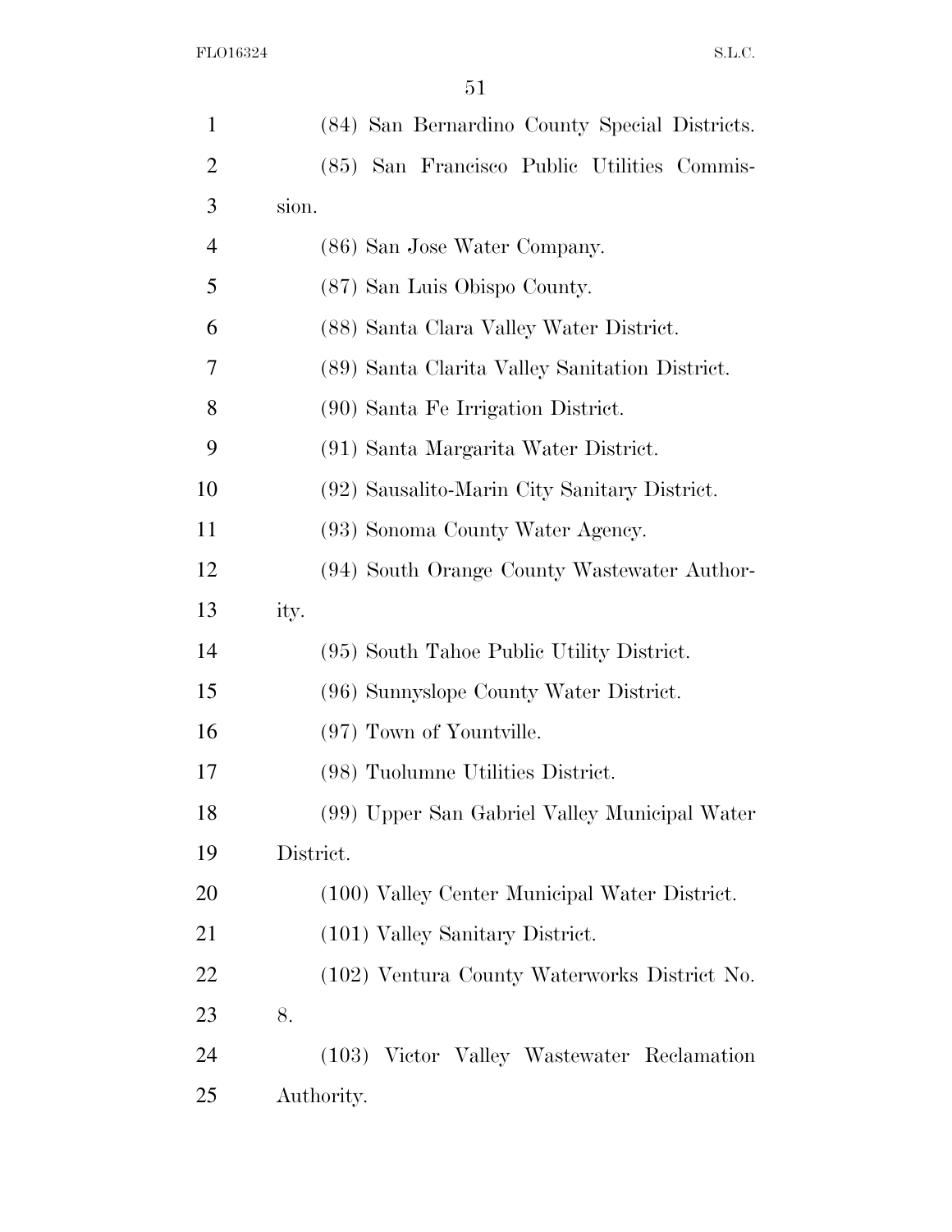(84) San Bernardino County Special Districts.

(85) San Francisco Public Utilities Commission.

(86) San Jose Water Company.

(87) San Luis Obispo County.

(88) Santa Clara Valley Water District.

(89) Santa Clarita Valley Sanitation District.

(90) Santa Fe Irrigation District.

(91) Santa Margarita Water District.

(92) Sausalito-Marin City Sanitary District.

(93) Sonoma County Water Agency.

(94) South Orange County Wastewater Authority.

(95) South Tahoe Public Utility District.

(96) Sunnyslope County Water District.

(97) Town of Yountville.

(98) Tuolumne Utilities District.

(99) Upper San Gabriel Valley Municipal Water District.

(100) Valley Center Municipal Water District.

(101) Valley Sanitary District.

(102) Ventura County Waterworks District No. 8.

(103) Victor Valley Wastewater Reclamation Authority.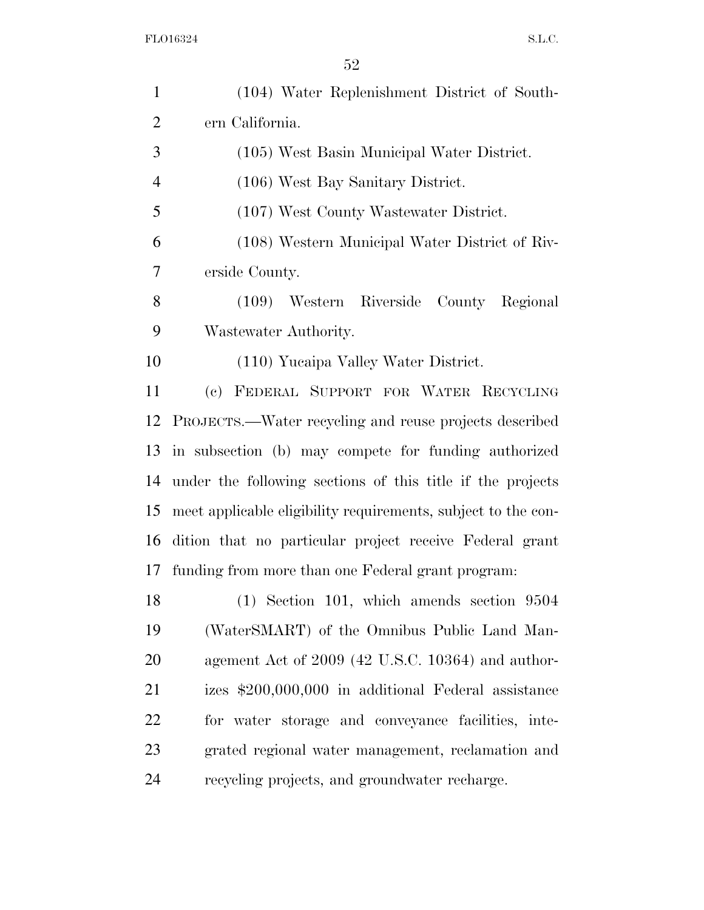(104) Water Replenishment District of Southern California.

(105) West Basin Municipal Water District.

(106) West Bay Sanitary District.

(107) West County Wastewater District.

(108) Western Municipal Water District of Riverside County.

(109) Western Riverside County Regional Wastewater Authority.

(110) Yucaipa Valley Water District.

(c) FEDERAL SUPPORT FOR WATER RECYCLING PROJECTS.—Water recycling and reuse projects described in subsection (b) may compete for funding authorized under the following sections of this title if the projects meet applicable eligibility requirements, subject to the condition that no particular project receive Federal grant funding from more than one Federal grant program:

(1) Section 101, which amends section 9504 (WaterSMART) of the Omnibus Public Land Management Act of 2009 (42 U.S.C. 10364) and authorizes $200,000,000 in additional Federal assistance for water storage and conveyance facilities, integrated regional water management, reclamation and recycling projects, and groundwater recharge.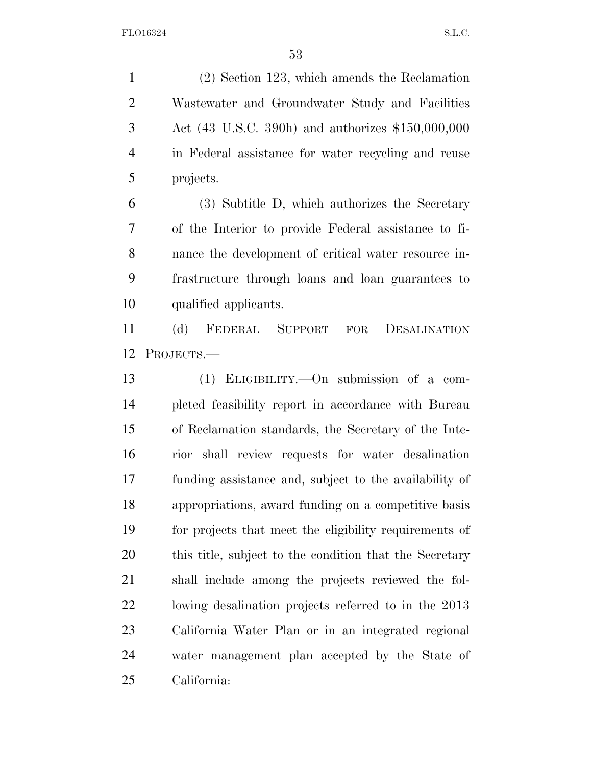(2) Section 123, which amends the Reclamation Wastewater and Groundwater Study and Facilities Act (43 U.S.C. 390h) and authorizes $150,000,000 in Federal assistance for water recycling and reuse projects.

(3) Subtitle D, which authorizes the Secretary of the Interior to provide Federal assistance to finance the development of critical water resource infrastructure through loans and loan guarantees to qualified applicants.

(d) FEDERAL SUPPORT FOR DESALINATION PROJECTS.—

(1) ELIGIBILITY.—On submission of a completed feasibility report in accordance with Bureau of Reclamation standards, the Secretary of the Interior shall review requests for water desalination funding assistance and, subject to the availability of appropriations, award funding on a competitive basis for projects that meet the eligibility requirements of this title, subject to the condition that the Secretary shall include among the projects reviewed the following desalination projects referred to in the 2013 California Water Plan or in an integrated regional water management plan accepted by the State of California: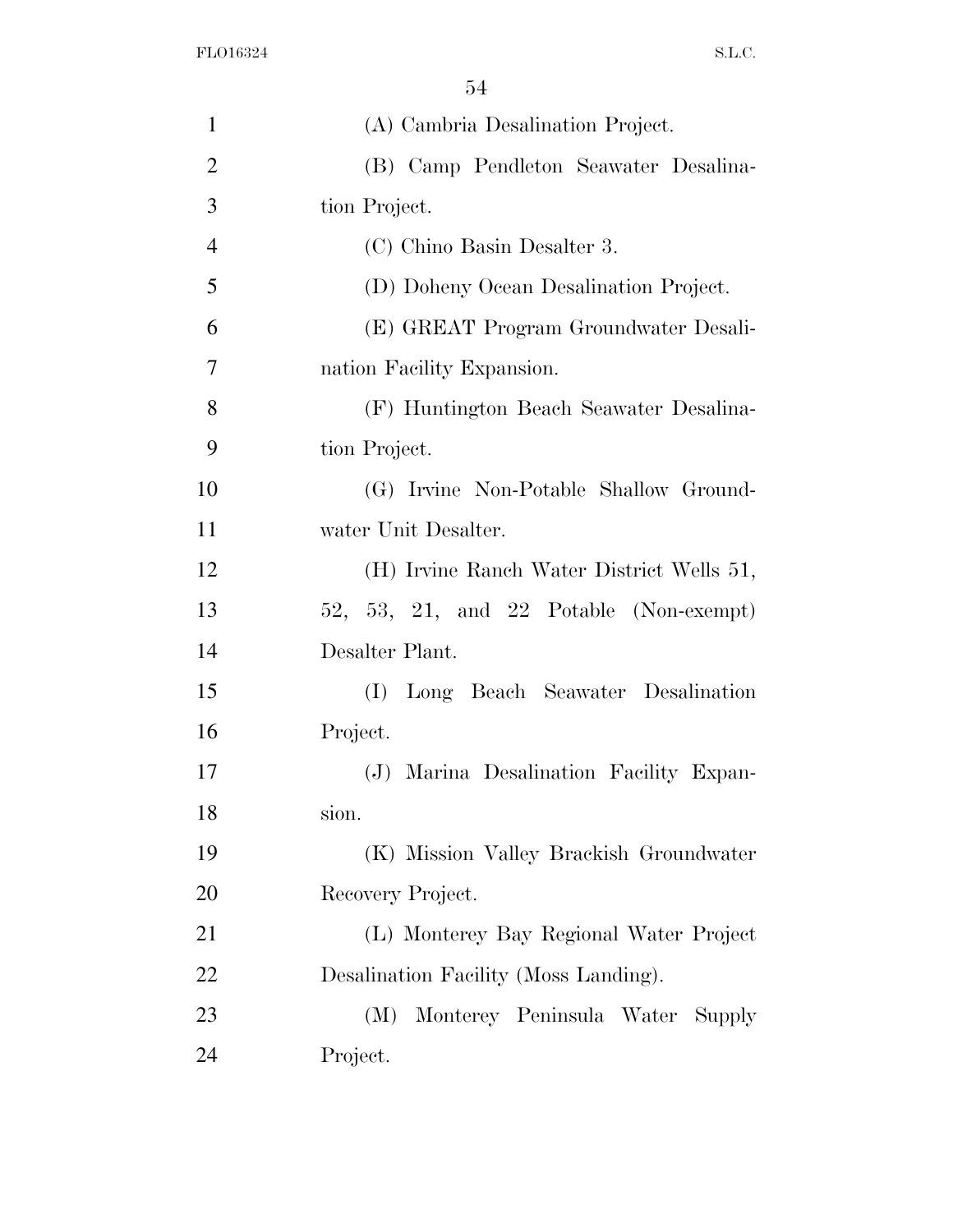(A) Cambria Desalination Project.

(B) Camp Pendleton Seawater Desalination Project.

(C) Chino Basin Desalter 3.

(D) Doheny Ocean Desalination Project.

(E) GREAT Program Groundwater Desalination Facility Expansion.

(F) Huntington Beach Seawater Desalination Project.

(G) Irvine Non-Potable Shallow Groundwater Unit Desalter.

(H) Irvine Ranch Water District Wells 51, 52, 53, 21, and 22 Potable (Non-exempt) Desalter Plant.

(I) Long Beach Seawater Desalination Project.

(J) Marina Desalination Facility Expansion.

(K) Mission Valley Brackish Groundwater Recovery Project.

(L) Monterey Bay Regional Water Project Desalination Facility (Moss Landing).

(M) Monterey Peninsula Water Supply Project.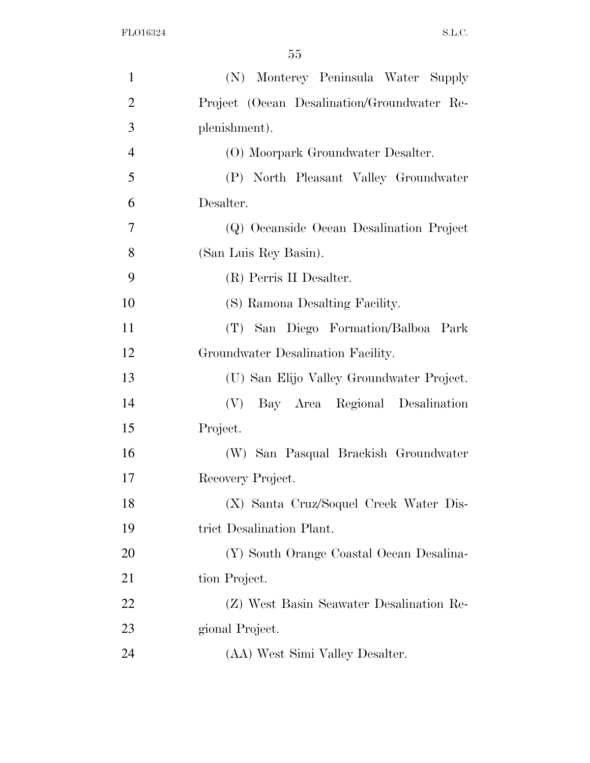(N) Monterey Peninsula Water Supply Project (Ocean Desalination/Groundwater Replenishment).

(O) Moorpark Groundwater Desalter.

(P) North Pleasant Valley Groundwater Desalter.

(Q) Oceanside Ocean Desalination Project (San Luis Rey Basin).

(R) Perris II Desalter.

(S) Ramona Desalting Facility.

(T) San Diego Formation/Balboa Park Groundwater Desalination Facility.

(U) San Elijo Valley Groundwater Project.

(V) Bay Area Regional Desalination Project.

(W) San Pasqual Brackish Groundwater Recovery Project.

(X) Santa Cruz/Soquel Creek Water District Desalination Plant.

(Y) South Orange Coastal Ocean Desalination Project.

(Z) West Basin Seawater Desalination Regional Project.

(AA) West Simi Valley Desalter.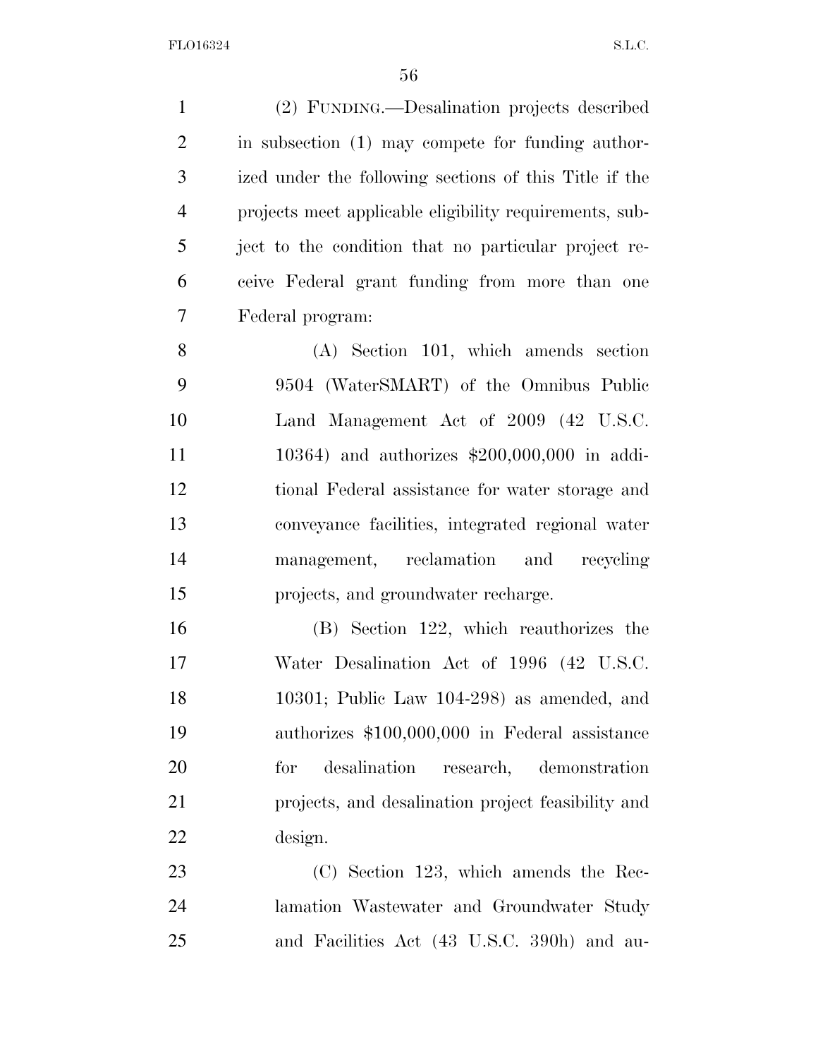(2) FUNDING.—Desalination projects described in subsection (1) may compete for funding authorized under the following sections of this Title if the projects meet applicable eligibility requirements, subject to the condition that no particular project receive Federal grant funding from more than one Federal program:

(A) Section 101, which amends section 9504 (WaterSMART) of the Omnibus Public Land Management Act of 2009 (42 U.S.C. 10364) and authorizes $200,000,000 in additional Federal assistance for water storage and conveyance facilities, integrated regional water management, reclamation and recycling projects, and groundwater recharge.

(B) Section 122, which reauthorizes the Water Desalination Act of 1996 (42 U.S.C. 10301; Public Law 104-298) as amended, and authorizes $100,000,000 in Federal assistance for desalination research, demonstration projects, and desalination project feasibility and design.

(C) Section 123, which amends the Reclamation Wastewater and Groundwater Study and Facilities Act (43 U.S.C. 390h) and au-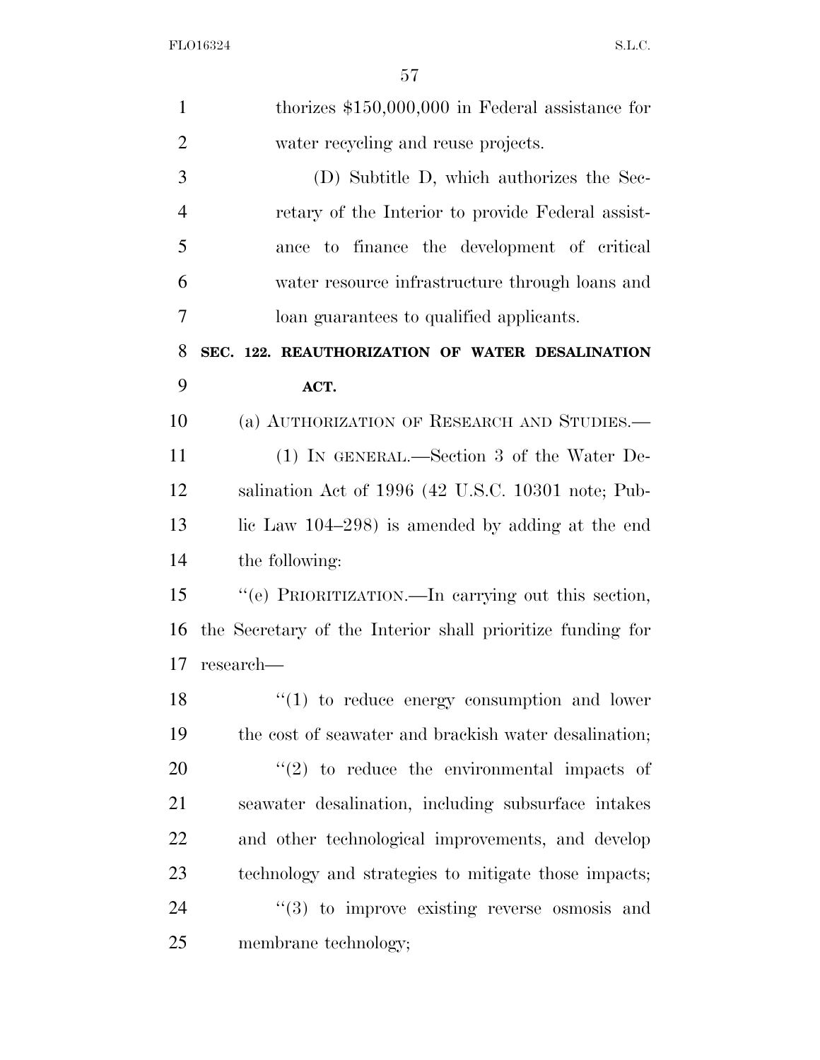thorizes $150,000,000 in Federal assistance for water recycling and reuse projects.

(D) Subtitle D, which authorizes the Secretary of the Interior to provide Federal assistance to finance the development of critical water resource infrastructure through loans and loan guarantees to qualified applicants.

**SEC. 122. REAUTHORIZATION OF WATER DESALINATION ACT.**

(a) AUTHORIZATION OF RESEARCH AND STUDIES.—

(1) IN GENERAL.—Section 3 of the Water Desalination Act of 1996 (42 U.S.C. 10301 note; Public Law 104–298) is amended by adding at the end the following:

"(e) PRIORITIZATION.—In carrying out this section, the Secretary of the Interior shall prioritize funding for research—

"(1) to reduce energy consumption and lower the cost of seawater and brackish water desalination;

"(2) to reduce the environmental impacts of seawater desalination, including subsurface intakes and other technological improvements, and develop technology and strategies to mitigate those impacts;

"(3) to improve existing reverse osmosis and membrane technology;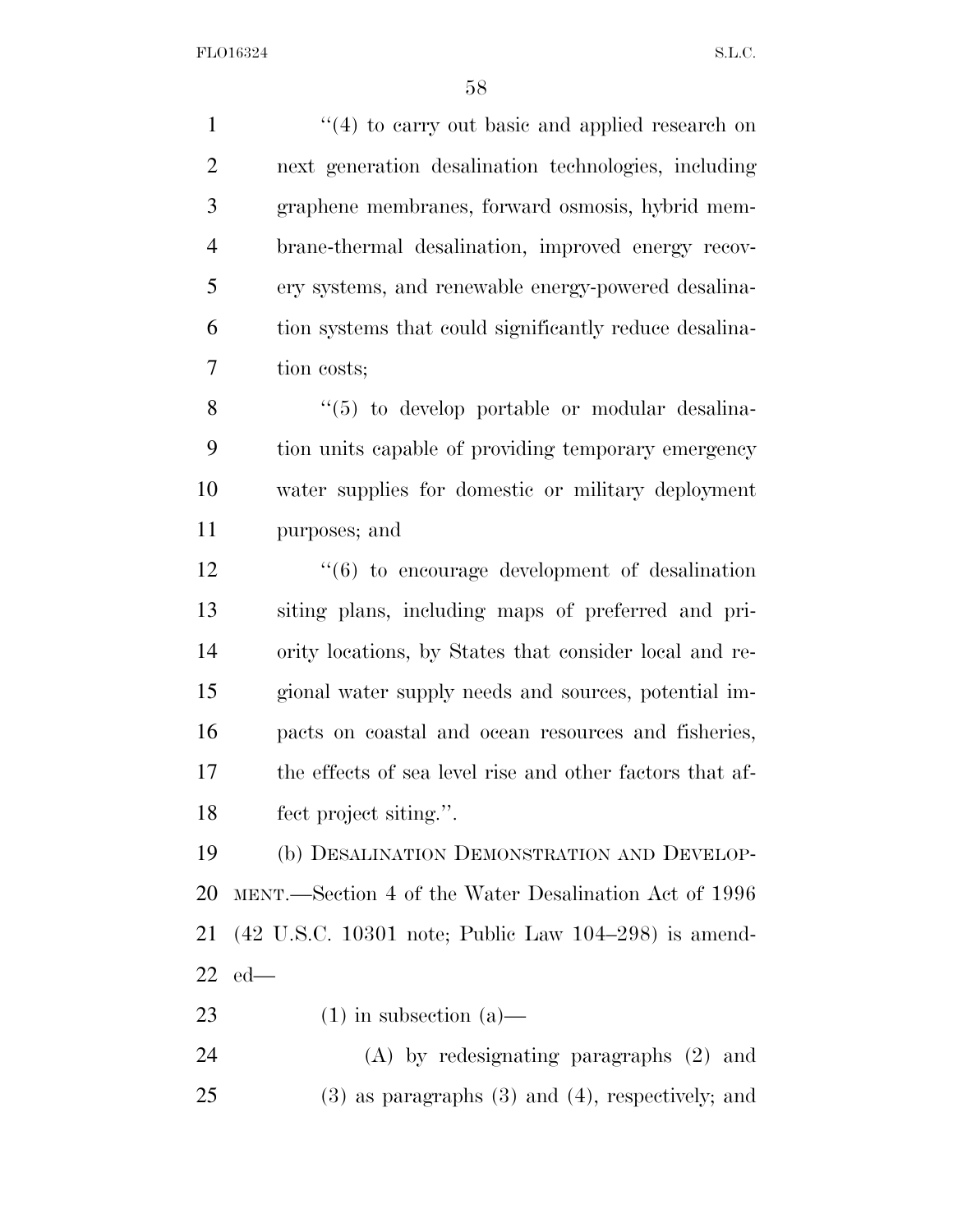''(4) to carry out basic and applied research on next generation desalination technologies, including graphene membranes, forward osmosis, hybrid membrane-thermal desalination, improved energy recovery systems, and renewable energy-powered desalination systems that could significantly reduce desalination costs;

''(5) to develop portable or modular desalination units capable of providing temporary emergency water supplies for domestic or military deployment purposes; and

''(6) to encourage development of desalination siting plans, including maps of preferred and priority locations, by States that consider local and regional water supply needs and sources, potential impacts on coastal and ocean resources and fisheries, the effects of sea level rise and other factors that affect project siting.''.

(b) DESALINATION DEMONSTRATION AND DEVELOPMENT.—Section 4 of the Water Desalination Act of 1996 (42 U.S.C. 10301 note; Public Law 104–298) is amended—

(1) in subsection (a)—

(A) by redesignating paragraphs (2) and (3) as paragraphs (3) and (4), respectively; and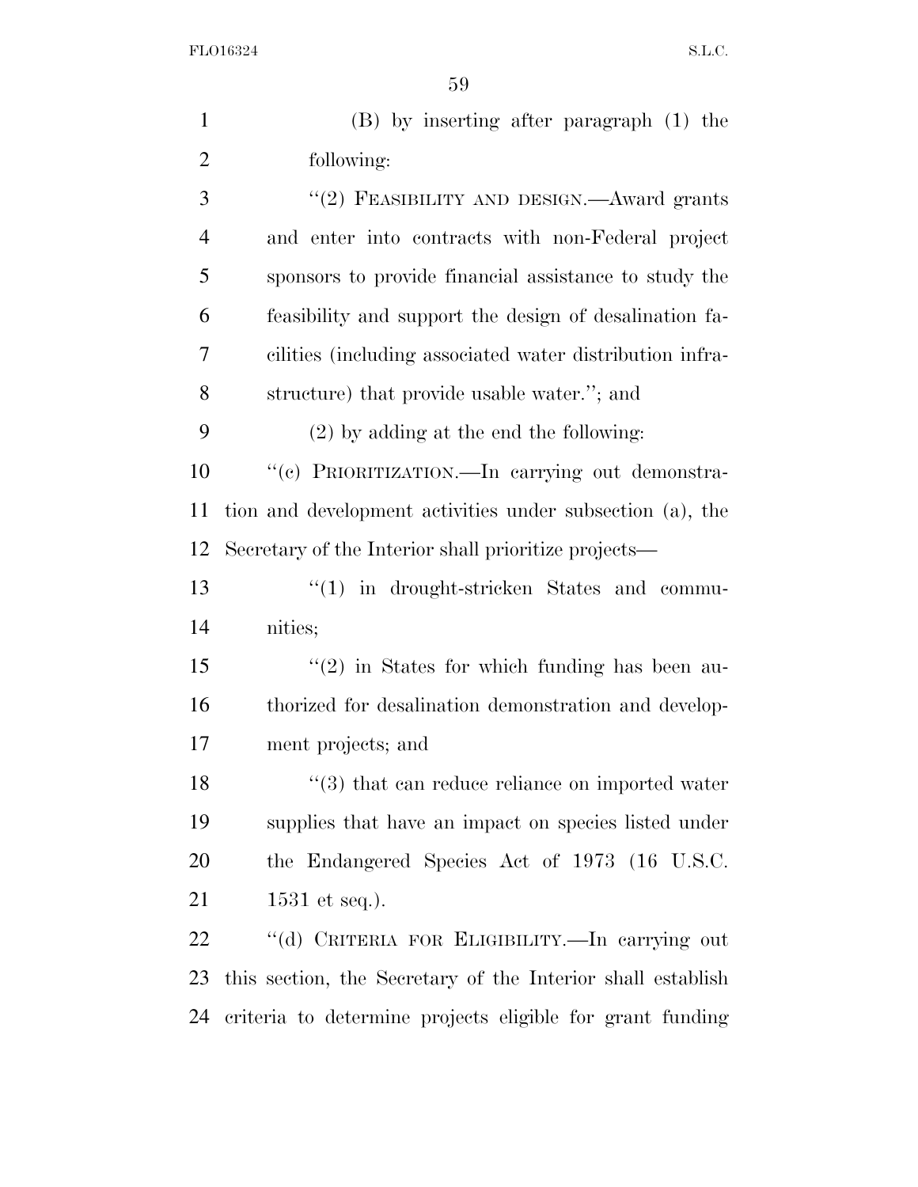(B) by inserting after paragraph (1) the following:

"(2) FEASIBILITY AND DESIGN.—Award grants and enter into contracts with non-Federal project sponsors to provide financial assistance to study the feasibility and support the design of desalination facilities (including associated water distribution infrastructure) that provide usable water."; and

(2) by adding at the end the following:

"(c) PRIORITIZATION.—In carrying out demonstration and development activities under subsection (a), the Secretary of the Interior shall prioritize projects—

"(1) in drought-stricken States and communities;

"(2) in States for which funding has been authorized for desalination demonstration and development projects; and

"(3) that can reduce reliance on imported water supplies that have an impact on species listed under the Endangered Species Act of 1973 (16 U.S.C. 1531 et seq.).

"(d) CRITERIA FOR ELIGIBILITY.—In carrying out this section, the Secretary of the Interior shall establish criteria to determine projects eligible for grant funding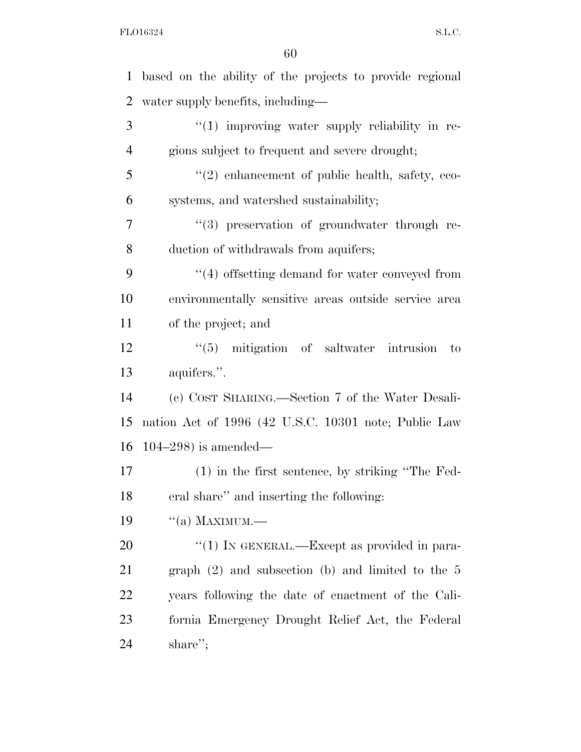based on the ability of the projects to provide regional water supply benefits, including—

"(1) improving water supply reliability in regions subject to frequent and severe drought;

"(2) enhancement of public health, safety, ecosystems, and watershed sustainability;

"(3) preservation of groundwater through reduction of withdrawals from aquifers;

"(4) offsetting demand for water conveyed from environmentally sensitive areas outside service area of the project; and

"(5) mitigation of saltwater intrusion to aquifers.".

(c) COST SHARING.—Section 7 of the Water Desalination Act of 1996 (42 U.S.C. 10301 note; Public Law 104–298) is amended—

(1) in the first sentence, by striking "The Federal share" and inserting the following:

"(a) MAXIMUM.—

"(1) IN GENERAL.—Except as provided in paragraph (2) and subsection (b) and limited to the 5 years following the date of enactment of the California Emergency Drought Relief Act, the Federal share";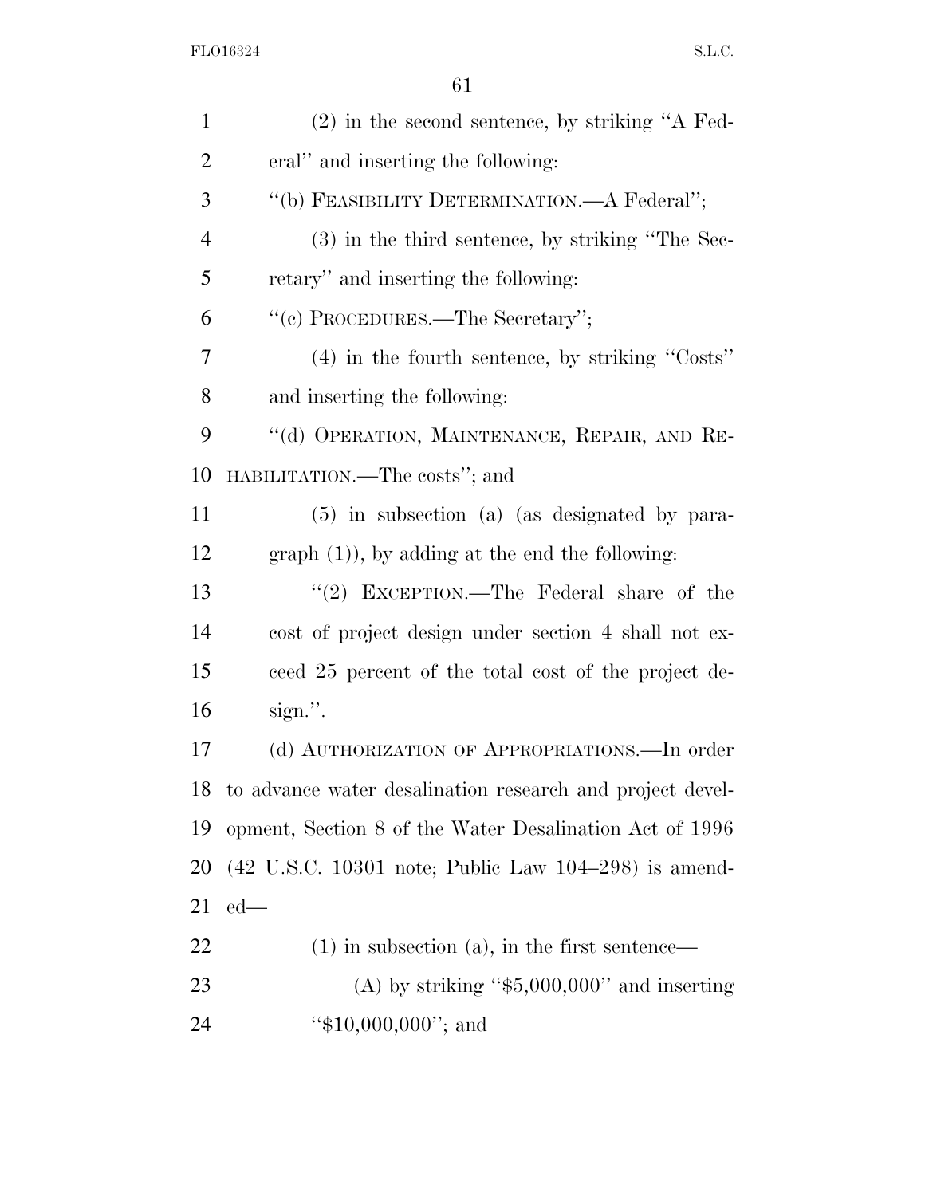(2) in the second sentence, by striking ''A Federal'' and inserting the following:

''(b) FEASIBILITY DETERMINATION.—A Federal'';

(3) in the third sentence, by striking ''The Secretary'' and inserting the following:

''(c) PROCEDURES.—The Secretary'';

(4) in the fourth sentence, by striking ''Costs'' and inserting the following:

''(d) OPERATION, MAINTENANCE, REPAIR, AND REHABILITATION.—The costs''; and

(5) in subsection (a) (as designated by paragraph (1)), by adding at the end the following:

''(2) EXCEPTION.—The Federal share of the cost of project design under section 4 shall not exceed 25 percent of the total cost of the project design.''.

(d) AUTHORIZATION OF APPROPRIATIONS.—In order to advance water desalination research and project development, Section 8 of the Water Desalination Act of 1996 (42 U.S.C. 10301 note; Public Law 104–298) is amended—

(1) in subsection (a), in the first sentence—

(A) by striking ''$5,000,000'' and inserting ''$10,000,000''; and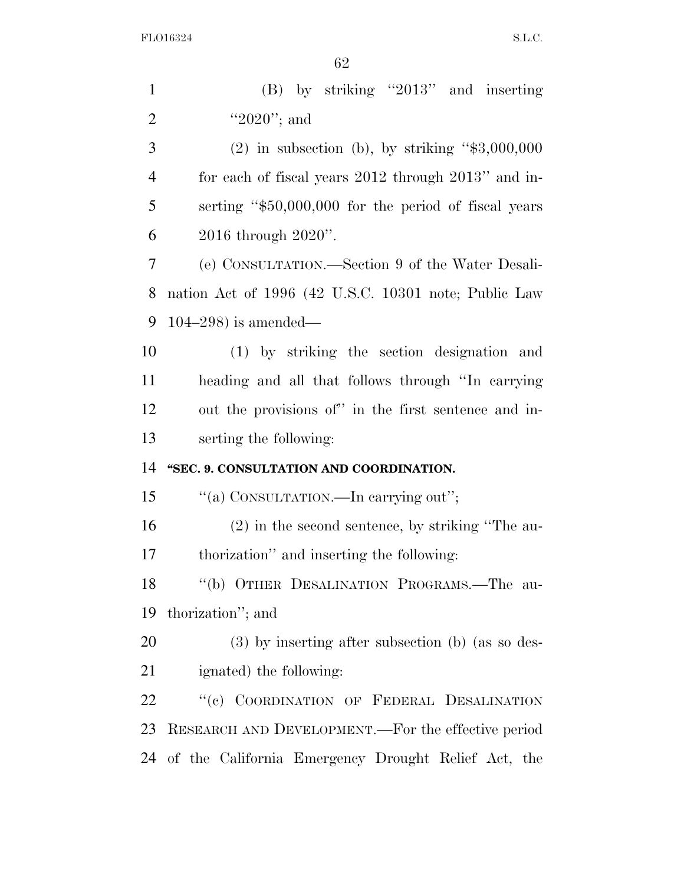(B) by striking "2013" and inserting "2020"; and

(2) in subsection (b), by striking "$3,000,000 for each of fiscal years 2012 through 2013" and inserting "$50,000,000 for the period of fiscal years 2016 through 2020".

(e) CONSULTATION.—Section 9 of the Water Desalination Act of 1996 (42 U.S.C. 10301 note; Public Law 104–298) is amended—

(1) by striking the section designation and heading and all that follows through "In carrying out the provisions of" in the first sentence and inserting the following:

**"SEC. 9. CONSULTATION AND COORDINATION.**

"(a) CONSULTATION.—In carrying out";

(2) in the second sentence, by striking "The authorization" and inserting the following:

"(b) OTHER DESALINATION PROGRAMS.—The authorization"; and

(3) by inserting after subsection (b) (as so designated) the following:

"(c) COORDINATION OF FEDERAL DESALINATION RESEARCH AND DEVELOPMENT.—For the effective period of the California Emergency Drought Relief Act, the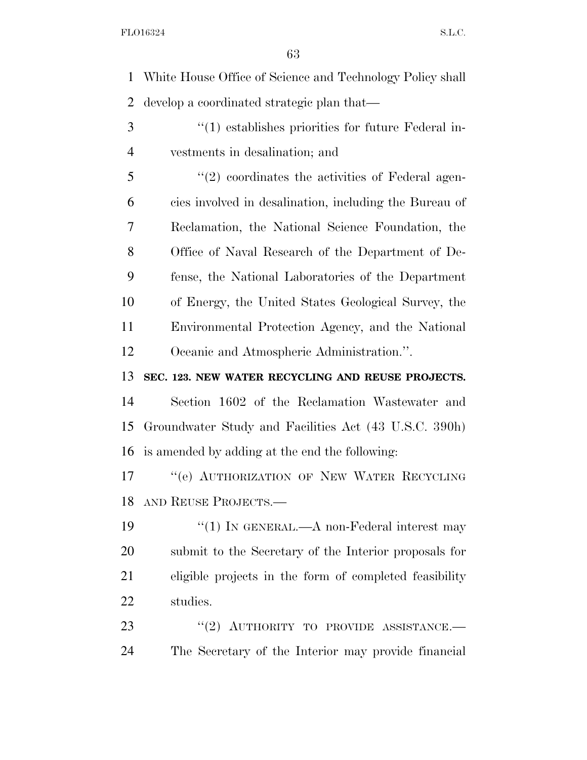White House Office of Science and Technology Policy shall develop a coordinated strategic plan that—

"(1) establishes priorities for future Federal investments in desalination; and

"(2) coordinates the activities of Federal agencies involved in desalination, including the Bureau of Reclamation, the National Science Foundation, the Office of Naval Research of the Department of Defense, the National Laboratories of the Department of Energy, the United States Geological Survey, the Environmental Protection Agency, and the National Oceanic and Atmospheric Administration.".

**SEC. 123. NEW WATER RECYCLING AND REUSE PROJECTS.**

Section 1602 of the Reclamation Wastewater and Groundwater Study and Facilities Act (43 U.S.C. 390h) is amended by adding at the end the following:

"(e) AUTHORIZATION OF NEW WATER RECYCLING AND REUSE PROJECTS.—

"(1) IN GENERAL.—A non-Federal interest may submit to the Secretary of the Interior proposals for eligible projects in the form of completed feasibility studies.

"(2) AUTHORITY TO PROVIDE ASSISTANCE.— The Secretary of the Interior may provide financial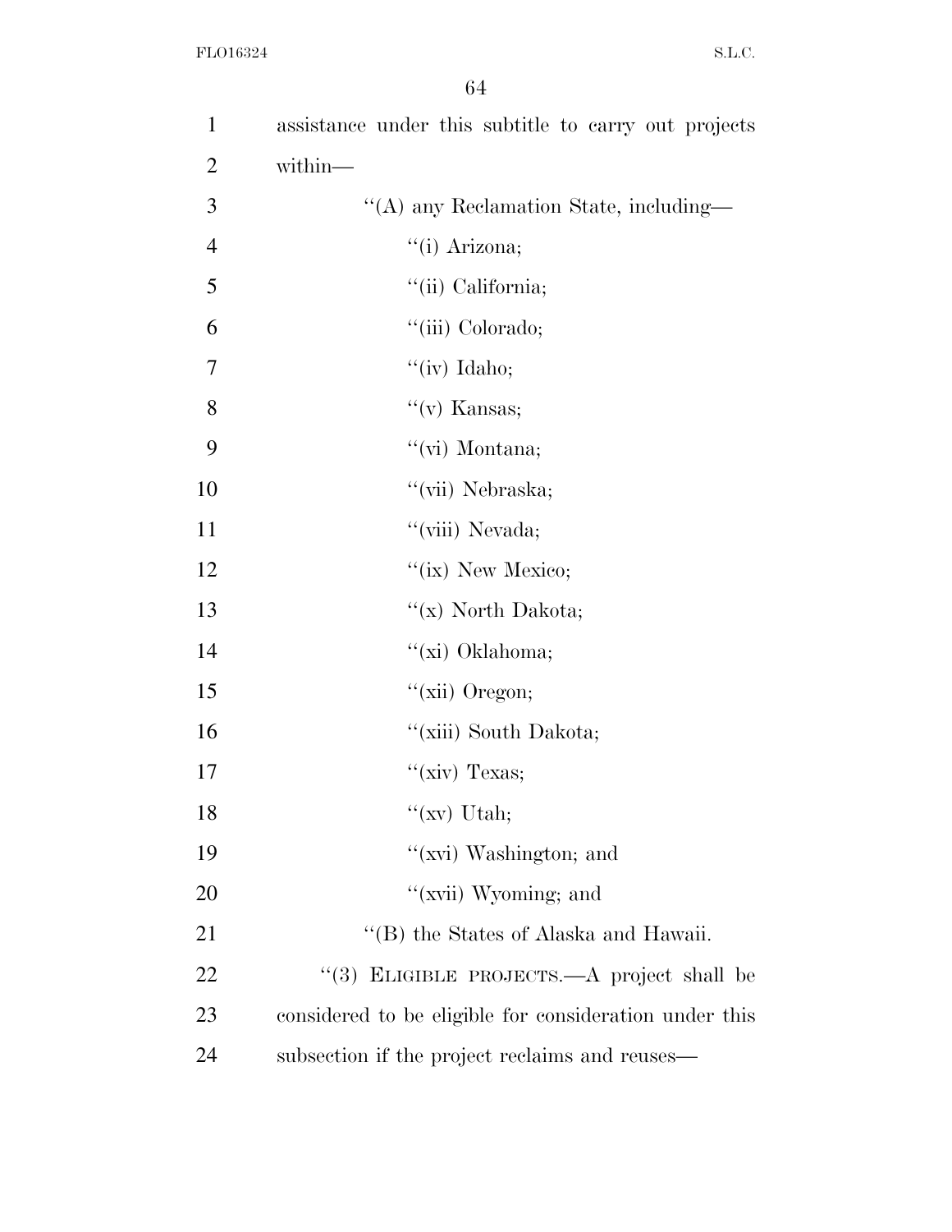assistance under this subtitle to carry out projects within—

"(A) any Reclamation State, including—

"(i) Arizona;

"(ii) California;

"(iii) Colorado;

"(iv) Idaho;

"(v) Kansas;

"(vi) Montana;

"(vii) Nebraska;

"(viii) Nevada;

"(ix) New Mexico;

"(x) North Dakota;

"(xi) Oklahoma;

"(xii) Oregon;

"(xiii) South Dakota;

"(xiv) Texas;

"(xv) Utah;

"(xvi) Washington; and

"(xvii) Wyoming; and

"(B) the States of Alaska and Hawaii.

"(3) ELIGIBLE PROJECTS.—A project shall be considered to be eligible for consideration under this subsection if the project reclaims and reuses—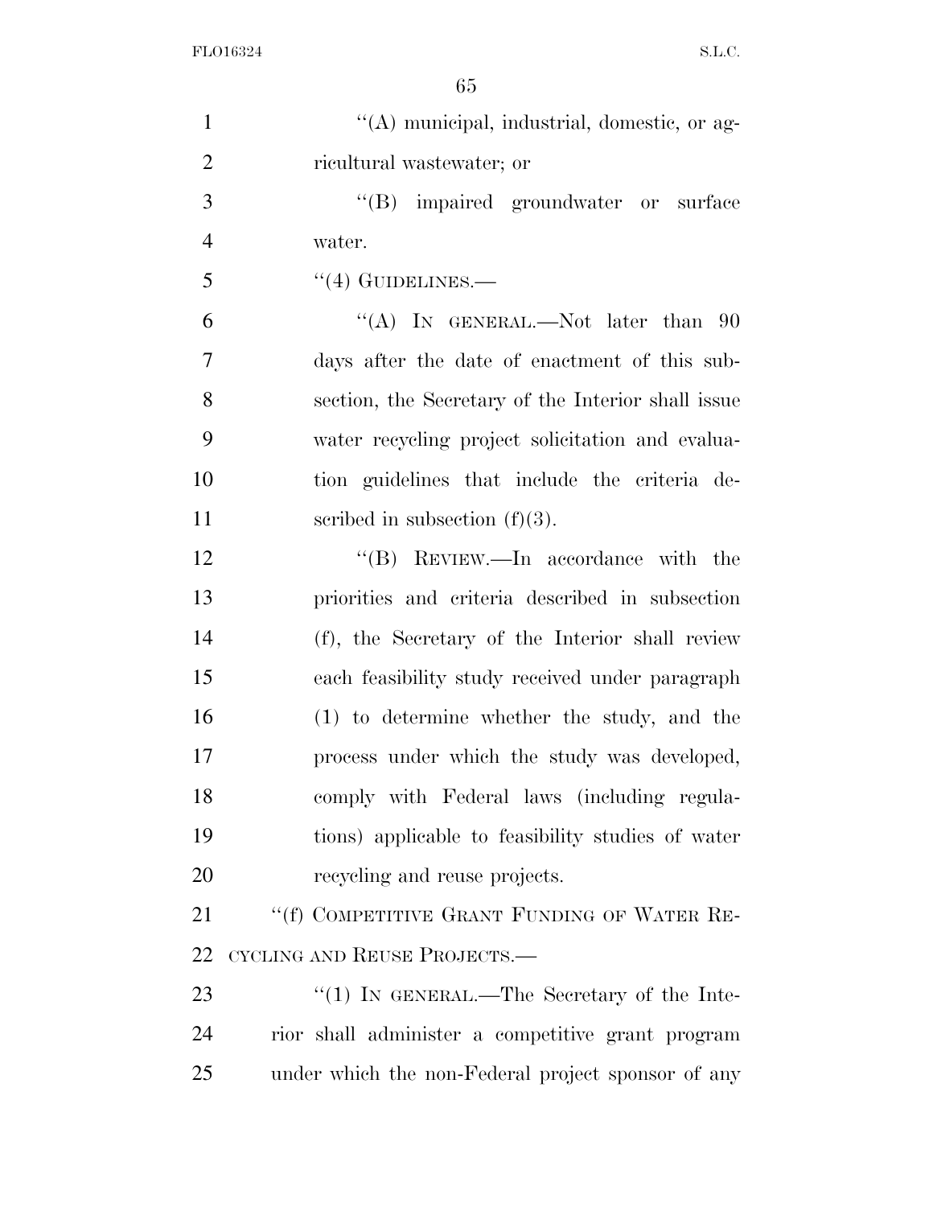"(A) municipal, industrial, domestic, or agricultural wastewater; or

"(B) impaired groundwater or surface water.

"(4) GUIDELINES.—

"(A) IN GENERAL.—Not later than 90 days after the date of enactment of this subsection, the Secretary of the Interior shall issue water recycling project solicitation and evaluation guidelines that include the criteria described in subsection (f)(3).

"(B) REVIEW.—In accordance with the priorities and criteria described in subsection (f), the Secretary of the Interior shall review each feasibility study received under paragraph (1) to determine whether the study, and the process under which the study was developed, comply with Federal laws (including regulations) applicable to feasibility studies of water recycling and reuse projects.

"(f) COMPETITIVE GRANT FUNDING OF WATER RECYCLING AND REUSE PROJECTS.—

"(1) IN GENERAL.—The Secretary of the Interior shall administer a competitive grant program under which the non-Federal project sponsor of any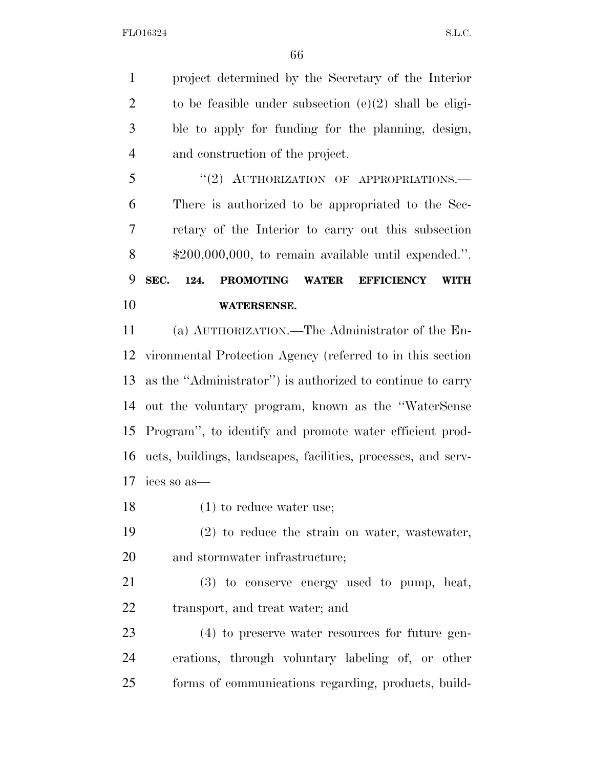project determined by the Secretary of the Interior to be feasible under subsection (e)(2) shall be eligible to apply for funding for the planning, design, and construction of the project.

"(2) AUTHORIZATION OF APPROPRIATIONS.—There is authorized to be appropriated to the Secretary of the Interior to carry out this subsection $200,000,000, to remain available until expended.".

**SEC. 124. PROMOTING WATER EFFICIENCY WITH WATERSENSE.**

(a) AUTHORIZATION.—The Administrator of the Environmental Protection Agency (referred to in this section as the "Administrator") is authorized to continue to carry out the voluntary program, known as the "WaterSense Program", to identify and promote water efficient products, buildings, landscapes, facilities, processes, and services so as—

(1) to reduce water use;

(2) to reduce the strain on water, wastewater, and stormwater infrastructure;

(3) to conserve energy used to pump, heat, transport, and treat water; and

(4) to preserve water resources for future generations, through voluntary labeling of, or other forms of communications regarding, products, build-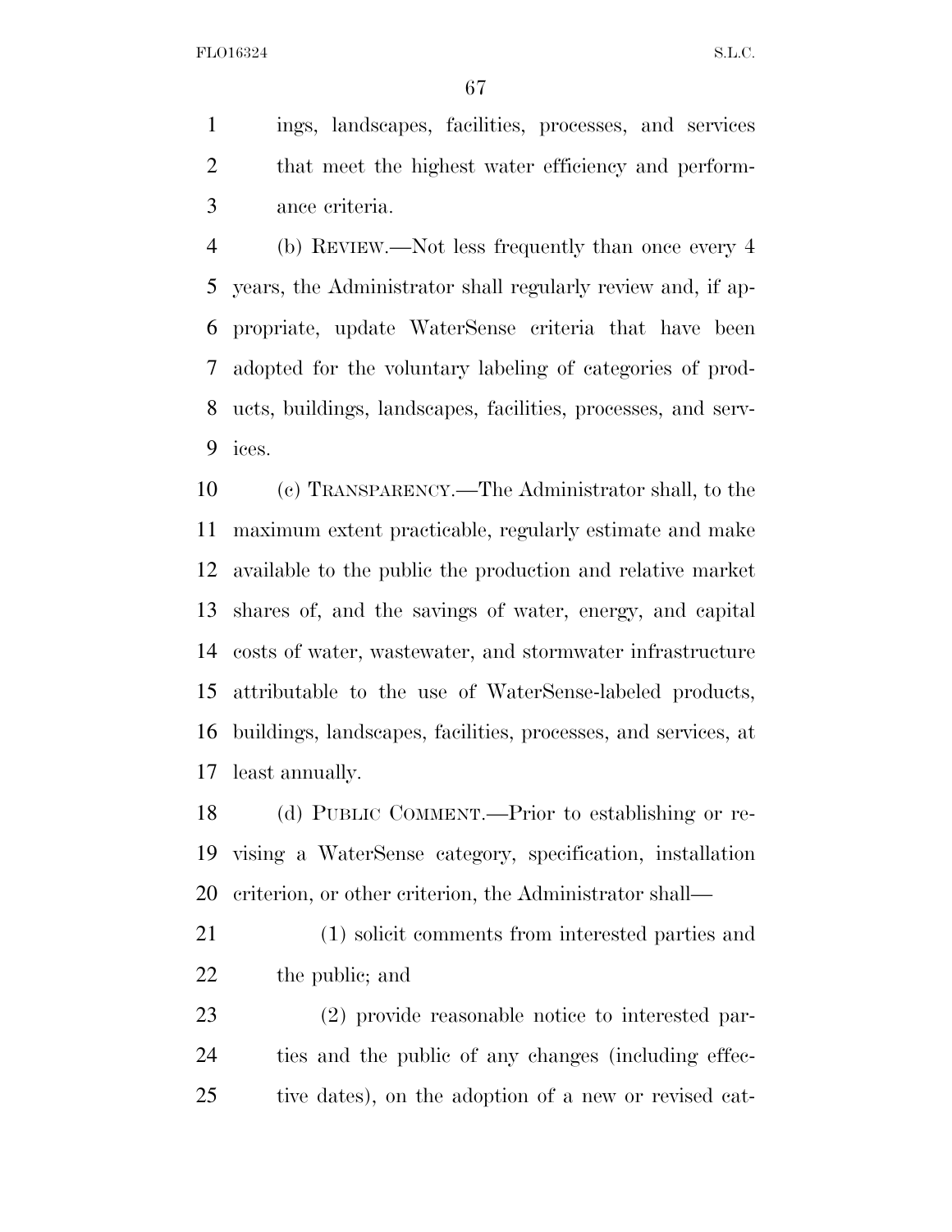ings, landscapes, facilities, processes, and services that meet the highest water efficiency and performance criteria.

(b) REVIEW.—Not less frequently than once every 4 years, the Administrator shall regularly review and, if appropriate, update WaterSense criteria that have been adopted for the voluntary labeling of categories of products, buildings, landscapes, facilities, processes, and services.

(c) TRANSPARENCY.—The Administrator shall, to the maximum extent practicable, regularly estimate and make available to the public the production and relative market shares of, and the savings of water, energy, and capital costs of water, wastewater, and stormwater infrastructure attributable to the use of WaterSense-labeled products, buildings, landscapes, facilities, processes, and services, at least annually.

(d) PUBLIC COMMENT.—Prior to establishing or revising a WaterSense category, specification, installation criterion, or other criterion, the Administrator shall—

(1) solicit comments from interested parties and the public; and

(2) provide reasonable notice to interested parties and the public of any changes (including effective dates), on the adoption of a new or revised cat-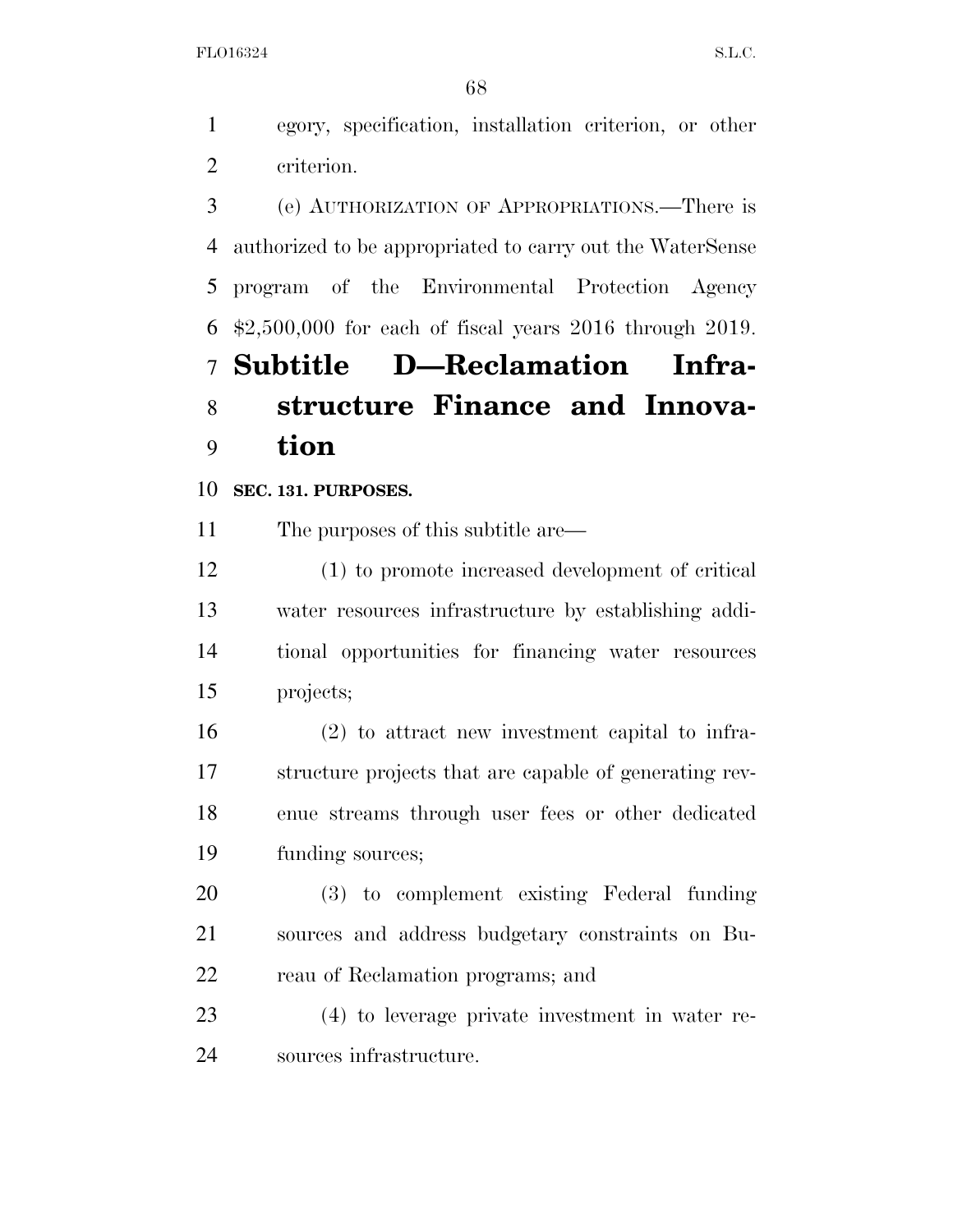egory, specification, installation criterion, or other criterion.

(e) AUTHORIZATION OF APPROPRIATIONS.—There is authorized to be appropriated to carry out the WaterSense program of the Environmental Protection Agency $2,500,000 for each of fiscal years 2016 through 2019.

# Subtitle D—Reclamation Infrastructure Finance and Innovation

**SEC. 131. PURPOSES.**

The purposes of this subtitle are—

(1) to promote increased development of critical water resources infrastructure by establishing additional opportunities for financing water resources projects;

(2) to attract new investment capital to infrastructure projects that are capable of generating revenue streams through user fees or other dedicated funding sources;

(3) to complement existing Federal funding sources and address budgetary constraints on Bureau of Reclamation programs; and

(4) to leverage private investment in water resources infrastructure.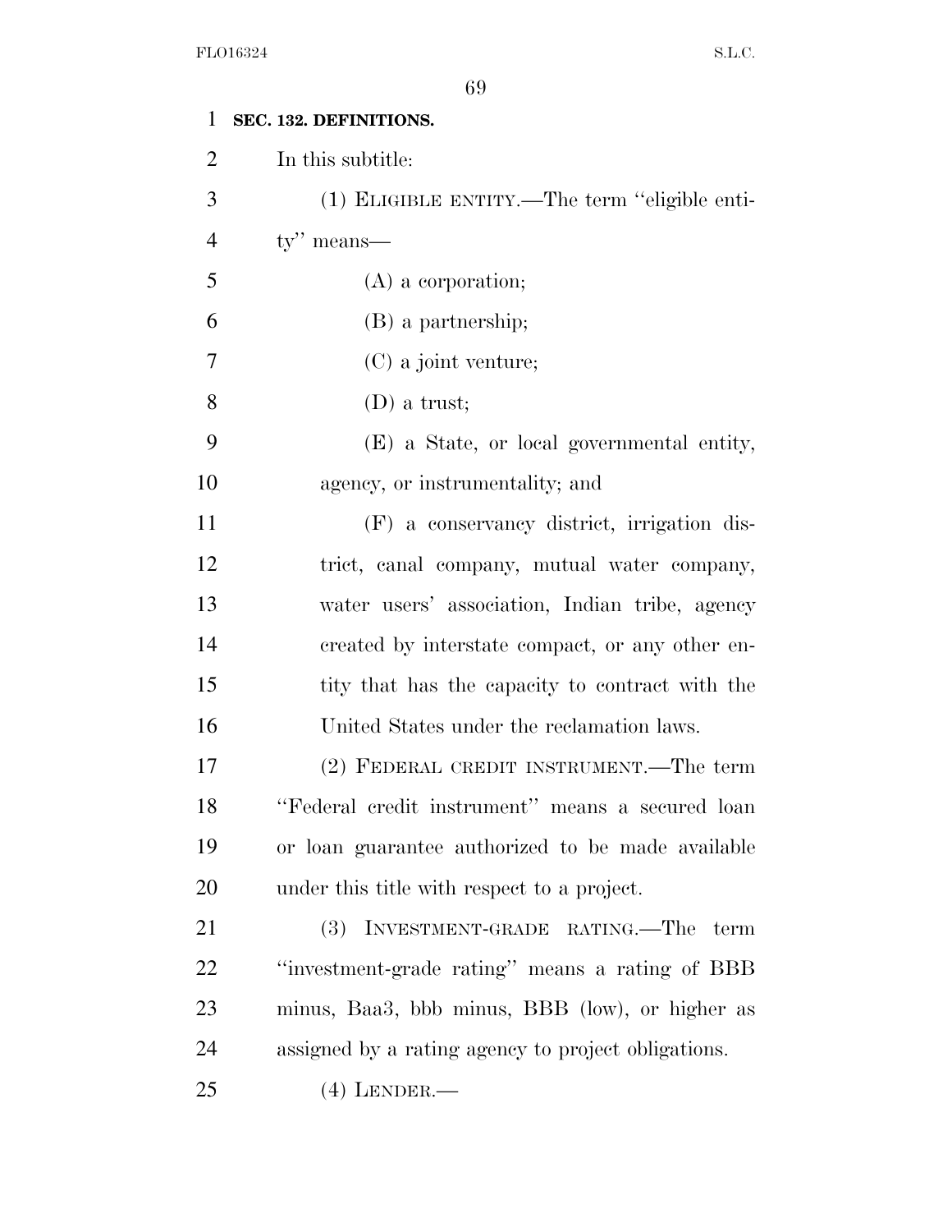**SEC. 132. DEFINITIONS.**

In this subtitle:

(1) ELIGIBLE ENTITY.—The term ''eligible entity'' means—

(A) a corporation;

(B) a partnership;

(C) a joint venture;

(D) a trust;

(E) a State, or local governmental entity, agency, or instrumentality; and

(F) a conservancy district, irrigation district, canal company, mutual water company, water users' association, Indian tribe, agency created by interstate compact, or any other entity that has the capacity to contract with the United States under the reclamation laws.

(2) FEDERAL CREDIT INSTRUMENT.—The term ''Federal credit instrument'' means a secured loan or loan guarantee authorized to be made available under this title with respect to a project.

(3) INVESTMENT-GRADE RATING.—The term ''investment-grade rating'' means a rating of BBB minus, Baa3, bbb minus, BBB (low), or higher as assigned by a rating agency to project obligations.

(4) LENDER.—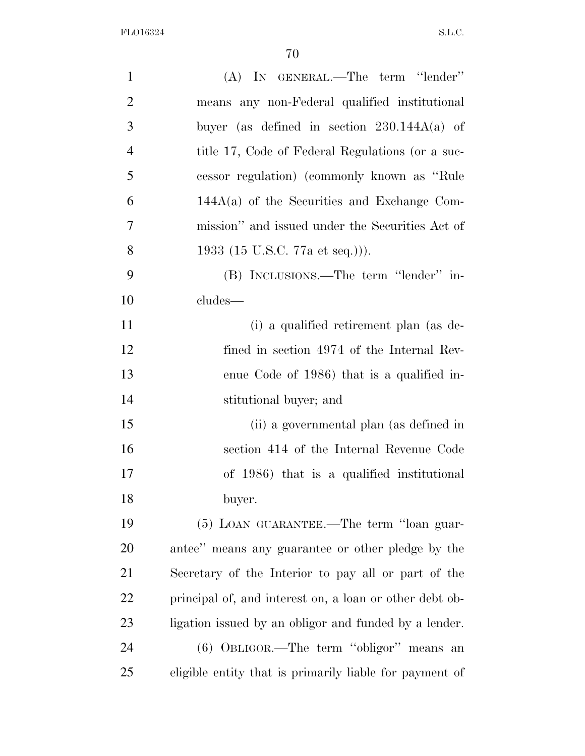(A) In general.—The term "lender" means any non-Federal qualified institutional buyer (as defined in section 230.144A(a) of title 17, Code of Federal Regulations (or a successor regulation) (commonly known as "Rule 144A(a) of the Securities and Exchange Commission" and issued under the Securities Act of 1933 (15 U.S.C. 77a et seq.))).

(B) Inclusions.—The term "lender" includes—

(i) a qualified retirement plan (as defined in section 4974 of the Internal Revenue Code of 1986) that is a qualified institutional buyer; and

(ii) a governmental plan (as defined in section 414 of the Internal Revenue Code of 1986) that is a qualified institutional buyer.

(5) Loan guarantee.—The term "loan guarantee" means any guarantee or other pledge by the Secretary of the Interior to pay all or part of the principal of, and interest on, a loan or other debt obligation issued by an obligor and funded by a lender.

(6) Obligor.—The term "obligor" means an eligible entity that is primarily liable for payment of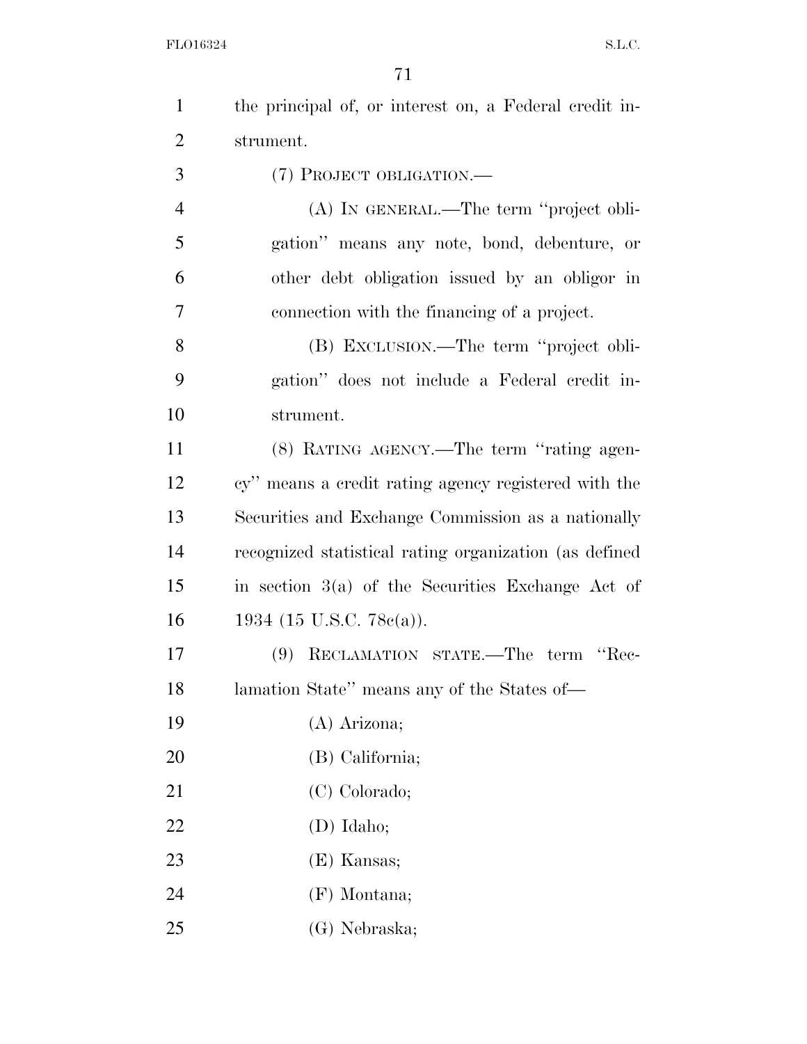the principal of, or interest on, a Federal credit instrument.

(7) PROJECT OBLIGATION.—

(A) IN GENERAL.—The term "project obligation" means any note, bond, debenture, or other debt obligation issued by an obligor in connection with the financing of a project.

(B) EXCLUSION.—The term "project obligation" does not include a Federal credit instrument.

(8) RATING AGENCY.—The term "rating agency" means a credit rating agency registered with the Securities and Exchange Commission as a nationally recognized statistical rating organization (as defined in section 3(a) of the Securities Exchange Act of 1934 (15 U.S.C. 78c(a)).

(9) RECLAMATION STATE.—The term "Reclamation State" means any of the States of—

(A) Arizona;

(B) California;

(C) Colorado;

(D) Idaho;

(E) Kansas;

(F) Montana;

(G) Nebraska;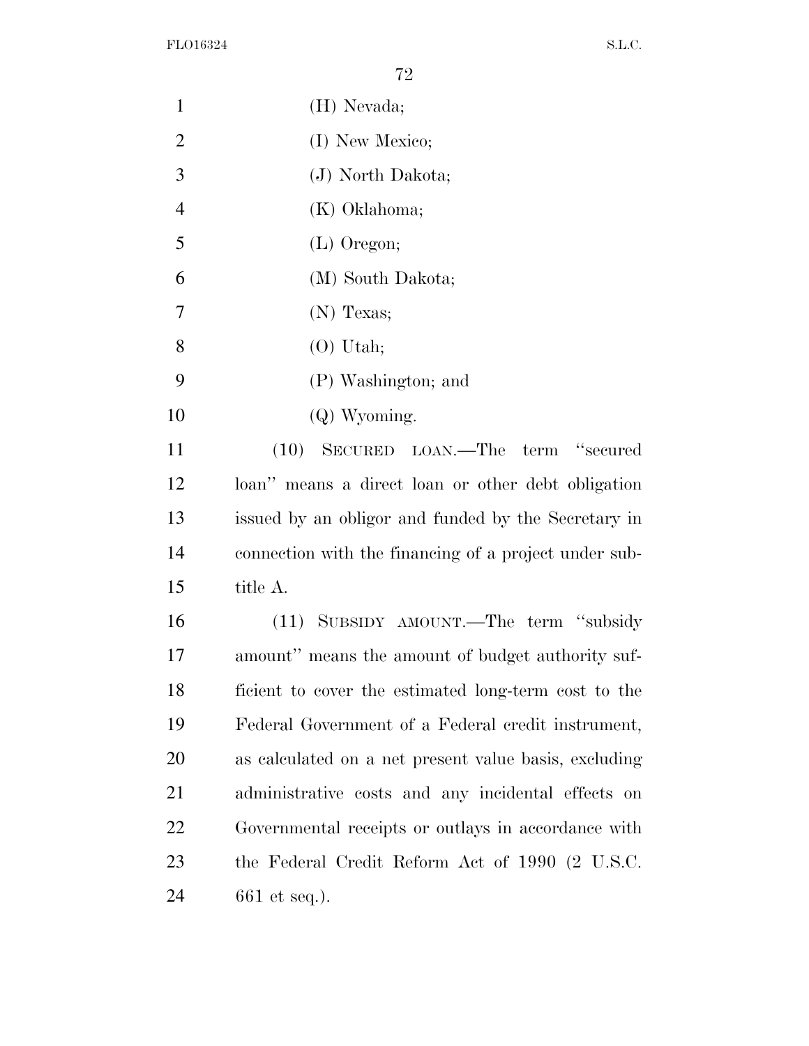(H) Nevada;

(I) New Mexico;

(J) North Dakota;

(K) Oklahoma;

(L) Oregon;

(M) South Dakota;

(N) Texas;

(O) Utah;

(P) Washington; and

(Q) Wyoming.

(10) SECURED LOAN.—The term "secured loan" means a direct loan or other debt obligation issued by an obligor and funded by the Secretary in connection with the financing of a project under subtitle A.

(11) SUBSIDY AMOUNT.—The term "subsidy amount" means the amount of budget authority sufficient to cover the estimated long-term cost to the Federal Government of a Federal credit instrument, as calculated on a net present value basis, excluding administrative costs and any incidental effects on Governmental receipts or outlays in accordance with the Federal Credit Reform Act of 1990 (2 U.S.C. 661 et seq.).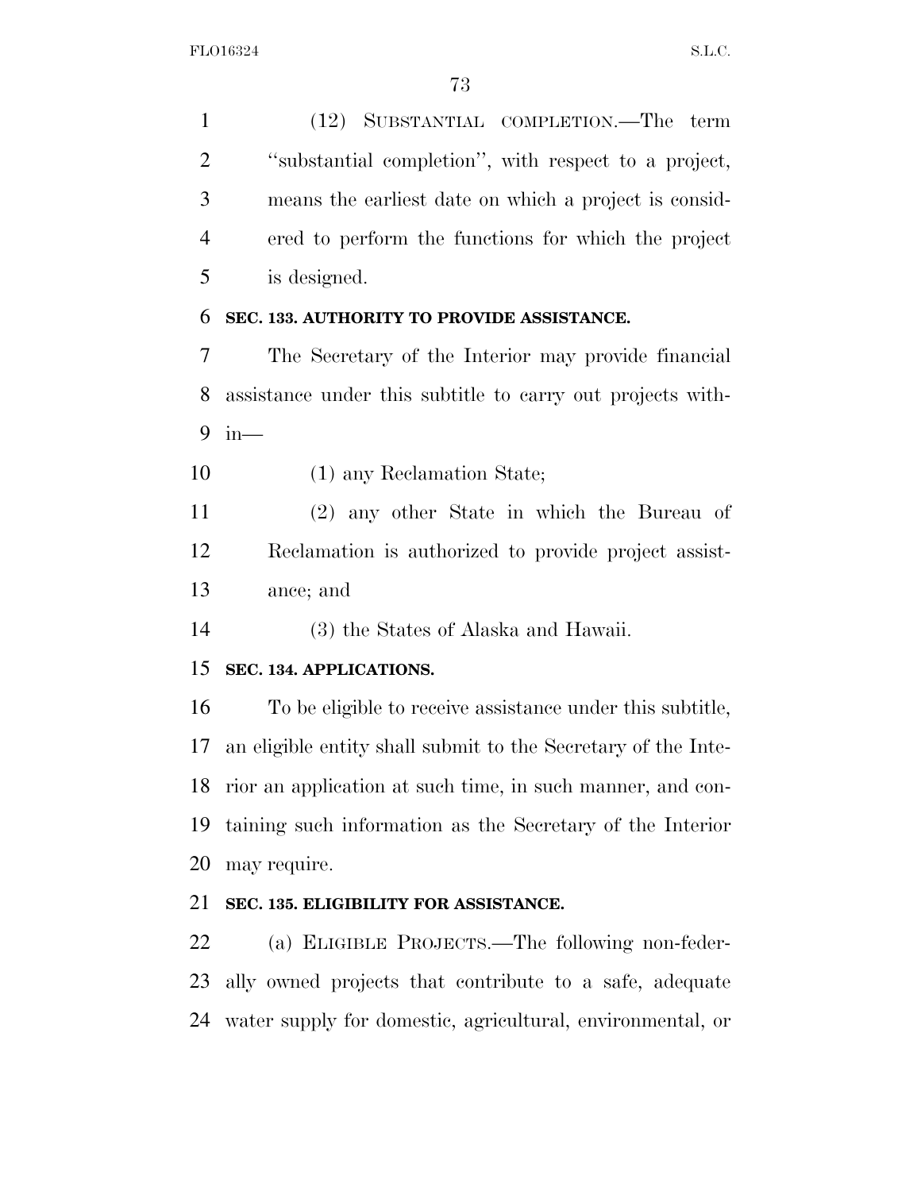(12) SUBSTANTIAL COMPLETION.—The term ''substantial completion'', with respect to a project, means the earliest date on which a project is considered to perform the functions for which the project is designed.

**SEC. 133. AUTHORITY TO PROVIDE ASSISTANCE.**

The Secretary of the Interior may provide financial assistance under this subtitle to carry out projects within—

(1) any Reclamation State;

(2) any other State in which the Bureau of Reclamation is authorized to provide project assistance; and

(3) the States of Alaska and Hawaii.

**SEC. 134. APPLICATIONS.**

To be eligible to receive assistance under this subtitle, an eligible entity shall submit to the Secretary of the Interior an application at such time, in such manner, and containing such information as the Secretary of the Interior may require.

**SEC. 135. ELIGIBILITY FOR ASSISTANCE.**

(a) ELIGIBLE PROJECTS.—The following non-federally owned projects that contribute to a safe, adequate water supply for domestic, agricultural, environmental, or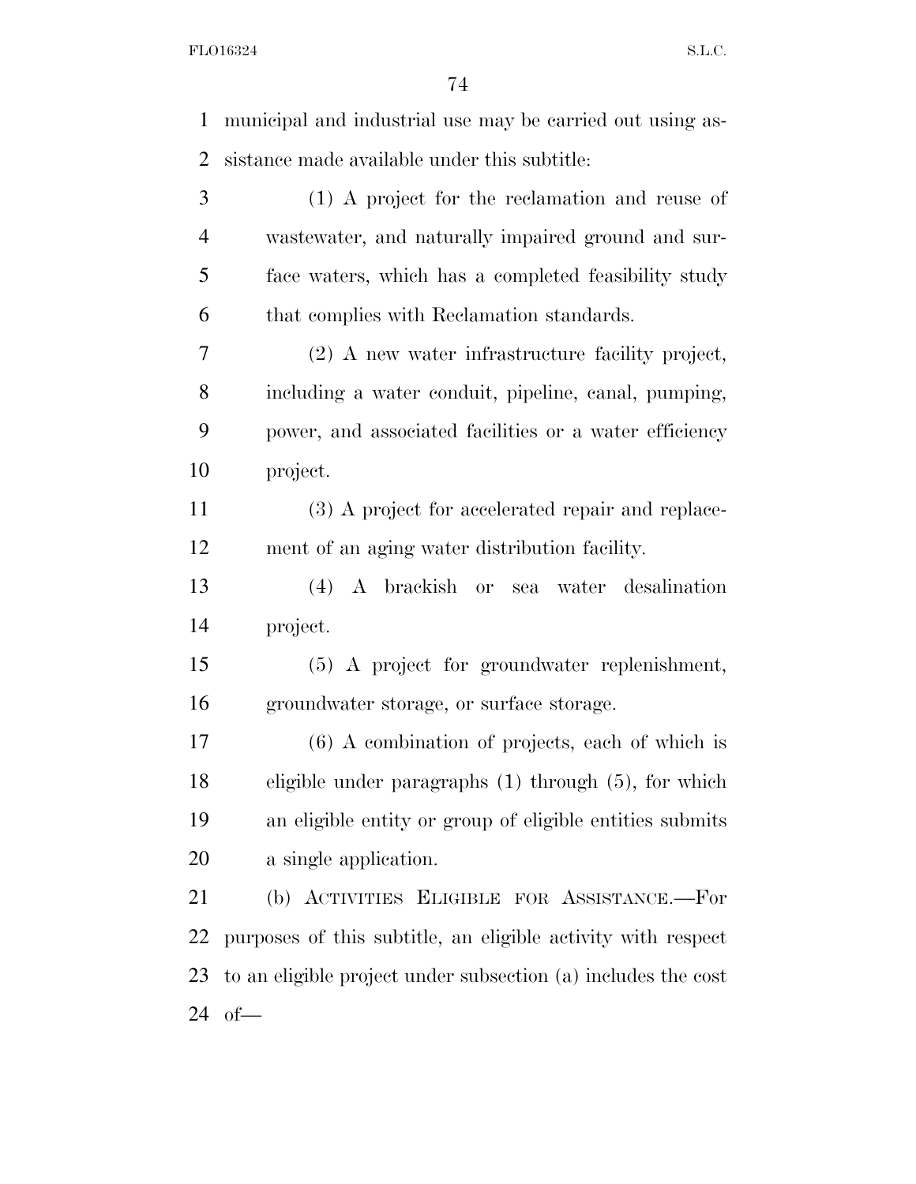municipal and industrial use may be carried out using assistance made available under this subtitle:

(1) A project for the reclamation and reuse of wastewater, and naturally impaired ground and surface waters, which has a completed feasibility study that complies with Reclamation standards.

(2) A new water infrastructure facility project, including a water conduit, pipeline, canal, pumping, power, and associated facilities or a water efficiency project.

(3) A project for accelerated repair and replacement of an aging water distribution facility.

(4) A brackish or sea water desalination project.

(5) A project for groundwater replenishment, groundwater storage, or surface storage.

(6) A combination of projects, each of which is eligible under paragraphs (1) through (5), for which an eligible entity or group of eligible entities submits a single application.

(b) ACTIVITIES ELIGIBLE FOR ASSISTANCE.—For purposes of this subtitle, an eligible activity with respect to an eligible project under subsection (a) includes the cost of—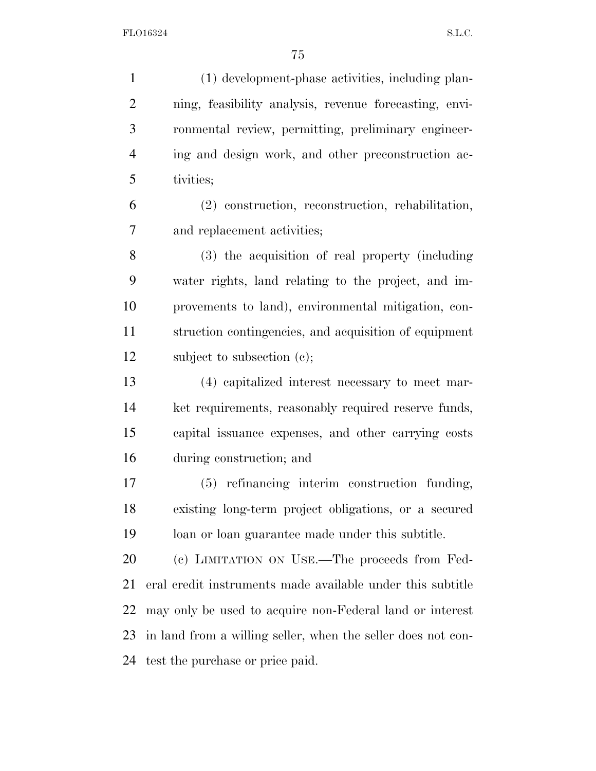(1) development-phase activities, including planning, feasibility analysis, revenue forecasting, environmental review, permitting, preliminary engineering and design work, and other preconstruction activities;

(2) construction, reconstruction, rehabilitation, and replacement activities;

(3) the acquisition of real property (including water rights, land relating to the project, and improvements to land), environmental mitigation, construction contingencies, and acquisition of equipment subject to subsection (c);

(4) capitalized interest necessary to meet market requirements, reasonably required reserve funds, capital issuance expenses, and other carrying costs during construction; and

(5) refinancing interim construction funding, existing long-term project obligations, or a secured loan or loan guarantee made under this subtitle.

(c) LIMITATION ON USE.—The proceeds from Federal credit instruments made available under this subtitle may only be used to acquire non-Federal land or interest in land from a willing seller, when the seller does not contest the purchase or price paid.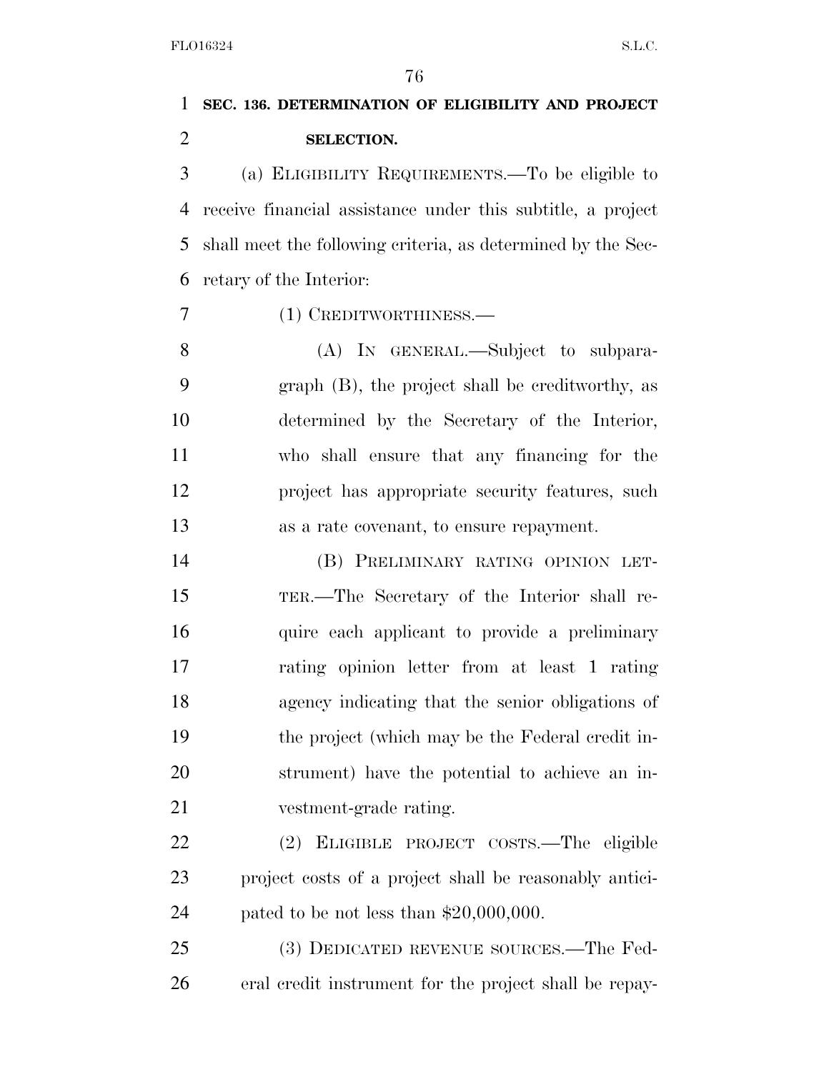**SEC. 136. DETERMINATION OF ELIGIBILITY AND PROJECT SELECTION.**

(a) ELIGIBILITY REQUIREMENTS.—To be eligible to receive financial assistance under this subtitle, a project shall meet the following criteria, as determined by the Secretary of the Interior:

(1) CREDITWORTHINESS.—

(A) IN GENERAL.—Subject to subparagraph (B), the project shall be creditworthy, as determined by the Secretary of the Interior, who shall ensure that any financing for the project has appropriate security features, such as a rate covenant, to ensure repayment.

(B) PRELIMINARY RATING OPINION LETTER.—The Secretary of the Interior shall require each applicant to provide a preliminary rating opinion letter from at least 1 rating agency indicating that the senior obligations of the project (which may be the Federal credit instrument) have the potential to achieve an investment-grade rating.

(2) ELIGIBLE PROJECT COSTS.—The eligible project costs of a project shall be reasonably anticipated to be not less than $20,000,000.

(3) DEDICATED REVENUE SOURCES.—The Federal credit instrument for the project shall be repay-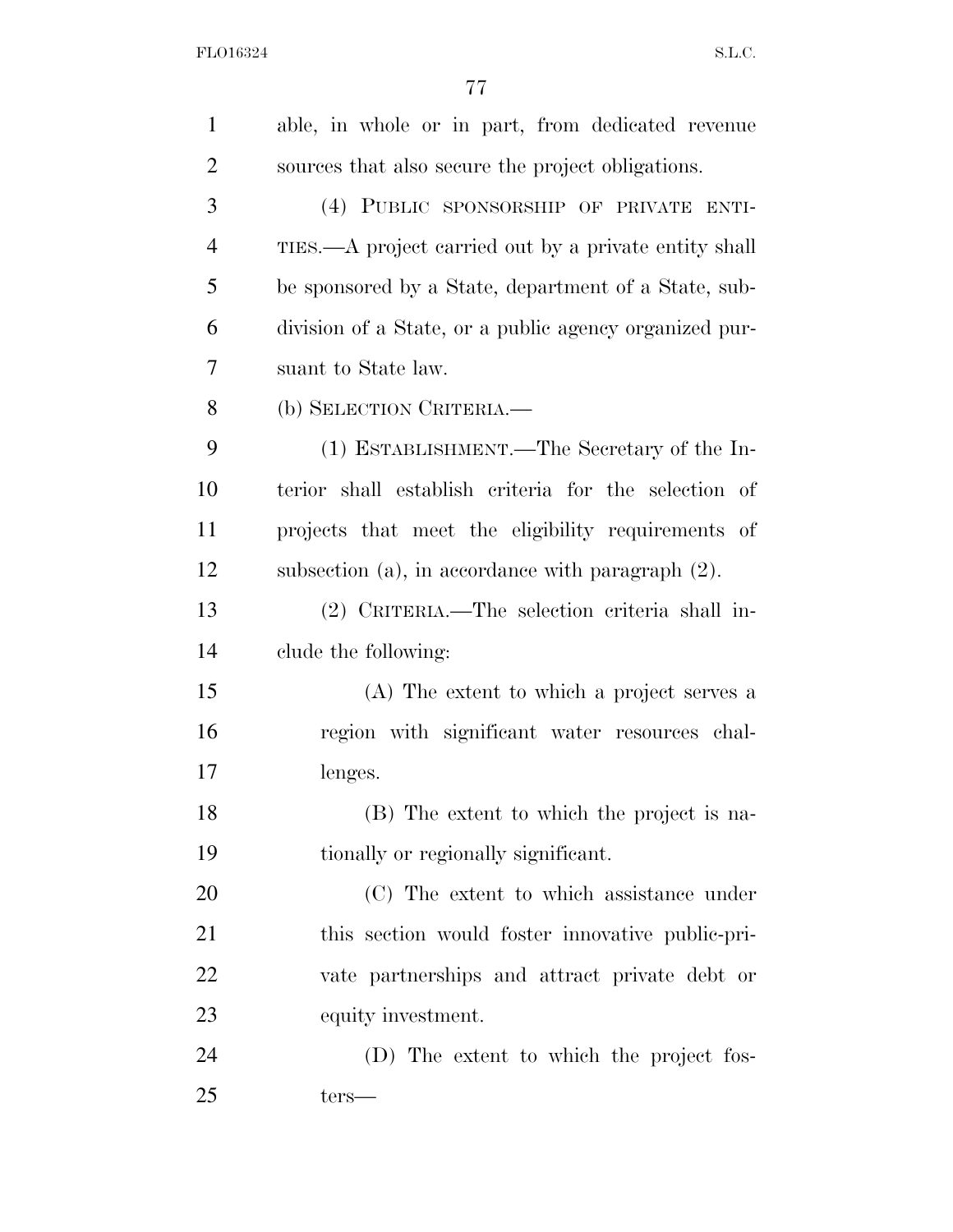able, in whole or in part, from dedicated revenue sources that also secure the project obligations.

(4) PUBLIC SPONSORSHIP OF PRIVATE ENTITIES.—A project carried out by a private entity shall be sponsored by a State, department of a State, subdivision of a State, or a public agency organized pursuant to State law.

(b) SELECTION CRITERIA.—

(1) ESTABLISHMENT.—The Secretary of the Interior shall establish criteria for the selection of projects that meet the eligibility requirements of subsection (a), in accordance with paragraph (2).

(2) CRITERIA.—The selection criteria shall include the following:

(A) The extent to which a project serves a region with significant water resources challenges.

(B) The extent to which the project is nationally or regionally significant.

(C) The extent to which assistance under this section would foster innovative public-private partnerships and attract private debt or equity investment.

(D) The extent to which the project fosters—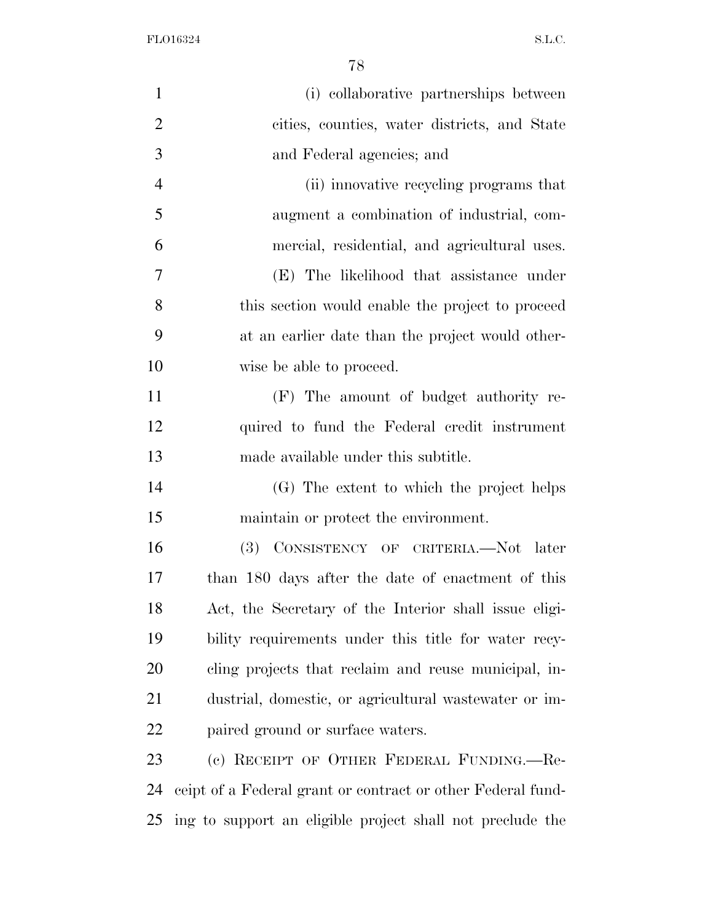(i) collaborative partnerships between cities, counties, water districts, and State and Federal agencies; and

(ii) innovative recycling programs that augment a combination of industrial, commercial, residential, and agricultural uses.

(E) The likelihood that assistance under this section would enable the project to proceed at an earlier date than the project would otherwise be able to proceed.

(F) The amount of budget authority required to fund the Federal credit instrument made available under this subtitle.

(G) The extent to which the project helps maintain or protect the environment.

(3) CONSISTENCY OF CRITERIA.—Not later than 180 days after the date of enactment of this Act, the Secretary of the Interior shall issue eligibility requirements under this title for water recycling projects that reclaim and reuse municipal, industrial, domestic, or agricultural wastewater or impaired ground or surface waters.

(c) RECEIPT OF OTHER FEDERAL FUNDING.—Receipt of a Federal grant or contract or other Federal funding to support an eligible project shall not preclude the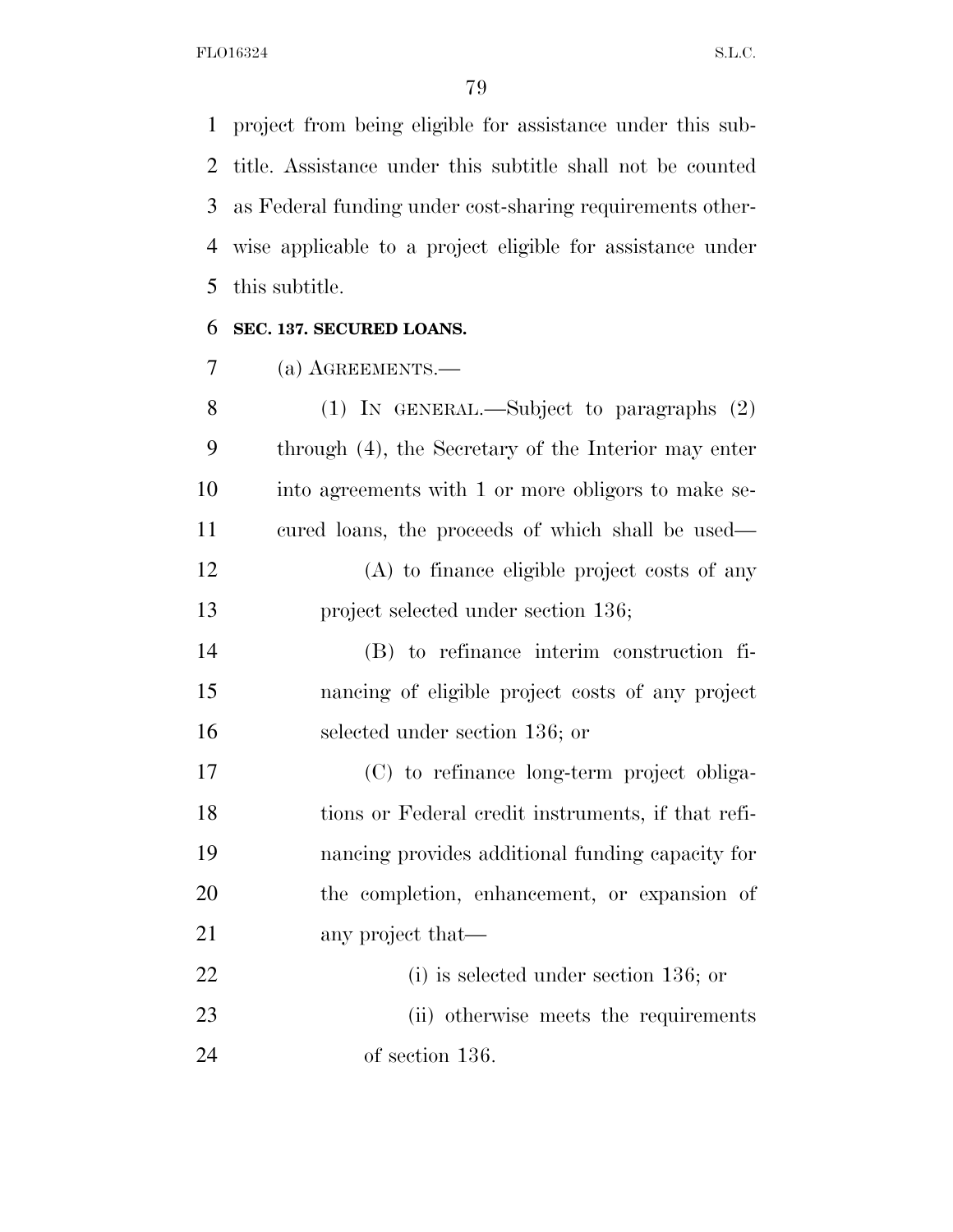project from being eligible for assistance under this subtitle. Assistance under this subtitle shall not be counted as Federal funding under cost-sharing requirements otherwise applicable to a project eligible for assistance under this subtitle.

**SEC. 137. SECURED LOANS.**

(a) AGREEMENTS.—

(1) IN GENERAL.—Subject to paragraphs (2) through (4), the Secretary of the Interior may enter into agreements with 1 or more obligors to make secured loans, the proceeds of which shall be used—

(A) to finance eligible project costs of any project selected under section 136;

(B) to refinance interim construction financing of eligible project costs of any project selected under section 136; or

(C) to refinance long-term project obligations or Federal credit instruments, if that refinancing provides additional funding capacity for the completion, enhancement, or expansion of any project that—

(i) is selected under section 136; or

(ii) otherwise meets the requirements of section 136.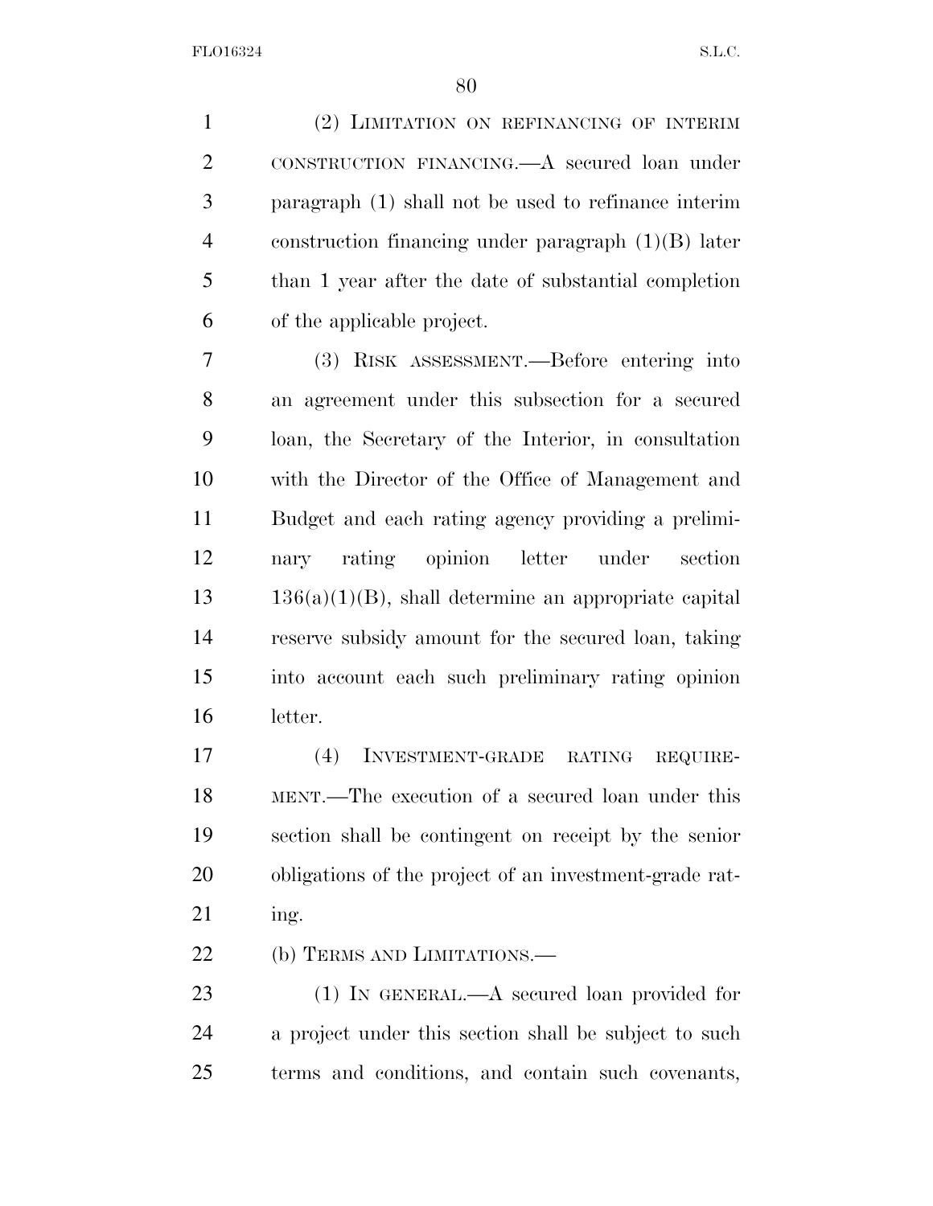(2) LIMITATION ON REFINANCING OF INTERIM CONSTRUCTION FINANCING.—A secured loan under paragraph (1) shall not be used to refinance interim construction financing under paragraph (1)(B) later than 1 year after the date of substantial completion of the applicable project.

(3) RISK ASSESSMENT.—Before entering into an agreement under this subsection for a secured loan, the Secretary of the Interior, in consultation with the Director of the Office of Management and Budget and each rating agency providing a preliminary rating opinion letter under section 136(a)(1)(B), shall determine an appropriate capital reserve subsidy amount for the secured loan, taking into account each such preliminary rating opinion letter.

(4) INVESTMENT-GRADE RATING REQUIREMENT.—The execution of a secured loan under this section shall be contingent on receipt by the senior obligations of the project of an investment-grade rating.

(b) TERMS AND LIMITATIONS.—

(1) IN GENERAL.—A secured loan provided for a project under this section shall be subject to such terms and conditions, and contain such covenants,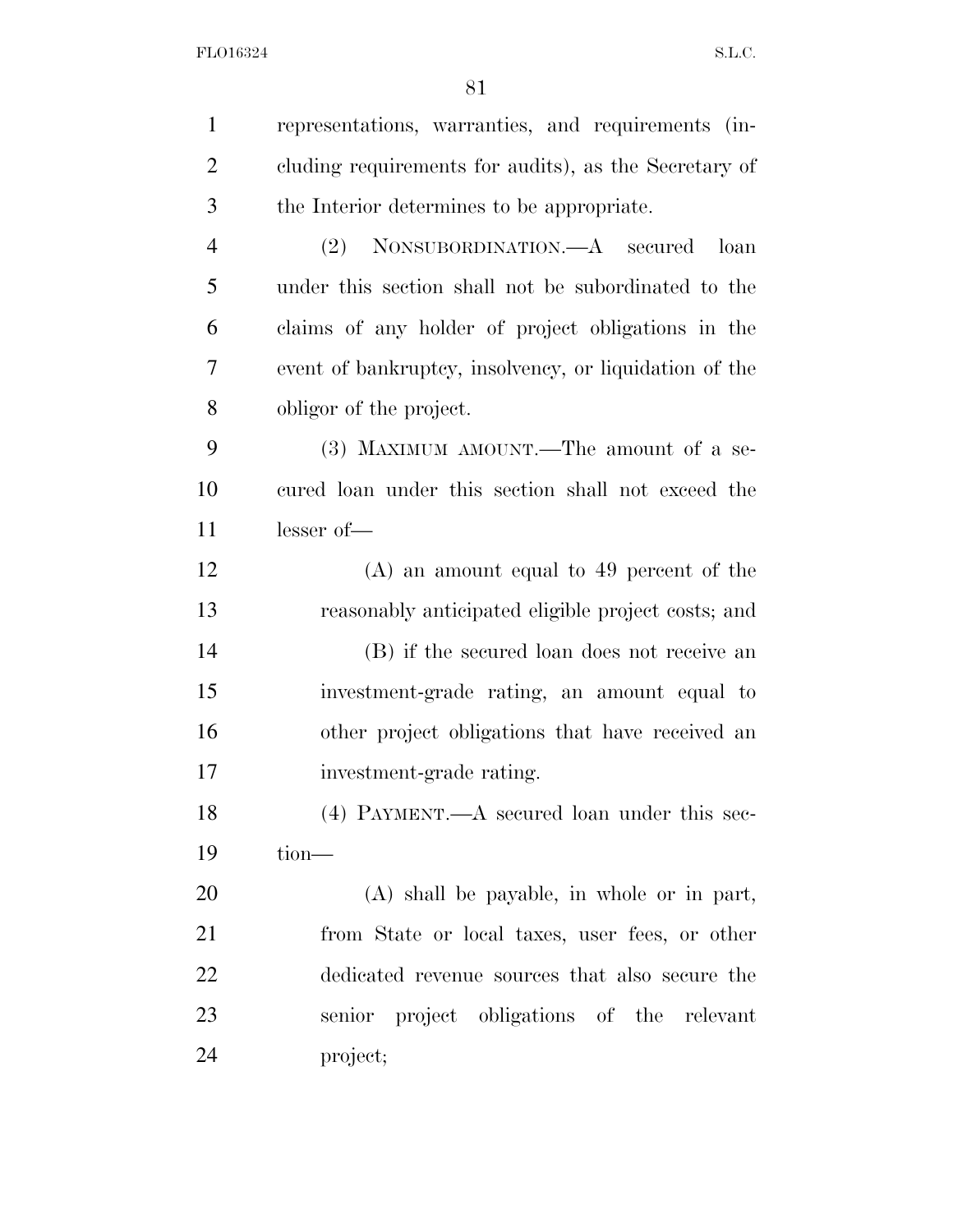representations, warranties, and requirements (including requirements for audits), as the Secretary of the Interior determines to be appropriate.

(2) NONSUBORDINATION.—A secured loan under this section shall not be subordinated to the claims of any holder of project obligations in the event of bankruptcy, insolvency, or liquidation of the obligor of the project.

(3) MAXIMUM AMOUNT.—The amount of a secured loan under this section shall not exceed the lesser of—

(A) an amount equal to 49 percent of the reasonably anticipated eligible project costs; and

(B) if the secured loan does not receive an investment-grade rating, an amount equal to other project obligations that have received an investment-grade rating.

(4) PAYMENT.—A secured loan under this section—

(A) shall be payable, in whole or in part, from State or local taxes, user fees, or other dedicated revenue sources that also secure the senior project obligations of the relevant project;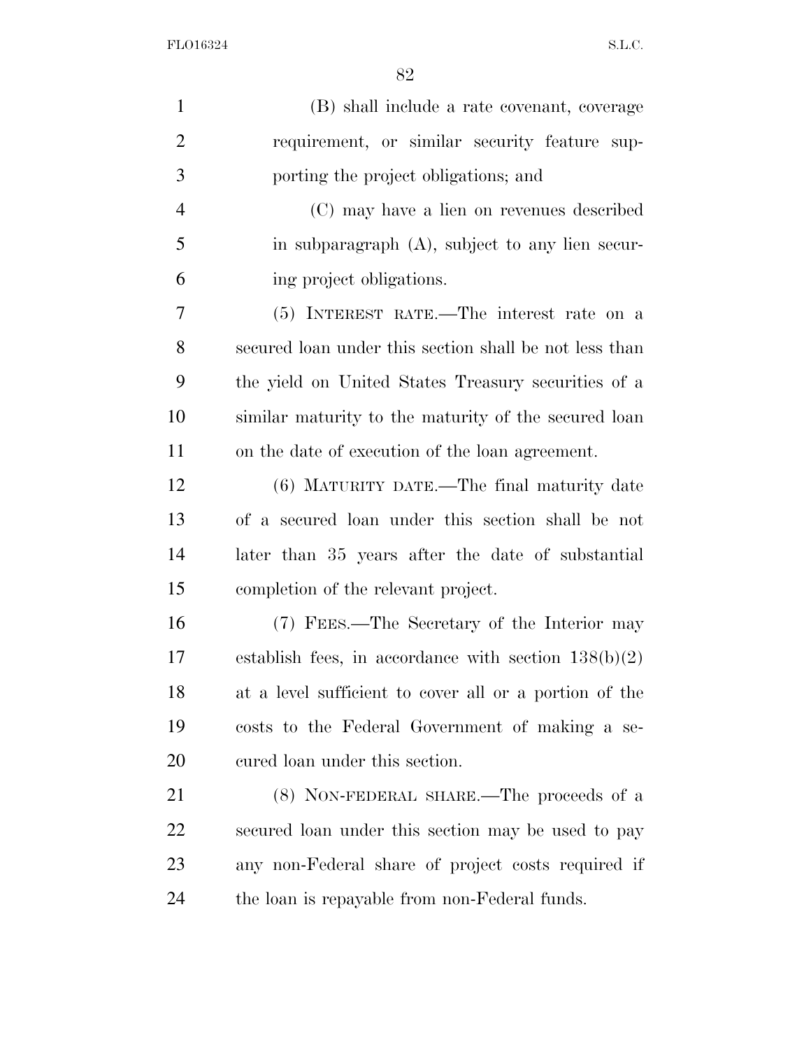(B) shall include a rate covenant, coverage requirement, or similar security feature supporting the project obligations; and

(C) may have a lien on revenues described in subparagraph (A), subject to any lien securing project obligations.

(5) INTEREST RATE.—The interest rate on a secured loan under this section shall be not less than the yield on United States Treasury securities of a similar maturity to the maturity of the secured loan on the date of execution of the loan agreement.

(6) MATURITY DATE.—The final maturity date of a secured loan under this section shall be not later than 35 years after the date of substantial completion of the relevant project.

(7) FEES.—The Secretary of the Interior may establish fees, in accordance with section 138(b)(2) at a level sufficient to cover all or a portion of the costs to the Federal Government of making a secured loan under this section.

(8) NON-FEDERAL SHARE.—The proceeds of a secured loan under this section may be used to pay any non-Federal share of project costs required if the loan is repayable from non-Federal funds.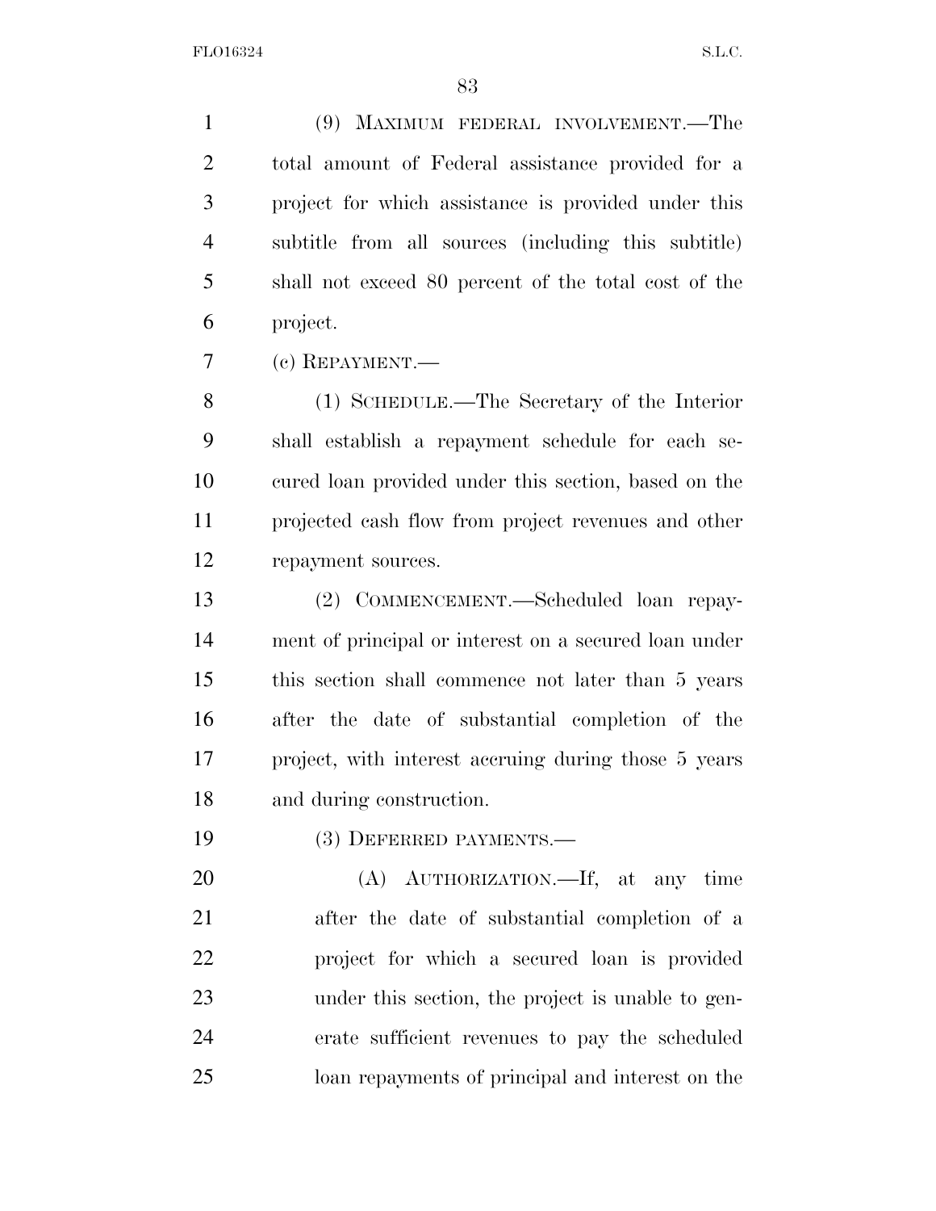(9) MAXIMUM FEDERAL INVOLVEMENT.—The total amount of Federal assistance provided for a project for which assistance is provided under this subtitle from all sources (including this subtitle) shall not exceed 80 percent of the total cost of the project.

(c) REPAYMENT.—

(1) SCHEDULE.—The Secretary of the Interior shall establish a repayment schedule for each secured loan provided under this section, based on the projected cash flow from project revenues and other repayment sources.

(2) COMMENCEMENT.—Scheduled loan repayment of principal or interest on a secured loan under this section shall commence not later than 5 years after the date of substantial completion of the project, with interest accruing during those 5 years and during construction.

(3) DEFERRED PAYMENTS.—

(A) AUTHORIZATION.—If, at any time after the date of substantial completion of a project for which a secured loan is provided under this section, the project is unable to generate sufficient revenues to pay the scheduled loan repayments of principal and interest on the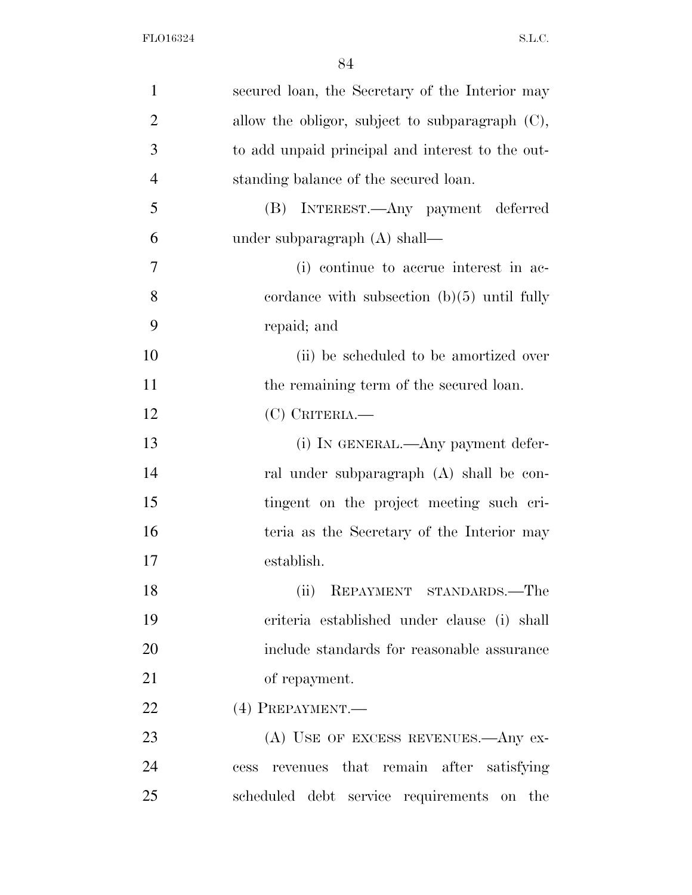secured loan, the Secretary of the Interior may allow the obligor, subject to subparagraph (C), to add unpaid principal and interest to the outstanding balance of the secured loan.

(B) INTEREST.—Any payment deferred under subparagraph (A) shall—

(i) continue to accrue interest in accordance with subsection (b)(5) until fully repaid; and

(ii) be scheduled to be amortized over the remaining term of the secured loan.

(C) CRITERIA.—

(i) IN GENERAL.—Any payment deferral under subparagraph (A) shall be contingent on the project meeting such criteria as the Secretary of the Interior may establish.

(ii) REPAYMENT STANDARDS.—The criteria established under clause (i) shall include standards for reasonable assurance of repayment.

(4) PREPAYMENT.—

(A) USE OF EXCESS REVENUES.—Any excess revenues that remain after satisfying scheduled debt service requirements on the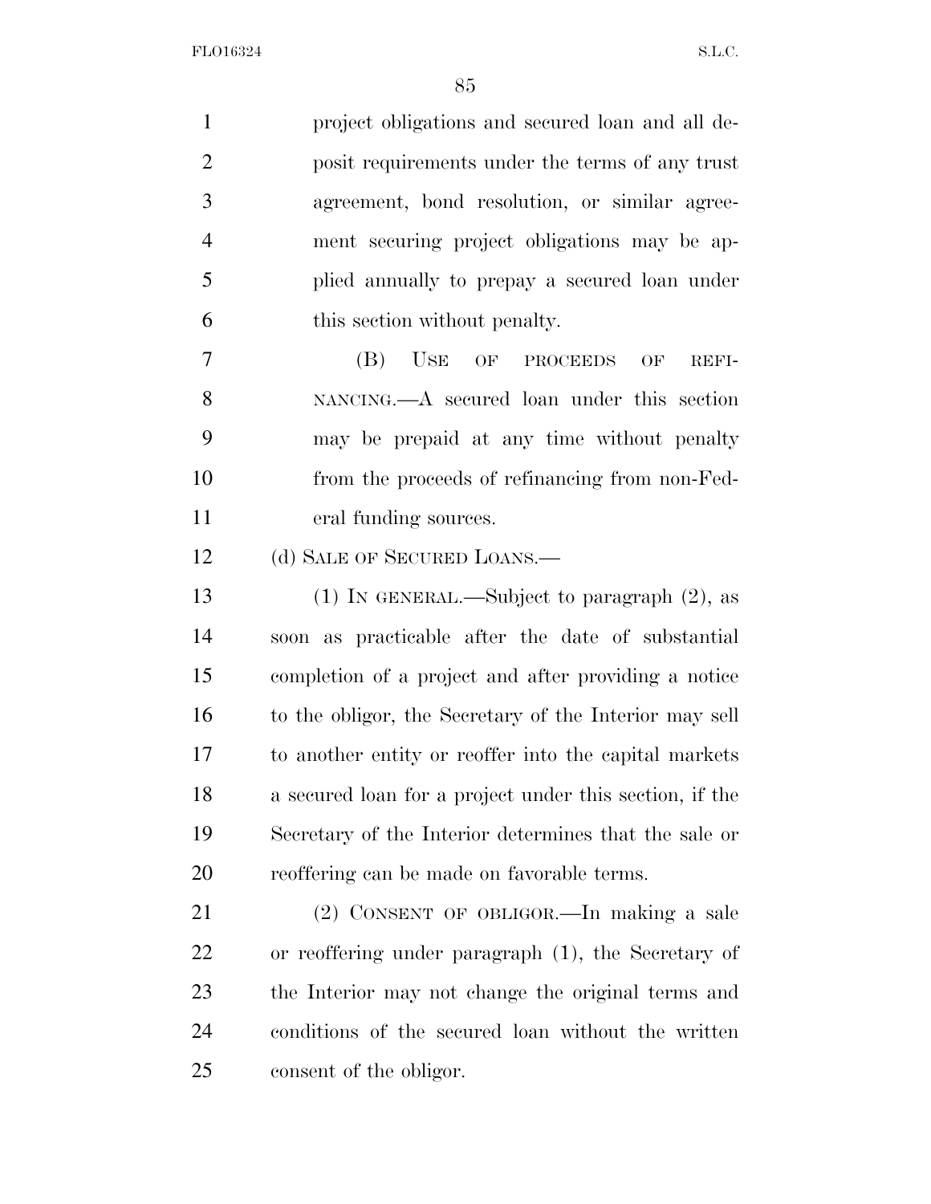project obligations and secured loan and all deposit requirements under the terms of any trust agreement, bond resolution, or similar agreement securing project obligations may be applied annually to prepay a secured loan under this section without penalty.

(B) USE OF PROCEEDS OF REFINANCING.—A secured loan under this section may be prepaid at any time without penalty from the proceeds of refinancing from non-Federal funding sources.

(d) SALE OF SECURED LOANS.—

(1) IN GENERAL.—Subject to paragraph (2), as soon as practicable after the date of substantial completion of a project and after providing a notice to the obligor, the Secretary of the Interior may sell to another entity or reoffer into the capital markets a secured loan for a project under this section, if the Secretary of the Interior determines that the sale or reoffering can be made on favorable terms.

(2) CONSENT OF OBLIGOR.—In making a sale or reoffering under paragraph (1), the Secretary of the Interior may not change the original terms and conditions of the secured loan without the written consent of the obligor.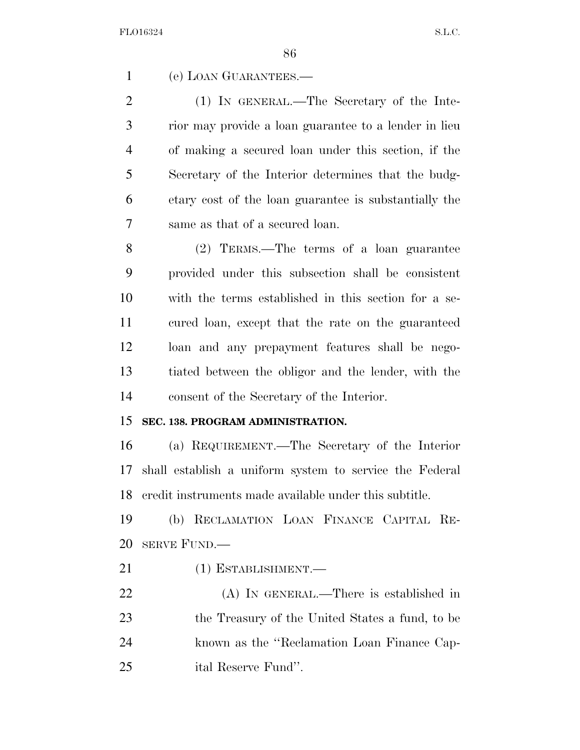(e) LOAN GUARANTEES.—

(1) IN GENERAL.—The Secretary of the Interior may provide a loan guarantee to a lender in lieu of making a secured loan under this section, if the Secretary of the Interior determines that the budgetary cost of the loan guarantee is substantially the same as that of a secured loan.

(2) TERMS.—The terms of a loan guarantee provided under this subsection shall be consistent with the terms established in this section for a secured loan, except that the rate on the guaranteed loan and any prepayment features shall be negotiated between the obligor and the lender, with the consent of the Secretary of the Interior.

**SEC. 138. PROGRAM ADMINISTRATION.**

(a) REQUIREMENT.—The Secretary of the Interior shall establish a uniform system to service the Federal credit instruments made available under this subtitle.

(b) RECLAMATION LOAN FINANCE CAPITAL RESERVE FUND.—

(1) ESTABLISHMENT.—

(A) IN GENERAL.—There is established in the Treasury of the United States a fund, to be known as the "Reclamation Loan Finance Capital Reserve Fund".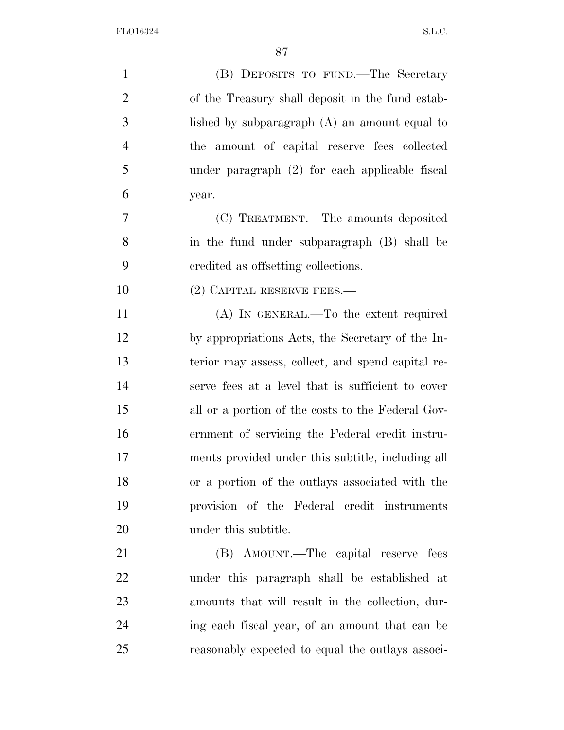(B) DEPOSITS TO FUND.—The Secretary of the Treasury shall deposit in the fund established by subparagraph (A) an amount equal to the amount of capital reserve fees collected under paragraph (2) for each applicable fiscal year.

(C) TREATMENT.—The amounts deposited in the fund under subparagraph (B) shall be credited as offsetting collections.

(2) CAPITAL RESERVE FEES.—

(A) IN GENERAL.—To the extent required by appropriations Acts, the Secretary of the Interior may assess, collect, and spend capital reserve fees at a level that is sufficient to cover all or a portion of the costs to the Federal Government of servicing the Federal credit instruments provided under this subtitle, including all or a portion of the outlays associated with the provision of the Federal credit instruments under this subtitle.

(B) AMOUNT.—The capital reserve fees under this paragraph shall be established at amounts that will result in the collection, during each fiscal year, of an amount that can be reasonably expected to equal the outlays associ-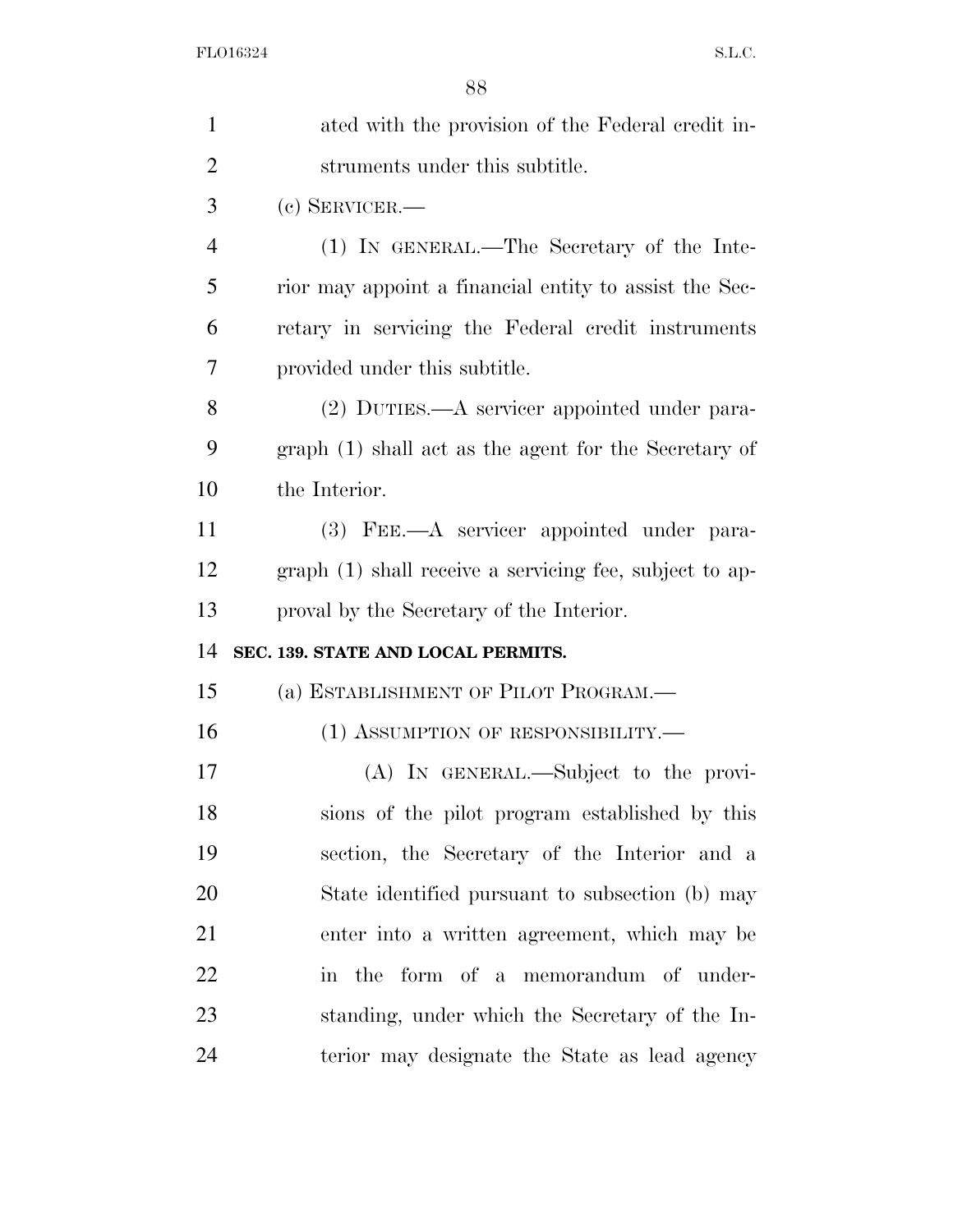ated with the provision of the Federal credit instruments under this subtitle.

(c) SERVICER.—

(1) IN GENERAL.—The Secretary of the Interior may appoint a financial entity to assist the Secretary in servicing the Federal credit instruments provided under this subtitle.

(2) DUTIES.—A servicer appointed under paragraph (1) shall act as the agent for the Secretary of the Interior.

(3) FEE.—A servicer appointed under paragraph (1) shall receive a servicing fee, subject to approval by the Secretary of the Interior.

**SEC. 139. STATE AND LOCAL PERMITS.**

(a) ESTABLISHMENT OF PILOT PROGRAM.—

(1) ASSUMPTION OF RESPONSIBILITY.—

(A) IN GENERAL.—Subject to the provisions of the pilot program established by this section, the Secretary of the Interior and a State identified pursuant to subsection (b) may enter into a written agreement, which may be in the form of a memorandum of understanding, under which the Secretary of the Interior may designate the State as lead agency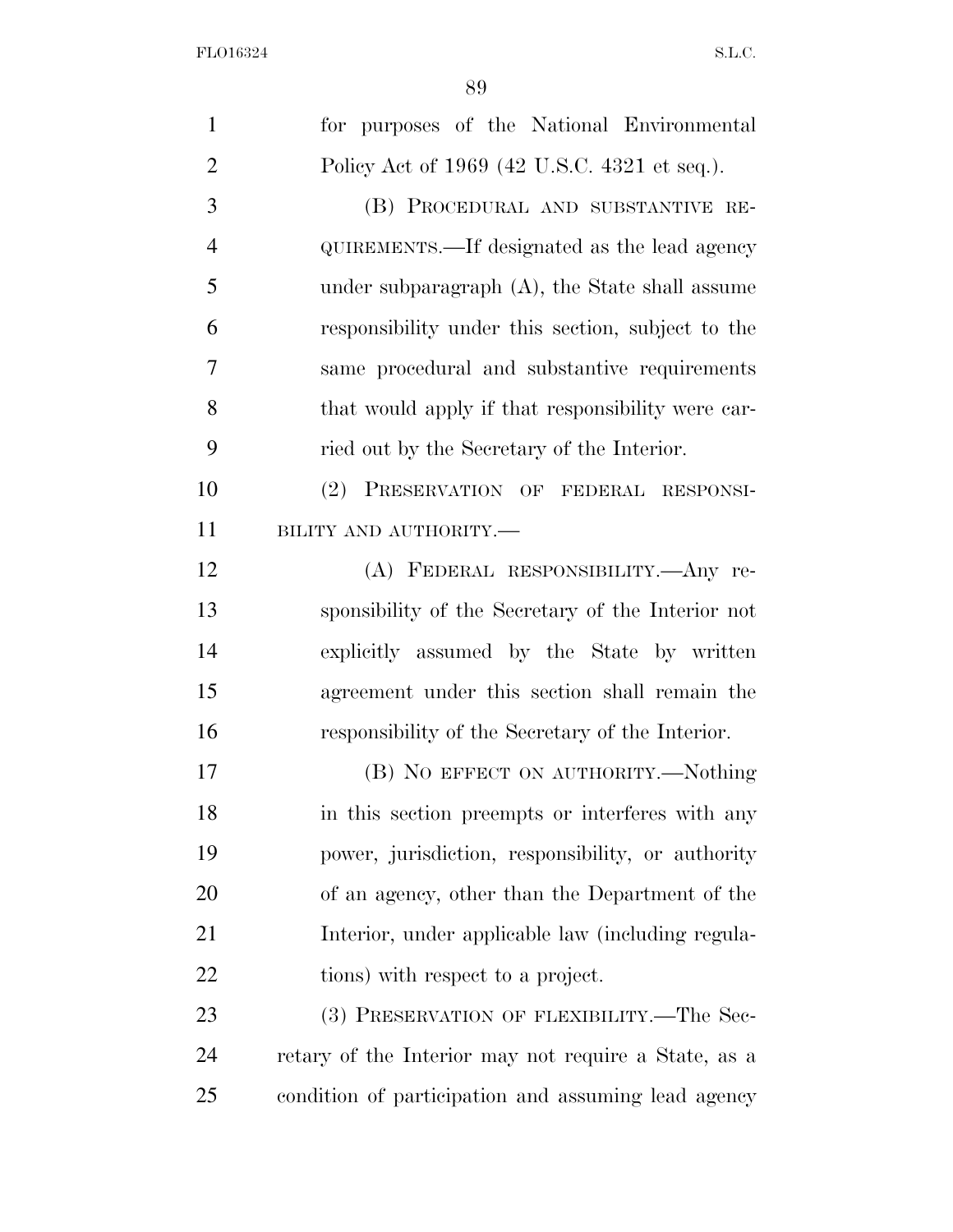for purposes of the National Environmental Policy Act of 1969 (42 U.S.C. 4321 et seq.).

(B) PROCEDURAL AND SUBSTANTIVE REQUIREMENTS.—If designated as the lead agency under subparagraph (A), the State shall assume responsibility under this section, subject to the same procedural and substantive requirements that would apply if that responsibility were carried out by the Secretary of the Interior.

(2) PRESERVATION OF FEDERAL RESPONSIBILITY AND AUTHORITY.—

(A) FEDERAL RESPONSIBILITY.—Any responsibility of the Secretary of the Interior not explicitly assumed by the State by written agreement under this section shall remain the responsibility of the Secretary of the Interior.

(B) NO EFFECT ON AUTHORITY.—Nothing in this section preempts or interferes with any power, jurisdiction, responsibility, or authority of an agency, other than the Department of the Interior, under applicable law (including regulations) with respect to a project.

(3) PRESERVATION OF FLEXIBILITY.—The Secretary of the Interior may not require a State, as a condition of participation and assuming lead agency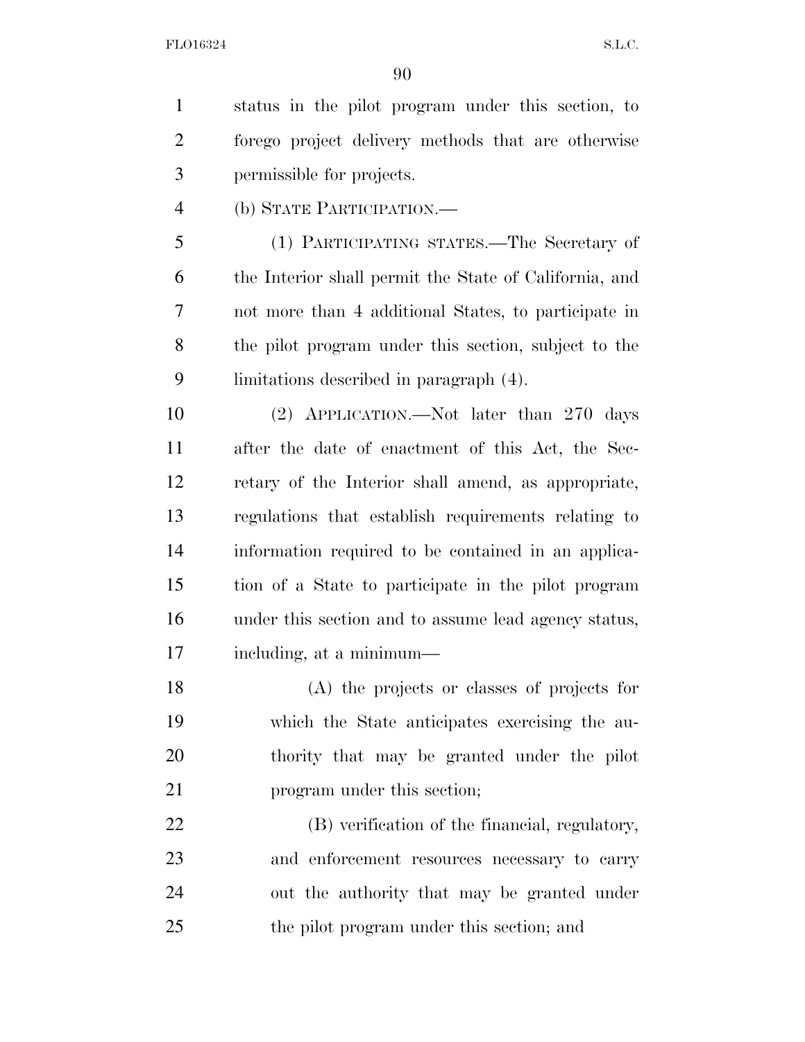status in the pilot program under this section, to forego project delivery methods that are otherwise permissible for projects.

(b) STATE PARTICIPATION.—

(1) PARTICIPATING STATES.—The Secretary of the Interior shall permit the State of California, and not more than 4 additional States, to participate in the pilot program under this section, subject to the limitations described in paragraph (4).

(2) APPLICATION.—Not later than 270 days after the date of enactment of this Act, the Secretary of the Interior shall amend, as appropriate, regulations that establish requirements relating to information required to be contained in an application of a State to participate in the pilot program under this section and to assume lead agency status, including, at a minimum—

(A) the projects or classes of projects for which the State anticipates exercising the authority that may be granted under the pilot program under this section;

(B) verification of the financial, regulatory, and enforcement resources necessary to carry out the authority that may be granted under the pilot program under this section; and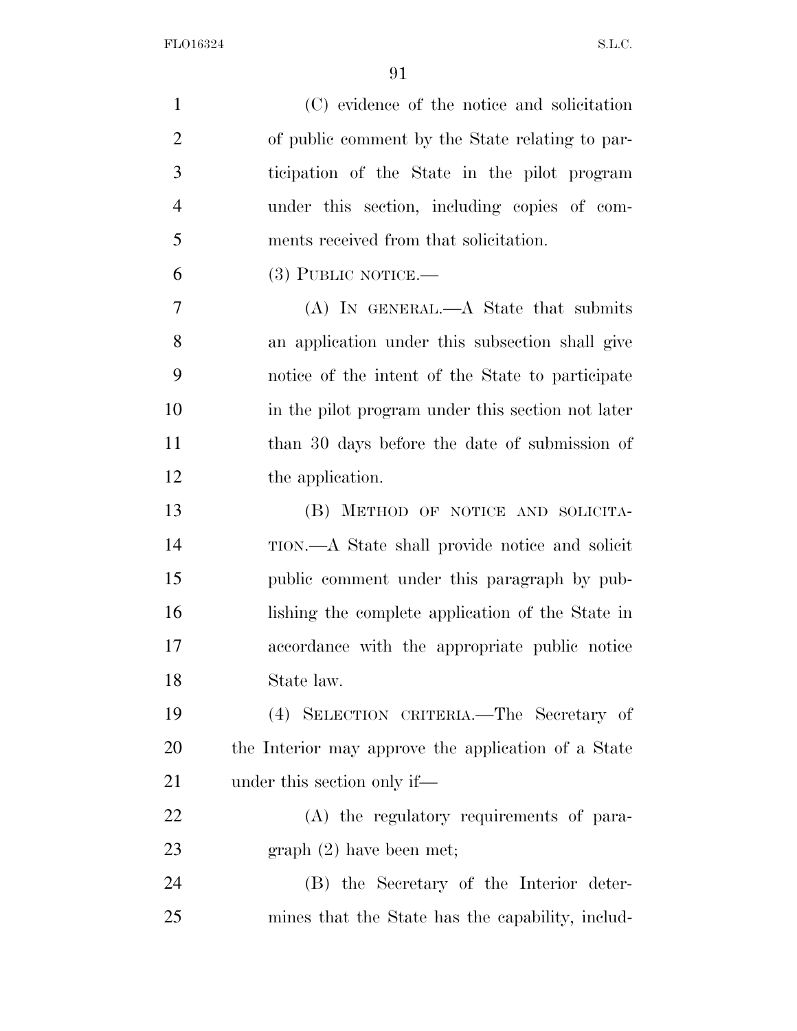(C) evidence of the notice and solicitation of public comment by the State relating to participation of the State in the pilot program under this section, including copies of comments received from that solicitation.

(3) PUBLIC NOTICE.—

(A) IN GENERAL.—A State that submits an application under this subsection shall give notice of the intent of the State to participate in the pilot program under this section not later than 30 days before the date of submission of the application.

(B) METHOD OF NOTICE AND SOLICITATION.—A State shall provide notice and solicit public comment under this paragraph by publishing the complete application of the State in accordance with the appropriate public notice State law.

(4) SELECTION CRITERIA.—The Secretary of the Interior may approve the application of a State under this section only if—

(A) the regulatory requirements of paragraph (2) have been met;

(B) the Secretary of the Interior determines that the State has the capability, includ-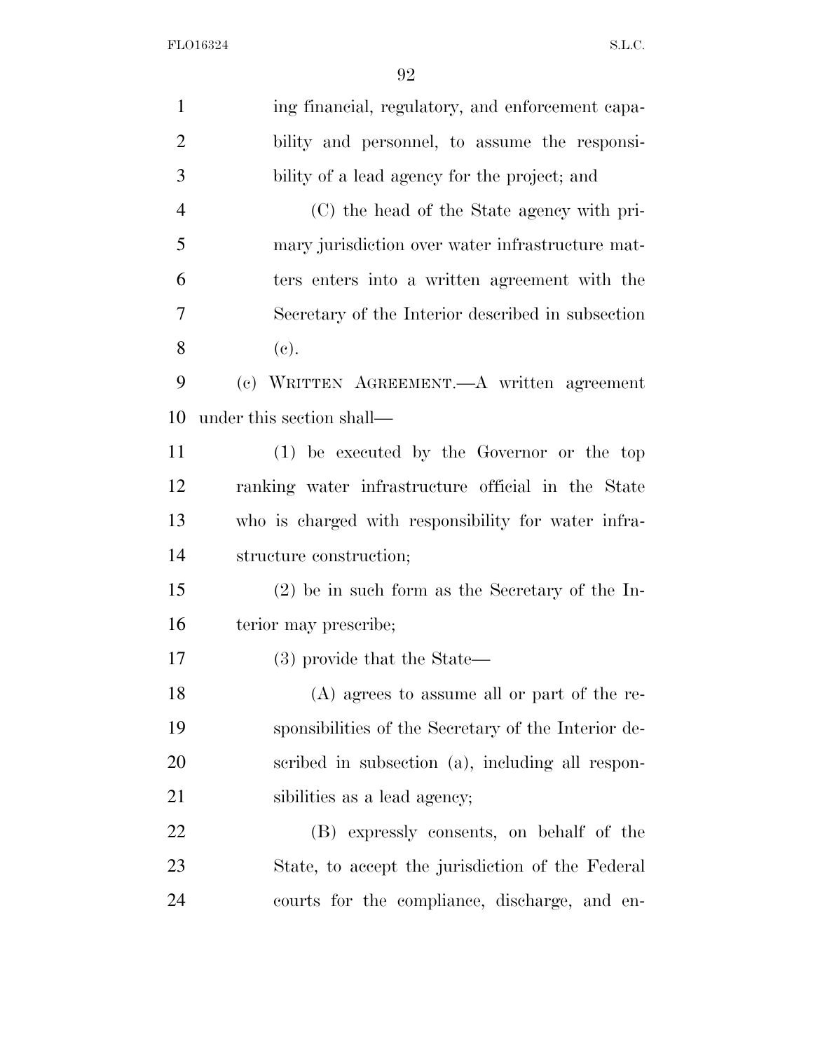ing financial, regulatory, and enforcement capability and personnel, to assume the responsibility of a lead agency for the project; and

(C) the head of the State agency with primary jurisdiction over water infrastructure matters enters into a written agreement with the Secretary of the Interior described in subsection (c).

(c) WRITTEN AGREEMENT.—A written agreement under this section shall—

(1) be executed by the Governor or the top ranking water infrastructure official in the State who is charged with responsibility for water infrastructure construction;

(2) be in such form as the Secretary of the Interior may prescribe;

(3) provide that the State—

(A) agrees to assume all or part of the responsibilities of the Secretary of the Interior described in subsection (a), including all responsibilities as a lead agency;

(B) expressly consents, on behalf of the State, to accept the jurisdiction of the Federal courts for the compliance, discharge, and en-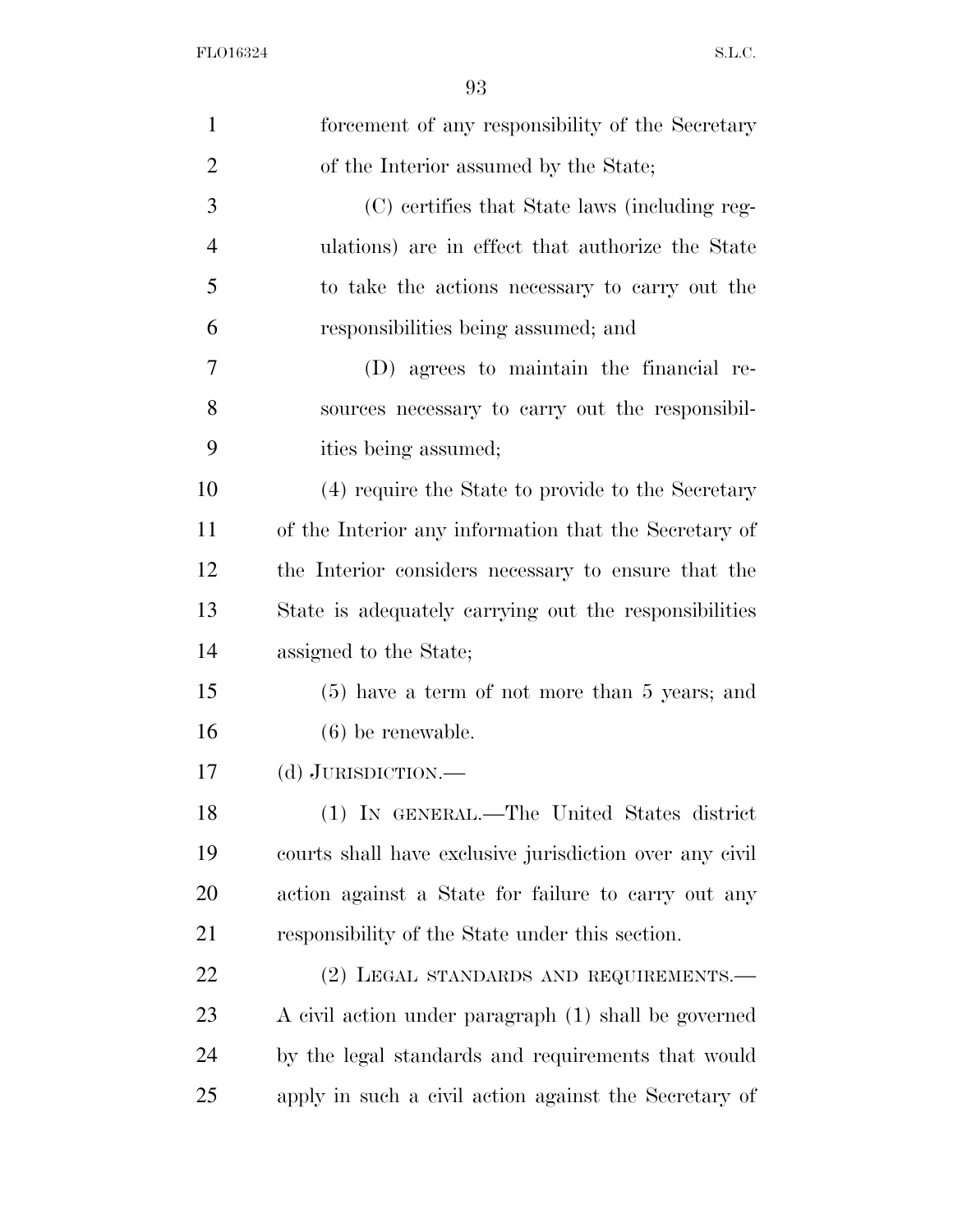forcement of any responsibility of the Secretary of the Interior assumed by the State;

(C) certifies that State laws (including regulations) are in effect that authorize the State to take the actions necessary to carry out the responsibilities being assumed; and

(D) agrees to maintain the financial resources necessary to carry out the responsibilities being assumed;

(4) require the State to provide to the Secretary of the Interior any information that the Secretary of the Interior considers necessary to ensure that the State is adequately carrying out the responsibilities assigned to the State;

(5) have a term of not more than 5 years; and

(6) be renewable.

(d) JURISDICTION.—

(1) IN GENERAL.—The United States district courts shall have exclusive jurisdiction over any civil action against a State for failure to carry out any responsibility of the State under this section.

(2) LEGAL STANDARDS AND REQUIREMENTS.—A civil action under paragraph (1) shall be governed by the legal standards and requirements that would apply in such a civil action against the Secretary of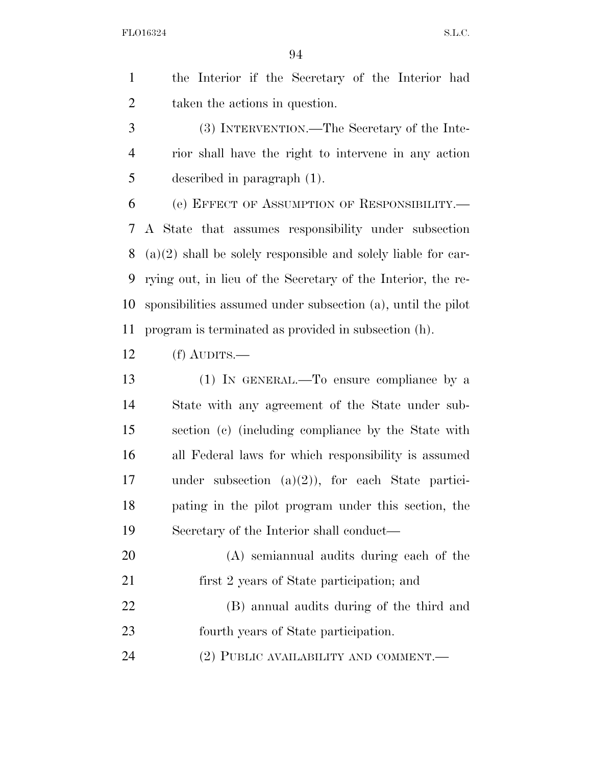the Interior if the Secretary of the Interior had taken the actions in question.

(3) INTERVENTION.—The Secretary of the Interior shall have the right to intervene in any action described in paragraph (1).

(e) EFFECT OF ASSUMPTION OF RESPONSIBILITY.—A State that assumes responsibility under subsection (a)(2) shall be solely responsible and solely liable for carrying out, in lieu of the Secretary of the Interior, the responsibilities assumed under subsection (a), until the pilot program is terminated as provided in subsection (h).

(f) AUDITS.—

(1) IN GENERAL.—To ensure compliance by a State with any agreement of the State under subsection (c) (including compliance by the State with all Federal laws for which responsibility is assumed under subsection (a)(2)), for each State participating in the pilot program under this section, the Secretary of the Interior shall conduct—

(A) semiannual audits during each of the first 2 years of State participation; and

(B) annual audits during of the third and fourth years of State participation.

(2) PUBLIC AVAILABILITY AND COMMENT.—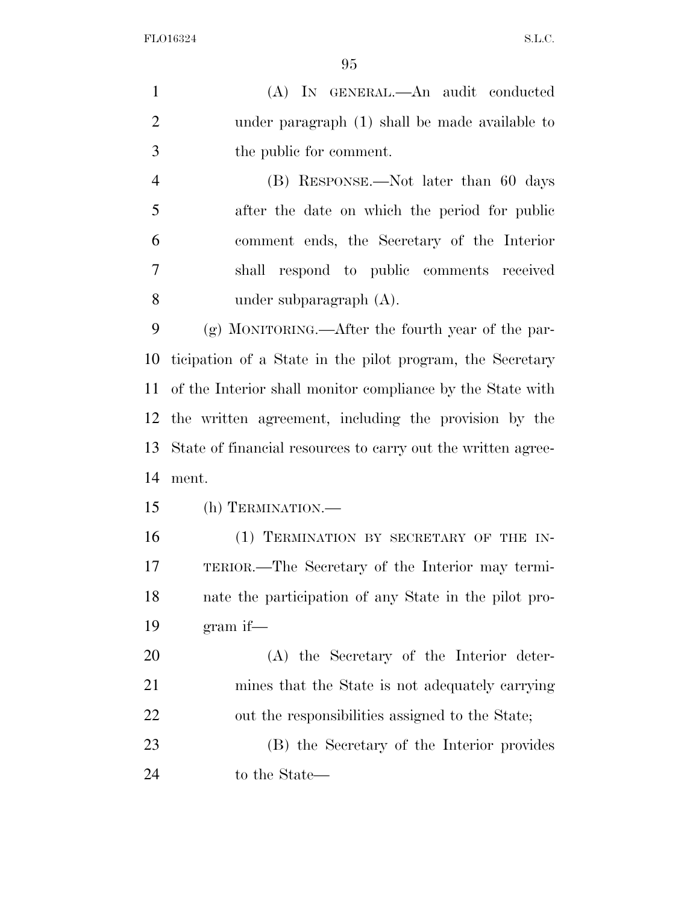(A) IN GENERAL.—An audit conducted under paragraph (1) shall be made available to the public for comment.

(B) RESPONSE.—Not later than 60 days after the date on which the period for public comment ends, the Secretary of the Interior shall respond to public comments received under subparagraph (A).

(g) MONITORING.—After the fourth year of the participation of a State in the pilot program, the Secretary of the Interior shall monitor compliance by the State with the written agreement, including the provision by the State of financial resources to carry out the written agreement.

(h) TERMINATION.—

(1) TERMINATION BY SECRETARY OF THE INTERIOR.—The Secretary of the Interior may terminate the participation of any State in the pilot program if—

(A) the Secretary of the Interior determines that the State is not adequately carrying out the responsibilities assigned to the State;

(B) the Secretary of the Interior provides to the State—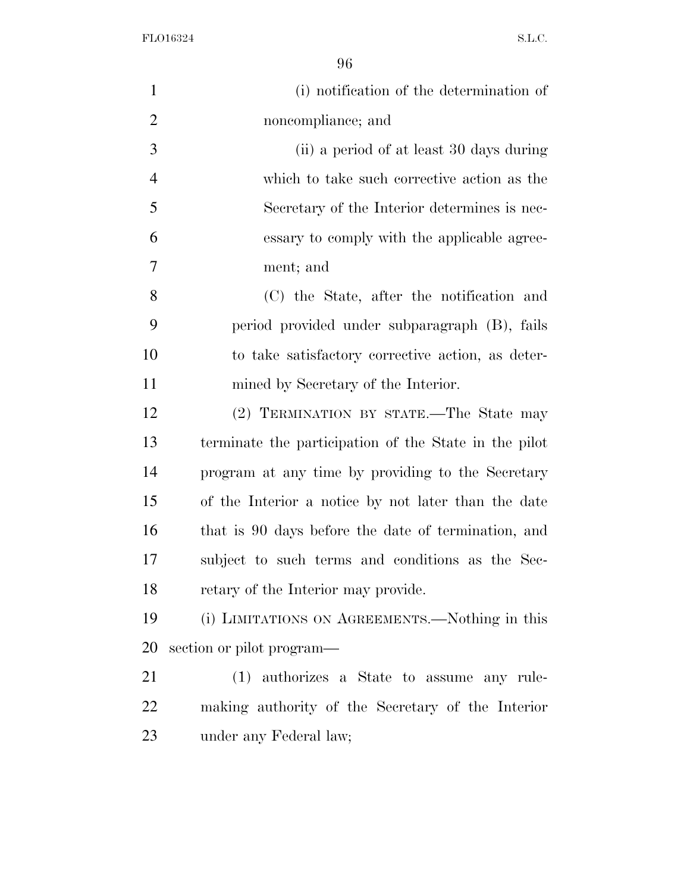(i) notification of the determination of noncompliance; and

(ii) a period of at least 30 days during which to take such corrective action as the Secretary of the Interior determines is necessary to comply with the applicable agreement; and

(C) the State, after the notification and period provided under subparagraph (B), fails to take satisfactory corrective action, as determined by Secretary of the Interior.

(2) TERMINATION BY STATE.—The State may terminate the participation of the State in the pilot program at any time by providing to the Secretary of the Interior a notice by not later than the date that is 90 days before the date of termination, and subject to such terms and conditions as the Secretary of the Interior may provide.

(i) LIMITATIONS ON AGREEMENTS.—Nothing in this section or pilot program—

(1) authorizes a State to assume any rulemaking authority of the Secretary of the Interior under any Federal law;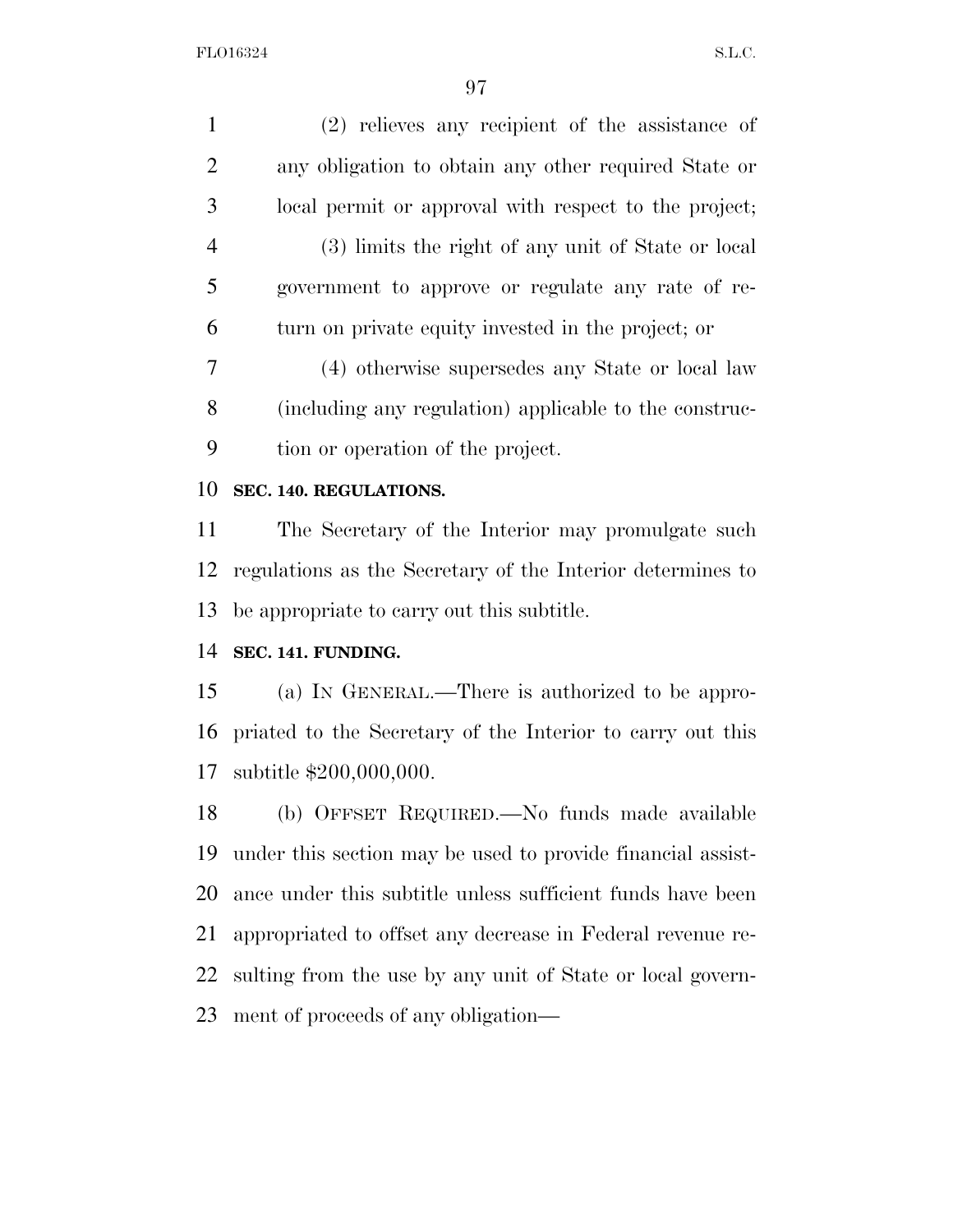(2) relieves any recipient of the assistance of any obligation to obtain any other required State or local permit or approval with respect to the project;

(3) limits the right of any unit of State or local government to approve or regulate any rate of return on private equity invested in the project; or

(4) otherwise supersedes any State or local law (including any regulation) applicable to the construction or operation of the project.

**SEC. 140. REGULATIONS.**

The Secretary of the Interior may promulgate such regulations as the Secretary of the Interior determines to be appropriate to carry out this subtitle.

**SEC. 141. FUNDING.**

(a) IN GENERAL.—There is authorized to be appropriated to the Secretary of the Interior to carry out this subtitle $200,000,000.

(b) OFFSET REQUIRED.—No funds made available under this section may be used to provide financial assistance under this subtitle unless sufficient funds have been appropriated to offset any decrease in Federal revenue resulting from the use by any unit of State or local government of proceeds of any obligation—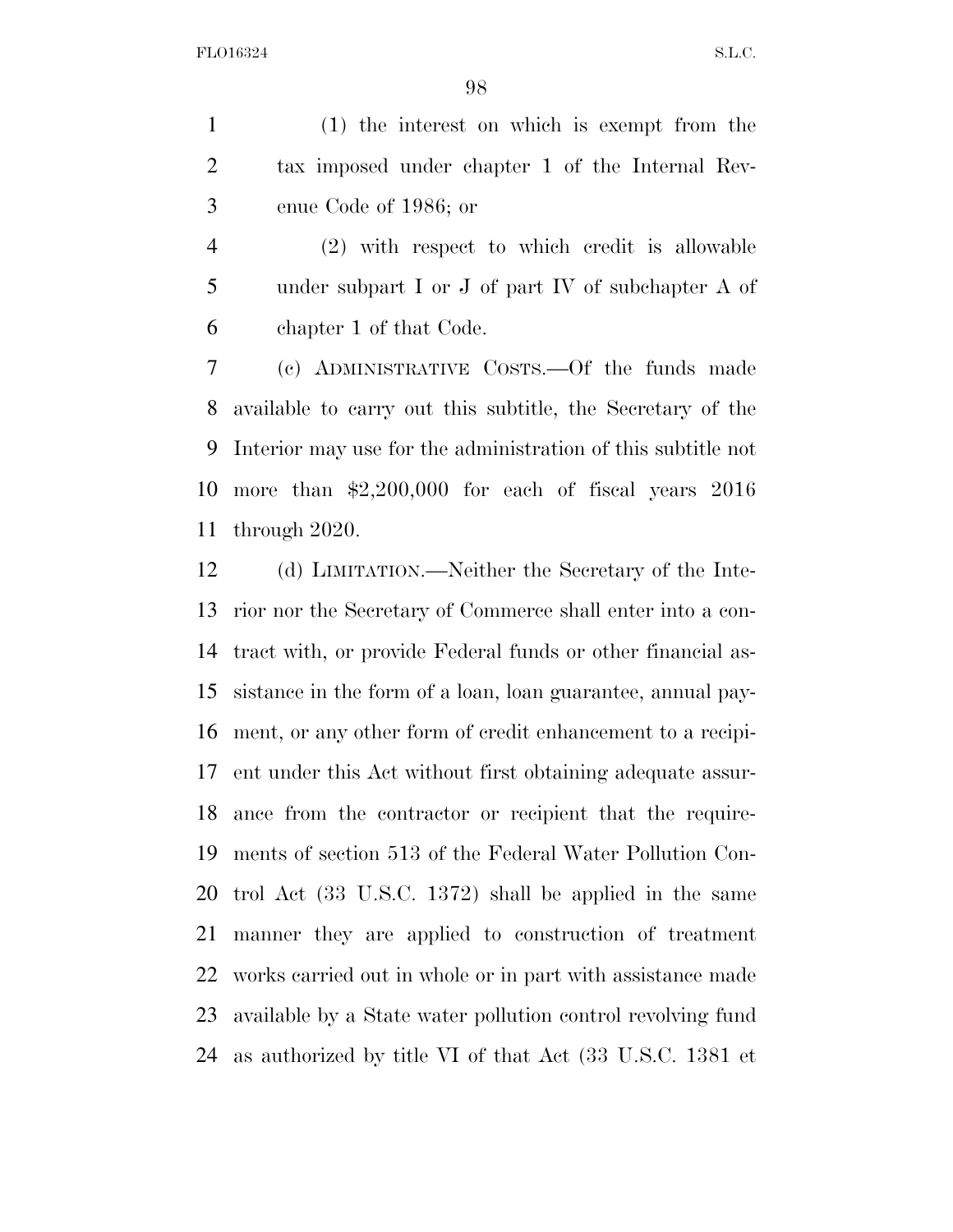(1) the interest on which is exempt from the tax imposed under chapter 1 of the Internal Revenue Code of 1986; or

(2) with respect to which credit is allowable under subpart I or J of part IV of subchapter A of chapter 1 of that Code.

(c) ADMINISTRATIVE COSTS.—Of the funds made available to carry out this subtitle, the Secretary of the Interior may use for the administration of this subtitle not more than $2,200,000 for each of fiscal years 2016 through 2020.

(d) LIMITATION.—Neither the Secretary of the Interior nor the Secretary of Commerce shall enter into a contract with, or provide Federal funds or other financial assistance in the form of a loan, loan guarantee, annual payment, or any other form of credit enhancement to a recipient under this Act without first obtaining adequate assurance from the contractor or recipient that the requirements of section 513 of the Federal Water Pollution Control Act (33 U.S.C. 1372) shall be applied in the same manner they are applied to construction of treatment works carried out in whole or in part with assistance made available by a State water pollution control revolving fund as authorized by title VI of that Act (33 U.S.C. 1381 et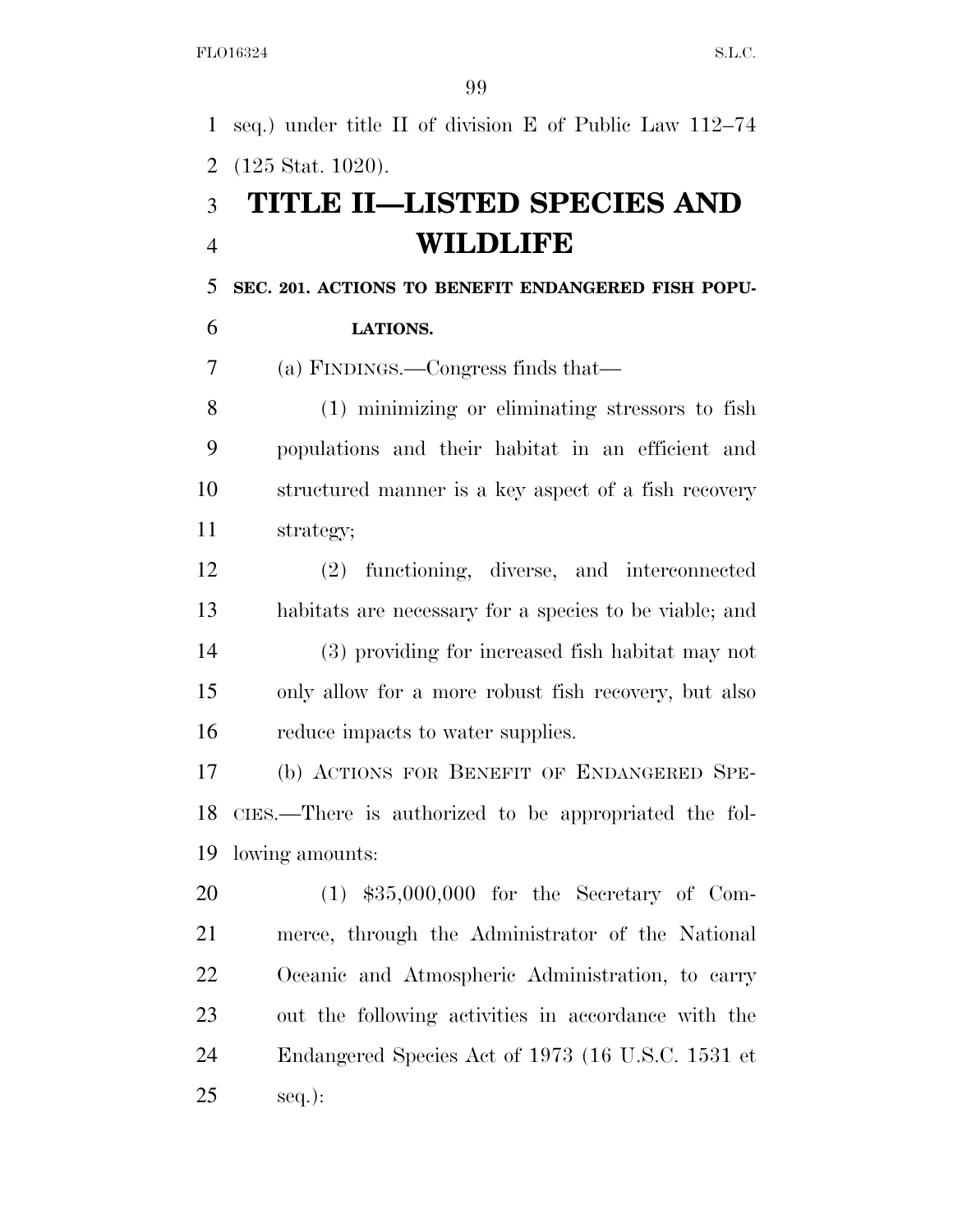seq.) under title II of division E of Public Law 112–74 (125 Stat. 1020).

# TITLE II—LISTED SPECIES AND WILDLIFE

**SEC. 201. ACTIONS TO BENEFIT ENDANGERED FISH POPULATIONS.**

(a) FINDINGS.—Congress finds that—

(1) minimizing or eliminating stressors to fish populations and their habitat in an efficient and structured manner is a key aspect of a fish recovery strategy;

(2) functioning, diverse, and interconnected habitats are necessary for a species to be viable; and

(3) providing for increased fish habitat may not only allow for a more robust fish recovery, but also reduce impacts to water supplies.

(b) ACTIONS FOR BENEFIT OF ENDANGERED SPECIES.—There is authorized to be appropriated the following amounts:

(1) $35,000,000 for the Secretary of Commerce, through the Administrator of the National Oceanic and Atmospheric Administration, to carry out the following activities in accordance with the Endangered Species Act of 1973 (16 U.S.C. 1531 et seq.):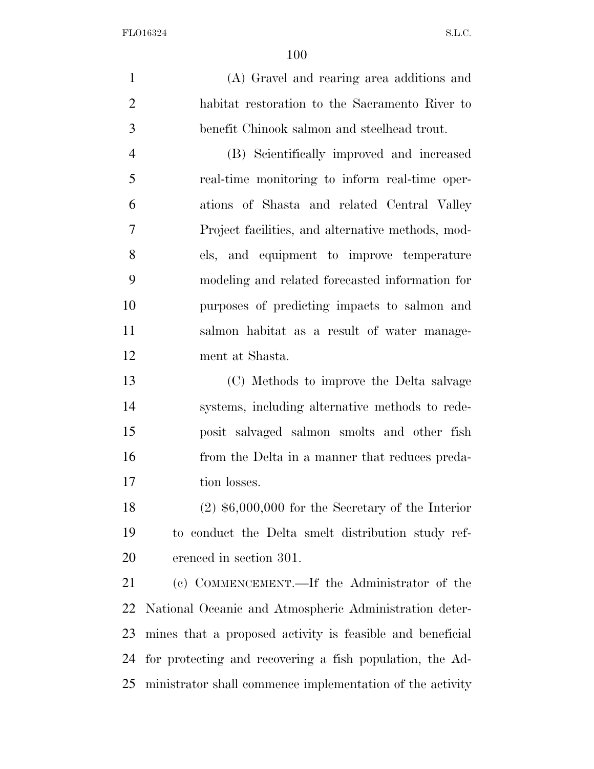(A) Gravel and rearing area additions and habitat restoration to the Sacramento River to benefit Chinook salmon and steelhead trout.

(B) Scientifically improved and increased real-time monitoring to inform real-time operations of Shasta and related Central Valley Project facilities, and alternative methods, models, and equipment to improve temperature modeling and related forecasted information for purposes of predicting impacts to salmon and salmon habitat as a result of water management at Shasta.

(C) Methods to improve the Delta salvage systems, including alternative methods to redeposit salvaged salmon smolts and other fish from the Delta in a manner that reduces predation losses.

(2) $6,000,000 for the Secretary of the Interior to conduct the Delta smelt distribution study referenced in section 301.

(c) COMMENCEMENT.—If the Administrator of the National Oceanic and Atmospheric Administration determines that a proposed activity is feasible and beneficial for protecting and recovering a fish population, the Administrator shall commence implementation of the activity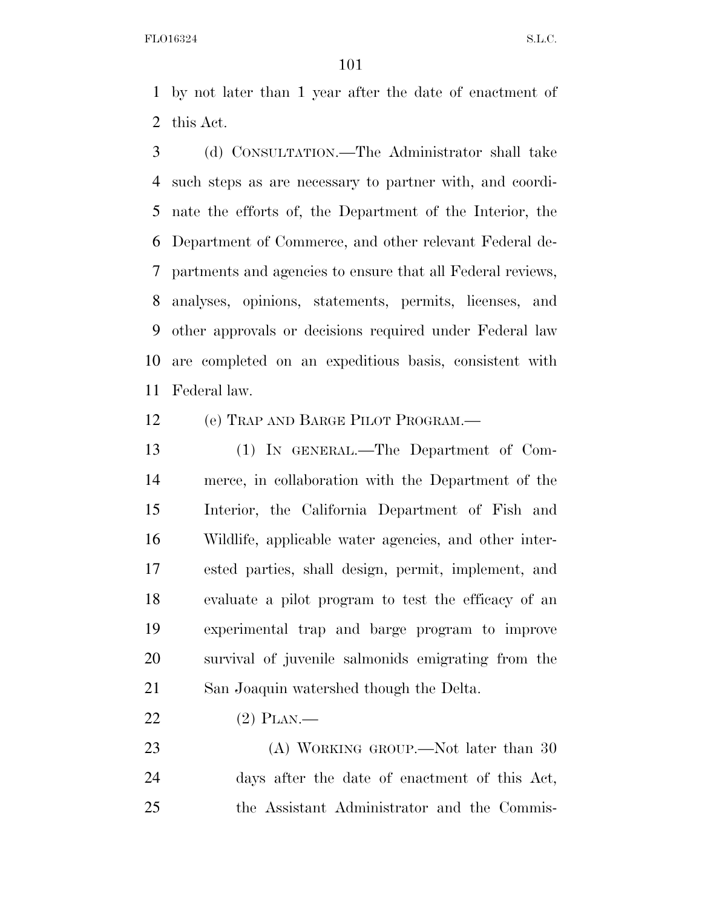by not later than 1 year after the date of enactment of this Act.

(d) CONSULTATION.—The Administrator shall take such steps as are necessary to partner with, and coordinate the efforts of, the Department of the Interior, the Department of Commerce, and other relevant Federal departments and agencies to ensure that all Federal reviews, analyses, opinions, statements, permits, licenses, and other approvals or decisions required under Federal law are completed on an expeditious basis, consistent with Federal law.

(e) TRAP AND BARGE PILOT PROGRAM.—

(1) IN GENERAL.—The Department of Commerce, in collaboration with the Department of the Interior, the California Department of Fish and Wildlife, applicable water agencies, and other interested parties, shall design, permit, implement, and evaluate a pilot program to test the efficacy of an experimental trap and barge program to improve survival of juvenile salmonids emigrating from the San Joaquin watershed though the Delta.

(2) PLAN.—

(A) WORKING GROUP.—Not later than 30 days after the date of enactment of this Act, the Assistant Administrator and the Commis-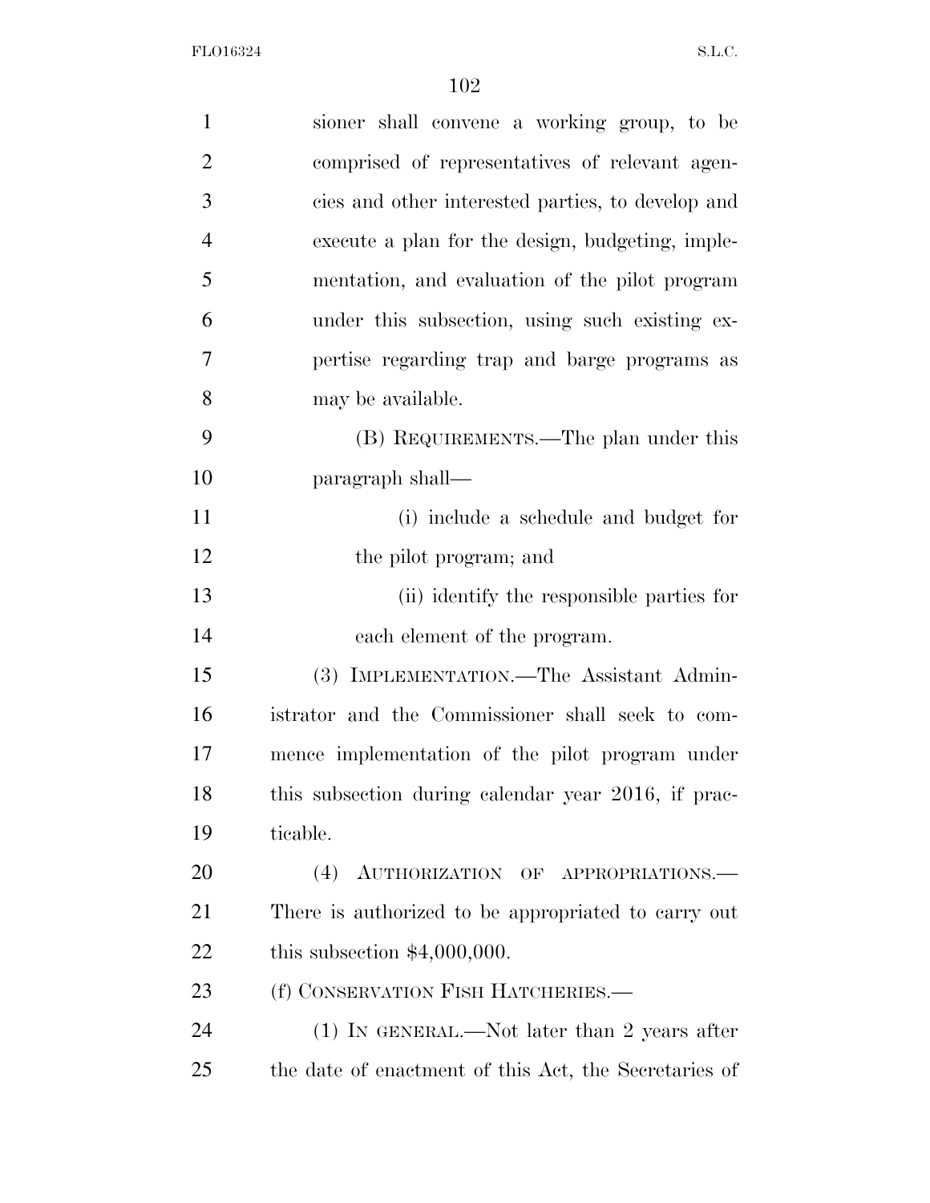sioner shall convene a working group, to be comprised of representatives of relevant agencies and other interested parties, to develop and execute a plan for the design, budgeting, implementation, and evaluation of the pilot program under this subsection, using such existing expertise regarding trap and barge programs as may be available.

(B) REQUIREMENTS.—The plan under this paragraph shall—

(i) include a schedule and budget for the pilot program; and

(ii) identify the responsible parties for each element of the program.

(3) IMPLEMENTATION.—The Assistant Administrator and the Commissioner shall seek to commence implementation of the pilot program under this subsection during calendar year 2016, if practicable.

(4) AUTHORIZATION OF APPROPRIATIONS.—There is authorized to be appropriated to carry out this subsection $4,000,000.

(f) CONSERVATION FISH HATCHERIES.—

(1) IN GENERAL.—Not later than 2 years after the date of enactment of this Act, the Secretaries of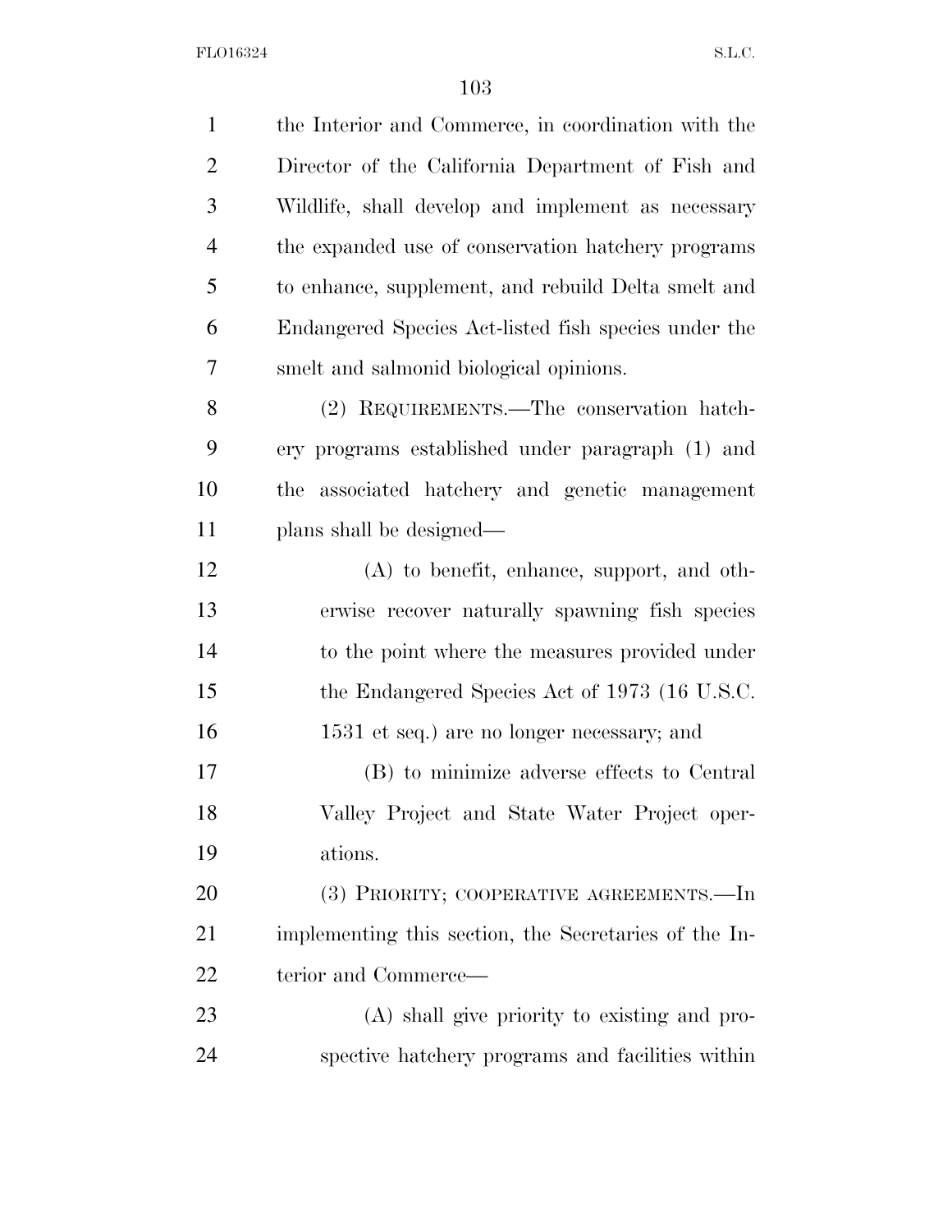the Interior and Commerce, in coordination with the Director of the California Department of Fish and Wildlife, shall develop and implement as necessary the expanded use of conservation hatchery programs to enhance, supplement, and rebuild Delta smelt and Endangered Species Act-listed fish species under the smelt and salmonid biological opinions.

(2) REQUIREMENTS.—The conservation hatchery programs established under paragraph (1) and the associated hatchery and genetic management plans shall be designed—

(A) to benefit, enhance, support, and otherwise recover naturally spawning fish species to the point where the measures provided under the Endangered Species Act of 1973 (16 U.S.C. 1531 et seq.) are no longer necessary; and

(B) to minimize adverse effects to Central Valley Project and State Water Project operations.

(3) PRIORITY; COOPERATIVE AGREEMENTS.—In implementing this section, the Secretaries of the Interior and Commerce—

(A) shall give priority to existing and prospective hatchery programs and facilities within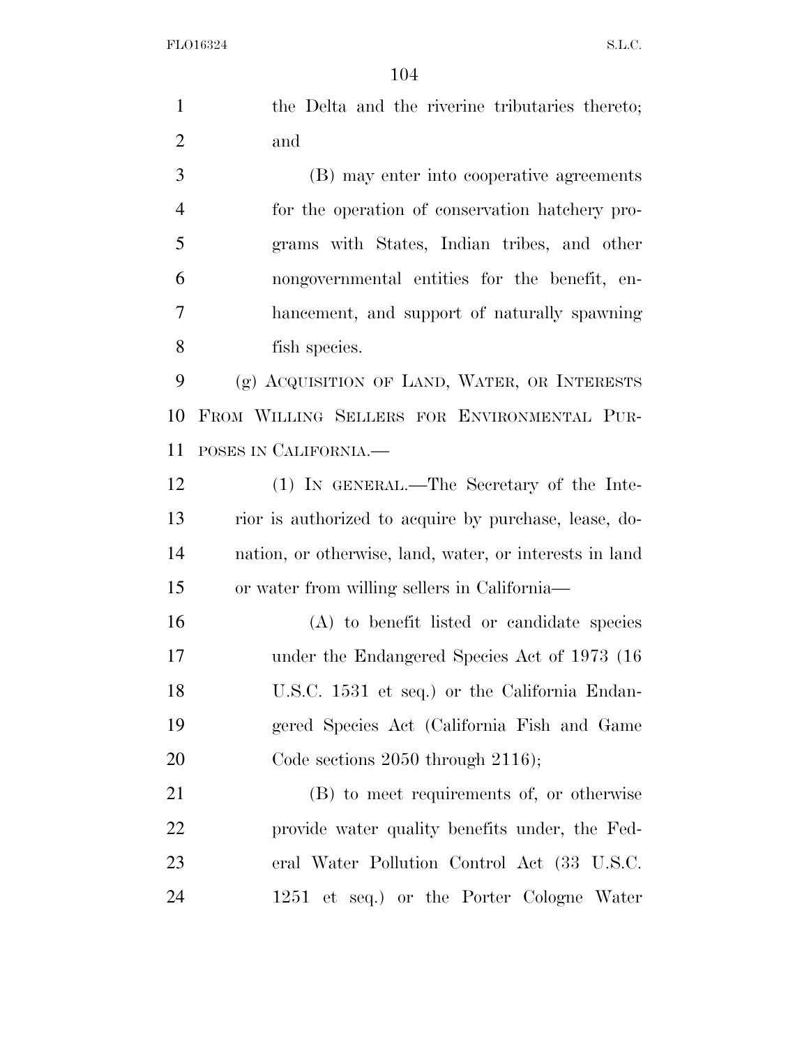the Delta and the riverine tributaries thereto; and

(B) may enter into cooperative agreements for the operation of conservation hatchery programs with States, Indian tribes, and other nongovernmental entities for the benefit, enhancement, and support of naturally spawning fish species.

(g) ACQUISITION OF LAND, WATER, OR INTERESTS FROM WILLING SELLERS FOR ENVIRONMENTAL PURPOSES IN CALIFORNIA.—

(1) IN GENERAL.—The Secretary of the Interior is authorized to acquire by purchase, lease, donation, or otherwise, land, water, or interests in land or water from willing sellers in California—

(A) to benefit listed or candidate species under the Endangered Species Act of 1973 (16 U.S.C. 1531 et seq.) or the California Endangered Species Act (California Fish and Game Code sections 2050 through 2116);

(B) to meet requirements of, or otherwise provide water quality benefits under, the Federal Water Pollution Control Act (33 U.S.C. 1251 et seq.) or the Porter Cologne Water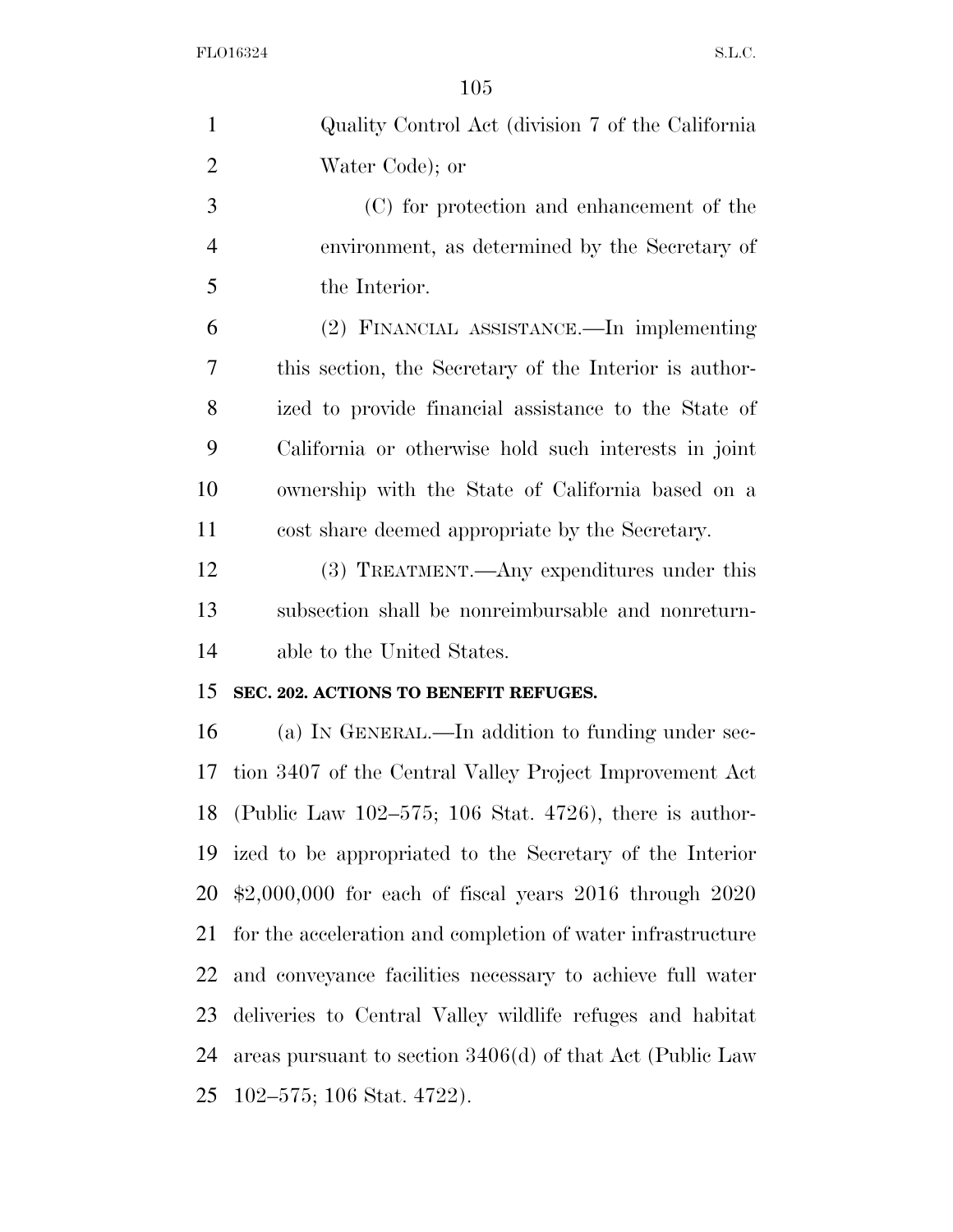Quality Control Act (division 7 of the California Water Code); or

(C) for protection and enhancement of the environment, as determined by the Secretary of the Interior.

(2) FINANCIAL ASSISTANCE.—In implementing this section, the Secretary of the Interior is authorized to provide financial assistance to the State of California or otherwise hold such interests in joint ownership with the State of California based on a cost share deemed appropriate by the Secretary.

(3) TREATMENT.—Any expenditures under this subsection shall be nonreimbursable and nonreturnable to the United States.

**SEC. 202. ACTIONS TO BENEFIT REFUGES.**

(a) IN GENERAL.—In addition to funding under section 3407 of the Central Valley Project Improvement Act (Public Law 102–575; 106 Stat. 4726), there is authorized to be appropriated to the Secretary of the Interior $2,000,000 for each of fiscal years 2016 through 2020 for the acceleration and completion of water infrastructure and conveyance facilities necessary to achieve full water deliveries to Central Valley wildlife refuges and habitat areas pursuant to section 3406(d) of that Act (Public Law 102–575; 106 Stat. 4722).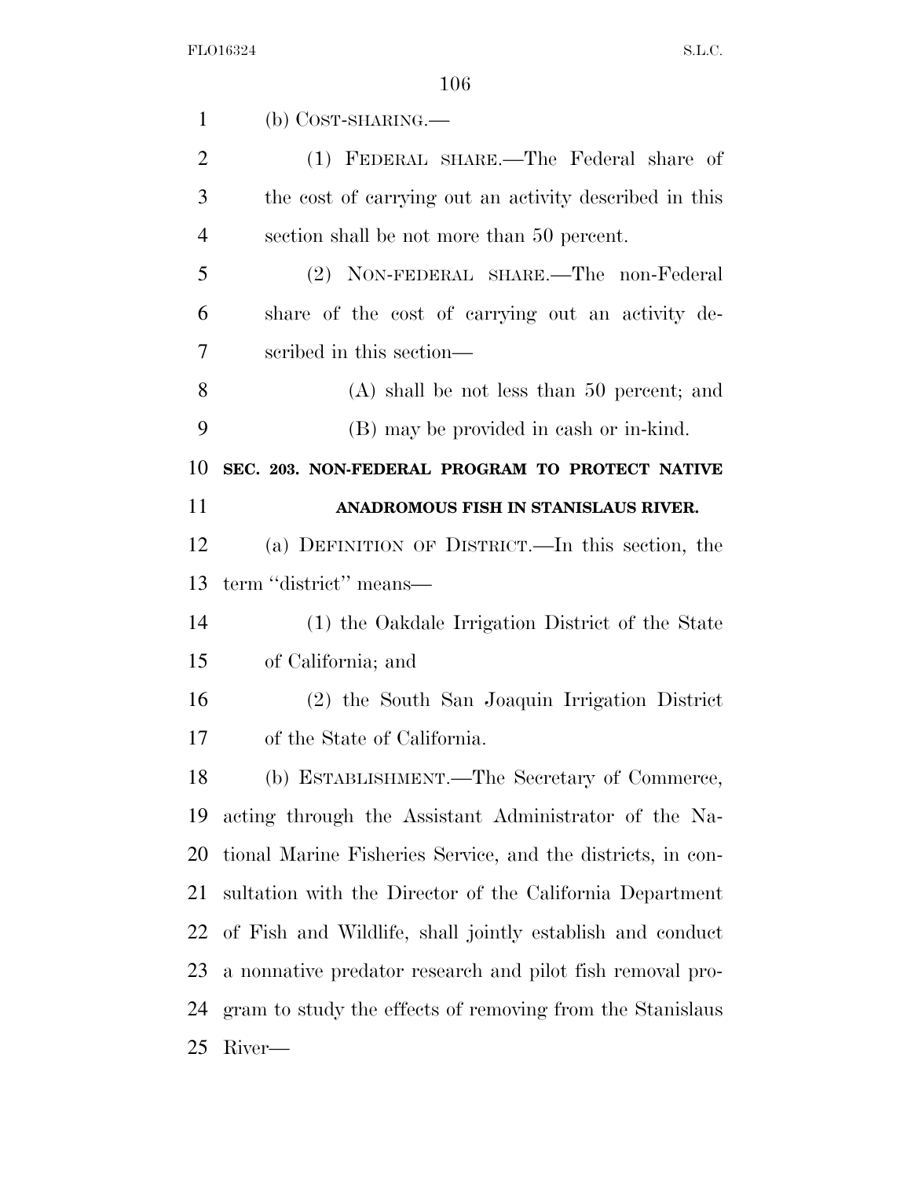(b) COST-SHARING.—

(1) FEDERAL SHARE.—The Federal share of the cost of carrying out an activity described in this section shall be not more than 50 percent.

(2) NON-FEDERAL SHARE.—The non-Federal share of the cost of carrying out an activity described in this section—

(A) shall be not less than 50 percent; and

(B) may be provided in cash or in-kind.

**SEC. 203. NON-FEDERAL PROGRAM TO PROTECT NATIVE ANADROMOUS FISH IN STANISLAUS RIVER.**

(a) DEFINITION OF DISTRICT.—In this section, the term ''district'' means—

(1) the Oakdale Irrigation District of the State of California; and

(2) the South San Joaquin Irrigation District of the State of California.

(b) ESTABLISHMENT.—The Secretary of Commerce, acting through the Assistant Administrator of the National Marine Fisheries Service, and the districts, in consultation with the Director of the California Department of Fish and Wildlife, shall jointly establish and conduct a nonnative predator research and pilot fish removal program to study the effects of removing from the Stanislaus River—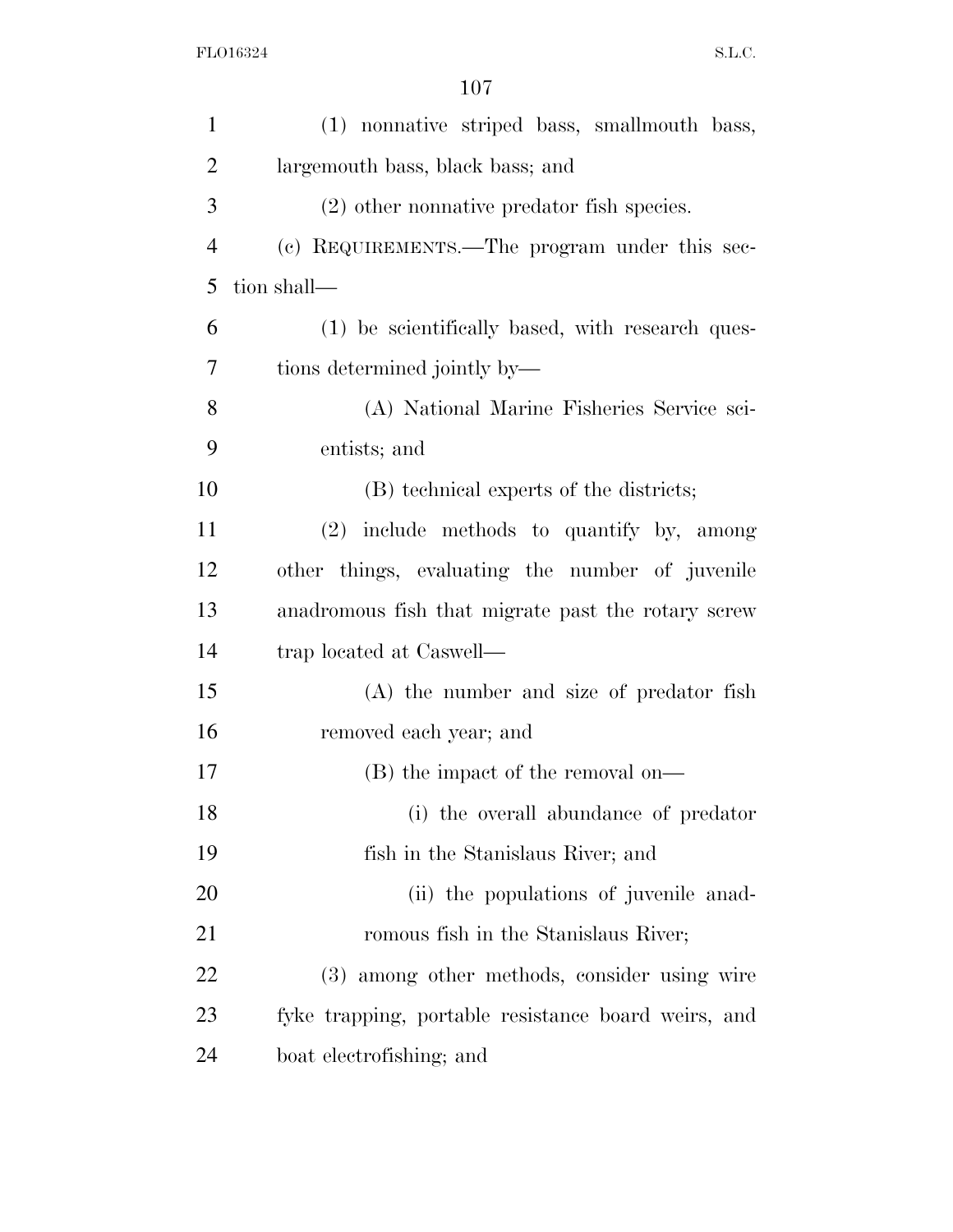(1) nonnative striped bass, smallmouth bass, largemouth bass, black bass; and

(2) other nonnative predator fish species.

(c) REQUIREMENTS.—The program under this section shall—

(1) be scientifically based, with research questions determined jointly by—

(A) National Marine Fisheries Service scientists; and

(B) technical experts of the districts;

(2) include methods to quantify by, among other things, evaluating the number of juvenile anadromous fish that migrate past the rotary screw trap located at Caswell—

(A) the number and size of predator fish removed each year; and

(B) the impact of the removal on—

(i) the overall abundance of predator fish in the Stanislaus River; and

(ii) the populations of juvenile anadromous fish in the Stanislaus River;

(3) among other methods, consider using wire fyke trapping, portable resistance board weirs, and boat electrofishing; and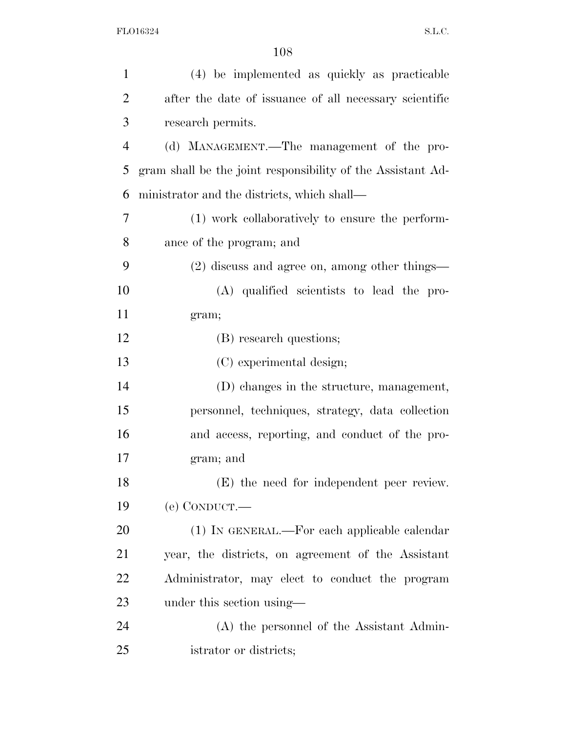(4) be implemented as quickly as practicable after the date of issuance of all necessary scientific research permits.

(d) MANAGEMENT.—The management of the program shall be the joint responsibility of the Assistant Administrator and the districts, which shall—

(1) work collaboratively to ensure the performance of the program; and

(2) discuss and agree on, among other things—

(A) qualified scientists to lead the program;

(B) research questions;

(C) experimental design;

(D) changes in the structure, management, personnel, techniques, strategy, data collection and access, reporting, and conduct of the program; and

(E) the need for independent peer review.

(e) CONDUCT.—

(1) IN GENERAL.—For each applicable calendar year, the districts, on agreement of the Assistant Administrator, may elect to conduct the program under this section using—

(A) the personnel of the Assistant Administrator or districts;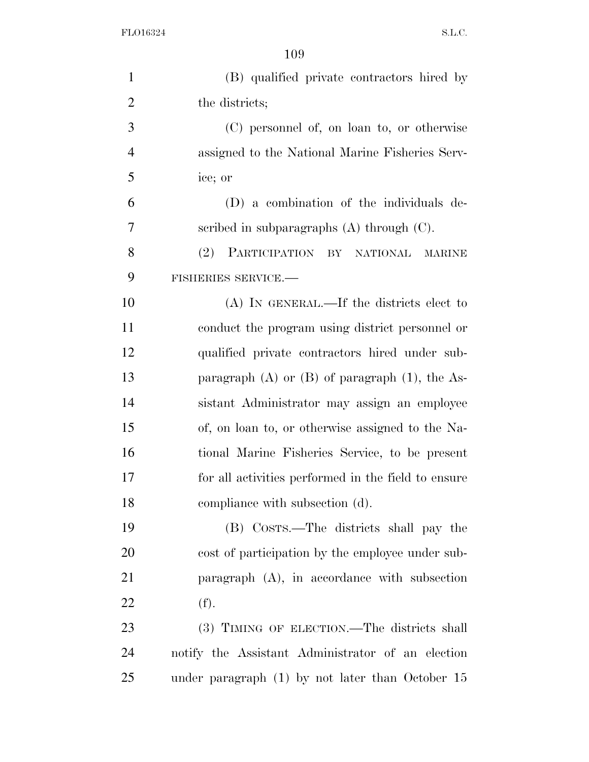(B) qualified private contractors hired by the districts;

(C) personnel of, on loan to, or otherwise assigned to the National Marine Fisheries Service; or

(D) a combination of the individuals described in subparagraphs (A) through (C).

(2) PARTICIPATION BY NATIONAL MARINE FISHERIES SERVICE.—

(A) IN GENERAL.—If the districts elect to conduct the program using district personnel or qualified private contractors hired under subparagraph (A) or (B) of paragraph (1), the Assistant Administrator may assign an employee of, on loan to, or otherwise assigned to the National Marine Fisheries Service, to be present for all activities performed in the field to ensure compliance with subsection (d).

(B) COSTS.—The districts shall pay the cost of participation by the employee under subparagraph (A), in accordance with subsection (f).

(3) TIMING OF ELECTION.—The districts shall notify the Assistant Administrator of an election under paragraph (1) by not later than October 15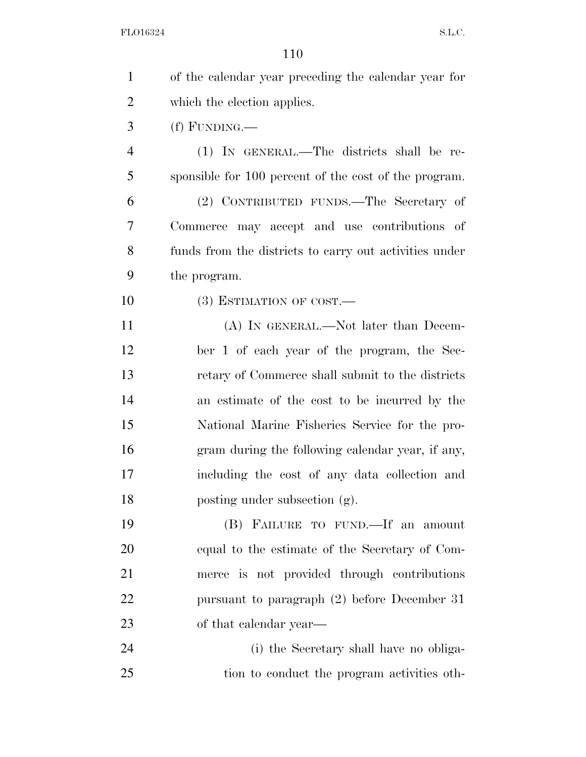of the calendar year preceding the calendar year for which the election applies.

(f) FUNDING.—

(1) IN GENERAL.—The districts shall be responsible for 100 percent of the cost of the program.

(2) CONTRIBUTED FUNDS.—The Secretary of Commerce may accept and use contributions of funds from the districts to carry out activities under the program.

(3) ESTIMATION OF COST.—

(A) IN GENERAL.—Not later than December 1 of each year of the program, the Secretary of Commerce shall submit to the districts an estimate of the cost to be incurred by the National Marine Fisheries Service for the program during the following calendar year, if any, including the cost of any data collection and posting under subsection (g).

(B) FAILURE TO FUND.—If an amount equal to the estimate of the Secretary of Commerce is not provided through contributions pursuant to paragraph (2) before December 31 of that calendar year—

(i) the Secretary shall have no obligation to conduct the program activities oth-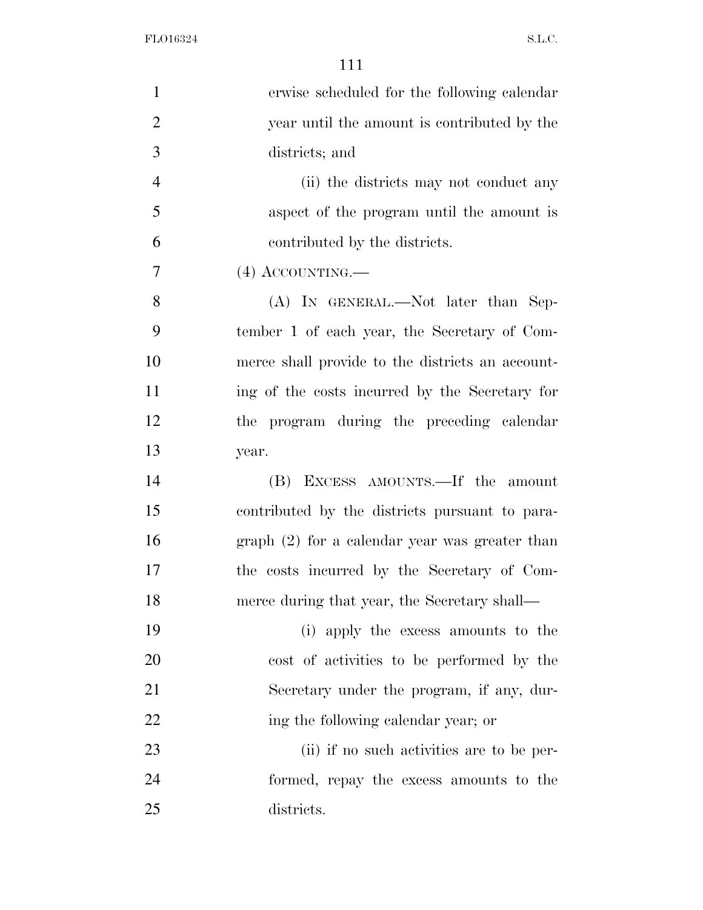erwise scheduled for the following calendar year until the amount is contributed by the districts; and

(ii) the districts may not conduct any aspect of the program until the amount is contributed by the districts.

(4) ACCOUNTING.—

(A) IN GENERAL.—Not later than September 1 of each year, the Secretary of Commerce shall provide to the districts an accounting of the costs incurred by the Secretary for the program during the preceding calendar year.

(B) EXCESS AMOUNTS.—If the amount contributed by the districts pursuant to paragraph (2) for a calendar year was greater than the costs incurred by the Secretary of Commerce during that year, the Secretary shall—

(i) apply the excess amounts to the cost of activities to be performed by the Secretary under the program, if any, during the following calendar year; or

(ii) if no such activities are to be performed, repay the excess amounts to the districts.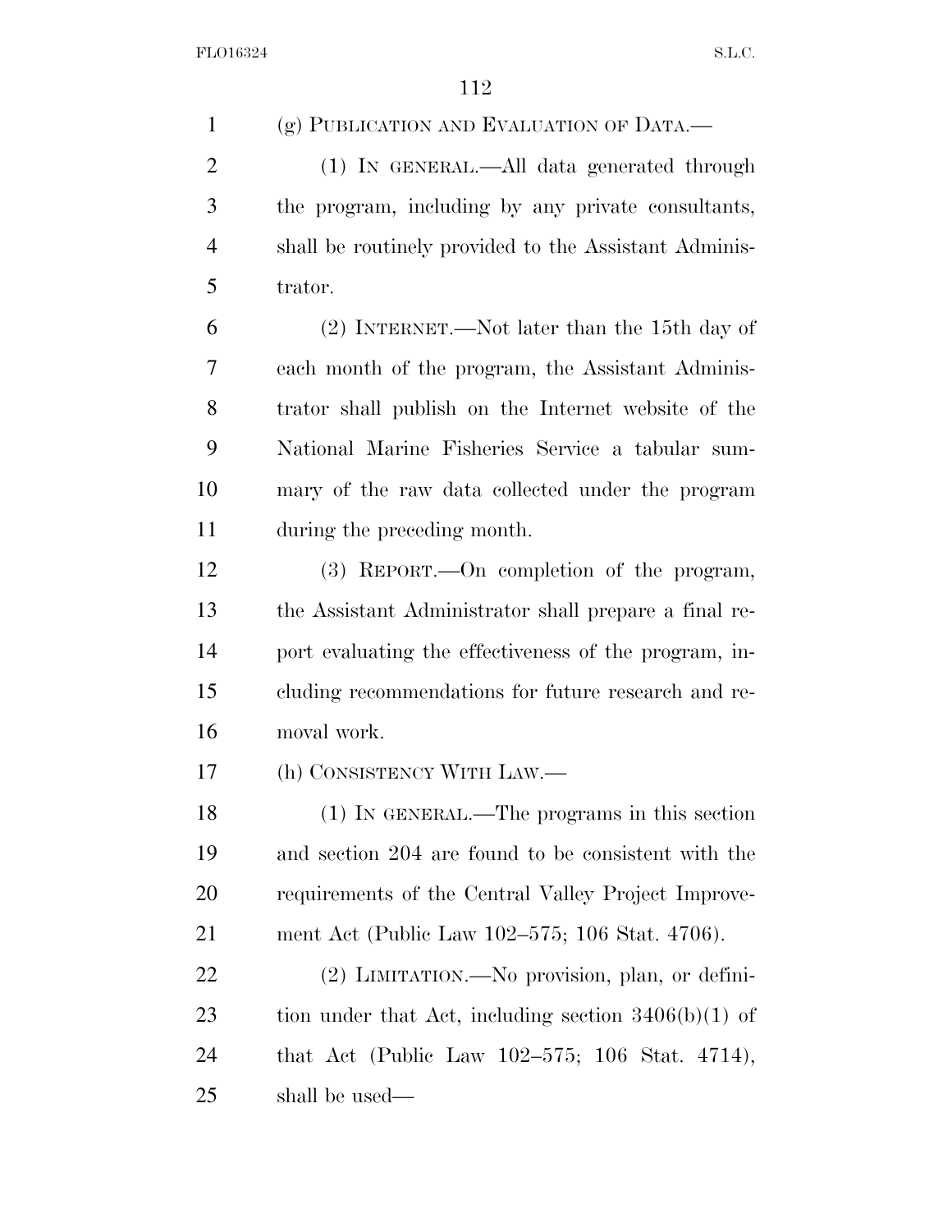(g) PUBLICATION AND EVALUATION OF DATA.—

(1) IN GENERAL.—All data generated through the program, including by any private consultants, shall be routinely provided to the Assistant Administrator.

(2) INTERNET.—Not later than the 15th day of each month of the program, the Assistant Administrator shall publish on the Internet website of the National Marine Fisheries Service a tabular summary of the raw data collected under the program during the preceding month.

(3) REPORT.—On completion of the program, the Assistant Administrator shall prepare a final report evaluating the effectiveness of the program, including recommendations for future research and removal work.

(h) CONSISTENCY WITH LAW.—

(1) IN GENERAL.—The programs in this section and section 204 are found to be consistent with the requirements of the Central Valley Project Improvement Act (Public Law 102–575; 106 Stat. 4706).

(2) LIMITATION.—No provision, plan, or definition under that Act, including section 3406(b)(1) of that Act (Public Law 102–575; 106 Stat. 4714), shall be used—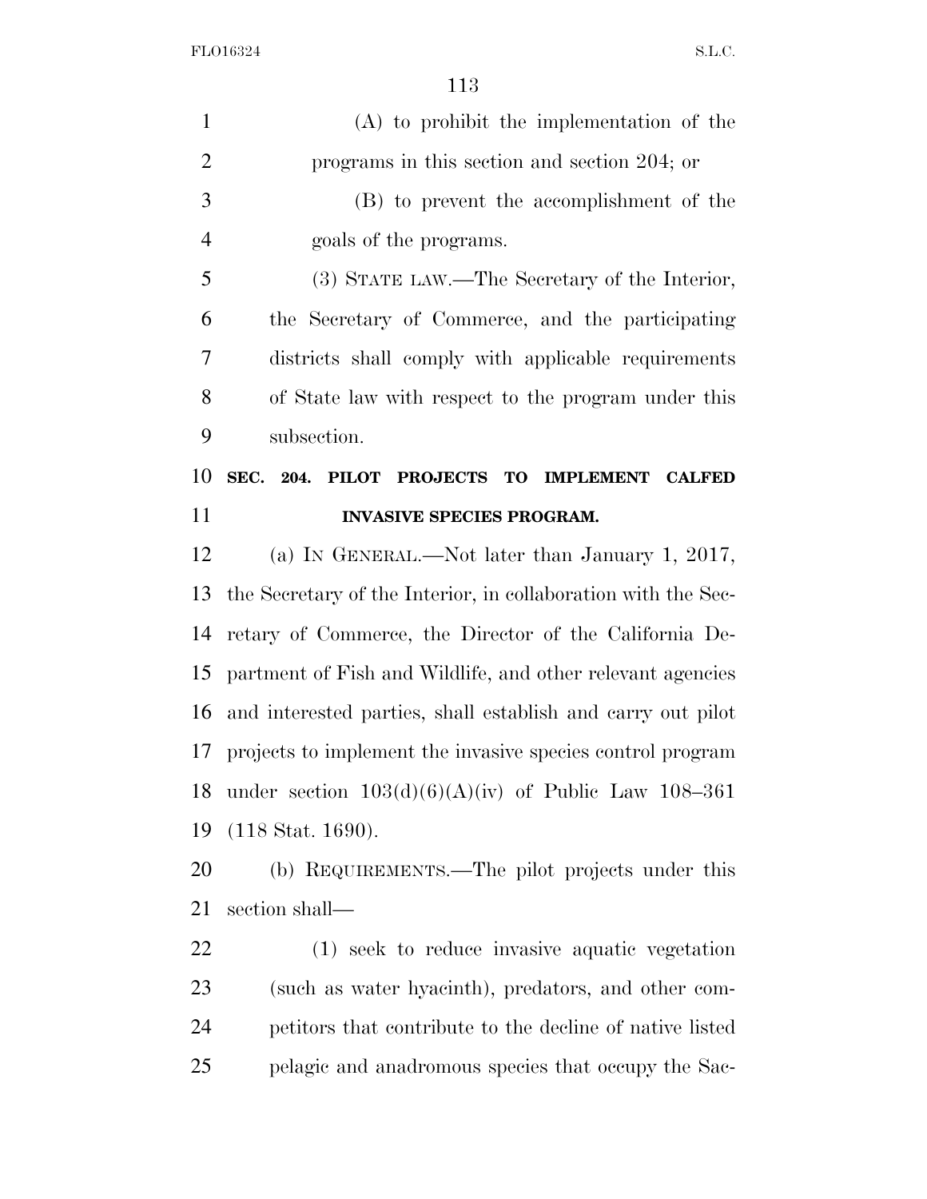(A) to prohibit the implementation of the programs in this section and section 204; or

(B) to prevent the accomplishment of the goals of the programs.

(3) STATE LAW.—The Secretary of the Interior, the Secretary of Commerce, and the participating districts shall comply with applicable requirements of State law with respect to the program under this subsection.

**SEC. 204. PILOT PROJECTS TO IMPLEMENT CALFED INVASIVE SPECIES PROGRAM.**

(a) IN GENERAL.—Not later than January 1, 2017, the Secretary of the Interior, in collaboration with the Secretary of Commerce, the Director of the California Department of Fish and Wildlife, and other relevant agencies and interested parties, shall establish and carry out pilot projects to implement the invasive species control program under section 103(d)(6)(A)(iv) of Public Law 108–361 (118 Stat. 1690).

(b) REQUIREMENTS.—The pilot projects under this section shall—

(1) seek to reduce invasive aquatic vegetation (such as water hyacinth), predators, and other competitors that contribute to the decline of native listed pelagic and anadromous species that occupy the Sac-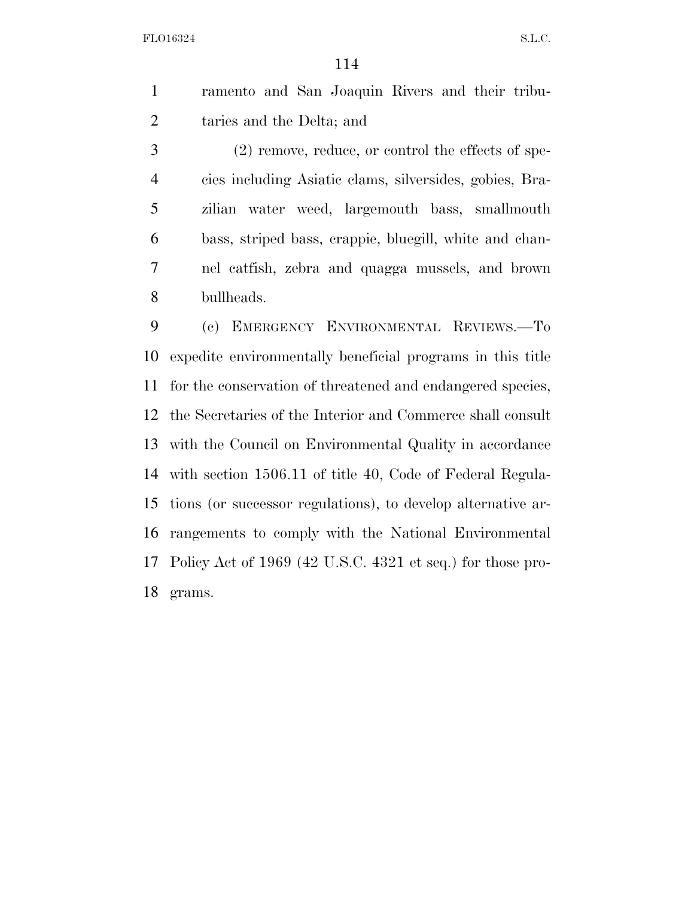ramento and San Joaquin Rivers and their tributaries and the Delta; and

(2) remove, reduce, or control the effects of species including Asiatic clams, silversides, gobies, Brazilian water weed, largemouth bass, smallmouth bass, striped bass, crappie, bluegill, white and channel catfish, zebra and quagga mussels, and brown bullheads.

(c) EMERGENCY ENVIRONMENTAL REVIEWS.—To expedite environmentally beneficial programs in this title for the conservation of threatened and endangered species, the Secretaries of the Interior and Commerce shall consult with the Council on Environmental Quality in accordance with section 1506.11 of title 40, Code of Federal Regulations (or successor regulations), to develop alternative arrangements to comply with the National Environmental Policy Act of 1969 (42 U.S.C. 4321 et seq.) for those programs.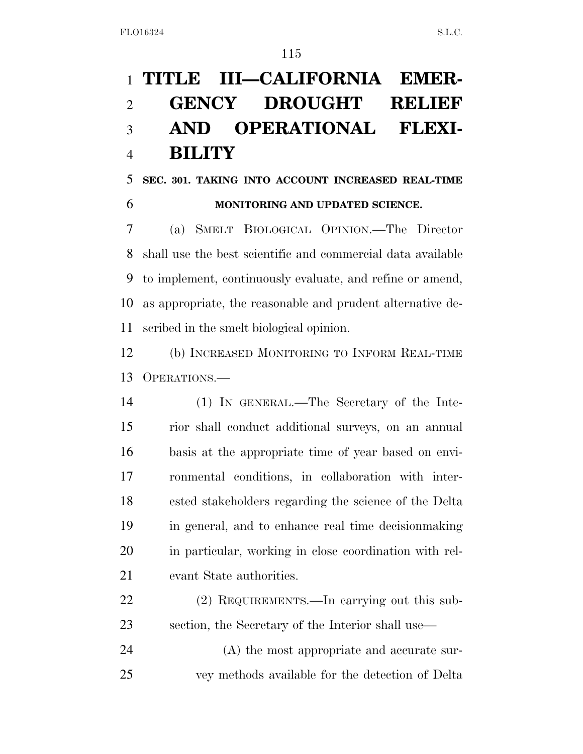# TITLE III—CALIFORNIA EMERGENCY DROUGHT RELIEF AND OPERATIONAL FLEXIBILITY

## SEC. 301. TAKING INTO ACCOUNT INCREASED REAL-TIME MONITORING AND UPDATED SCIENCE.

(a) SMELT BIOLOGICAL OPINION.—The Director shall use the best scientific and commercial data available to implement, continuously evaluate, and refine or amend, as appropriate, the reasonable and prudent alternative described in the smelt biological opinion.

(b) INCREASED MONITORING TO INFORM REAL-TIME OPERATIONS.—

(1) IN GENERAL.—The Secretary of the Interior shall conduct additional surveys, on an annual basis at the appropriate time of year based on environmental conditions, in collaboration with interested stakeholders regarding the science of the Delta in general, and to enhance real time decisionmaking in particular, working in close coordination with relevant State authorities.

(2) REQUIREMENTS.—In carrying out this subsection, the Secretary of the Interior shall use—

(A) the most appropriate and accurate survey methods available for the detection of Delta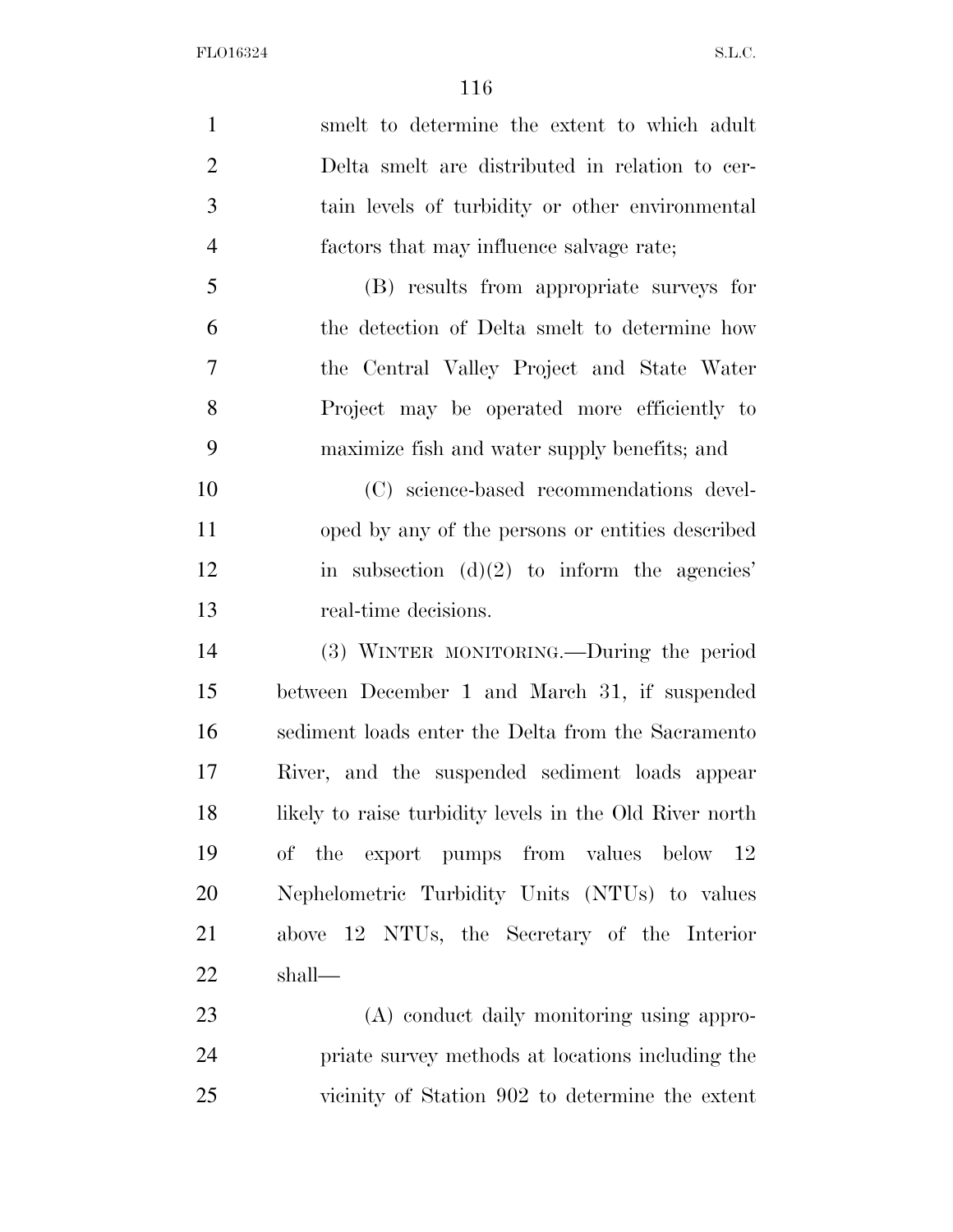smelt to determine the extent to which adult Delta smelt are distributed in relation to certain levels of turbidity or other environmental factors that may influence salvage rate;

(B) results from appropriate surveys for the detection of Delta smelt to determine how the Central Valley Project and State Water Project may be operated more efficiently to maximize fish and water supply benefits; and

(C) science-based recommendations developed by any of the persons or entities described in subsection (d)(2) to inform the agencies' real-time decisions.

(3) WINTER MONITORING.—During the period between December 1 and March 31, if suspended sediment loads enter the Delta from the Sacramento River, and the suspended sediment loads appear likely to raise turbidity levels in the Old River north of the export pumps from values below 12 Nephelometric Turbidity Units (NTUs) to values above 12 NTUs, the Secretary of the Interior shall—

(A) conduct daily monitoring using appropriate survey methods at locations including the vicinity of Station 902 to determine the extent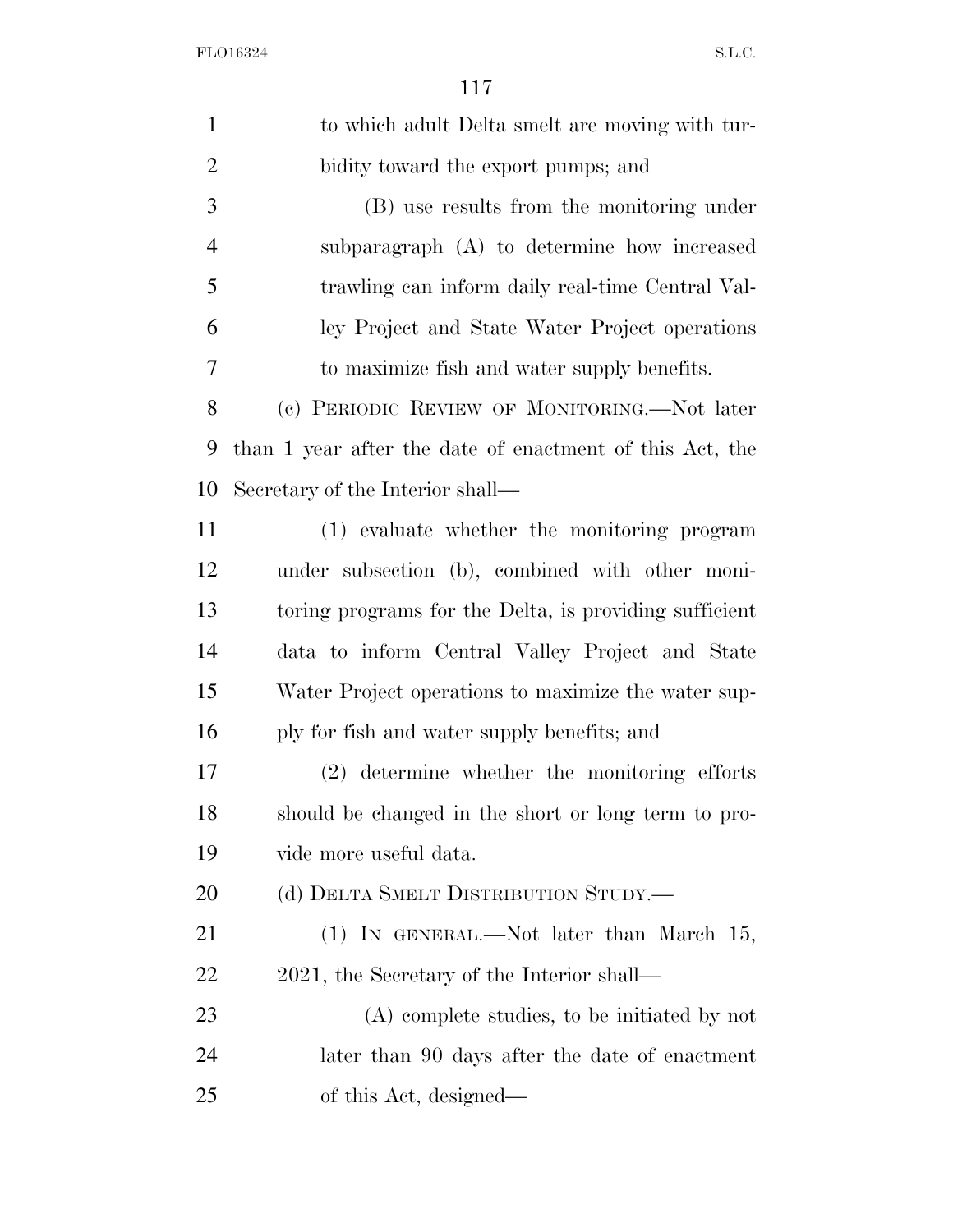to which adult Delta smelt are moving with turbidity toward the export pumps; and

(B) use results from the monitoring under subparagraph (A) to determine how increased trawling can inform daily real-time Central Valley Project and State Water Project operations to maximize fish and water supply benefits.

(c) PERIODIC REVIEW OF MONITORING.—Not later than 1 year after the date of enactment of this Act, the Secretary of the Interior shall—

(1) evaluate whether the monitoring program under subsection (b), combined with other monitoring programs for the Delta, is providing sufficient data to inform Central Valley Project and State Water Project operations to maximize the water supply for fish and water supply benefits; and

(2) determine whether the monitoring efforts should be changed in the short or long term to provide more useful data.

(d) DELTA SMELT DISTRIBUTION STUDY.—

(1) IN GENERAL.—Not later than March 15, 2021, the Secretary of the Interior shall—

(A) complete studies, to be initiated by not later than 90 days after the date of enactment of this Act, designed—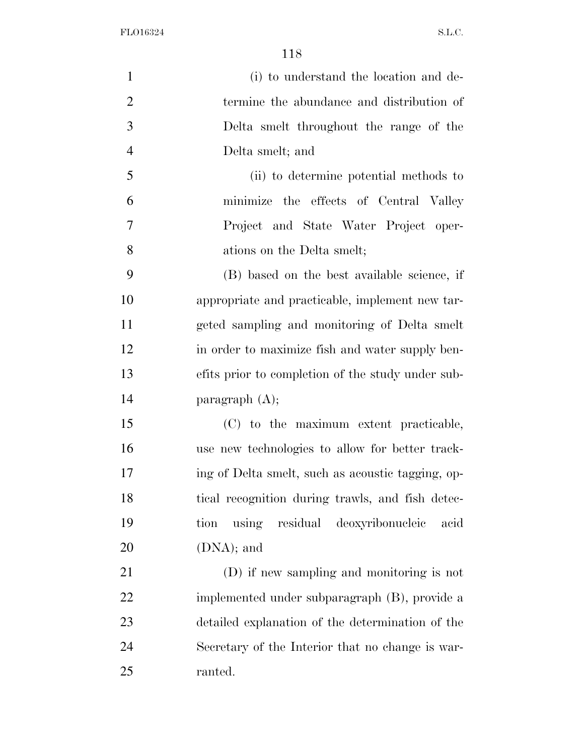(i) to understand the location and determine the abundance and distribution of Delta smelt throughout the range of the Delta smelt; and

(ii) to determine potential methods to minimize the effects of Central Valley Project and State Water Project operations on the Delta smelt;

(B) based on the best available science, if appropriate and practicable, implement new targeted sampling and monitoring of Delta smelt in order to maximize fish and water supply benefits prior to completion of the study under subparagraph (A);

(C) to the maximum extent practicable, use new technologies to allow for better tracking of Delta smelt, such as acoustic tagging, optical recognition during trawls, and fish detection using residual deoxyribonucleic acid (DNA); and

(D) if new sampling and monitoring is not implemented under subparagraph (B), provide a detailed explanation of the determination of the Secretary of the Interior that no change is warranted.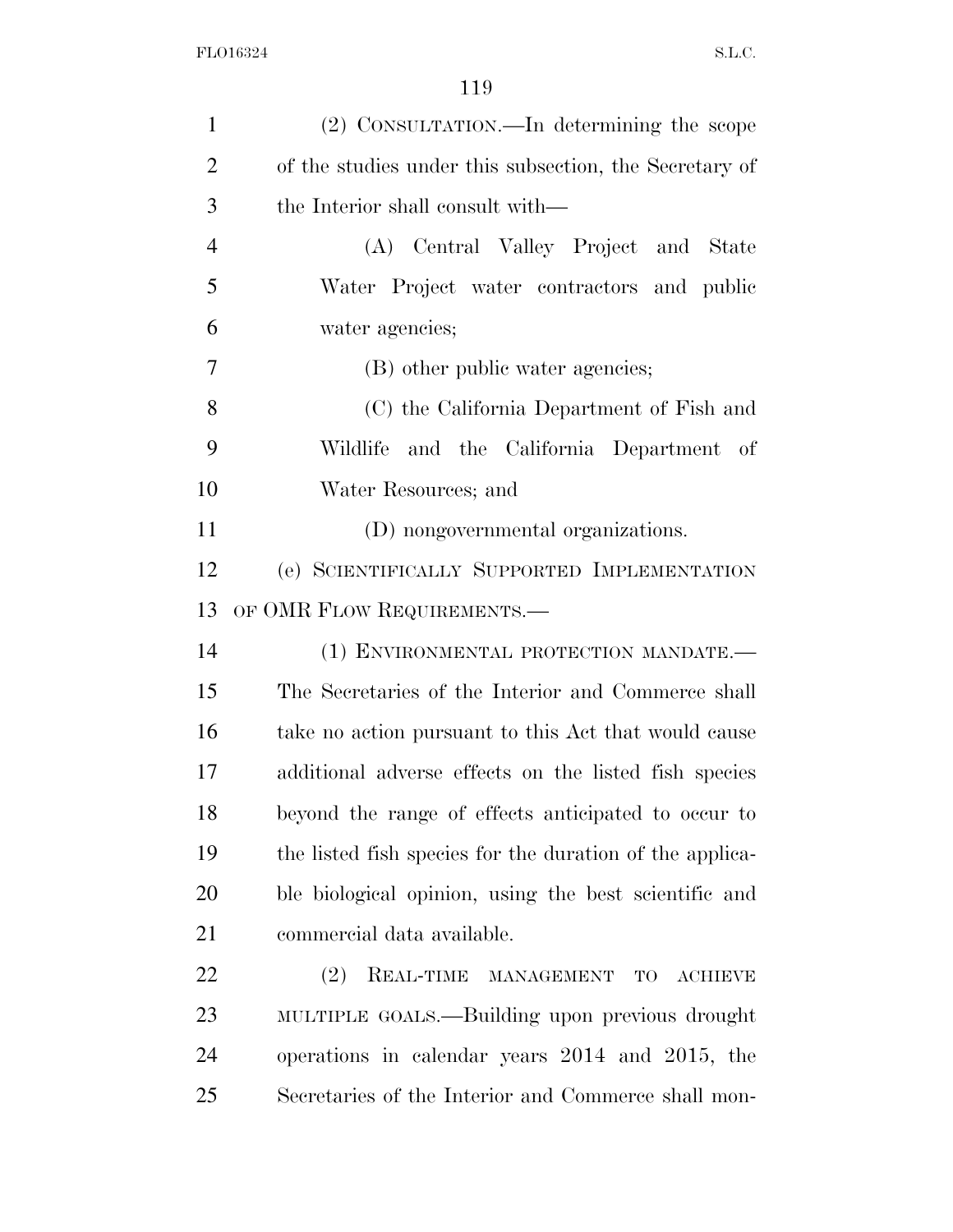(2) CONSULTATION.—In determining the scope of the studies under this subsection, the Secretary of the Interior shall consult with—

(A) Central Valley Project and State Water Project water contractors and public water agencies;

(B) other public water agencies;

(C) the California Department of Fish and Wildlife and the California Department of Water Resources; and

(D) nongovernmental organizations.

(e) SCIENTIFICALLY SUPPORTED IMPLEMENTATION OF OMR FLOW REQUIREMENTS.—

(1) ENVIRONMENTAL PROTECTION MANDATE.—The Secretaries of the Interior and Commerce shall take no action pursuant to this Act that would cause additional adverse effects on the listed fish species beyond the range of effects anticipated to occur to the listed fish species for the duration of the applicable biological opinion, using the best scientific and commercial data available.

(2) REAL-TIME MANAGEMENT TO ACHIEVE MULTIPLE GOALS.—Building upon previous drought operations in calendar years 2014 and 2015, the Secretaries of the Interior and Commerce shall mon-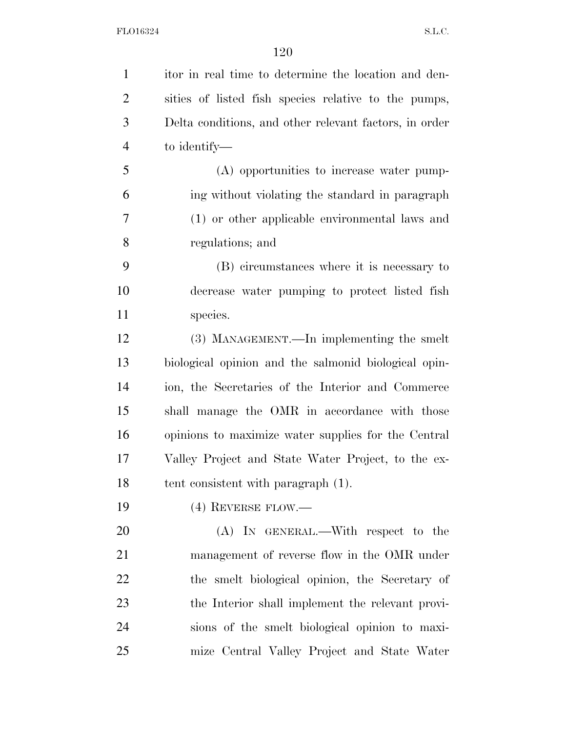itor in real time to determine the location and densities of listed fish species relative to the pumps, Delta conditions, and other relevant factors, in order to identify—

(A) opportunities to increase water pumping without violating the standard in paragraph (1) or other applicable environmental laws and regulations; and

(B) circumstances where it is necessary to decrease water pumping to protect listed fish species.

(3) MANAGEMENT.—In implementing the smelt biological opinion and the salmonid biological opinion, the Secretaries of the Interior and Commerce shall manage the OMR in accordance with those opinions to maximize water supplies for the Central Valley Project and State Water Project, to the extent consistent with paragraph (1).

(4) REVERSE FLOW.—

(A) IN GENERAL.—With respect to the management of reverse flow in the OMR under the smelt biological opinion, the Secretary of the Interior shall implement the relevant provisions of the smelt biological opinion to maximize Central Valley Project and State Water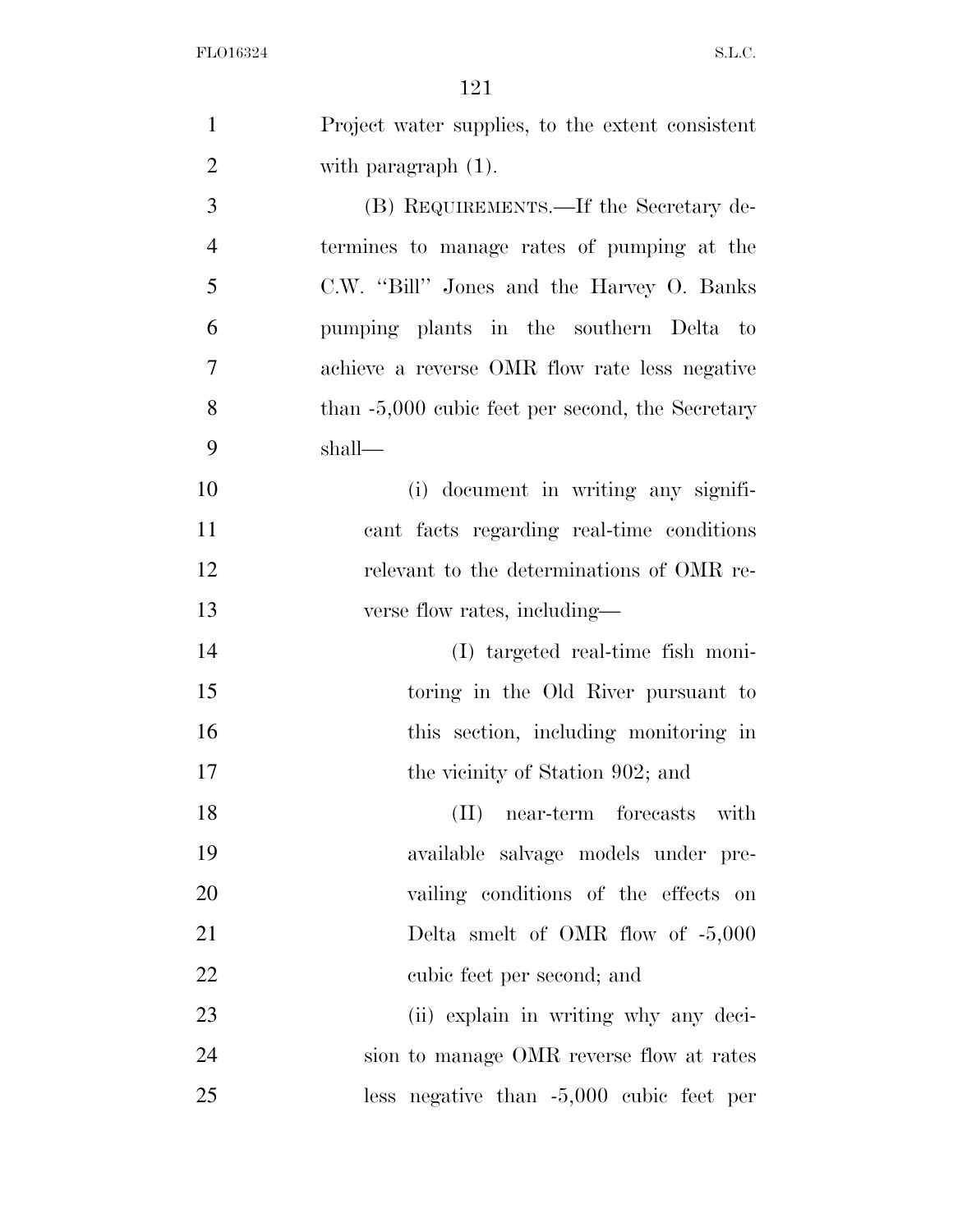Project water supplies, to the extent consistent with paragraph (1).

(B) REQUIREMENTS.—If the Secretary determines to manage rates of pumping at the C.W. ''Bill'' Jones and the Harvey O. Banks pumping plants in the southern Delta to achieve a reverse OMR flow rate less negative than -5,000 cubic feet per second, the Secretary shall—

(i) document in writing any significant facts regarding real-time conditions relevant to the determinations of OMR reverse flow rates, including—

(I) targeted real-time fish monitoring in the Old River pursuant to this section, including monitoring in the vicinity of Station 902; and

(II) near-term forecasts with available salvage models under prevailing conditions of the effects on Delta smelt of OMR flow of -5,000 cubic feet per second; and

(ii) explain in writing why any decision to manage OMR reverse flow at rates less negative than -5,000 cubic feet per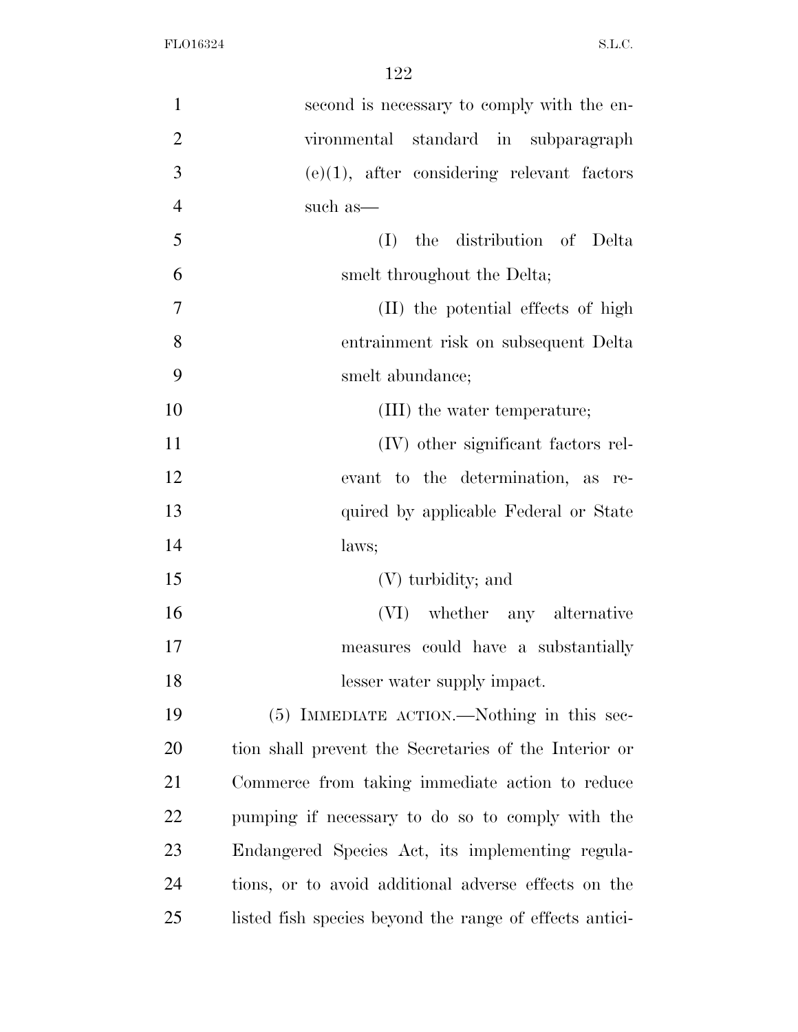second is necessary to comply with the environmental standard in subparagraph (e)(1), after considering relevant factors such as—

(I) the distribution of Delta smelt throughout the Delta;

(II) the potential effects of high entrainment risk on subsequent Delta smelt abundance;

(III) the water temperature;

(IV) other significant factors relevant to the determination, as required by applicable Federal or State laws;

(V) turbidity; and

(VI) whether any alternative measures could have a substantially lesser water supply impact.

(5) IMMEDIATE ACTION.—Nothing in this section shall prevent the Secretaries of the Interior or Commerce from taking immediate action to reduce pumping if necessary to do so to comply with the Endangered Species Act, its implementing regulations, or to avoid additional adverse effects on the listed fish species beyond the range of effects antici-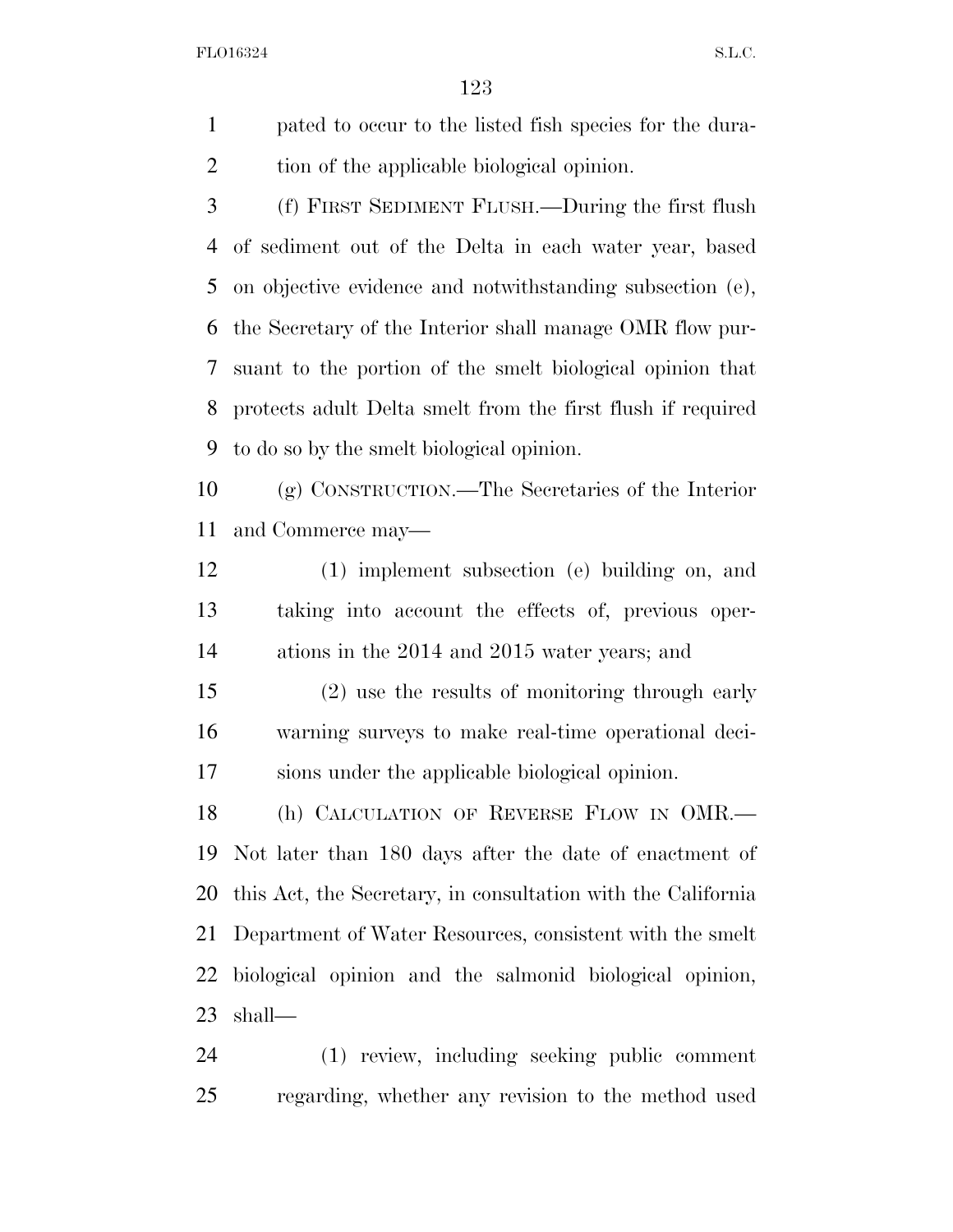pated to occur to the listed fish species for the duration of the applicable biological opinion.

(f) FIRST SEDIMENT FLUSH.—During the first flush of sediment out of the Delta in each water year, based on objective evidence and notwithstanding subsection (e), the Secretary of the Interior shall manage OMR flow pursuant to the portion of the smelt biological opinion that protects adult Delta smelt from the first flush if required to do so by the smelt biological opinion.

(g) CONSTRUCTION.—The Secretaries of the Interior and Commerce may—

(1) implement subsection (e) building on, and taking into account the effects of, previous operations in the 2014 and 2015 water years; and

(2) use the results of monitoring through early warning surveys to make real-time operational decisions under the applicable biological opinion.

(h) CALCULATION OF REVERSE FLOW IN OMR.—Not later than 180 days after the date of enactment of this Act, the Secretary, in consultation with the California Department of Water Resources, consistent with the smelt biological opinion and the salmonid biological opinion, shall—

(1) review, including seeking public comment regarding, whether any revision to the method used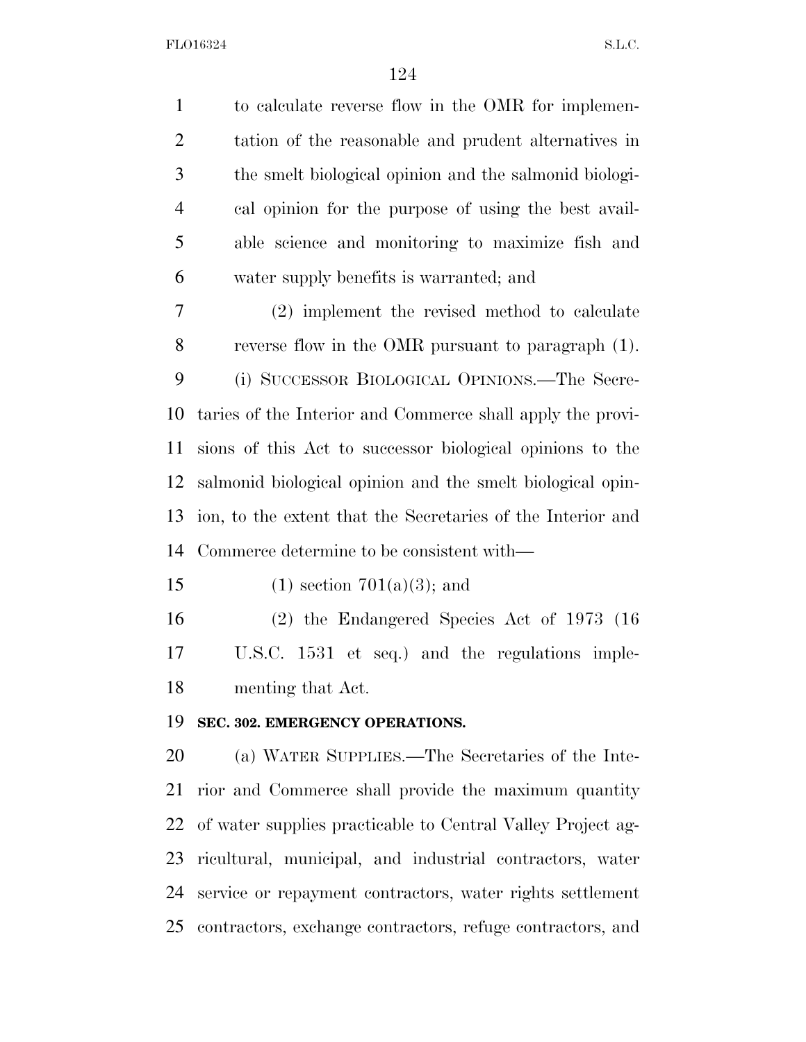to calculate reverse flow in the OMR for implementation of the reasonable and prudent alternatives in the smelt biological opinion and the salmonid biological opinion for the purpose of using the best available science and monitoring to maximize fish and water supply benefits is warranted; and

(2) implement the revised method to calculate reverse flow in the OMR pursuant to paragraph (1).

(i) SUCCESSOR BIOLOGICAL OPINIONS.—The Secretaries of the Interior and Commerce shall apply the provisions of this Act to successor biological opinions to the salmonid biological opinion and the smelt biological opinion, to the extent that the Secretaries of the Interior and Commerce determine to be consistent with—

(1) section 701(a)(3); and

(2) the Endangered Species Act of 1973 (16 U.S.C. 1531 et seq.) and the regulations implementing that Act.

**SEC. 302. EMERGENCY OPERATIONS.**

(a) WATER SUPPLIES.—The Secretaries of the Interior and Commerce shall provide the maximum quantity of water supplies practicable to Central Valley Project agricultural, municipal, and industrial contractors, water service or repayment contractors, water rights settlement contractors, exchange contractors, refuge contractors, and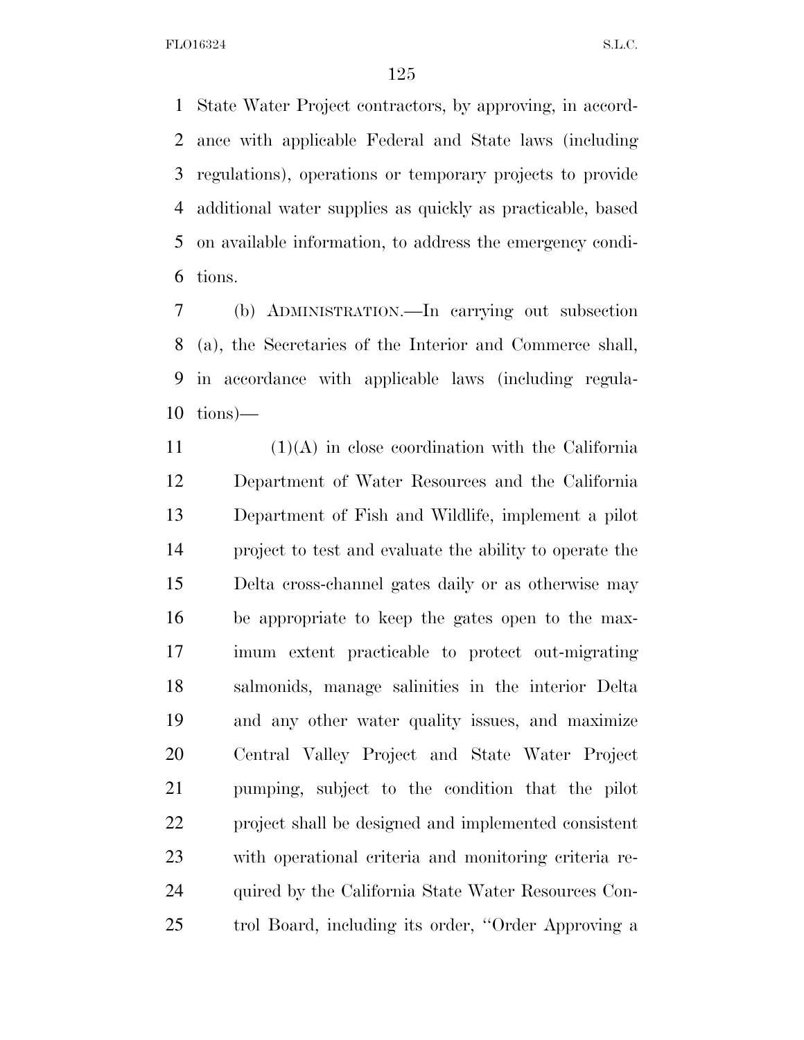State Water Project contractors, by approving, in accordance with applicable Federal and State laws (including regulations), operations or temporary projects to provide additional water supplies as quickly as practicable, based on available information, to address the emergency conditions.

(b) ADMINISTRATION.—In carrying out subsection (a), the Secretaries of the Interior and Commerce shall, in accordance with applicable laws (including regulations)—

(1)(A) in close coordination with the California Department of Water Resources and the California Department of Fish and Wildlife, implement a pilot project to test and evaluate the ability to operate the Delta cross-channel gates daily or as otherwise may be appropriate to keep the gates open to the maximum extent practicable to protect out-migrating salmonids, manage salinities in the interior Delta and any other water quality issues, and maximize Central Valley Project and State Water Project pumping, subject to the condition that the pilot project shall be designed and implemented consistent with operational criteria and monitoring criteria required by the California State Water Resources Control Board, including its order, "Order Approving a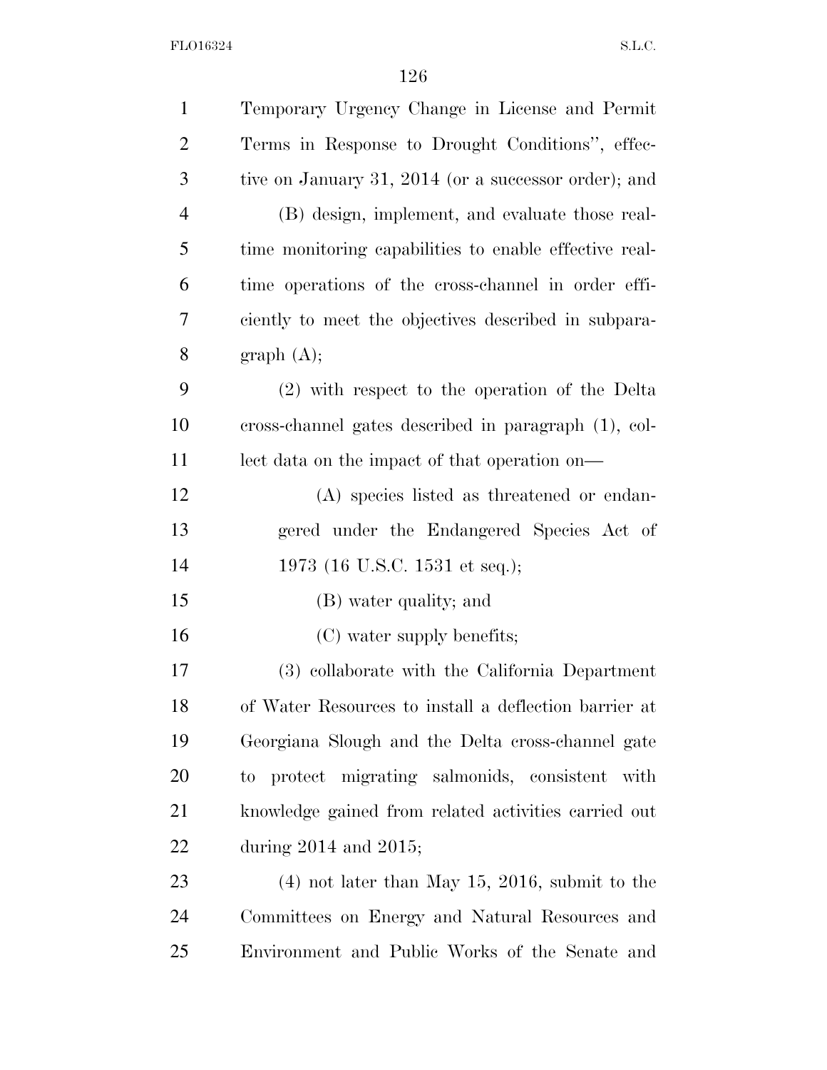Temporary Urgency Change in License and Permit Terms in Response to Drought Conditions'', effective on January 31, 2014 (or a successor order); and

(B) design, implement, and evaluate those real-time monitoring capabilities to enable effective real-time operations of the cross-channel in order efficiently to meet the objectives described in subparagraph (A);

(2) with respect to the operation of the Delta cross-channel gates described in paragraph (1), collect data on the impact of that operation on—

(A) species listed as threatened or endangered under the Endangered Species Act of 1973 (16 U.S.C. 1531 et seq.);

(B) water quality; and

(C) water supply benefits;

(3) collaborate with the California Department of Water Resources to install a deflection barrier at Georgiana Slough and the Delta cross-channel gate to protect migrating salmonids, consistent with knowledge gained from related activities carried out during 2014 and 2015;

(4) not later than May 15, 2016, submit to the Committees on Energy and Natural Resources and Environment and Public Works of the Senate and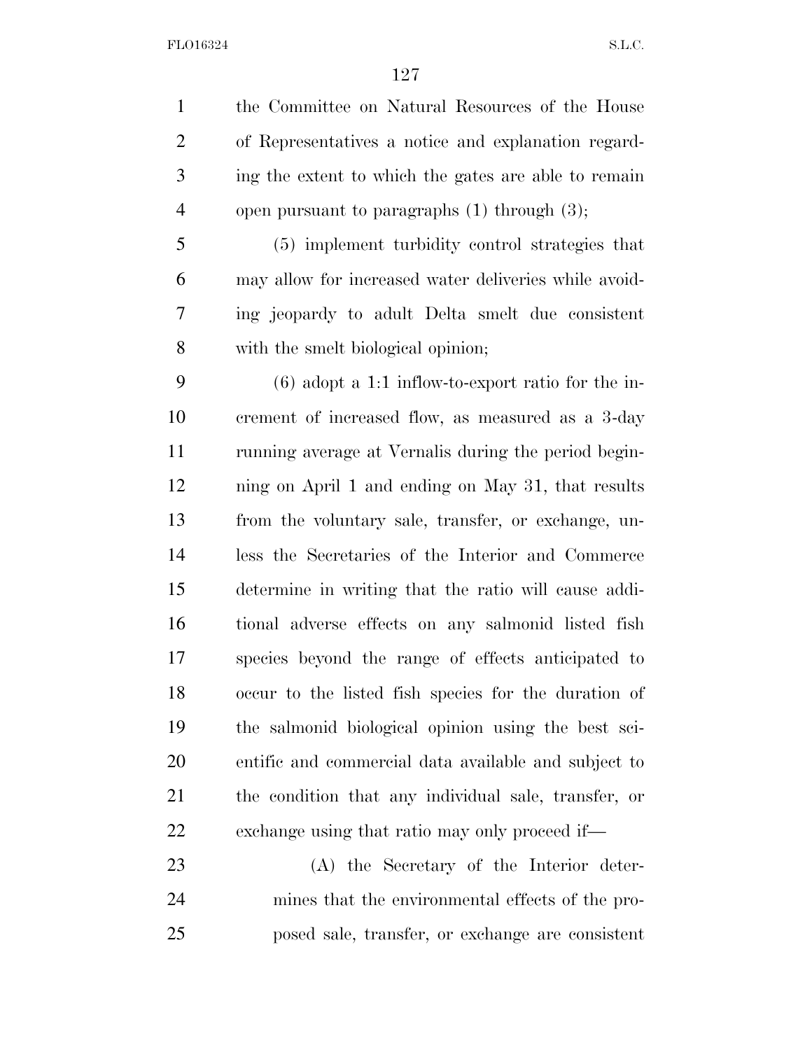the Committee on Natural Resources of the House of Representatives a notice and explanation regarding the extent to which the gates are able to remain open pursuant to paragraphs (1) through (3);

(5) implement turbidity control strategies that may allow for increased water deliveries while avoiding jeopardy to adult Delta smelt due consistent with the smelt biological opinion;

(6) adopt a 1:1 inflow-to-export ratio for the increment of increased flow, as measured as a 3-day running average at Vernalis during the period beginning on April 1 and ending on May 31, that results from the voluntary sale, transfer, or exchange, unless the Secretaries of the Interior and Commerce determine in writing that the ratio will cause additional adverse effects on any salmonid listed fish species beyond the range of effects anticipated to occur to the listed fish species for the duration of the salmonid biological opinion using the best scientific and commercial data available and subject to the condition that any individual sale, transfer, or exchange using that ratio may only proceed if—

(A) the Secretary of the Interior determines that the environmental effects of the proposed sale, transfer, or exchange are consistent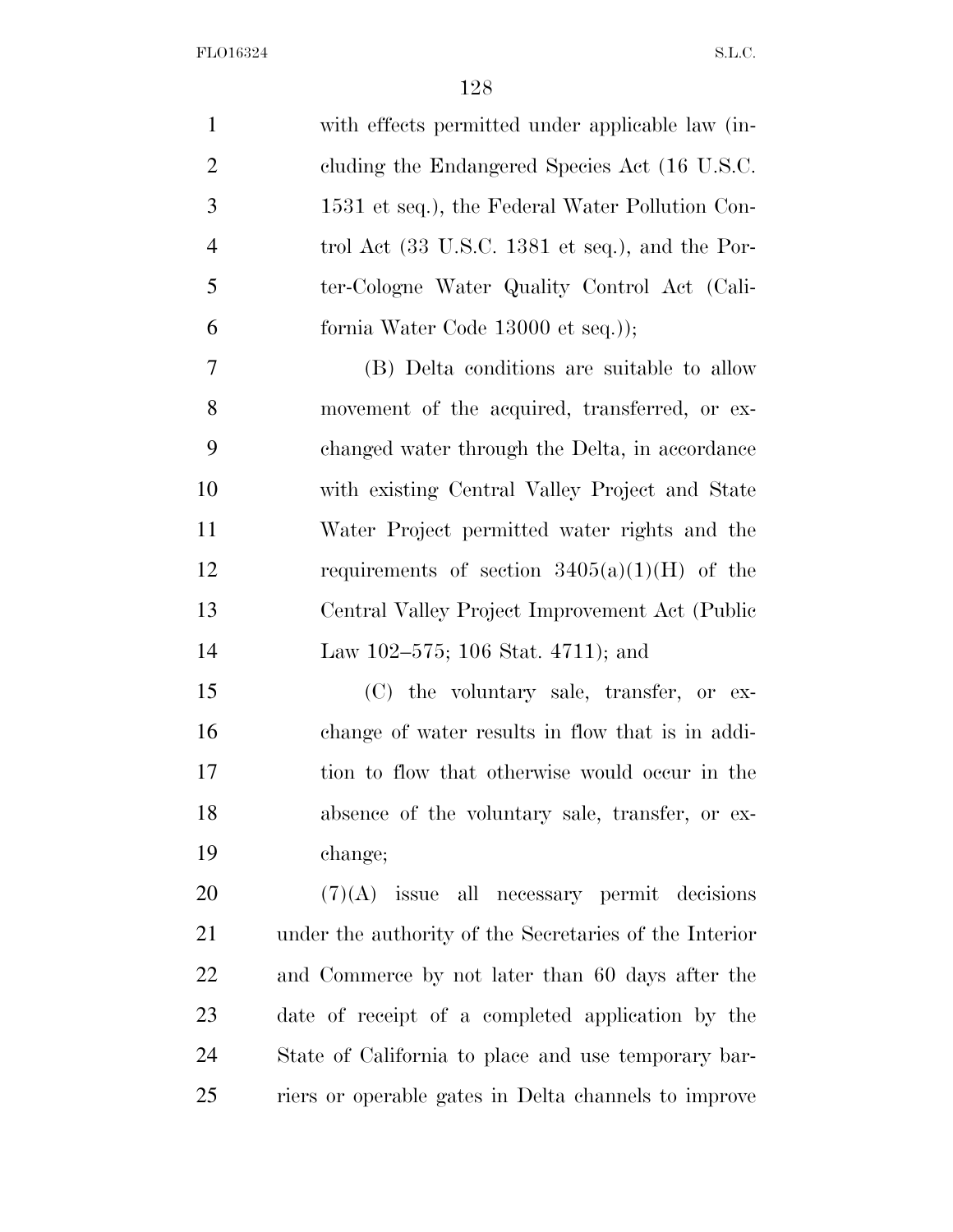with effects permitted under applicable law (including the Endangered Species Act (16 U.S.C. 1531 et seq.), the Federal Water Pollution Control Act (33 U.S.C. 1381 et seq.), and the Porter-Cologne Water Quality Control Act (California Water Code 13000 et seq.));

(B) Delta conditions are suitable to allow movement of the acquired, transferred, or exchanged water through the Delta, in accordance with existing Central Valley Project and State Water Project permitted water rights and the requirements of section 3405(a)(1)(H) of the Central Valley Project Improvement Act (Public Law 102–575; 106 Stat. 4711); and

(C) the voluntary sale, transfer, or exchange of water results in flow that is in addition to flow that otherwise would occur in the absence of the voluntary sale, transfer, or exchange;

(7)(A) issue all necessary permit decisions under the authority of the Secretaries of the Interior and Commerce by not later than 60 days after the date of receipt of a completed application by the State of California to place and use temporary barriers or operable gates in Delta channels to improve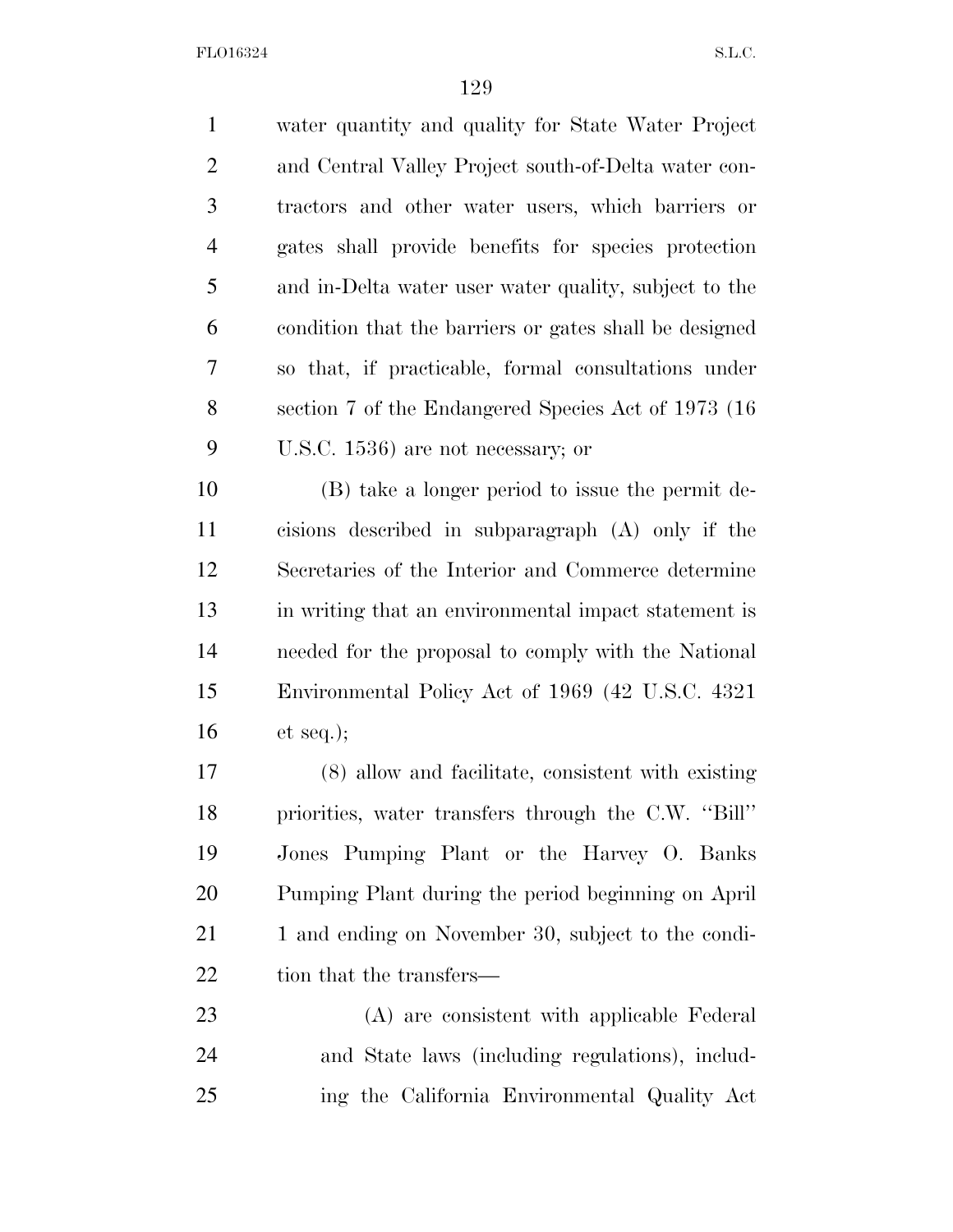water quantity and quality for State Water Project and Central Valley Project south-of-Delta water contractors and other water users, which barriers or gates shall provide benefits for species protection and in-Delta water user water quality, subject to the condition that the barriers or gates shall be designed so that, if practicable, formal consultations under section 7 of the Endangered Species Act of 1973 (16 U.S.C. 1536) are not necessary; or

(B) take a longer period to issue the permit decisions described in subparagraph (A) only if the Secretaries of the Interior and Commerce determine in writing that an environmental impact statement is needed for the proposal to comply with the National Environmental Policy Act of 1969 (42 U.S.C. 4321 et seq.);

(8) allow and facilitate, consistent with existing priorities, water transfers through the C.W. ''Bill'' Jones Pumping Plant or the Harvey O. Banks Pumping Plant during the period beginning on April 1 and ending on November 30, subject to the condition that the transfers—

(A) are consistent with applicable Federal and State laws (including regulations), including the California Environmental Quality Act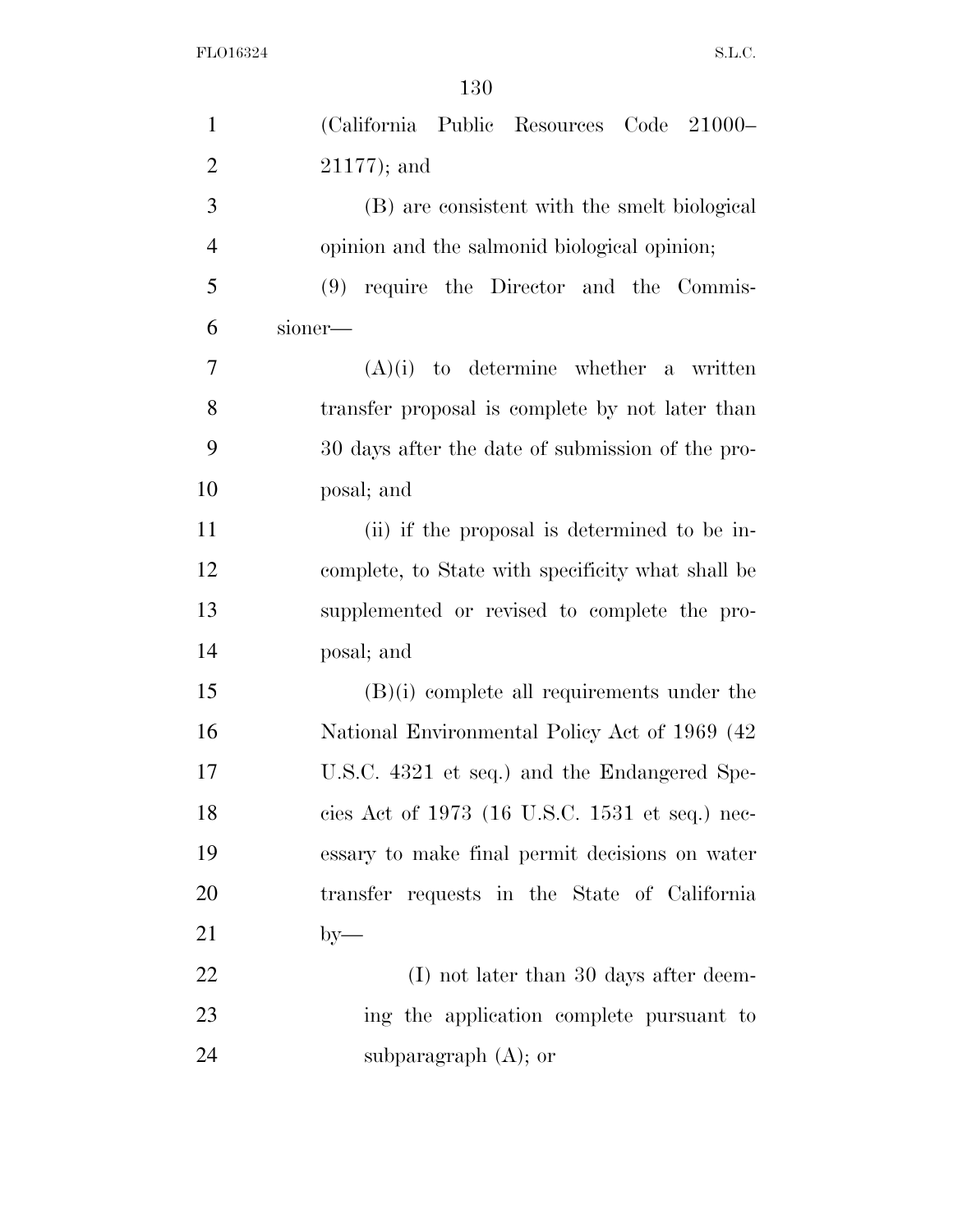(California Public Resources Code 21000–21177); and

(B) are consistent with the smelt biological opinion and the salmonid biological opinion;

(9) require the Director and the Commissioner—

(A)(i) to determine whether a written transfer proposal is complete by not later than 30 days after the date of submission of the proposal; and

(ii) if the proposal is determined to be incomplete, to State with specificity what shall be supplemented or revised to complete the proposal; and

(B)(i) complete all requirements under the National Environmental Policy Act of 1969 (42 U.S.C. 4321 et seq.) and the Endangered Species Act of 1973 (16 U.S.C. 1531 et seq.) necessary to make final permit decisions on water transfer requests in the State of California by—

(I) not later than 30 days after deeming the application complete pursuant to subparagraph (A); or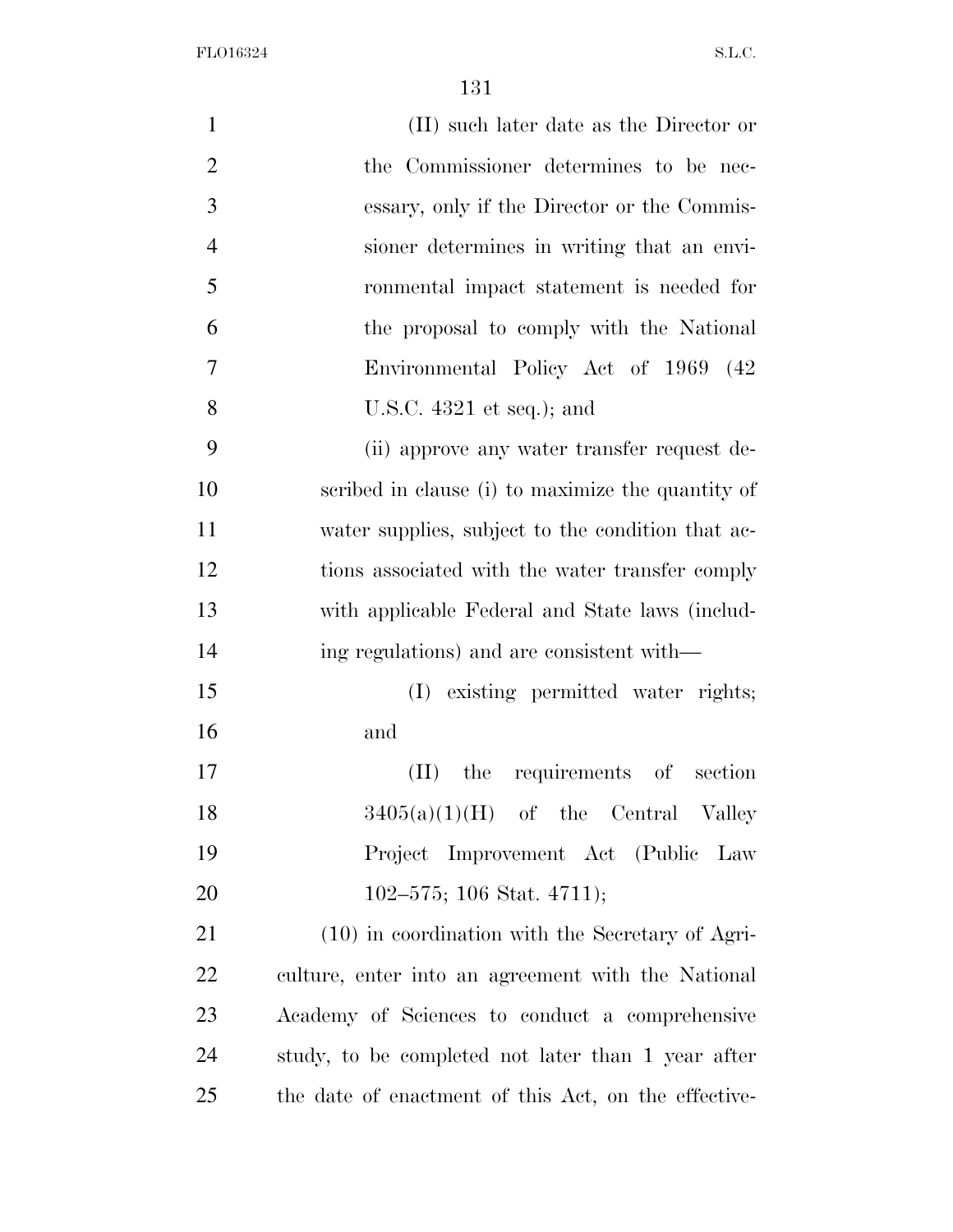(II) such later date as the Director or the Commissioner determines to be necessary, only if the Director or the Commissioner determines in writing that an environmental impact statement is needed for the proposal to comply with the National Environmental Policy Act of 1969 (42 U.S.C. 4321 et seq.); and

(ii) approve any water transfer request described in clause (i) to maximize the quantity of water supplies, subject to the condition that actions associated with the water transfer comply with applicable Federal and State laws (including regulations) and are consistent with—

(I) existing permitted water rights; and

(II) the requirements of section 3405(a)(1)(H) of the Central Valley Project Improvement Act (Public Law 102–575; 106 Stat. 4711);

(10) in coordination with the Secretary of Agriculture, enter into an agreement with the National Academy of Sciences to conduct a comprehensive study, to be completed not later than 1 year after the date of enactment of this Act, on the effective-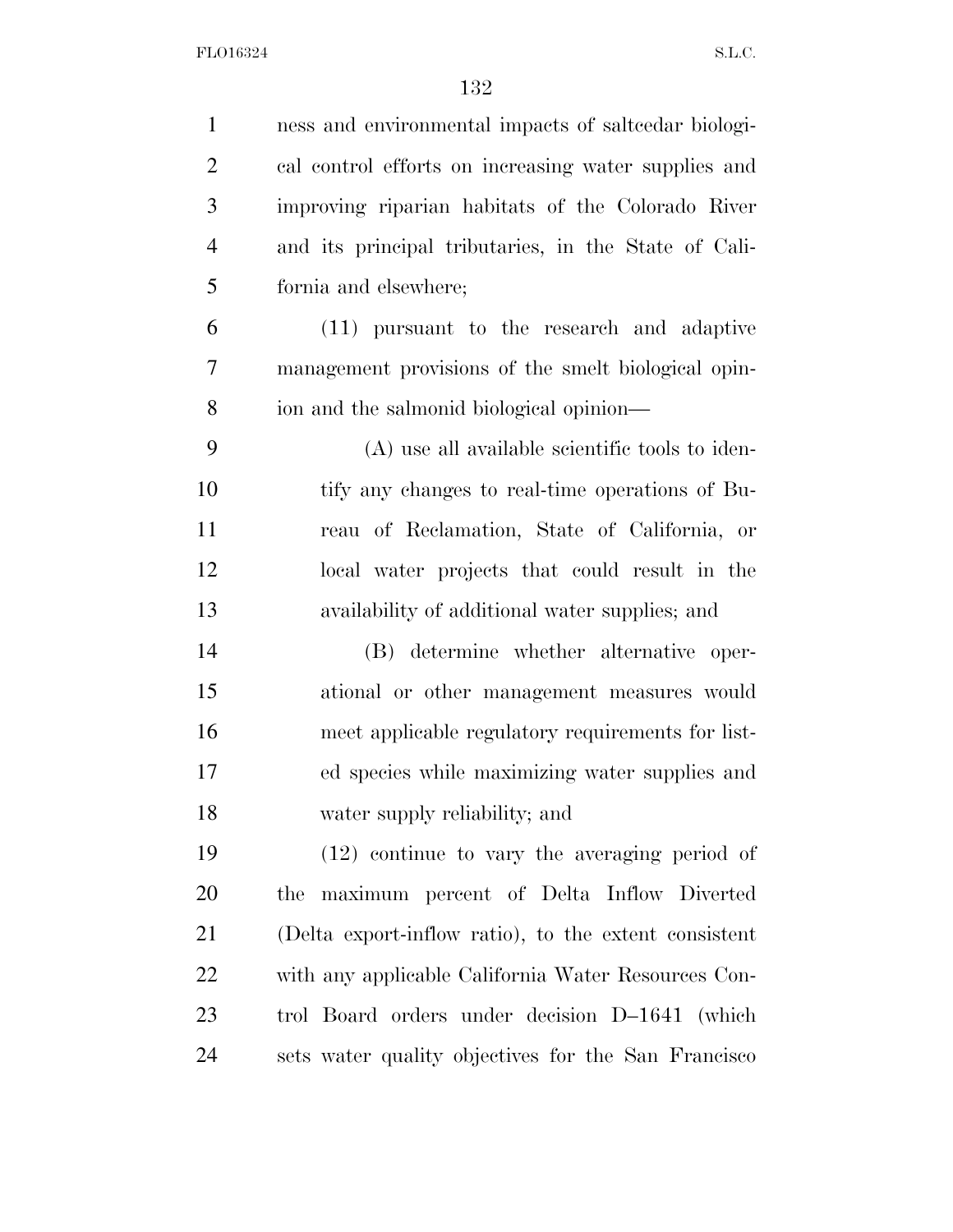ness and environmental impacts of saltcedar biological control efforts on increasing water supplies and improving riparian habitats of the Colorado River and its principal tributaries, in the State of California and elsewhere;

(11) pursuant to the research and adaptive management provisions of the smelt biological opinion and the salmonid biological opinion—

(A) use all available scientific tools to identify any changes to real-time operations of Bureau of Reclamation, State of California, or local water projects that could result in the availability of additional water supplies; and

(B) determine whether alternative operational or other management measures would meet applicable regulatory requirements for listed species while maximizing water supplies and water supply reliability; and

(12) continue to vary the averaging period of the maximum percent of Delta Inflow Diverted (Delta export-inflow ratio), to the extent consistent with any applicable California Water Resources Control Board orders under decision D–1641 (which sets water quality objectives for the San Francisco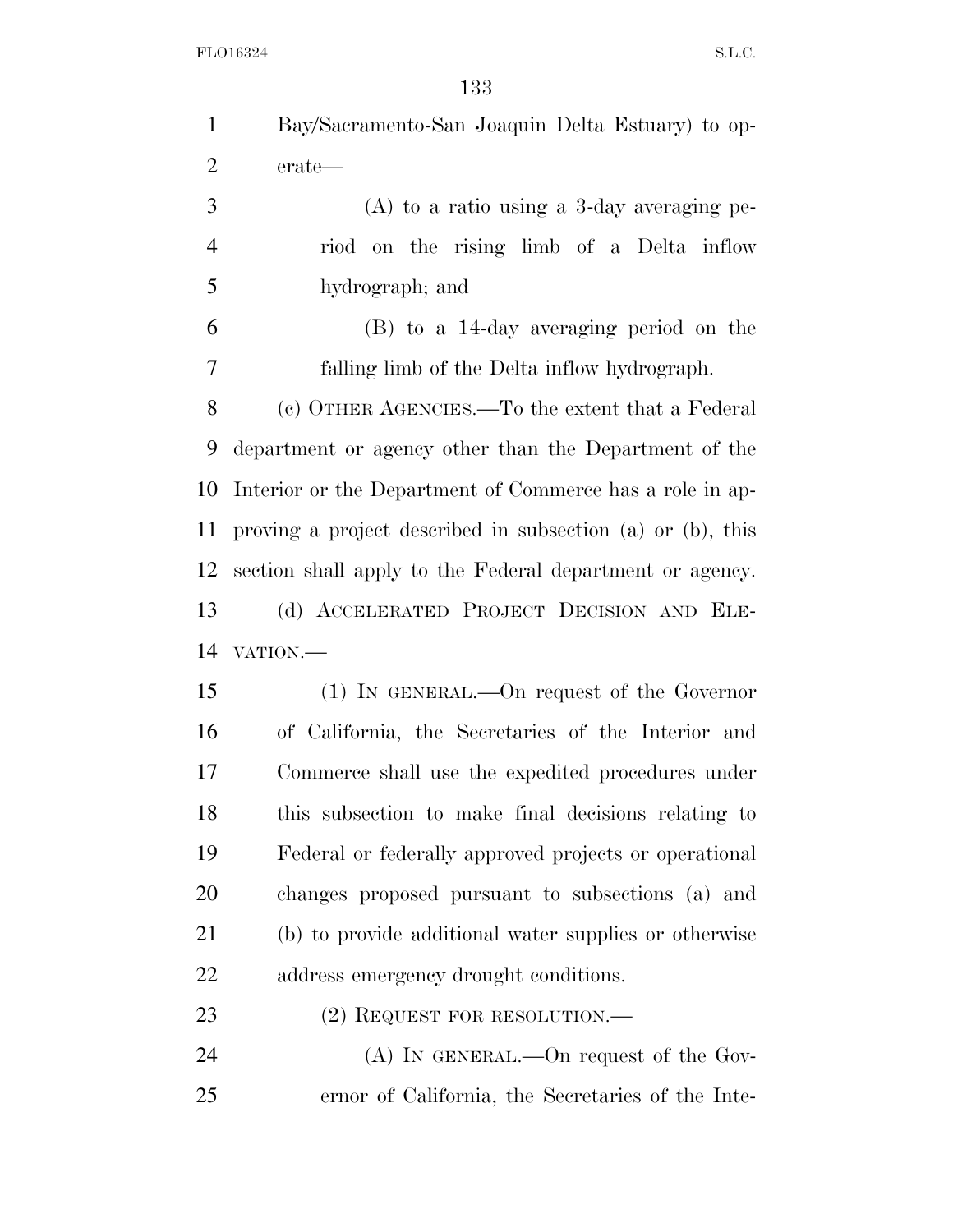Bay/Sacramento-San Joaquin Delta Estuary) to operate—

(A) to a ratio using a 3-day averaging period on the rising limb of a Delta inflow hydrograph; and

(B) to a 14-day averaging period on the falling limb of the Delta inflow hydrograph.

(c) OTHER AGENCIES.—To the extent that a Federal department or agency other than the Department of the Interior or the Department of Commerce has a role in approving a project described in subsection (a) or (b), this section shall apply to the Federal department or agency.

(d) ACCELERATED PROJECT DECISION AND ELEVATION.—

(1) IN GENERAL.—On request of the Governor of California, the Secretaries of the Interior and Commerce shall use the expedited procedures under this subsection to make final decisions relating to Federal or federally approved projects or operational changes proposed pursuant to subsections (a) and (b) to provide additional water supplies or otherwise address emergency drought conditions.

(2) REQUEST FOR RESOLUTION.—

(A) IN GENERAL.—On request of the Governor of California, the Secretaries of the Inte-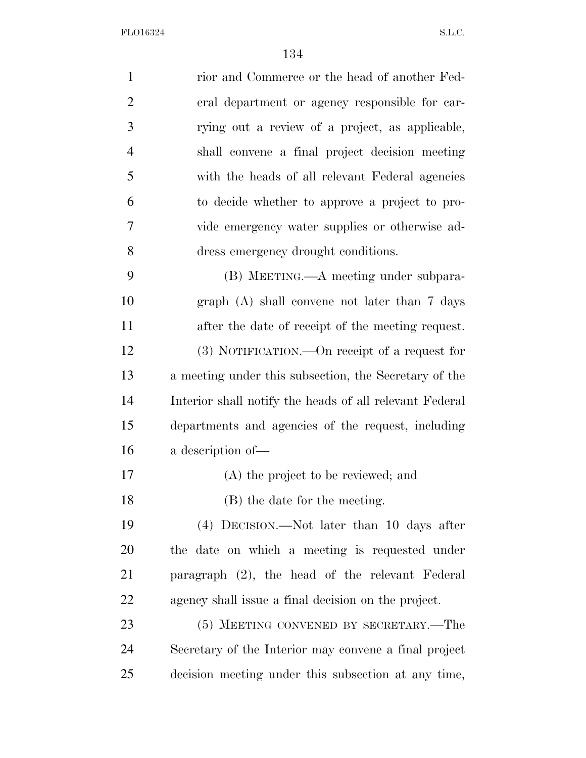rior and Commerce or the head of another Federal department or agency responsible for carrying out a review of a project, as applicable, shall convene a final project decision meeting with the heads of all relevant Federal agencies to decide whether to approve a project to provide emergency water supplies or otherwise address emergency drought conditions.

(B) MEETING.—A meeting under subparagraph (A) shall convene not later than 7 days after the date of receipt of the meeting request.

(3) NOTIFICATION.—On receipt of a request for a meeting under this subsection, the Secretary of the Interior shall notify the heads of all relevant Federal departments and agencies of the request, including a description of—

(A) the project to be reviewed; and

(B) the date for the meeting.

(4) DECISION.—Not later than 10 days after the date on which a meeting is requested under paragraph (2), the head of the relevant Federal agency shall issue a final decision on the project.

(5) MEETING CONVENED BY SECRETARY.—The Secretary of the Interior may convene a final project decision meeting under this subsection at any time,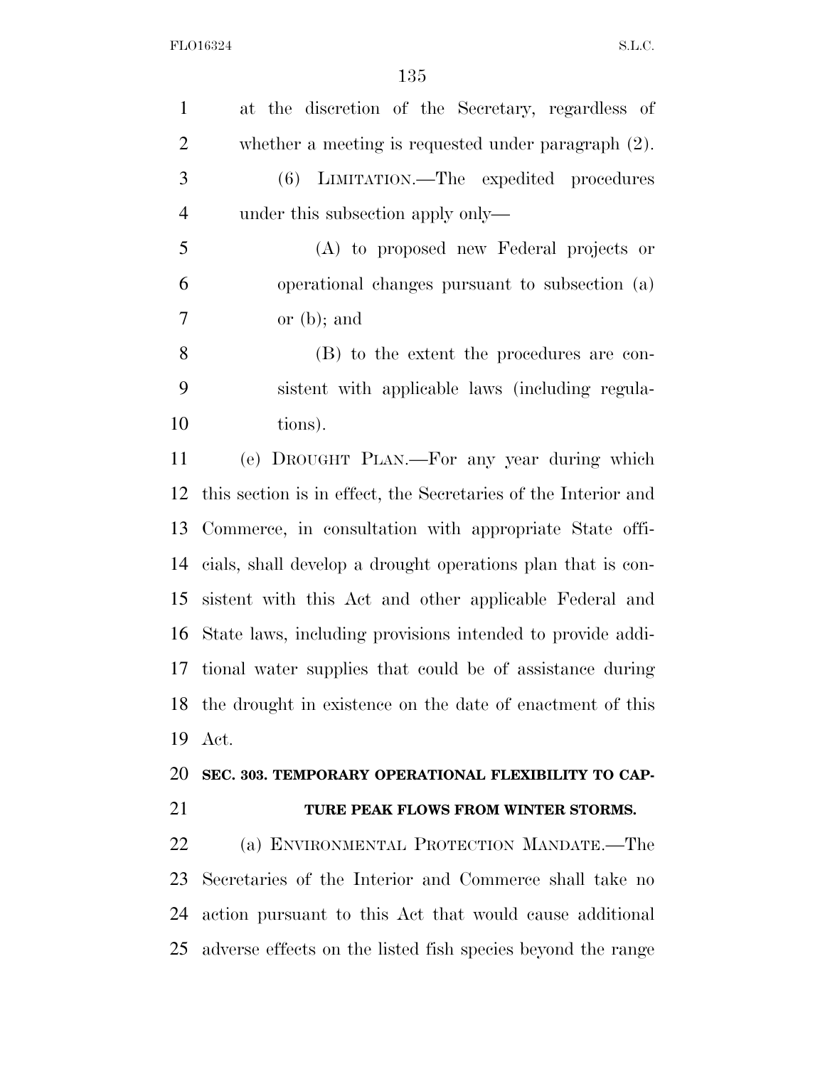at the discretion of the Secretary, regardless of whether a meeting is requested under paragraph (2).

(6) LIMITATION.—The expedited procedures under this subsection apply only—

(A) to proposed new Federal projects or operational changes pursuant to subsection (a) or (b); and

(B) to the extent the procedures are consistent with applicable laws (including regulations).

(e) DROUGHT PLAN.—For any year during which this section is in effect, the Secretaries of the Interior and Commerce, in consultation with appropriate State officials, shall develop a drought operations plan that is consistent with this Act and other applicable Federal and State laws, including provisions intended to provide additional water supplies that could be of assistance during the drought in existence on the date of enactment of this Act.

### SEC. 303. TEMPORARY OPERATIONAL FLEXIBILITY TO CAPTURE PEAK FLOWS FROM WINTER STORMS.

(a) ENVIRONMENTAL PROTECTION MANDATE.—The Secretaries of the Interior and Commerce shall take no action pursuant to this Act that would cause additional adverse effects on the listed fish species beyond the range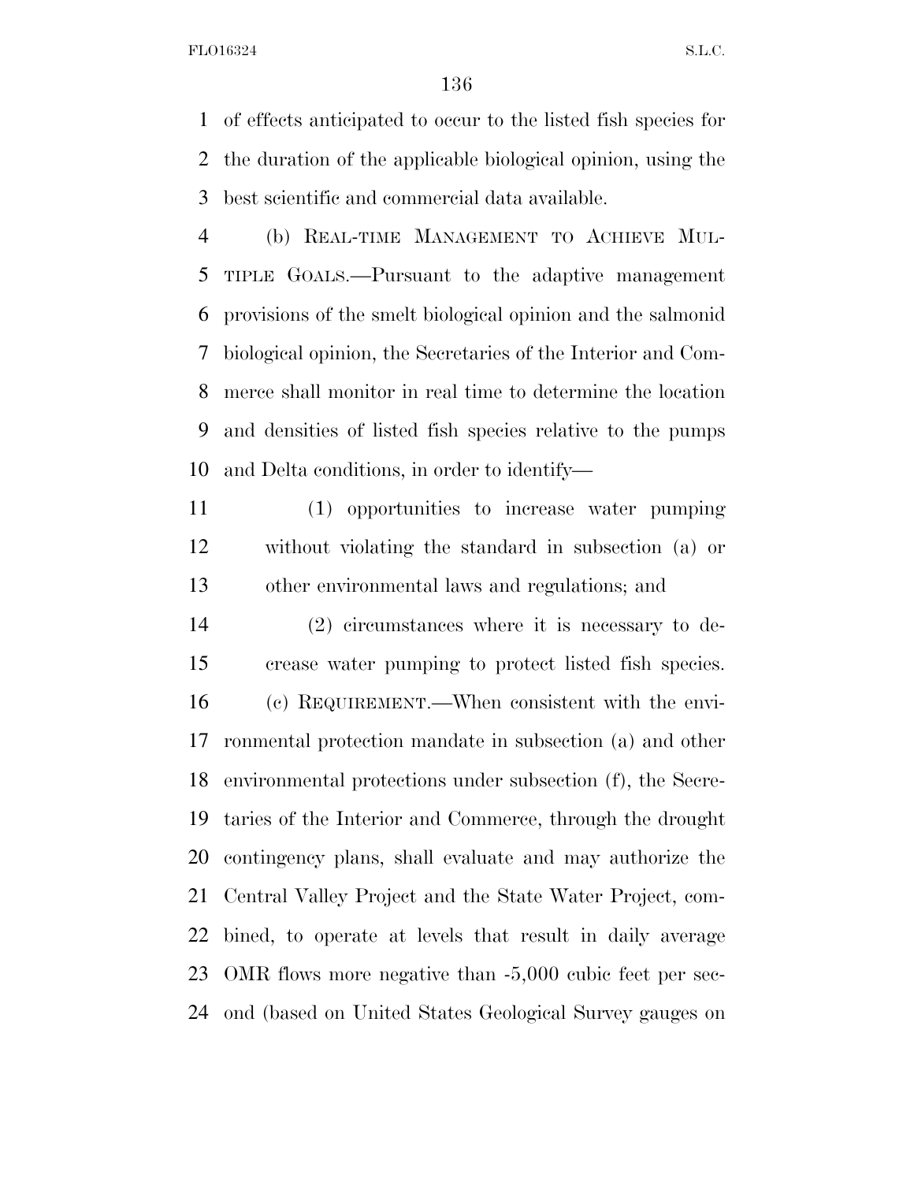of effects anticipated to occur to the listed fish species for the duration of the applicable biological opinion, using the best scientific and commercial data available.

(b) REAL-TIME MANAGEMENT TO ACHIEVE MULTIPLE GOALS.—Pursuant to the adaptive management provisions of the smelt biological opinion and the salmonid biological opinion, the Secretaries of the Interior and Commerce shall monitor in real time to determine the location and densities of listed fish species relative to the pumps and Delta conditions, in order to identify—

(1) opportunities to increase water pumping without violating the standard in subsection (a) or other environmental laws and regulations; and

(2) circumstances where it is necessary to decrease water pumping to protect listed fish species.

(c) REQUIREMENT.—When consistent with the environmental protection mandate in subsection (a) and other environmental protections under subsection (f), the Secretaries of the Interior and Commerce, through the drought contingency plans, shall evaluate and may authorize the Central Valley Project and the State Water Project, combined, to operate at levels that result in daily average OMR flows more negative than -5,000 cubic feet per second (based on United States Geological Survey gauges on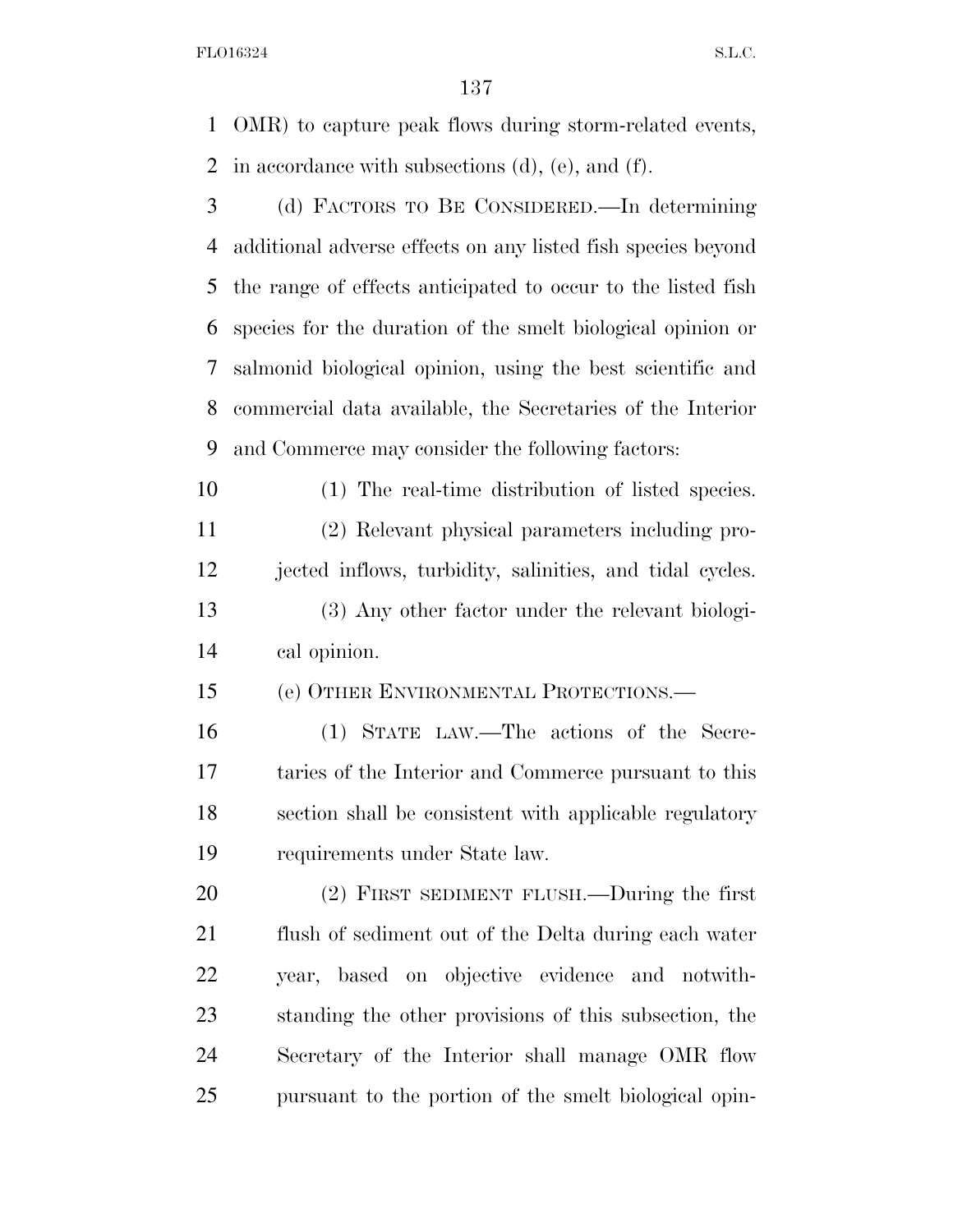OMR) to capture peak flows during storm-related events, in accordance with subsections (d), (e), and (f).

(d) FACTORS TO BE CONSIDERED.—In determining additional adverse effects on any listed fish species beyond the range of effects anticipated to occur to the listed fish species for the duration of the smelt biological opinion or salmonid biological opinion, using the best scientific and commercial data available, the Secretaries of the Interior and Commerce may consider the following factors:

(1) The real-time distribution of listed species.

(2) Relevant physical parameters including projected inflows, turbidity, salinities, and tidal cycles.

(3) Any other factor under the relevant biological opinion.

(e) OTHER ENVIRONMENTAL PROTECTIONS.—

(1) STATE LAW.—The actions of the Secretaries of the Interior and Commerce pursuant to this section shall be consistent with applicable regulatory requirements under State law.

(2) FIRST SEDIMENT FLUSH.—During the first flush of sediment out of the Delta during each water year, based on objective evidence and notwithstanding the other provisions of this subsection, the Secretary of the Interior shall manage OMR flow pursuant to the portion of the smelt biological opin-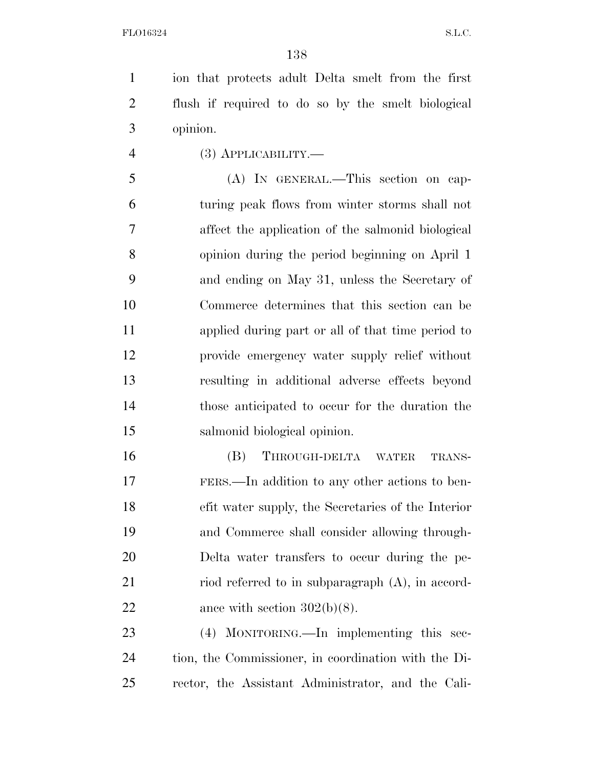ion that protects adult Delta smelt from the first flush if required to do so by the smelt biological opinion.

(3) APPLICABILITY.—

(A) IN GENERAL.—This section on capturing peak flows from winter storms shall not affect the application of the salmonid biological opinion during the period beginning on April 1 and ending on May 31, unless the Secretary of Commerce determines that this section can be applied during part or all of that time period to provide emergency water supply relief without resulting in additional adverse effects beyond those anticipated to occur for the duration the salmonid biological opinion.

(B) THROUGH-DELTA WATER TRANSFERS.—In addition to any other actions to benefit water supply, the Secretaries of the Interior and Commerce shall consider allowing through-Delta water transfers to occur during the period referred to in subparagraph (A), in accordance with section 302(b)(8).

(4) MONITORING.—In implementing this section, the Commissioner, in coordination with the Director, the Assistant Administrator, and the Cali-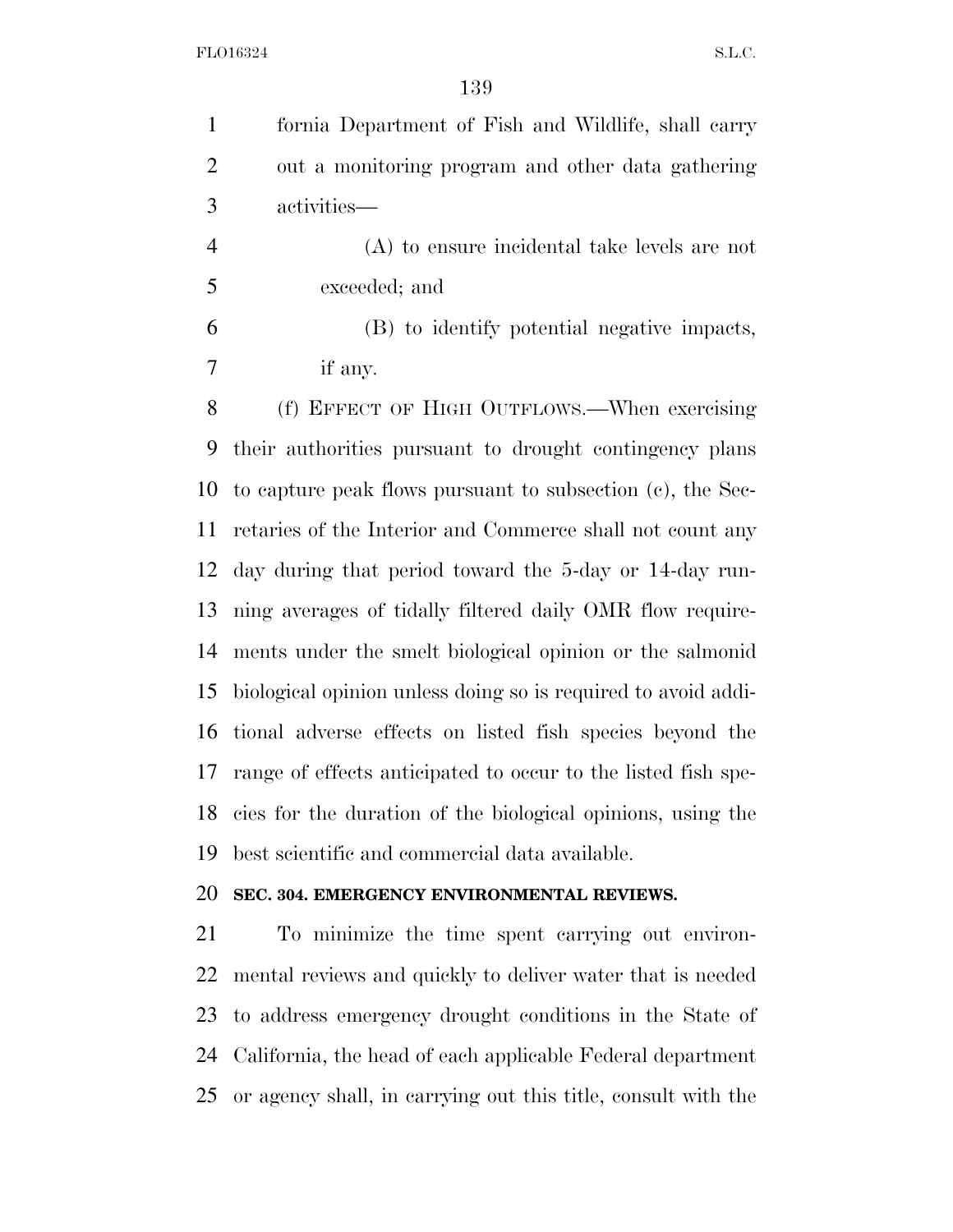fornia Department of Fish and Wildlife, shall carry out a monitoring program and other data gathering activities—

(A) to ensure incidental take levels are not exceeded; and

(B) to identify potential negative impacts, if any.

(f) EFFECT OF HIGH OUTFLOWS.—When exercising their authorities pursuant to drought contingency plans to capture peak flows pursuant to subsection (c), the Secretaries of the Interior and Commerce shall not count any day during that period toward the 5-day or 14-day running averages of tidally filtered daily OMR flow requirements under the smelt biological opinion or the salmonid biological opinion unless doing so is required to avoid additional adverse effects on listed fish species beyond the range of effects anticipated to occur to the listed fish species for the duration of the biological opinions, using the best scientific and commercial data available.

## SEC. 304. EMERGENCY ENVIRONMENTAL REVIEWS.

To minimize the time spent carrying out environmental reviews and quickly to deliver water that is needed to address emergency drought conditions in the State of California, the head of each applicable Federal department or agency shall, in carrying out this title, consult with the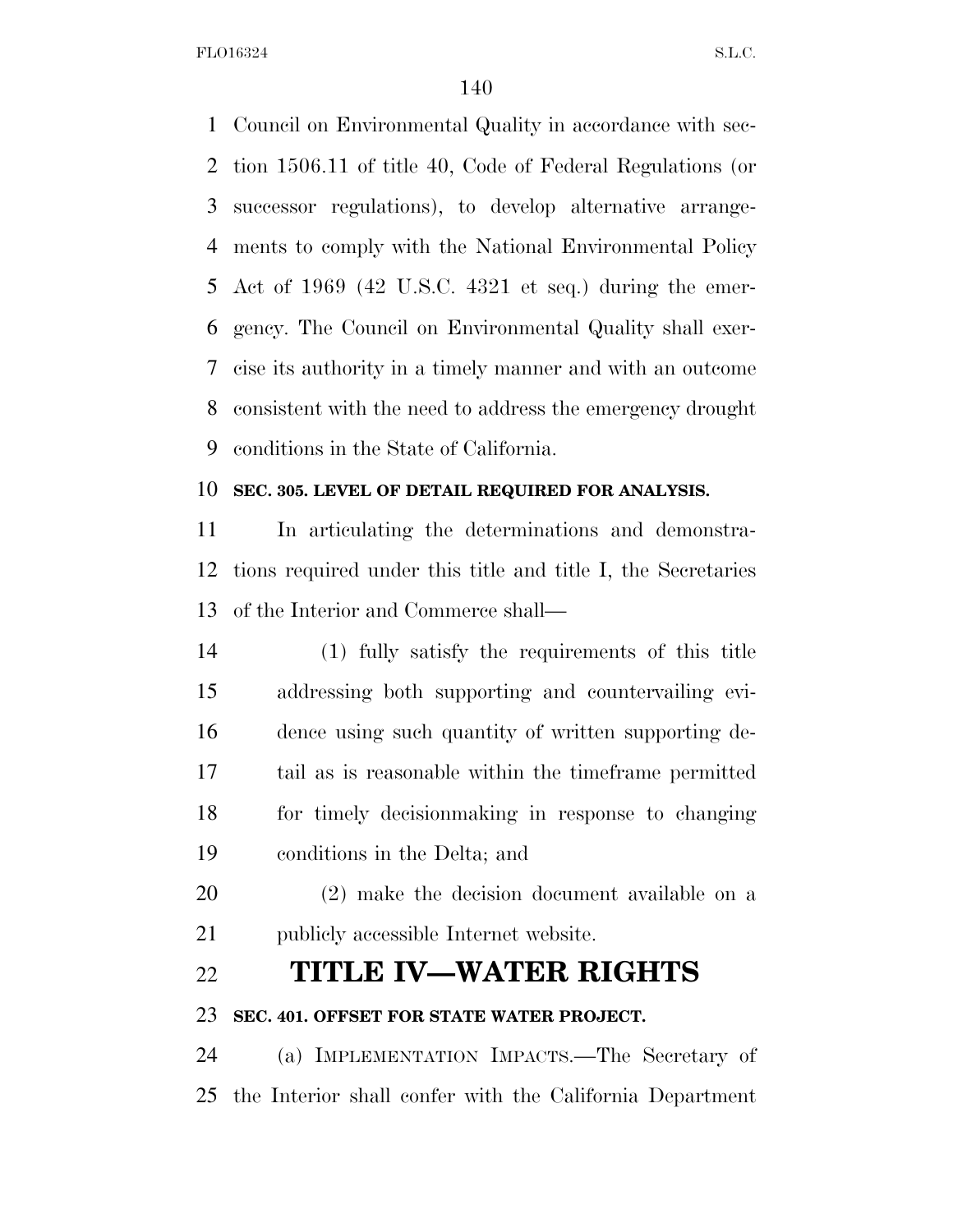Council on Environmental Quality in accordance with section 1506.11 of title 40, Code of Federal Regulations (or successor regulations), to develop alternative arrangements to comply with the National Environmental Policy Act of 1969 (42 U.S.C. 4321 et seq.) during the emergency. The Council on Environmental Quality shall exercise its authority in a timely manner and with an outcome consistent with the need to address the emergency drought conditions in the State of California.

### SEC. 305. LEVEL OF DETAIL REQUIRED FOR ANALYSIS.

In articulating the determinations and demonstrations required under this title and title I, the Secretaries of the Interior and Commerce shall—

(1) fully satisfy the requirements of this title addressing both supporting and countervailing evidence using such quantity of written supporting detail as is reasonable within the timeframe permitted for timely decisionmaking in response to changing conditions in the Delta; and

(2) make the decision document available on a publicly accessible Internet website.

## TITLE IV—WATER RIGHTS

### SEC. 401. OFFSET FOR STATE WATER PROJECT.

(a) IMPLEMENTATION IMPACTS.—The Secretary of the Interior shall confer with the California Department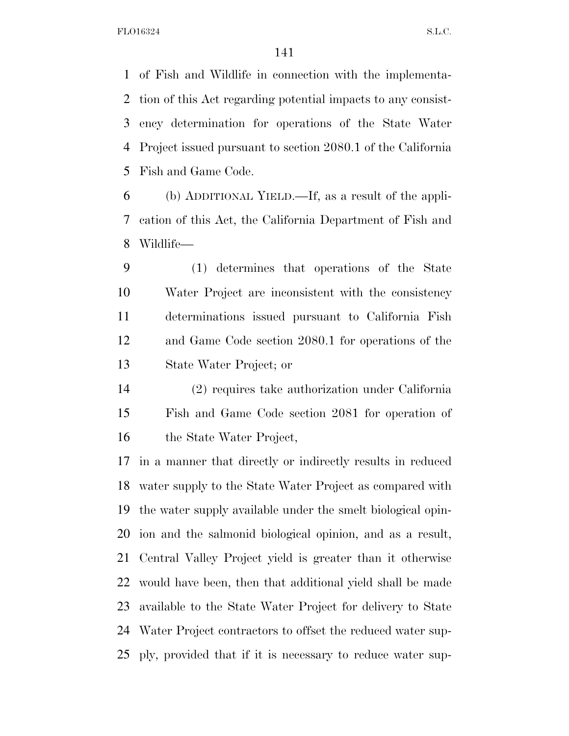of Fish and Wildlife in connection with the implementation of this Act regarding potential impacts to any consistency determination for operations of the State Water Project issued pursuant to section 2080.1 of the California Fish and Game Code.

(b) ADDITIONAL YIELD.—If, as a result of the application of this Act, the California Department of Fish and Wildlife—

(1) determines that operations of the State Water Project are inconsistent with the consistency determinations issued pursuant to California Fish and Game Code section 2080.1 for operations of the State Water Project; or

(2) requires take authorization under California Fish and Game Code section 2081 for operation of the State Water Project,

in a manner that directly or indirectly results in reduced water supply to the State Water Project as compared with the water supply available under the smelt biological opinion and the salmonid biological opinion, and as a result, Central Valley Project yield is greater than it otherwise would have been, then that additional yield shall be made available to the State Water Project for delivery to State Water Project contractors to offset the reduced water supply, provided that if it is necessary to reduce water sup-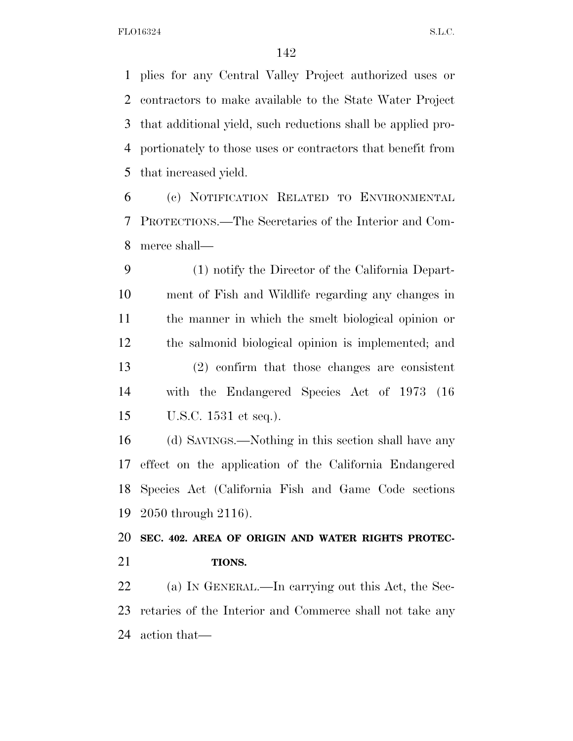plies for any Central Valley Project authorized uses or contractors to make available to the State Water Project that additional yield, such reductions shall be applied proportionately to those uses or contractors that benefit from that increased yield.

(c) NOTIFICATION RELATED TO ENVIRONMENTAL PROTECTIONS.—The Secretaries of the Interior and Commerce shall—

(1) notify the Director of the California Department of Fish and Wildlife regarding any changes in the manner in which the smelt biological opinion or the salmonid biological opinion is implemented; and

(2) confirm that those changes are consistent with the Endangered Species Act of 1973 (16 U.S.C. 1531 et seq.).

(d) SAVINGS.—Nothing in this section shall have any effect on the application of the California Endangered Species Act (California Fish and Game Code sections 2050 through 2116).

**SEC. 402. AREA OF ORIGIN AND WATER RIGHTS PROTECTIONS.**

(a) IN GENERAL.—In carrying out this Act, the Secretaries of the Interior and Commerce shall not take any action that—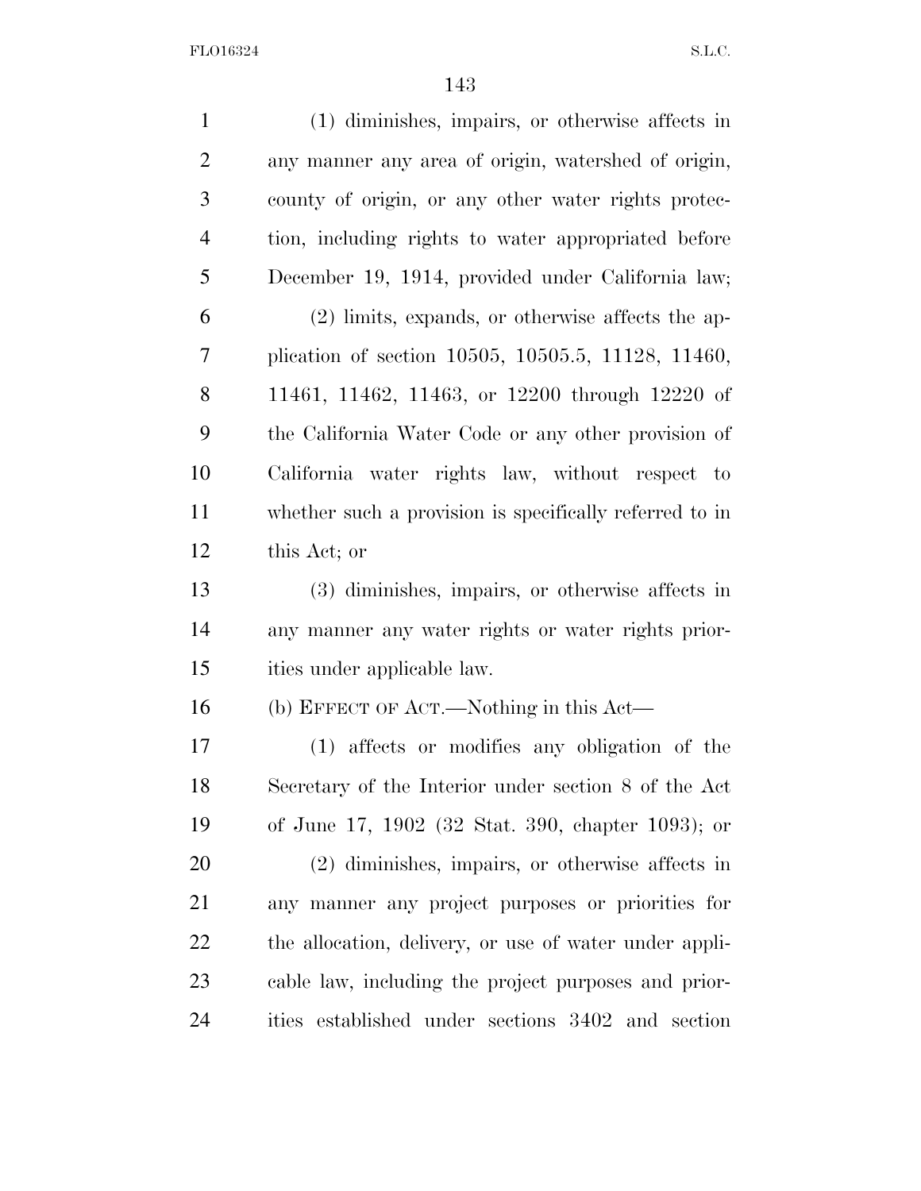(1) diminishes, impairs, or otherwise affects in any manner any area of origin, watershed of origin, county of origin, or any other water rights protection, including rights to water appropriated before December 19, 1914, provided under California law;

(2) limits, expands, or otherwise affects the application of section 10505, 10505.5, 11128, 11460, 11461, 11462, 11463, or 12200 through 12220 of the California Water Code or any other provision of California water rights law, without respect to whether such a provision is specifically referred to in this Act; or

(3) diminishes, impairs, or otherwise affects in any manner any water rights or water rights priorities under applicable law.

(b) EFFECT OF ACT.—Nothing in this Act—

(1) affects or modifies any obligation of the Secretary of the Interior under section 8 of the Act of June 17, 1902 (32 Stat. 390, chapter 1093); or

(2) diminishes, impairs, or otherwise affects in any manner any project purposes or priorities for the allocation, delivery, or use of water under applicable law, including the project purposes and priorities established under sections 3402 and section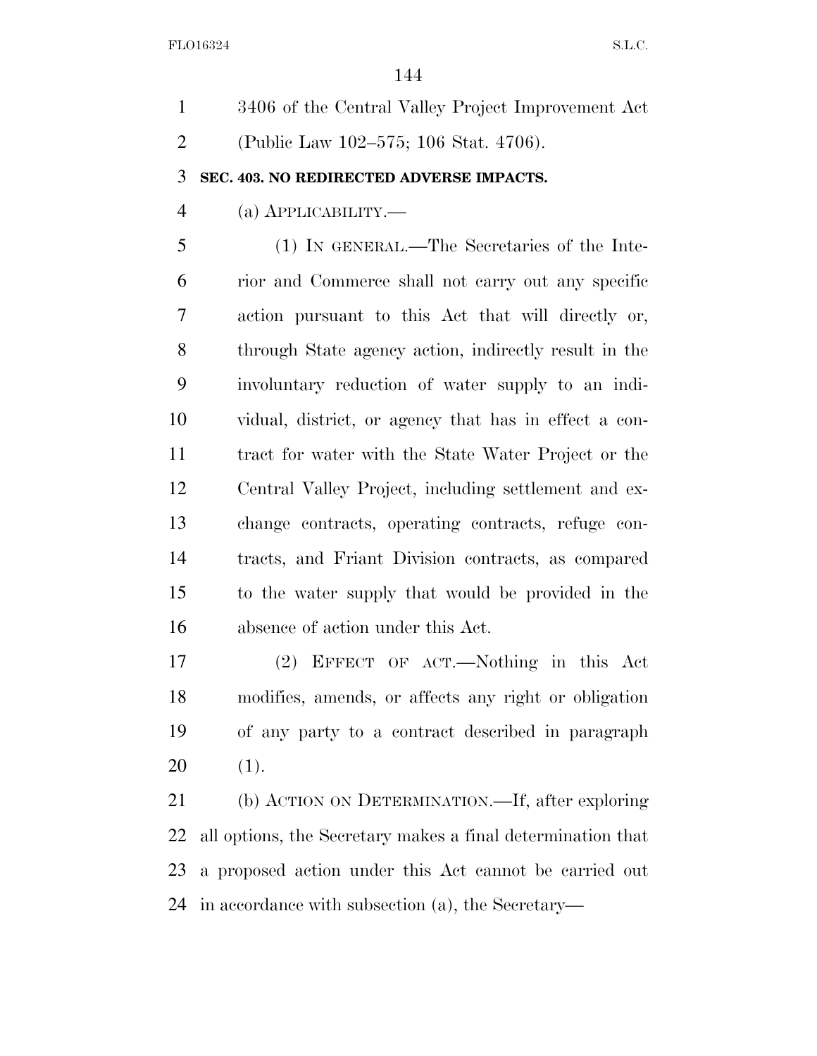3406 of the Central Valley Project Improvement Act (Public Law 102–575; 106 Stat. 4706).

**SEC. 403. NO REDIRECTED ADVERSE IMPACTS.**

(a) APPLICABILITY.—

(1) IN GENERAL.—The Secretaries of the Interior and Commerce shall not carry out any specific action pursuant to this Act that will directly or, through State agency action, indirectly result in the involuntary reduction of water supply to an individual, district, or agency that has in effect a contract for water with the State Water Project or the Central Valley Project, including settlement and exchange contracts, operating contracts, refuge contracts, and Friant Division contracts, as compared to the water supply that would be provided in the absence of action under this Act.

(2) EFFECT OF ACT.—Nothing in this Act modifies, amends, or affects any right or obligation of any party to a contract described in paragraph (1).

(b) ACTION ON DETERMINATION.—If, after exploring all options, the Secretary makes a final determination that a proposed action under this Act cannot be carried out in accordance with subsection (a), the Secretary—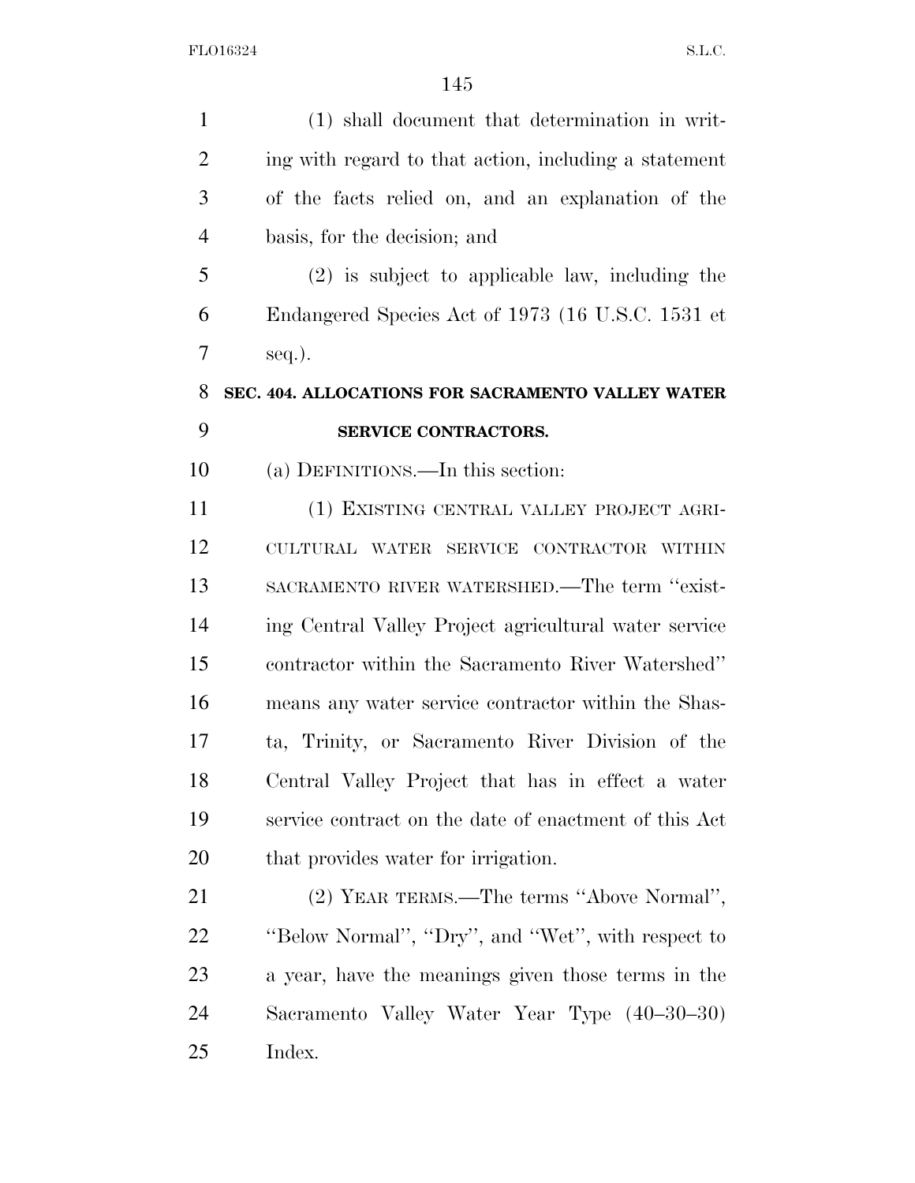(1) shall document that determination in writing with regard to that action, including a statement of the facts relied on, and an explanation of the basis, for the decision; and

(2) is subject to applicable law, including the Endangered Species Act of 1973 (16 U.S.C. 1531 et seq.).

## SEC. 404. ALLOCATIONS FOR SACRAMENTO VALLEY WATER SERVICE CONTRACTORS.

(a) DEFINITIONS.—In this section:

(1) EXISTING CENTRAL VALLEY PROJECT AGRICULTURAL WATER SERVICE CONTRACTOR WITHIN SACRAMENTO RIVER WATERSHED.—The term ''existing Central Valley Project agricultural water service contractor within the Sacramento River Watershed'' means any water service contractor within the Shasta, Trinity, or Sacramento River Division of the Central Valley Project that has in effect a water service contract on the date of enactment of this Act that provides water for irrigation.

(2) YEAR TERMS.—The terms ''Above Normal'', ''Below Normal'', ''Dry'', and ''Wet'', with respect to a year, have the meanings given those terms in the Sacramento Valley Water Year Type (40–30–30) Index.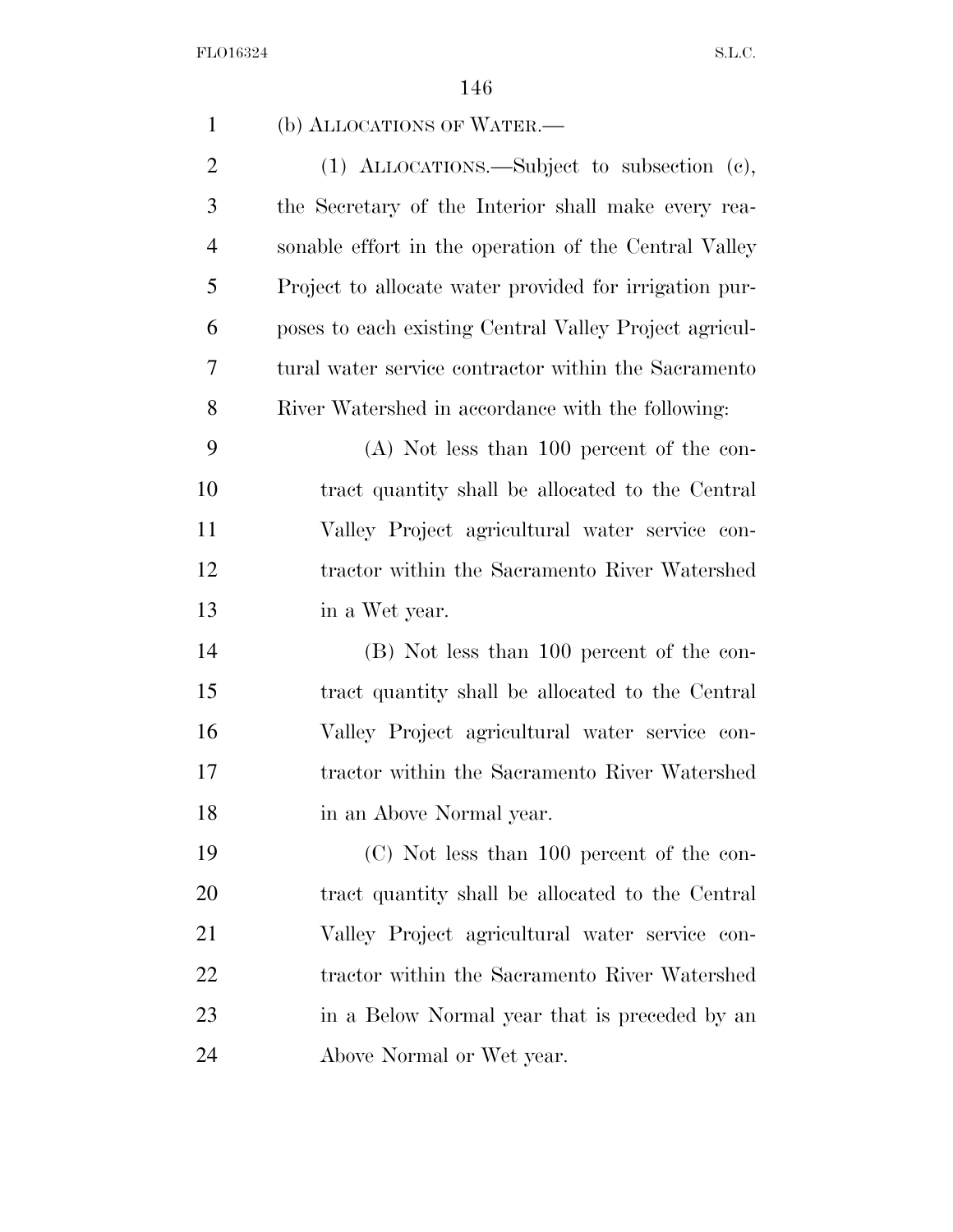(b) ALLOCATIONS OF WATER.—

(1) ALLOCATIONS.—Subject to subsection (c), the Secretary of the Interior shall make every reasonable effort in the operation of the Central Valley Project to allocate water provided for irrigation purposes to each existing Central Valley Project agricultural water service contractor within the Sacramento River Watershed in accordance with the following:

(A) Not less than 100 percent of the contract quantity shall be allocated to the Central Valley Project agricultural water service contractor within the Sacramento River Watershed in a Wet year.

(B) Not less than 100 percent of the contract quantity shall be allocated to the Central Valley Project agricultural water service contractor within the Sacramento River Watershed in an Above Normal year.

(C) Not less than 100 percent of the contract quantity shall be allocated to the Central Valley Project agricultural water service contractor within the Sacramento River Watershed in a Below Normal year that is preceded by an Above Normal or Wet year.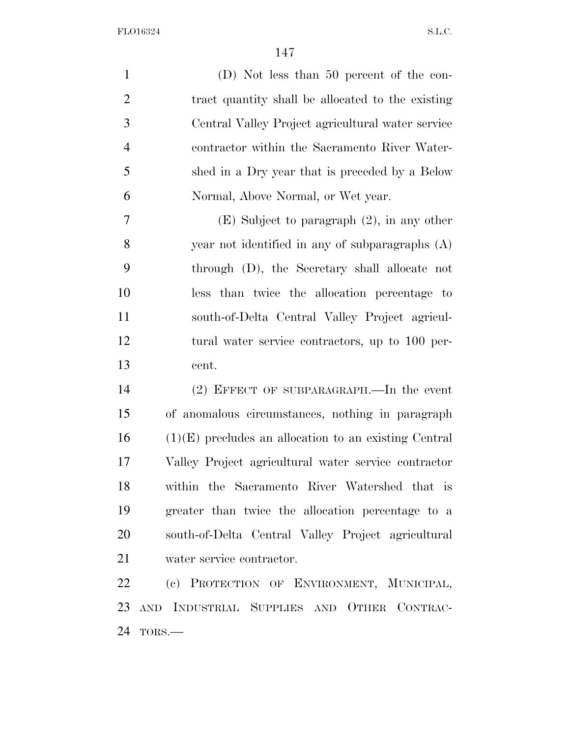(D) Not less than 50 percent of the contract quantity shall be allocated to the existing Central Valley Project agricultural water service contractor within the Sacramento River Watershed in a Dry year that is preceded by a Below Normal, Above Normal, or Wet year.

(E) Subject to paragraph (2), in any other year not identified in any of subparagraphs (A) through (D), the Secretary shall allocate not less than twice the allocation percentage to south-of-Delta Central Valley Project agricultural water service contractors, up to 100 percent.

(2) EFFECT OF SUBPARAGRAPH.—In the event of anomalous circumstances, nothing in paragraph (1)(E) precludes an allocation to an existing Central Valley Project agricultural water service contractor within the Sacramento River Watershed that is greater than twice the allocation percentage to a south-of-Delta Central Valley Project agricultural water service contractor.

(c) PROTECTION OF ENVIRONMENT, MUNICIPAL, AND INDUSTRIAL SUPPLIES AND OTHER CONTRACTORS.—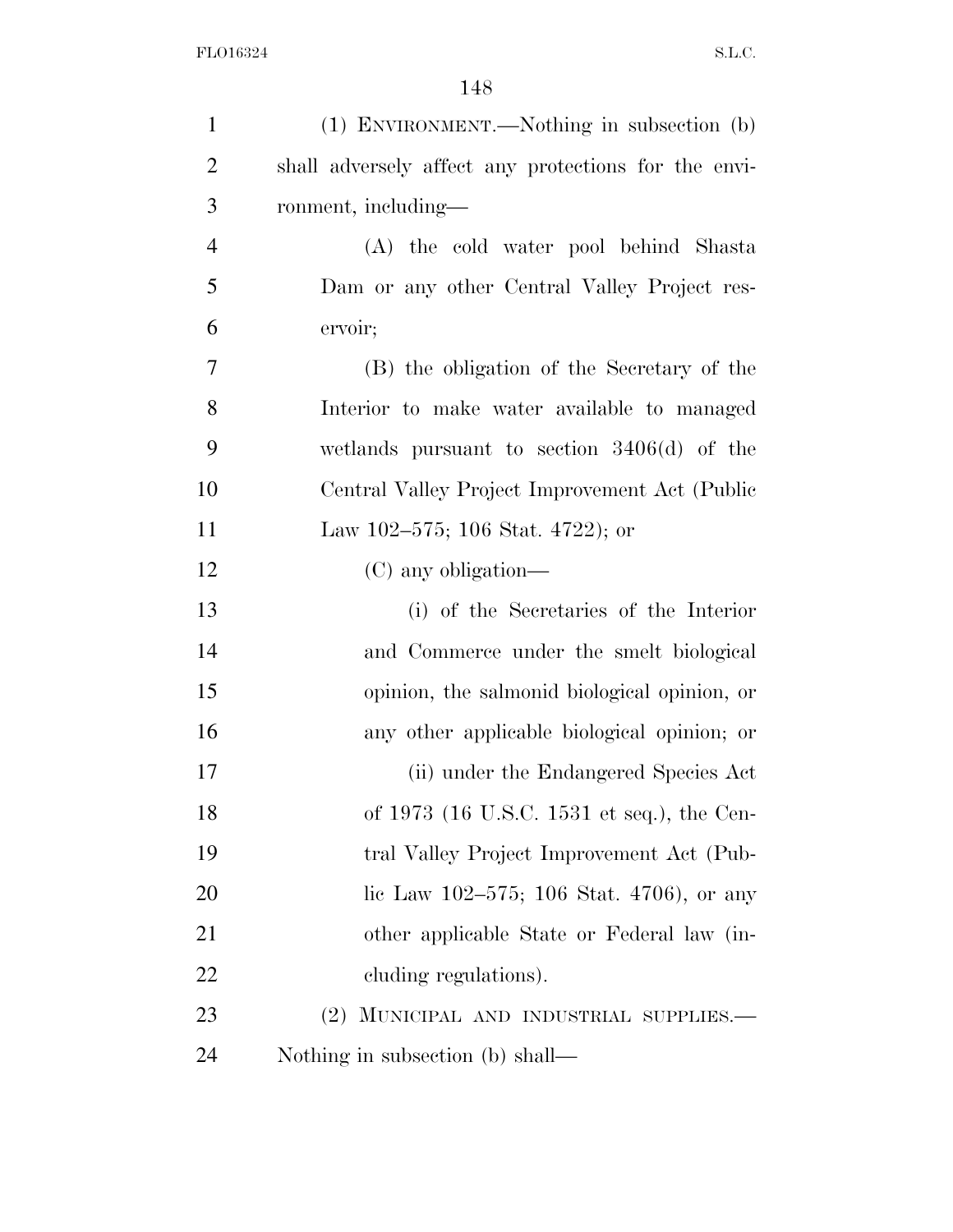(1) ENVIRONMENT.—Nothing in subsection (b) shall adversely affect any protections for the environment, including—

(A) the cold water pool behind Shasta Dam or any other Central Valley Project reservoir;

(B) the obligation of the Secretary of the Interior to make water available to managed wetlands pursuant to section 3406(d) of the Central Valley Project Improvement Act (Public Law 102–575; 106 Stat. 4722); or

(C) any obligation—

(i) of the Secretaries of the Interior and Commerce under the smelt biological opinion, the salmonid biological opinion, or any other applicable biological opinion; or

(ii) under the Endangered Species Act of 1973 (16 U.S.C. 1531 et seq.), the Central Valley Project Improvement Act (Public Law 102–575; 106 Stat. 4706), or any other applicable State or Federal law (including regulations).

(2) MUNICIPAL AND INDUSTRIAL SUPPLIES.—Nothing in subsection (b) shall—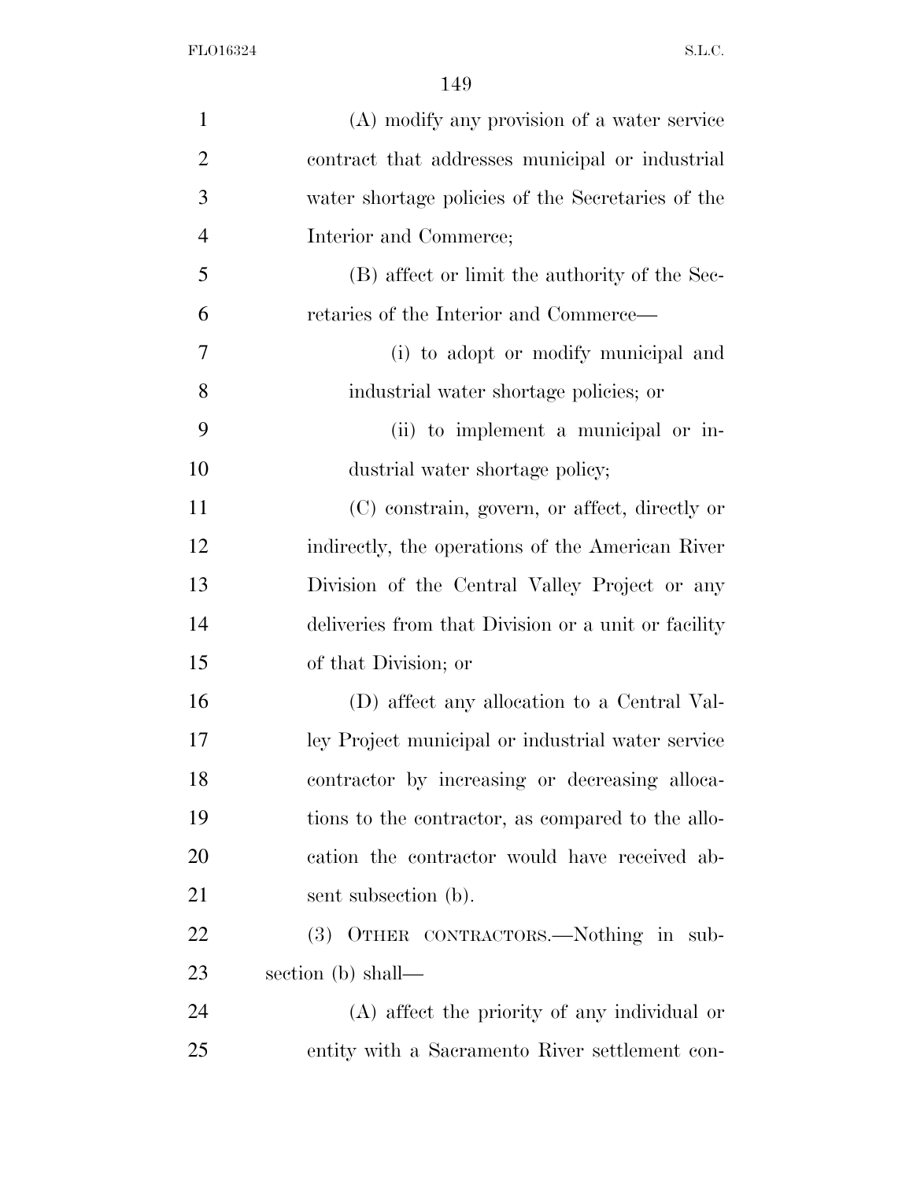(A) modify any provision of a water service contract that addresses municipal or industrial water shortage policies of the Secretaries of the Interior and Commerce;

(B) affect or limit the authority of the Secretaries of the Interior and Commerce—

(i) to adopt or modify municipal and industrial water shortage policies; or

(ii) to implement a municipal or industrial water shortage policy;

(C) constrain, govern, or affect, directly or indirectly, the operations of the American River Division of the Central Valley Project or any deliveries from that Division or a unit or facility of that Division; or

(D) affect any allocation to a Central Valley Project municipal or industrial water service contractor by increasing or decreasing allocations to the contractor, as compared to the allocation the contractor would have received absent subsection (b).

(3) OTHER CONTRACTORS.—Nothing in subsection (b) shall—

(A) affect the priority of any individual or entity with a Sacramento River settlement con-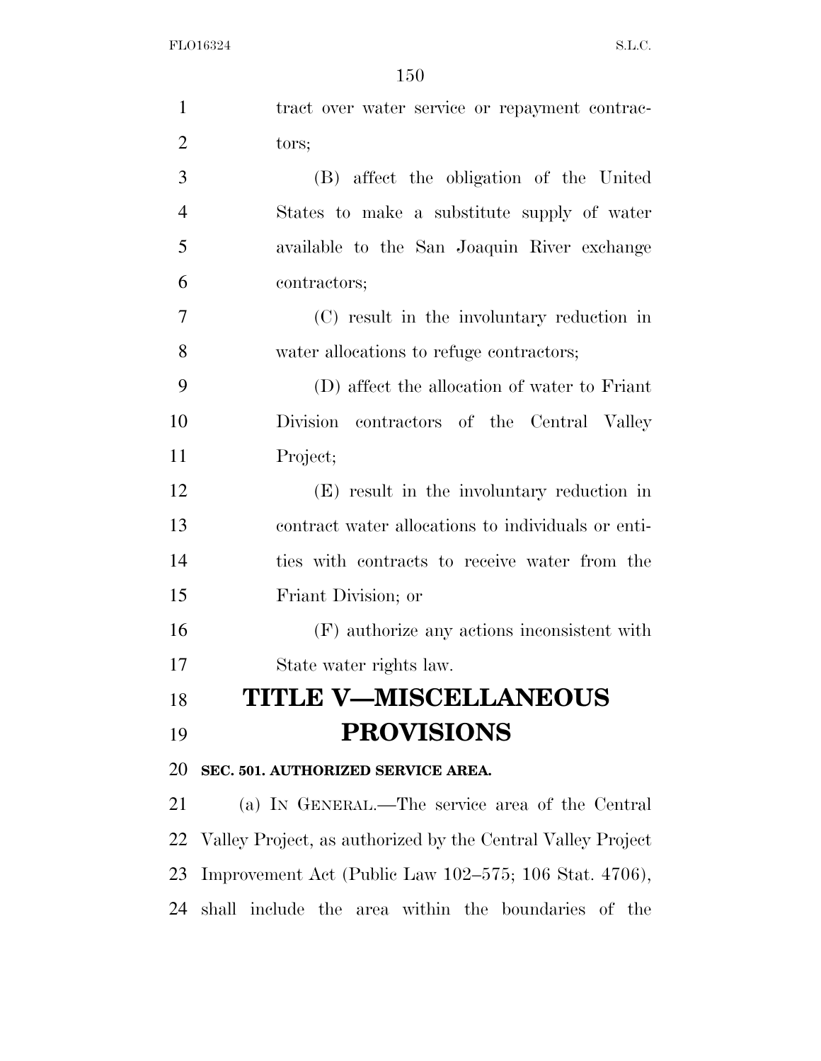tract over water service or repayment contractors;

(B) affect the obligation of the United States to make a substitute supply of water available to the San Joaquin River exchange contractors;

(C) result in the involuntary reduction in water allocations to refuge contractors;

(D) affect the allocation of water to Friant Division contractors of the Central Valley Project;

(E) result in the involuntary reduction in contract water allocations to individuals or entities with contracts to receive water from the Friant Division; or

(F) authorize any actions inconsistent with State water rights law.

# TITLE V—MISCELLANEOUS PROVISIONS

### SEC. 501. AUTHORIZED SERVICE AREA.

(a) IN GENERAL.—The service area of the Central Valley Project, as authorized by the Central Valley Project Improvement Act (Public Law 102–575; 106 Stat. 4706), shall include the area within the boundaries of the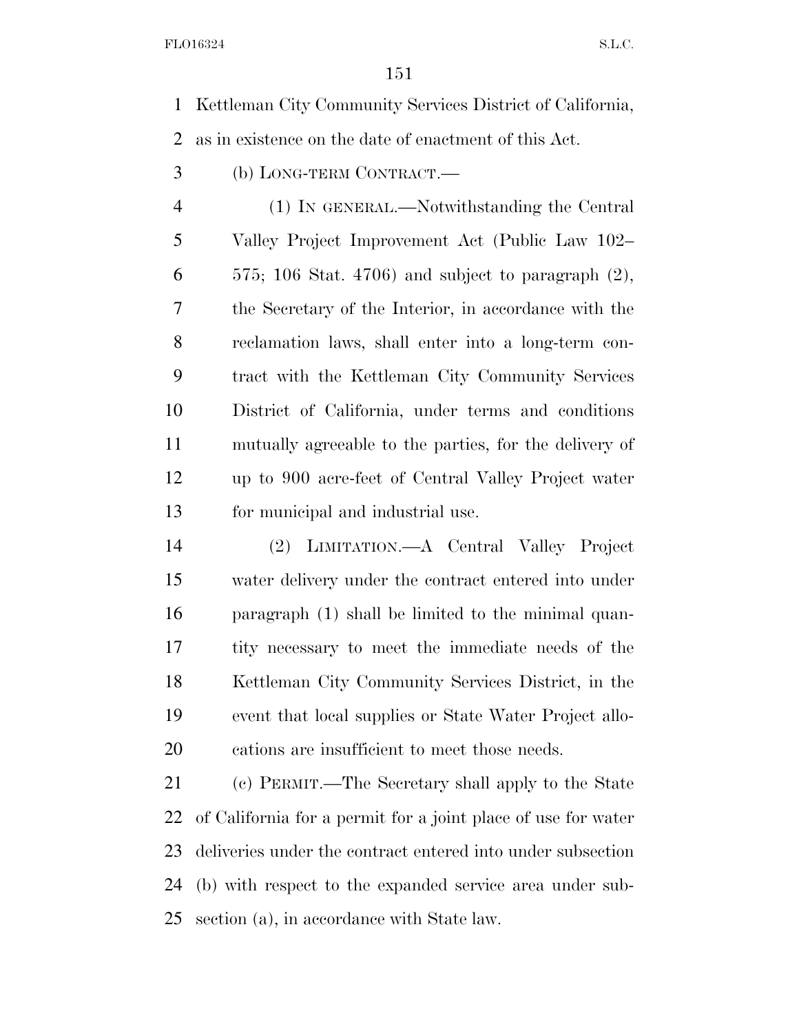Kettleman City Community Services District of California, as in existence on the date of enactment of this Act.

(b) LONG-TERM CONTRACT.—

(1) IN GENERAL.—Notwithstanding the Central Valley Project Improvement Act (Public Law 102–575; 106 Stat. 4706) and subject to paragraph (2), the Secretary of the Interior, in accordance with the reclamation laws, shall enter into a long-term contract with the Kettleman City Community Services District of California, under terms and conditions mutually agreeable to the parties, for the delivery of up to 900 acre-feet of Central Valley Project water for municipal and industrial use.

(2) LIMITATION.—A Central Valley Project water delivery under the contract entered into under paragraph (1) shall be limited to the minimal quantity necessary to meet the immediate needs of the Kettleman City Community Services District, in the event that local supplies or State Water Project allocations are insufficient to meet those needs.

(c) PERMIT.—The Secretary shall apply to the State of California for a permit for a joint place of use for water deliveries under the contract entered into under subsection (b) with respect to the expanded service area under subsection (a), in accordance with State law.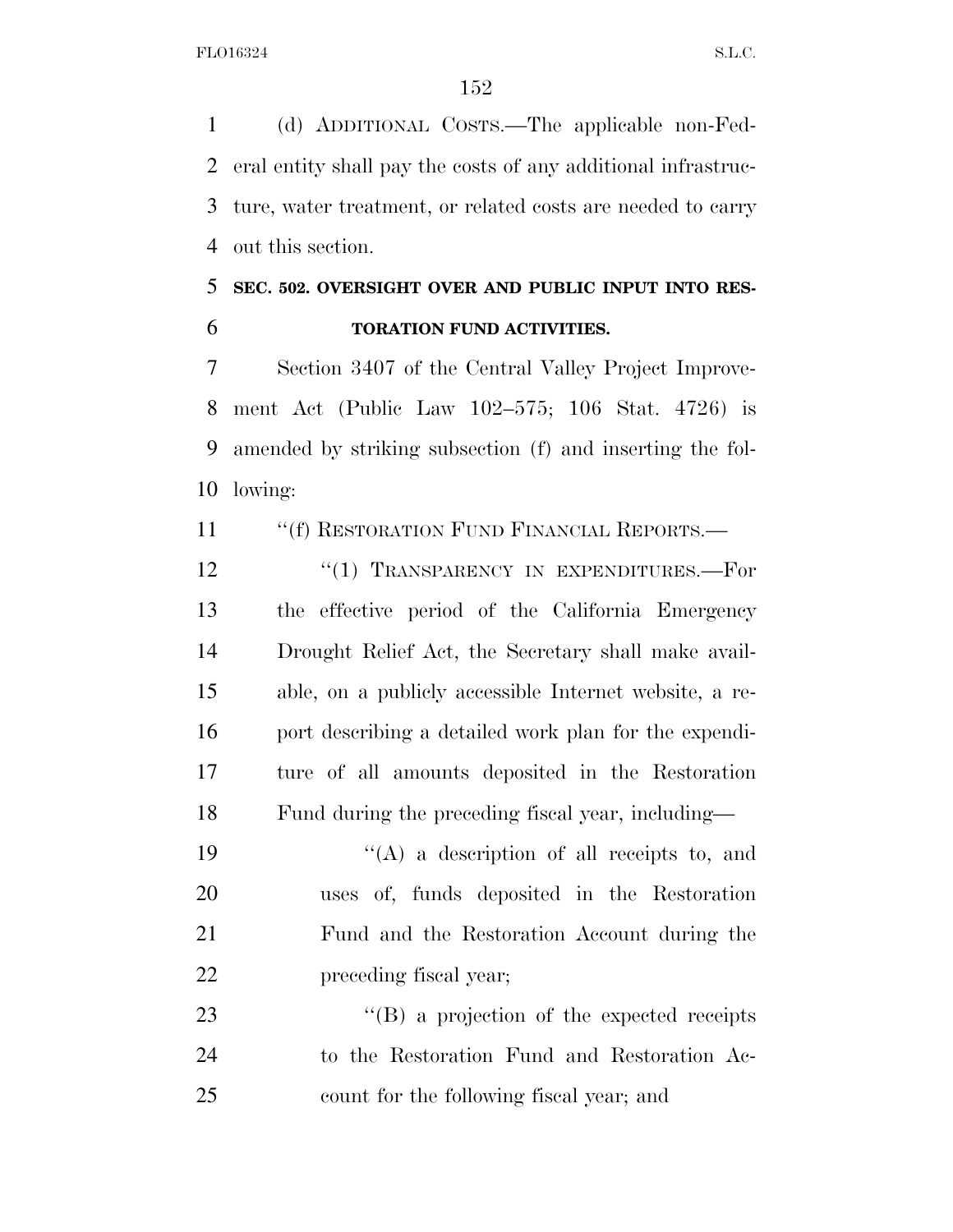(d) ADDITIONAL COSTS.—The applicable non-Federal entity shall pay the costs of any additional infrastructure, water treatment, or related costs are needed to carry out this section.

**SEC. 502. OVERSIGHT OVER AND PUBLIC INPUT INTO RESTORATION FUND ACTIVITIES.**

Section 3407 of the Central Valley Project Improvement Act (Public Law 102–575; 106 Stat. 4726) is amended by striking subsection (f) and inserting the following:

"(f) RESTORATION FUND FINANCIAL REPORTS.—

"(1) TRANSPARENCY IN EXPENDITURES.—For the effective period of the California Emergency Drought Relief Act, the Secretary shall make available, on a publicly accessible Internet website, a report describing a detailed work plan for the expenditure of all amounts deposited in the Restoration Fund during the preceding fiscal year, including—

"(A) a description of all receipts to, and uses of, funds deposited in the Restoration Fund and the Restoration Account during the preceding fiscal year;

"(B) a projection of the expected receipts to the Restoration Fund and Restoration Account for the following fiscal year; and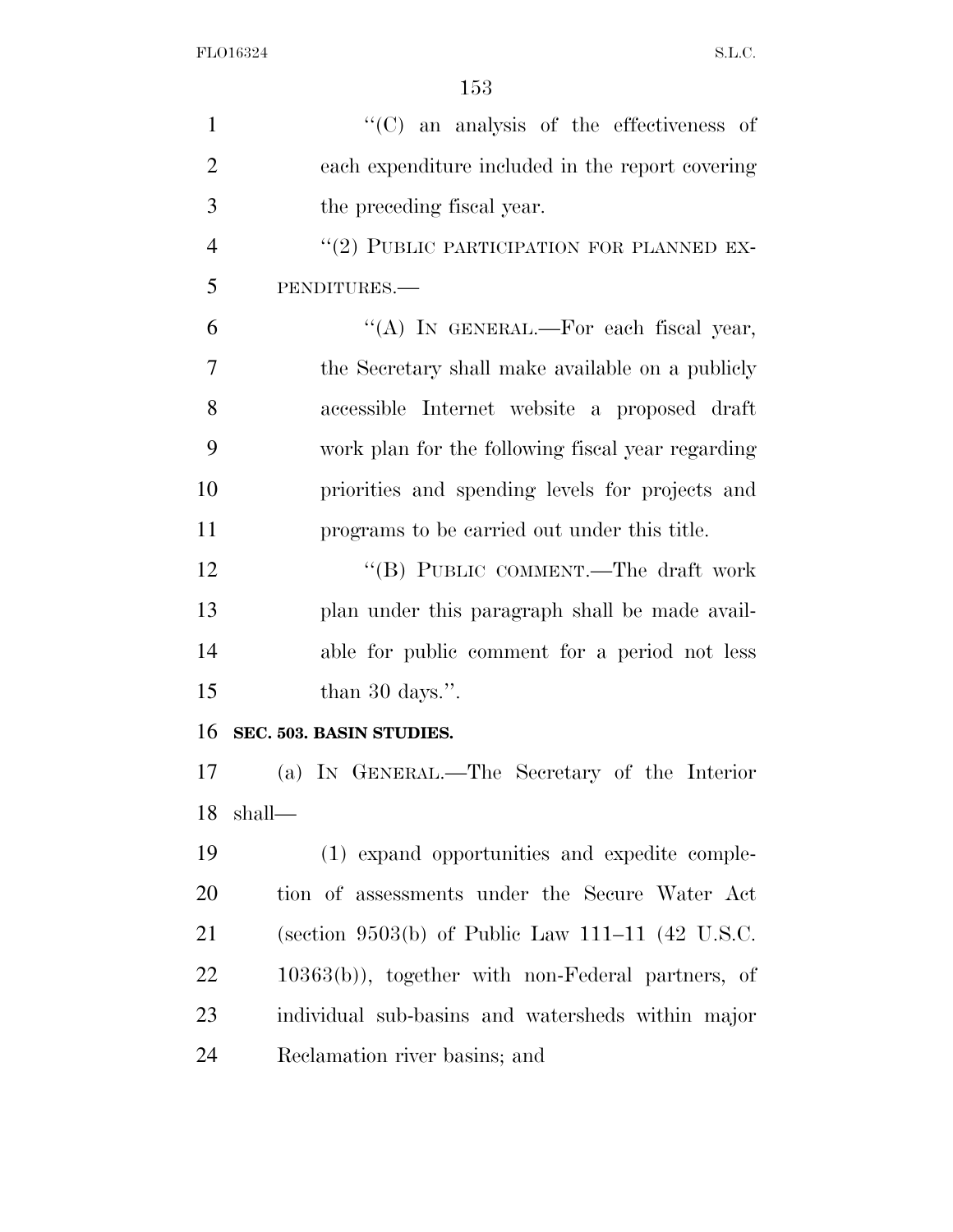"(C) an analysis of the effectiveness of each expenditure included in the report covering the preceding fiscal year.

"(2) PUBLIC PARTICIPATION FOR PLANNED EXPENDITURES.—

"(A) IN GENERAL.—For each fiscal year, the Secretary shall make available on a publicly accessible Internet website a proposed draft work plan for the following fiscal year regarding priorities and spending levels for projects and programs to be carried out under this title.

"(B) PUBLIC COMMENT.—The draft work plan under this paragraph shall be made available for public comment for a period not less than 30 days.".

**SEC. 503. BASIN STUDIES.**

(a) IN GENERAL.—The Secretary of the Interior shall—

(1) expand opportunities and expedite completion of assessments under the Secure Water Act (section 9503(b) of Public Law 111–11 (42 U.S.C. 10363(b)), together with non-Federal partners, of individual sub-basins and watersheds within major Reclamation river basins; and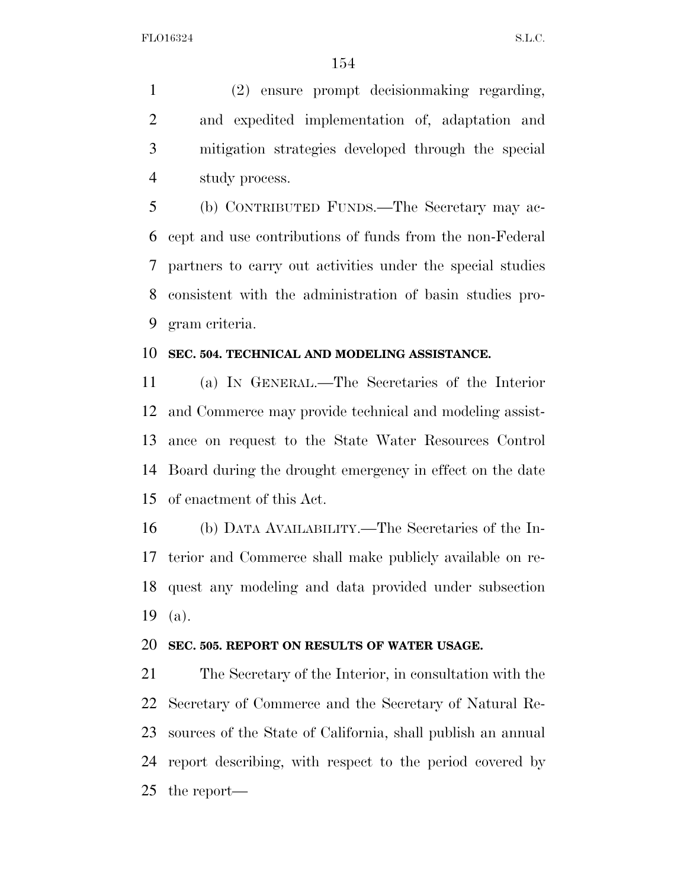(2) ensure prompt decisionmaking regarding, and expedited implementation of, adaptation and mitigation strategies developed through the special study process.

(b) CONTRIBUTED FUNDS.—The Secretary may accept and use contributions of funds from the non-Federal partners to carry out activities under the special studies consistent with the administration of basin studies program criteria.

**SEC. 504. TECHNICAL AND MODELING ASSISTANCE.**

(a) IN GENERAL.—The Secretaries of the Interior and Commerce may provide technical and modeling assistance on request to the State Water Resources Control Board during the drought emergency in effect on the date of enactment of this Act.

(b) DATA AVAILABILITY.—The Secretaries of the Interior and Commerce shall make publicly available on request any modeling and data provided under subsection (a).

**SEC. 505. REPORT ON RESULTS OF WATER USAGE.**

The Secretary of the Interior, in consultation with the Secretary of Commerce and the Secretary of Natural Resources of the State of California, shall publish an annual report describing, with respect to the period covered by the report—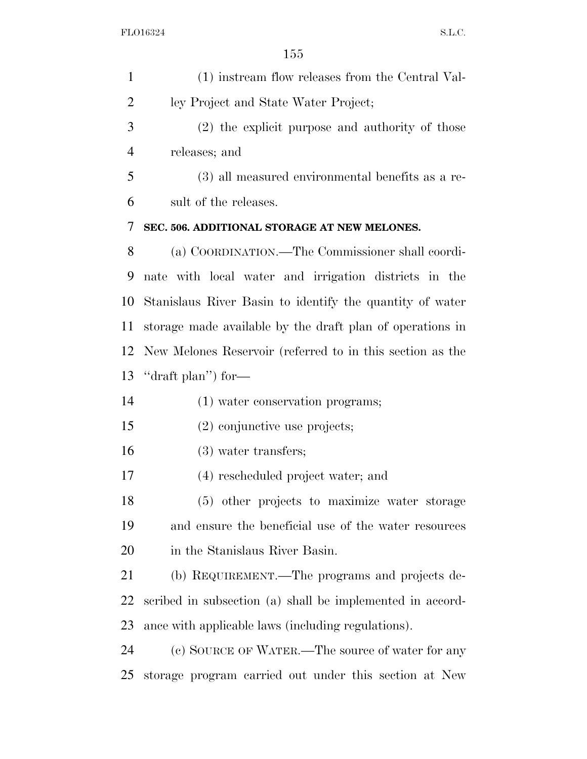(1) instream flow releases from the Central Valley Project and State Water Project;

(2) the explicit purpose and authority of those releases; and

(3) all measured environmental benefits as a result of the releases.

**SEC. 506. ADDITIONAL STORAGE AT NEW MELONES.**

(a) COORDINATION.—The Commissioner shall coordinate with local water and irrigation districts in the Stanislaus River Basin to identify the quantity of water storage made available by the draft plan of operations in New Melones Reservoir (referred to in this section as the ''draft plan'') for—

(1) water conservation programs;

(2) conjunctive use projects;

(3) water transfers;

(4) rescheduled project water; and

(5) other projects to maximize water storage and ensure the beneficial use of the water resources in the Stanislaus River Basin.

(b) REQUIREMENT.—The programs and projects described in subsection (a) shall be implemented in accordance with applicable laws (including regulations).

(c) SOURCE OF WATER.—The source of water for any storage program carried out under this section at New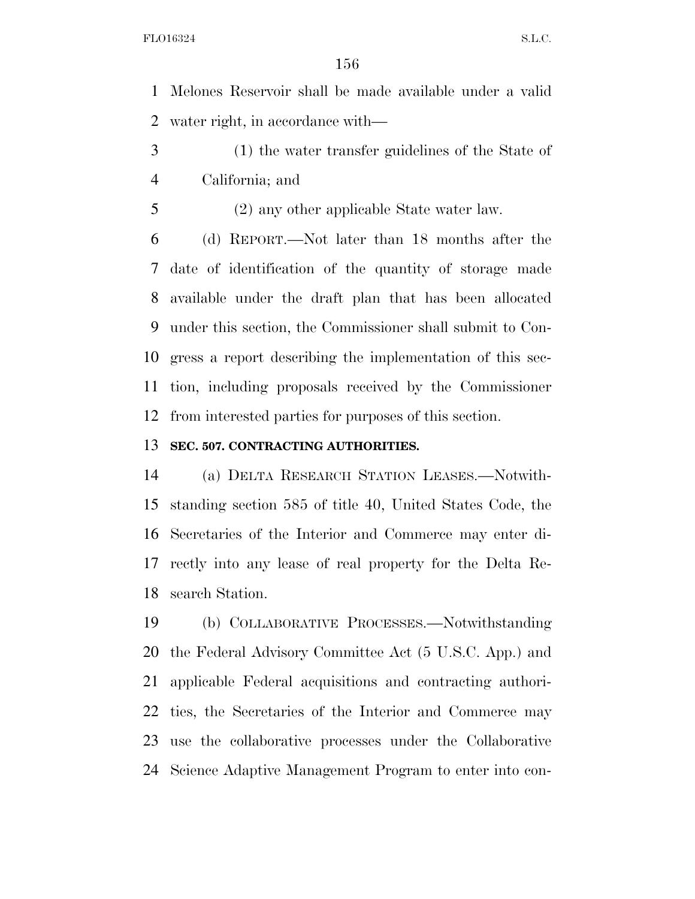Melones Reservoir shall be made available under a valid water right, in accordance with—

(1) the water transfer guidelines of the State of California; and

(2) any other applicable State water law.

(d) REPORT.—Not later than 18 months after the date of identification of the quantity of storage made available under the draft plan that has been allocated under this section, the Commissioner shall submit to Congress a report describing the implementation of this section, including proposals received by the Commissioner from interested parties for purposes of this section.

**SEC. 507. CONTRACTING AUTHORITIES.**

(a) DELTA RESEARCH STATION LEASES.—Notwithstanding section 585 of title 40, United States Code, the Secretaries of the Interior and Commerce may enter directly into any lease of real property for the Delta Research Station.

(b) COLLABORATIVE PROCESSES.—Notwithstanding the Federal Advisory Committee Act (5 U.S.C. App.) and applicable Federal acquisitions and contracting authorities, the Secretaries of the Interior and Commerce may use the collaborative processes under the Collaborative Science Adaptive Management Program to enter into con-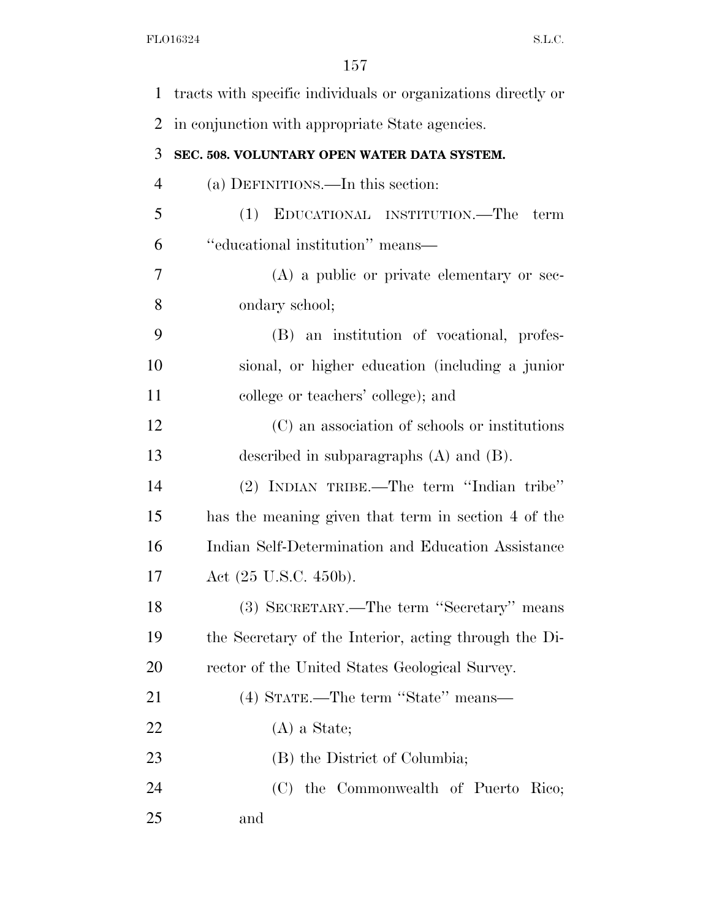tracts with specific individuals or organizations directly or in conjunction with appropriate State agencies.

**SEC. 508. VOLUNTARY OPEN WATER DATA SYSTEM.**

(a) DEFINITIONS.—In this section:

(1) EDUCATIONAL INSTITUTION.—The term ''educational institution'' means—

(A) a public or private elementary or secondary school;

(B) an institution of vocational, professional, or higher education (including a junior college or teachers' college); and

(C) an association of schools or institutions described in subparagraphs (A) and (B).

(2) INDIAN TRIBE.—The term ''Indian tribe'' has the meaning given that term in section 4 of the Indian Self-Determination and Education Assistance Act (25 U.S.C. 450b).

(3) SECRETARY.—The term ''Secretary'' means the Secretary of the Interior, acting through the Director of the United States Geological Survey.

(4) STATE.—The term ''State'' means—

(A) a State;

(B) the District of Columbia;

(C) the Commonwealth of Puerto Rico; and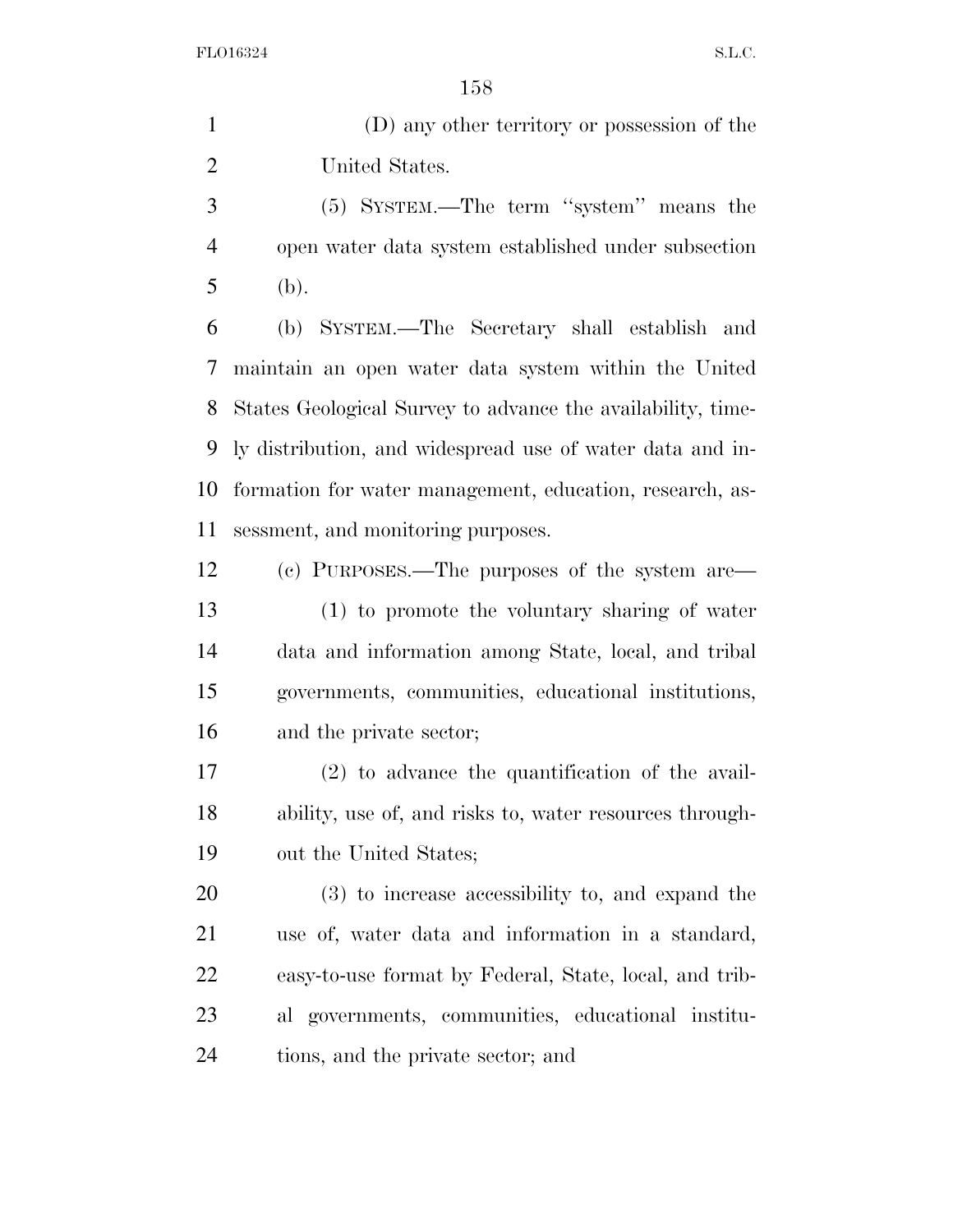(D) any other territory or possession of the United States.

(5) SYSTEM.—The term ''system'' means the open water data system established under subsection (b).

(b) SYSTEM.—The Secretary shall establish and maintain an open water data system within the United States Geological Survey to advance the availability, timely distribution, and widespread use of water data and information for water management, education, research, assessment, and monitoring purposes.

(c) PURPOSES.—The purposes of the system are—

(1) to promote the voluntary sharing of water data and information among State, local, and tribal governments, communities, educational institutions, and the private sector;

(2) to advance the quantification of the availability, use of, and risks to, water resources throughout the United States;

(3) to increase accessibility to, and expand the use of, water data and information in a standard, easy-to-use format by Federal, State, local, and tribal governments, communities, educational institutions, and the private sector; and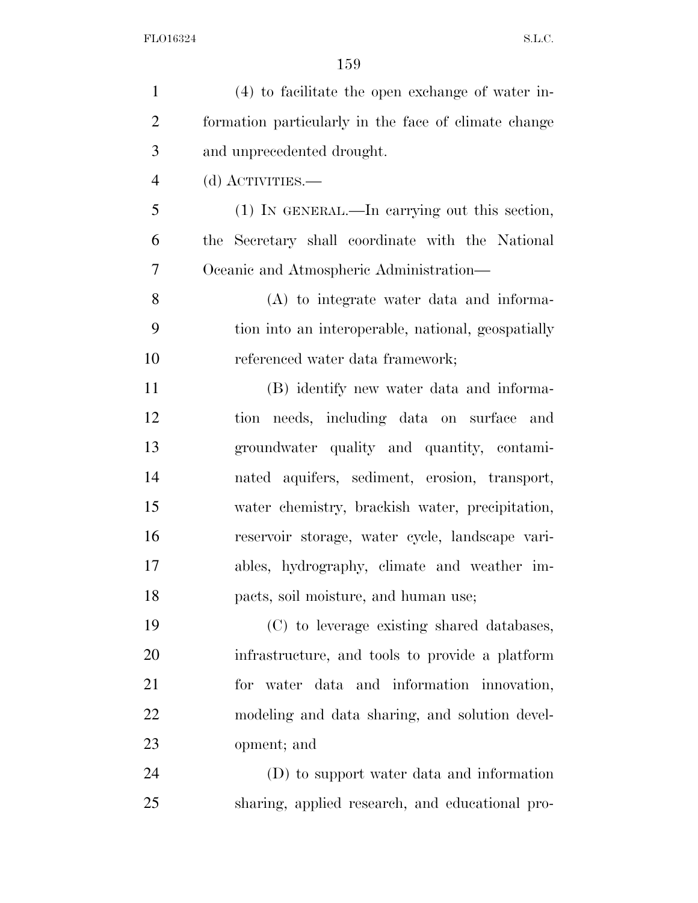(4) to facilitate the open exchange of water information particularly in the face of climate change and unprecedented drought.

(d) ACTIVITIES.—

(1) IN GENERAL.—In carrying out this section, the Secretary shall coordinate with the National Oceanic and Atmospheric Administration—

(A) to integrate water data and information into an interoperable, national, geospatially referenced water data framework;

(B) identify new water data and information needs, including data on surface and groundwater quality and quantity, contaminated aquifers, sediment, erosion, transport, water chemistry, brackish water, precipitation, reservoir storage, water cycle, landscape variables, hydrography, climate and weather impacts, soil moisture, and human use;

(C) to leverage existing shared databases, infrastructure, and tools to provide a platform for water data and information innovation, modeling and data sharing, and solution development; and

(D) to support water data and information sharing, applied research, and educational pro-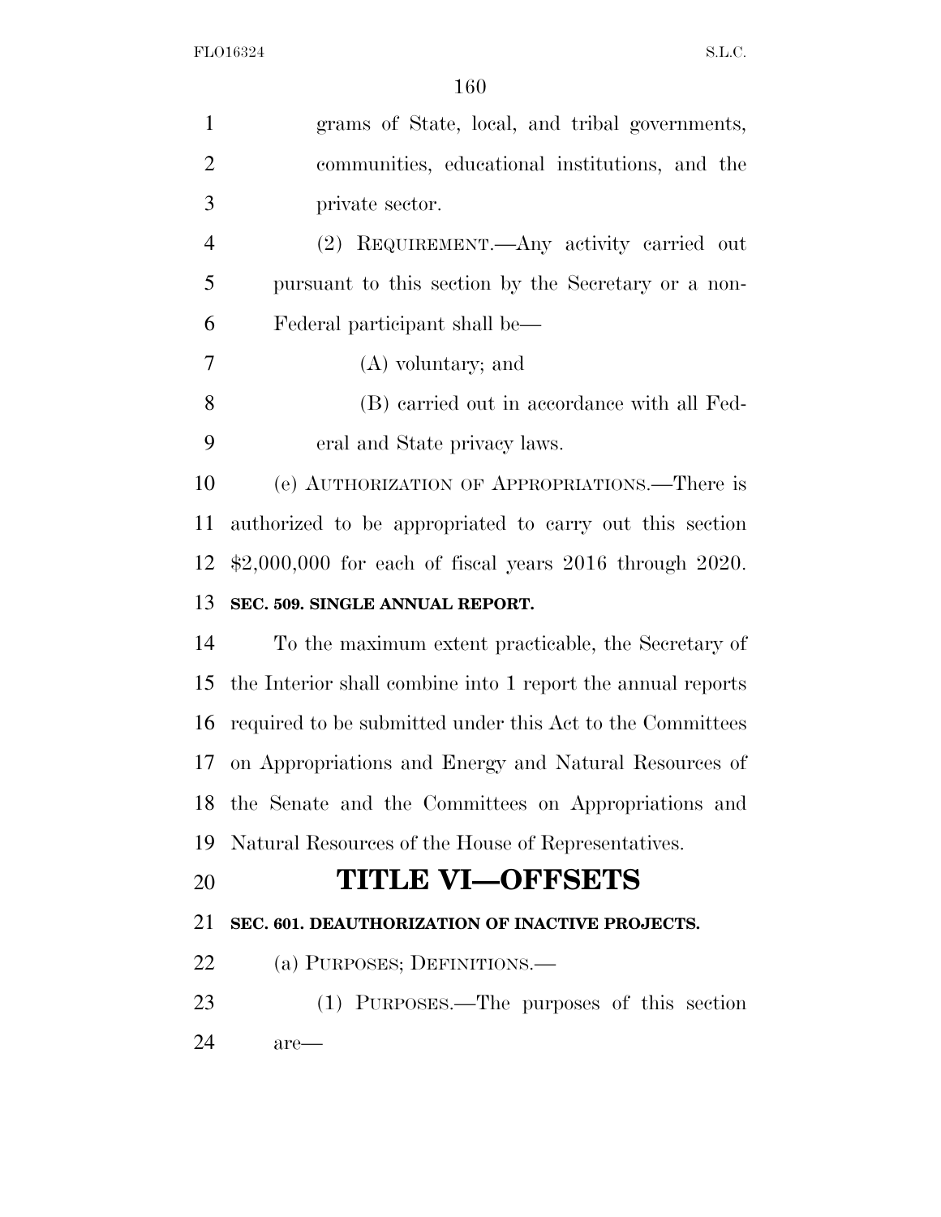grams of State, local, and tribal governments, communities, educational institutions, and the private sector.

(2) REQUIREMENT.—Any activity carried out pursuant to this section by the Secretary or a non-Federal participant shall be—

(A) voluntary; and

(B) carried out in accordance with all Federal and State privacy laws.

(e) AUTHORIZATION OF APPROPRIATIONS.—There is authorized to be appropriated to carry out this section $2,000,000 for each of fiscal years 2016 through 2020.

**SEC. 509. SINGLE ANNUAL REPORT.**

To the maximum extent practicable, the Secretary of the Interior shall combine into 1 report the annual reports required to be submitted under this Act to the Committees on Appropriations and Energy and Natural Resources of the Senate and the Committees on Appropriations and Natural Resources of the House of Representatives.

# TITLE VI—OFFSETS

**SEC. 601. DEAUTHORIZATION OF INACTIVE PROJECTS.**

(a) PURPOSES; DEFINITIONS.—

(1) PURPOSES.—The purposes of this section are—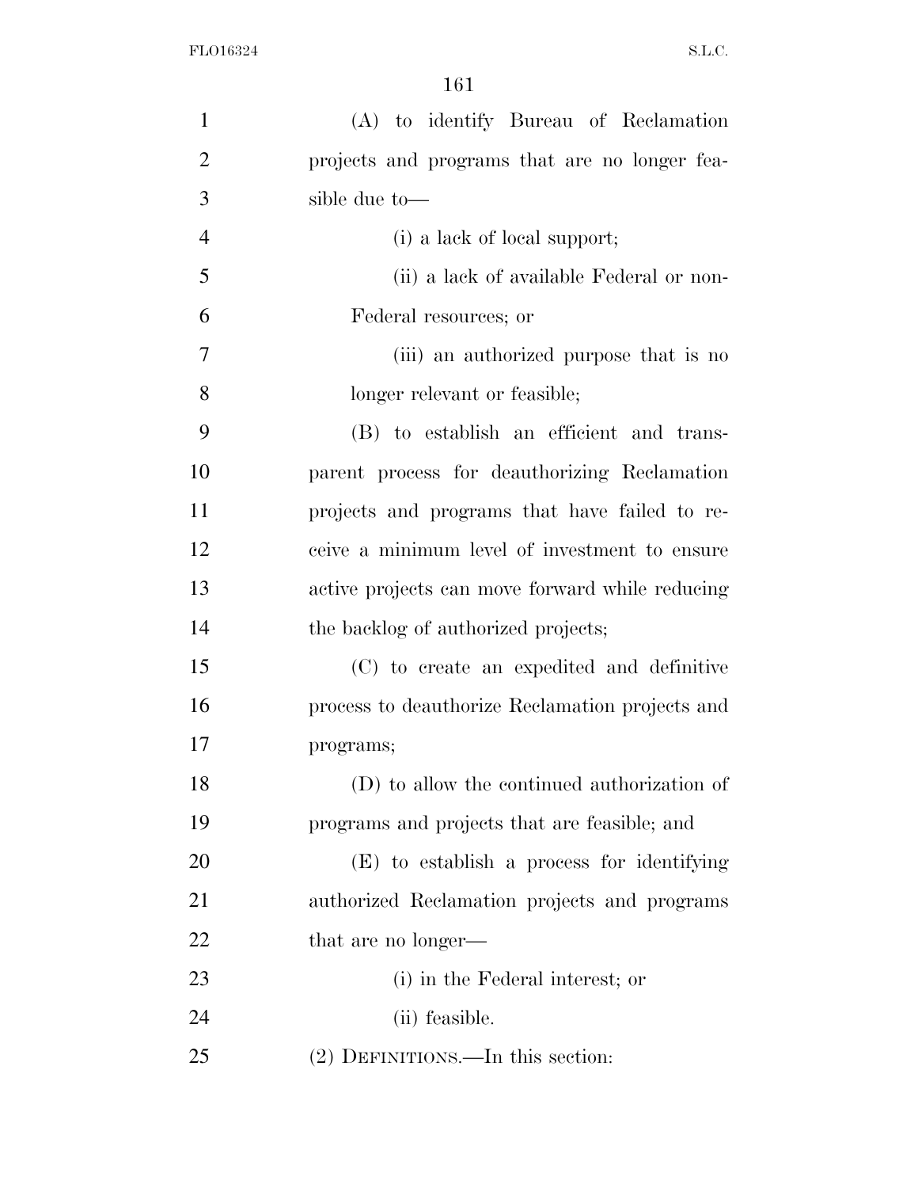(A) to identify Bureau of Reclamation projects and programs that are no longer feasible due to—

(i) a lack of local support;

(ii) a lack of available Federal or non-Federal resources; or

(iii) an authorized purpose that is no longer relevant or feasible;

(B) to establish an efficient and transparent process for deauthorizing Reclamation projects and programs that have failed to receive a minimum level of investment to ensure active projects can move forward while reducing the backlog of authorized projects;

(C) to create an expedited and definitive process to deauthorize Reclamation projects and programs;

(D) to allow the continued authorization of programs and projects that are feasible; and

(E) to establish a process for identifying authorized Reclamation projects and programs that are no longer—

(i) in the Federal interest; or

(ii) feasible.

(2) DEFINITIONS.—In this section: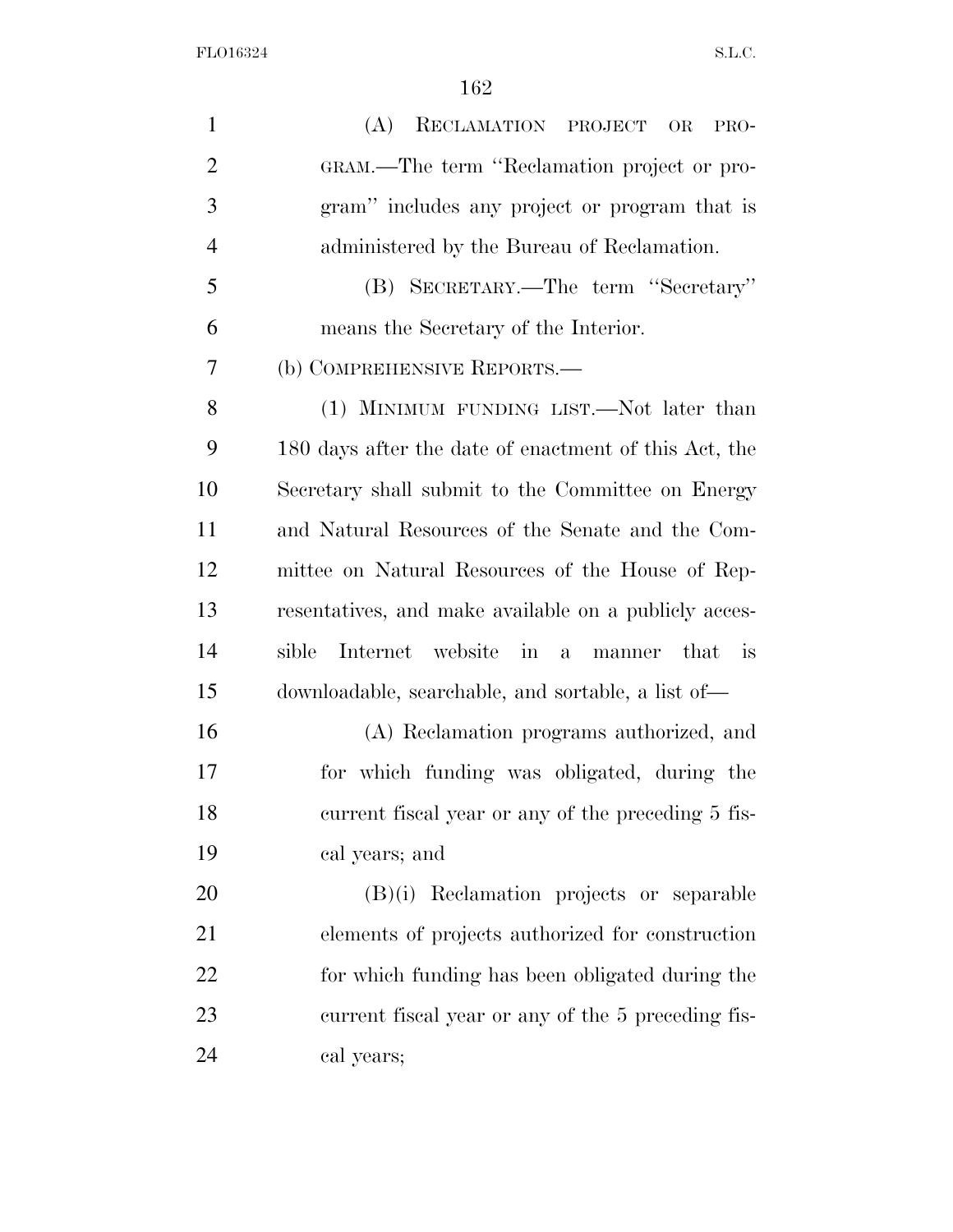(A) RECLAMATION PROJECT OR PROGRAM.—The term ''Reclamation project or program'' includes any project or program that is administered by the Bureau of Reclamation.

(B) SECRETARY.—The term ''Secretary'' means the Secretary of the Interior.

(b) COMPREHENSIVE REPORTS.—

(1) MINIMUM FUNDING LIST.—Not later than 180 days after the date of enactment of this Act, the Secretary shall submit to the Committee on Energy and Natural Resources of the Senate and the Committee on Natural Resources of the House of Representatives, and make available on a publicly accessible Internet website in a manner that is downloadable, searchable, and sortable, a list of—

(A) Reclamation programs authorized, and for which funding was obligated, during the current fiscal year or any of the preceding 5 fiscal years; and

(B)(i) Reclamation projects or separable elements of projects authorized for construction for which funding has been obligated during the current fiscal year or any of the 5 preceding fiscal years;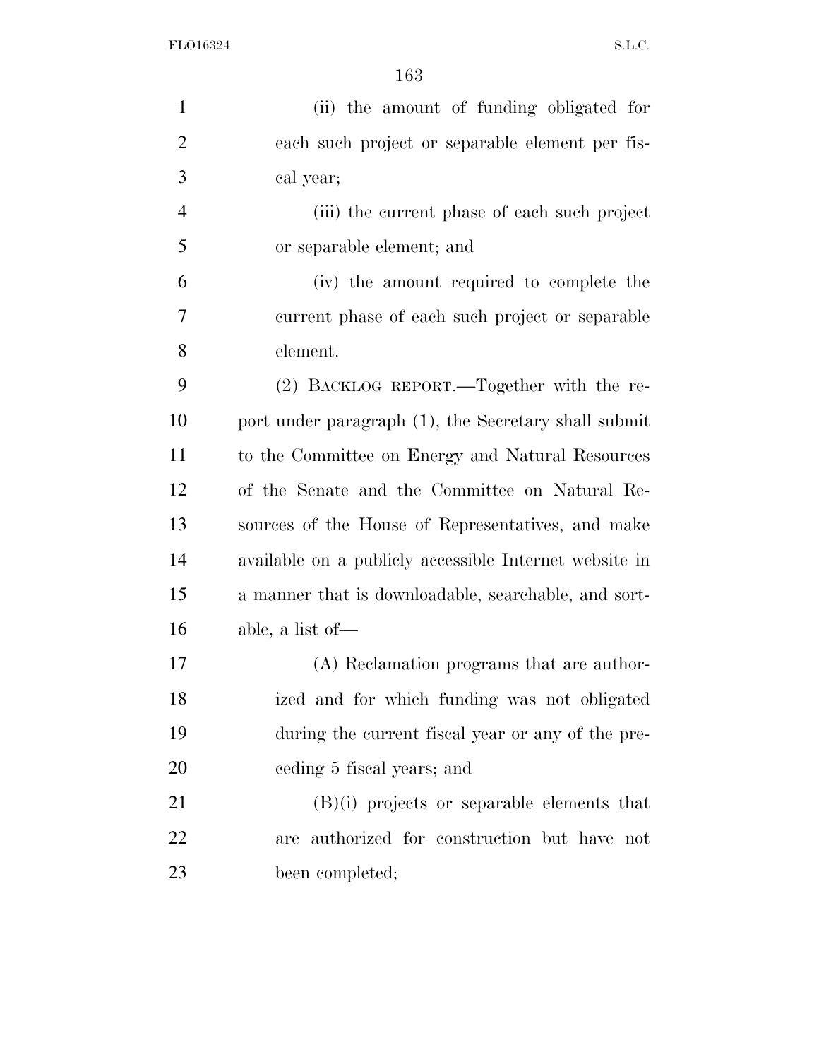(ii) the amount of funding obligated for each such project or separable element per fiscal year;

(iii) the current phase of each such project or separable element; and

(iv) the amount required to complete the current phase of each such project or separable element.

(2) BACKLOG REPORT.—Together with the report under paragraph (1), the Secretary shall submit to the Committee on Energy and Natural Resources of the Senate and the Committee on Natural Resources of the House of Representatives, and make available on a publicly accessible Internet website in a manner that is downloadable, searchable, and sortable, a list of—

(A) Reclamation programs that are authorized and for which funding was not obligated during the current fiscal year or any of the preceding 5 fiscal years; and

(B)(i) projects or separable elements that are authorized for construction but have not been completed;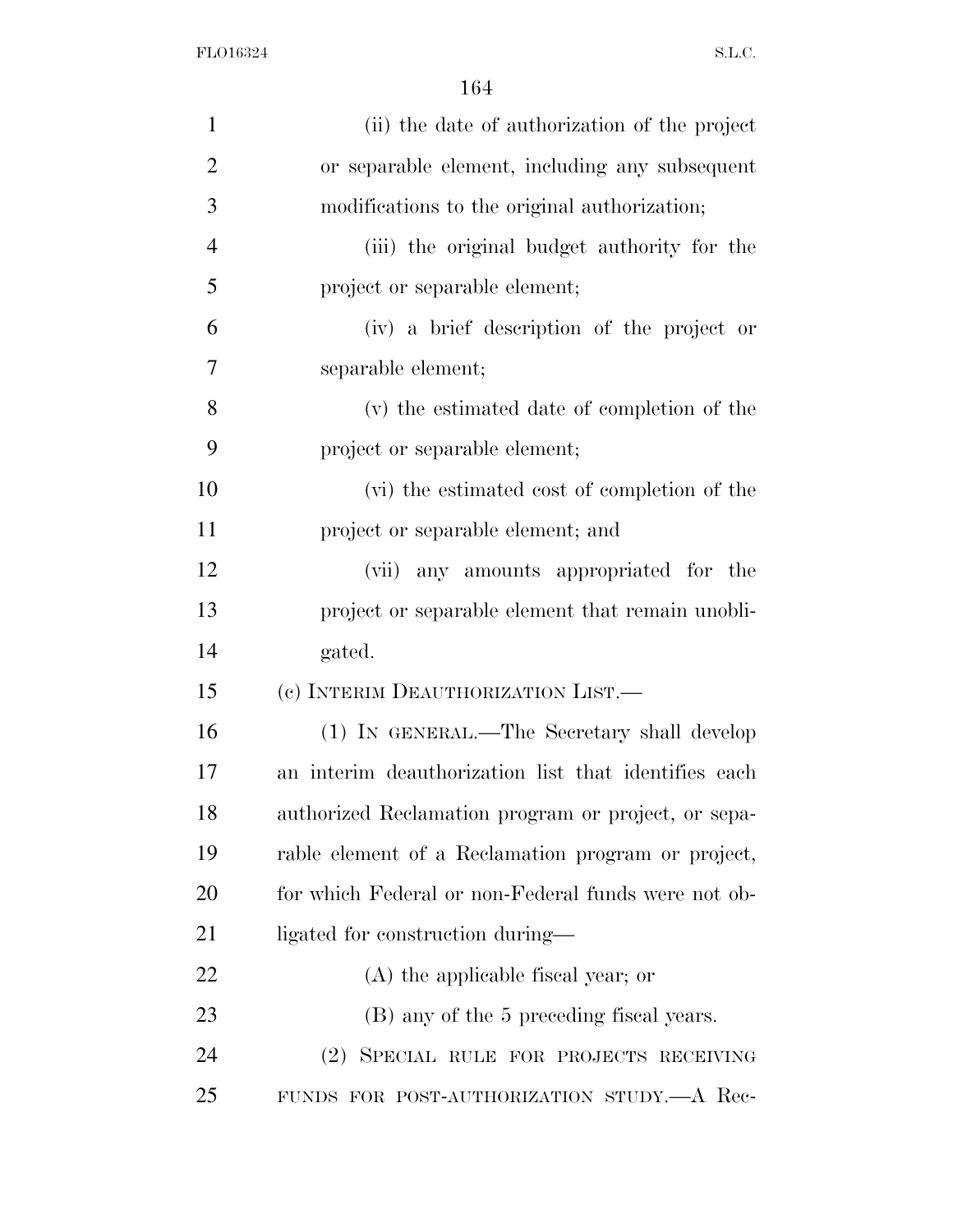(ii) the date of authorization of the project or separable element, including any subsequent modifications to the original authorization;

(iii) the original budget authority for the project or separable element;

(iv) a brief description of the project or separable element;

(v) the estimated date of completion of the project or separable element;

(vi) the estimated cost of completion of the project or separable element; and

(vii) any amounts appropriated for the project or separable element that remain unobligated.

(c) INTERIM DEAUTHORIZATION LIST.—

(1) IN GENERAL.—The Secretary shall develop an interim deauthorization list that identifies each authorized Reclamation program or project, or separable element of a Reclamation program or project, for which Federal or non-Federal funds were not obligated for construction during—

(A) the applicable fiscal year; or

(B) any of the 5 preceding fiscal years.

(2) SPECIAL RULE FOR PROJECTS RECEIVING FUNDS FOR POST-AUTHORIZATION STUDY.—A Rec-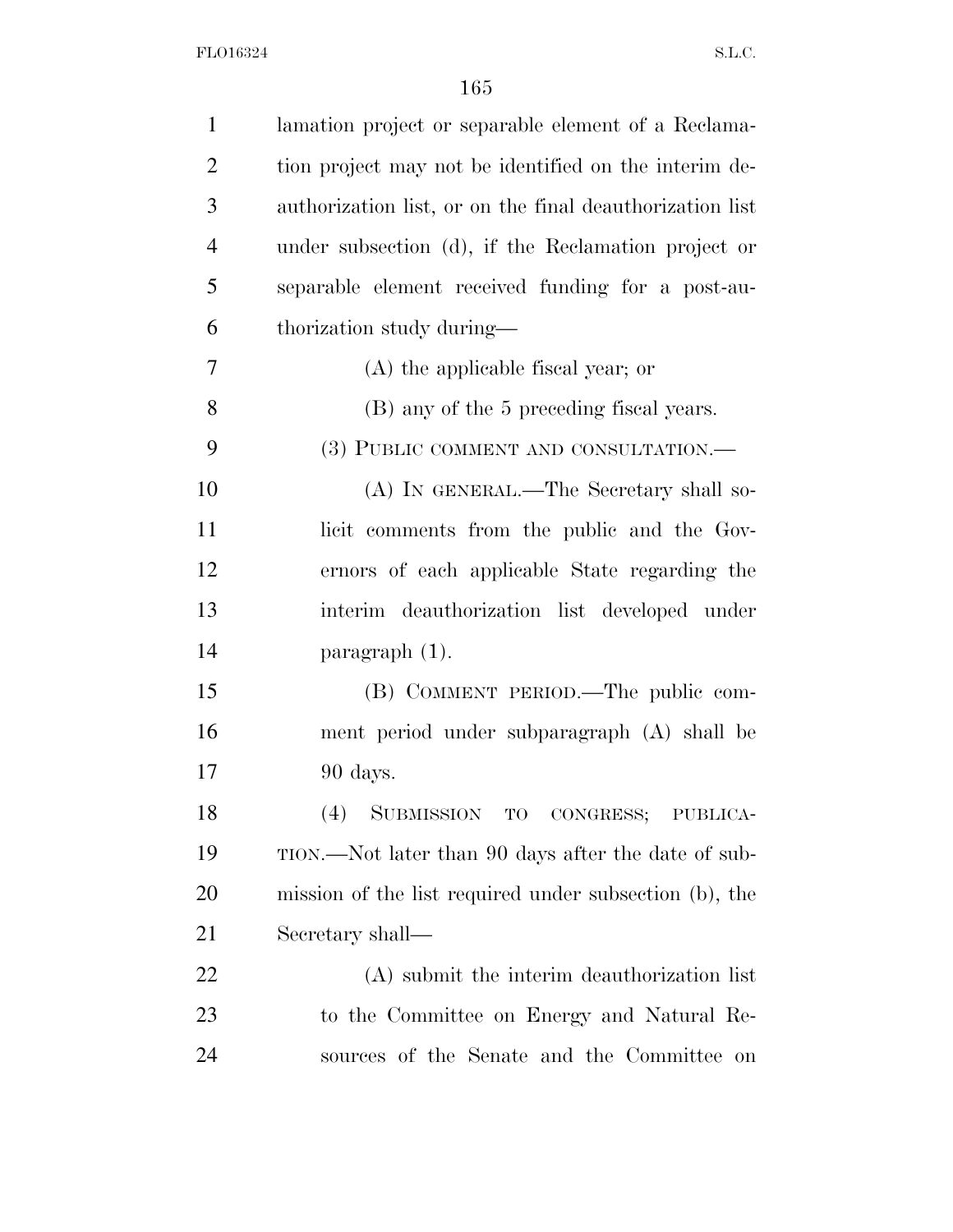lamation project or separable element of a Reclamation project may not be identified on the interim deauthorization list, or on the final deauthorization list under subsection (d), if the Reclamation project or separable element received funding for a post-authorization study during—

(A) the applicable fiscal year; or

(B) any of the 5 preceding fiscal years.

(3) PUBLIC COMMENT AND CONSULTATION.—

(A) IN GENERAL.—The Secretary shall solicit comments from the public and the Governors of each applicable State regarding the interim deauthorization list developed under paragraph (1).

(B) COMMENT PERIOD.—The public comment period under subparagraph (A) shall be 90 days.

(4) SUBMISSION TO CONGRESS; PUBLICATION.—Not later than 90 days after the date of submission of the list required under subsection (b), the Secretary shall—

(A) submit the interim deauthorization list to the Committee on Energy and Natural Resources of the Senate and the Committee on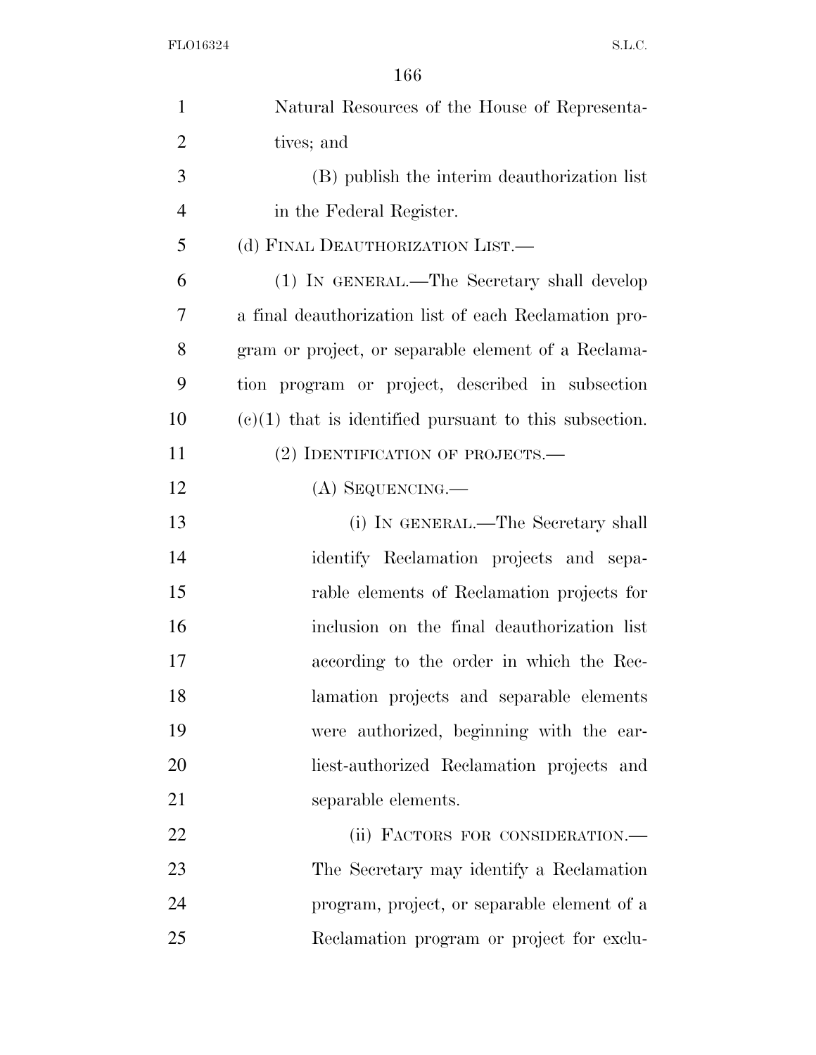Natural Resources of the House of Representatives; and

(B) publish the interim deauthorization list in the Federal Register.

(d) FINAL DEAUTHORIZATION LIST.—

(1) IN GENERAL.—The Secretary shall develop a final deauthorization list of each Reclamation program or project, or separable element of a Reclamation program or project, described in subsection (c)(1) that is identified pursuant to this subsection.

(2) IDENTIFICATION OF PROJECTS.—

(A) SEQUENCING.—

(i) IN GENERAL.—The Secretary shall identify Reclamation projects and separable elements of Reclamation projects for inclusion on the final deauthorization list according to the order in which the Reclamation projects and separable elements were authorized, beginning with the earliest-authorized Reclamation projects and separable elements.

(ii) FACTORS FOR CONSIDERATION.—The Secretary may identify a Reclamation program, project, or separable element of a Reclamation program or project for exclu-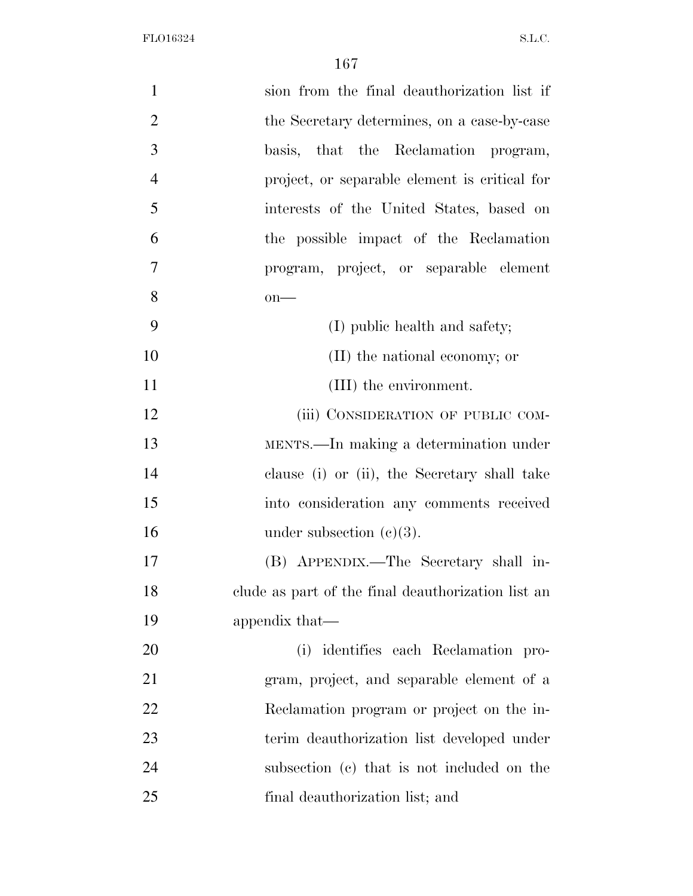sion from the final deauthorization list if the Secretary determines, on a case-by-case basis, that the Reclamation program, project, or separable element is critical for interests of the United States, based on the possible impact of the Reclamation program, project, or separable element on—

(I) public health and safety;

(II) the national economy; or

(III) the environment.

(iii) CONSIDERATION OF PUBLIC COMMENTS.—In making a determination under clause (i) or (ii), the Secretary shall take into consideration any comments received under subsection (c)(3).

(B) APPENDIX.—The Secretary shall include as part of the final deauthorization list an appendix that—

(i) identifies each Reclamation program, project, and separable element of a Reclamation program or project on the interim deauthorization list developed under subsection (c) that is not included on the final deauthorization list; and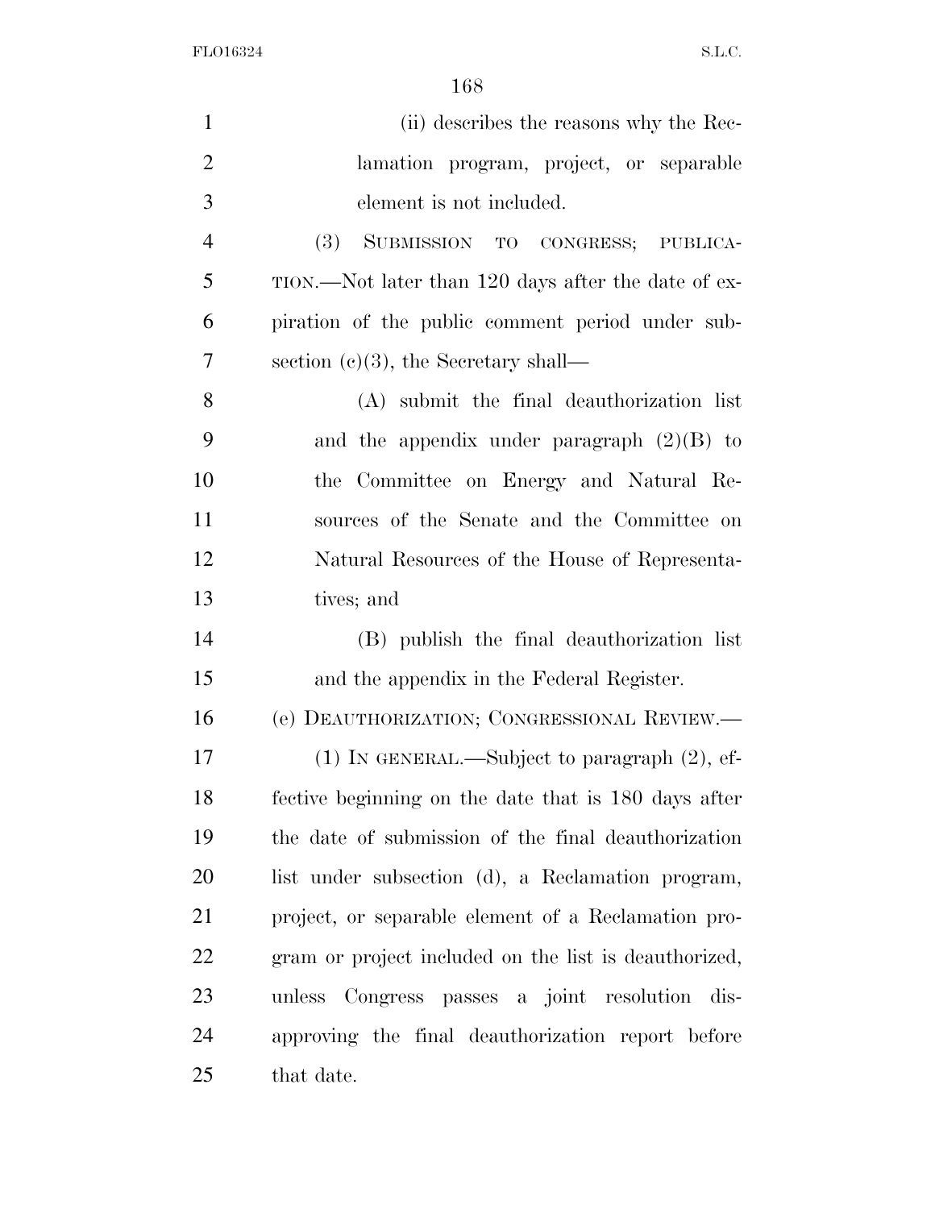(ii) describes the reasons why the Reclamation program, project, or separable element is not included.

(3) SUBMISSION TO CONGRESS; PUBLICATION.—Not later than 120 days after the date of expiration of the public comment period under subsection (c)(3), the Secretary shall—

(A) submit the final deauthorization list and the appendix under paragraph (2)(B) to the Committee on Energy and Natural Resources of the Senate and the Committee on Natural Resources of the House of Representatives; and

(B) publish the final deauthorization list and the appendix in the Federal Register.

(e) DEAUTHORIZATION; CONGRESSIONAL REVIEW.—

(1) IN GENERAL.—Subject to paragraph (2), effective beginning on the date that is 180 days after the date of submission of the final deauthorization list under subsection (d), a Reclamation program, project, or separable element of a Reclamation program or project included on the list is deauthorized, unless Congress passes a joint resolution disapproving the final deauthorization report before that date.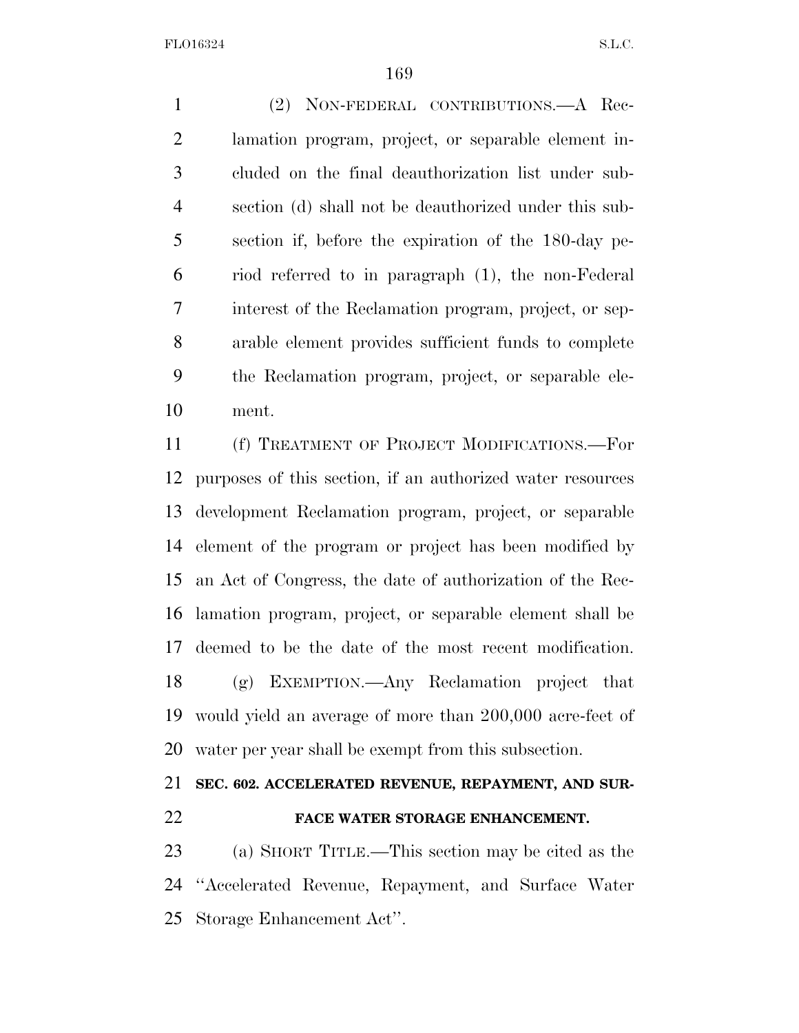(2) NON-FEDERAL CONTRIBUTIONS.—A Reclamation program, project, or separable element included on the final deauthorization list under subsection (d) shall not be deauthorized under this subsection if, before the expiration of the 180-day period referred to in paragraph (1), the non-Federal interest of the Reclamation program, project, or separable element provides sufficient funds to complete the Reclamation program, project, or separable element.

(f) TREATMENT OF PROJECT MODIFICATIONS.—For purposes of this section, if an authorized water resources development Reclamation program, project, or separable element of the program or project has been modified by an Act of Congress, the date of authorization of the Reclamation program, project, or separable element shall be deemed to be the date of the most recent modification.

(g) EXEMPTION.—Any Reclamation project that would yield an average of more than 200,000 acre-feet of water per year shall be exempt from this subsection.

### SEC. 602. ACCELERATED REVENUE, REPAYMENT, AND SURFACE WATER STORAGE ENHANCEMENT.

(a) SHORT TITLE.—This section may be cited as the "Accelerated Revenue, Repayment, and Surface Water Storage Enhancement Act".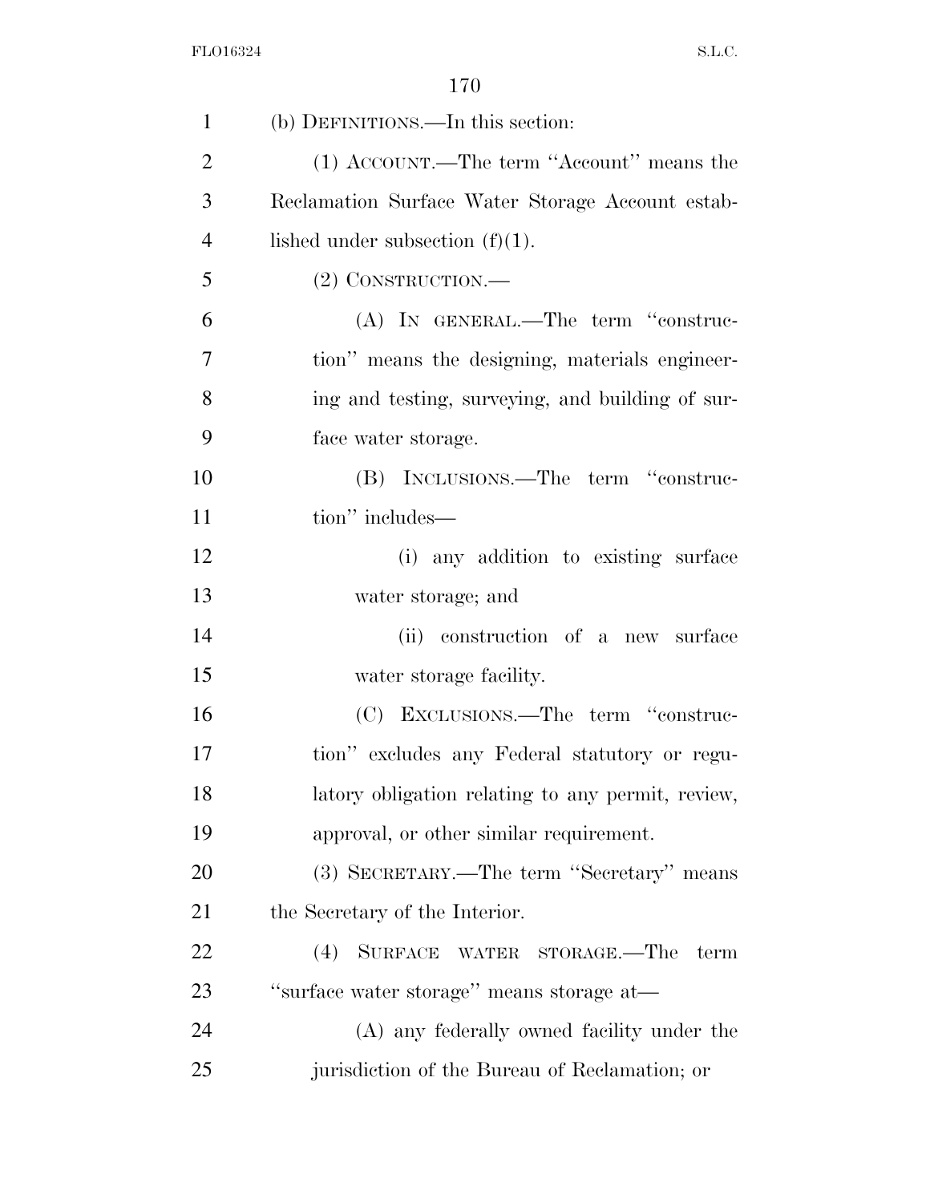(b) DEFINITIONS.—In this section:

(1) ACCOUNT.—The term ''Account'' means the Reclamation Surface Water Storage Account established under subsection (f)(1).

(2) CONSTRUCTION.—

(A) IN GENERAL.—The term ''construction'' means the designing, materials engineering and testing, surveying, and building of surface water storage.

(B) INCLUSIONS.—The term ''construction'' includes—

(i) any addition to existing surface water storage; and

(ii) construction of a new surface water storage facility.

(C) EXCLUSIONS.—The term ''construction'' excludes any Federal statutory or regulatory obligation relating to any permit, review, approval, or other similar requirement.

(3) SECRETARY.—The term ''Secretary'' means the Secretary of the Interior.

(4) SURFACE WATER STORAGE.—The term ''surface water storage'' means storage at—

(A) any federally owned facility under the jurisdiction of the Bureau of Reclamation; or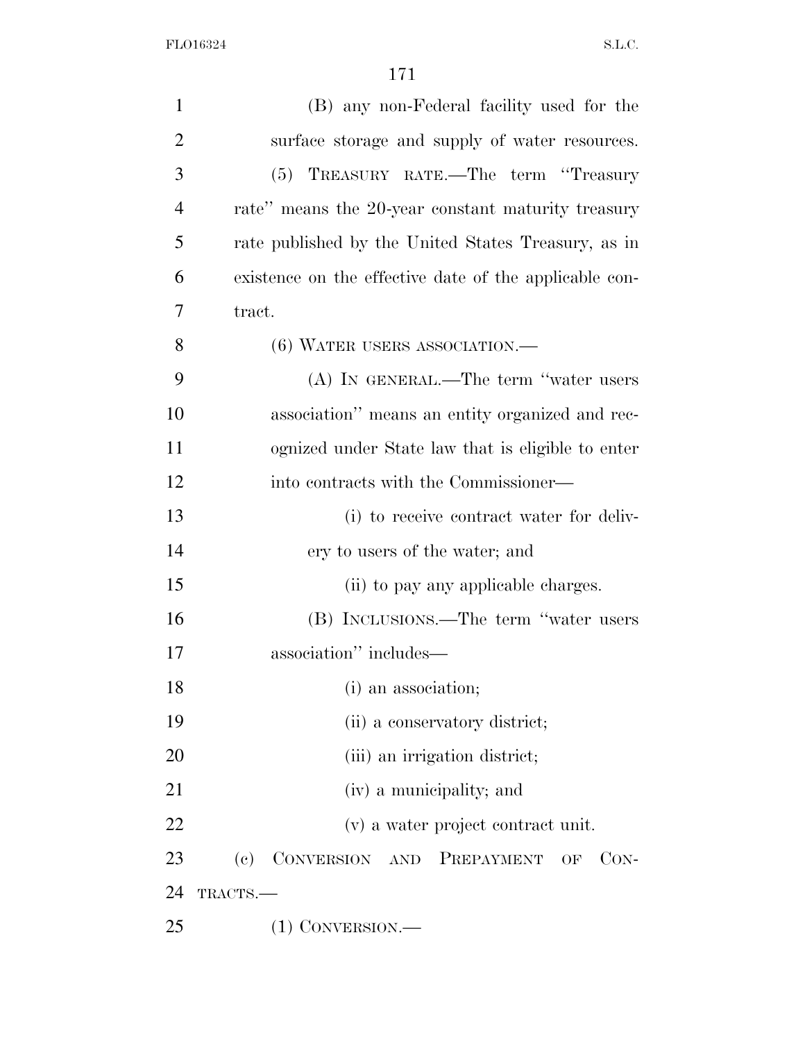(B) any non-Federal facility used for the surface storage and supply of water resources.

(5) TREASURY RATE.—The term ''Treasury rate'' means the 20-year constant maturity treasury rate published by the United States Treasury, as in existence on the effective date of the applicable contract.

(6) WATER USERS ASSOCIATION.—

(A) IN GENERAL.—The term ''water users association'' means an entity organized and recognized under State law that is eligible to enter into contracts with the Commissioner—

(i) to receive contract water for delivery to users of the water; and

(ii) to pay any applicable charges.

(B) INCLUSIONS.—The term ''water users association'' includes—

(i) an association;

(ii) a conservatory district;

(iii) an irrigation district;

(iv) a municipality; and

(v) a water project contract unit.

(c) CONVERSION AND PREPAYMENT OF CONTRACTS.—

(1) CONVERSION.—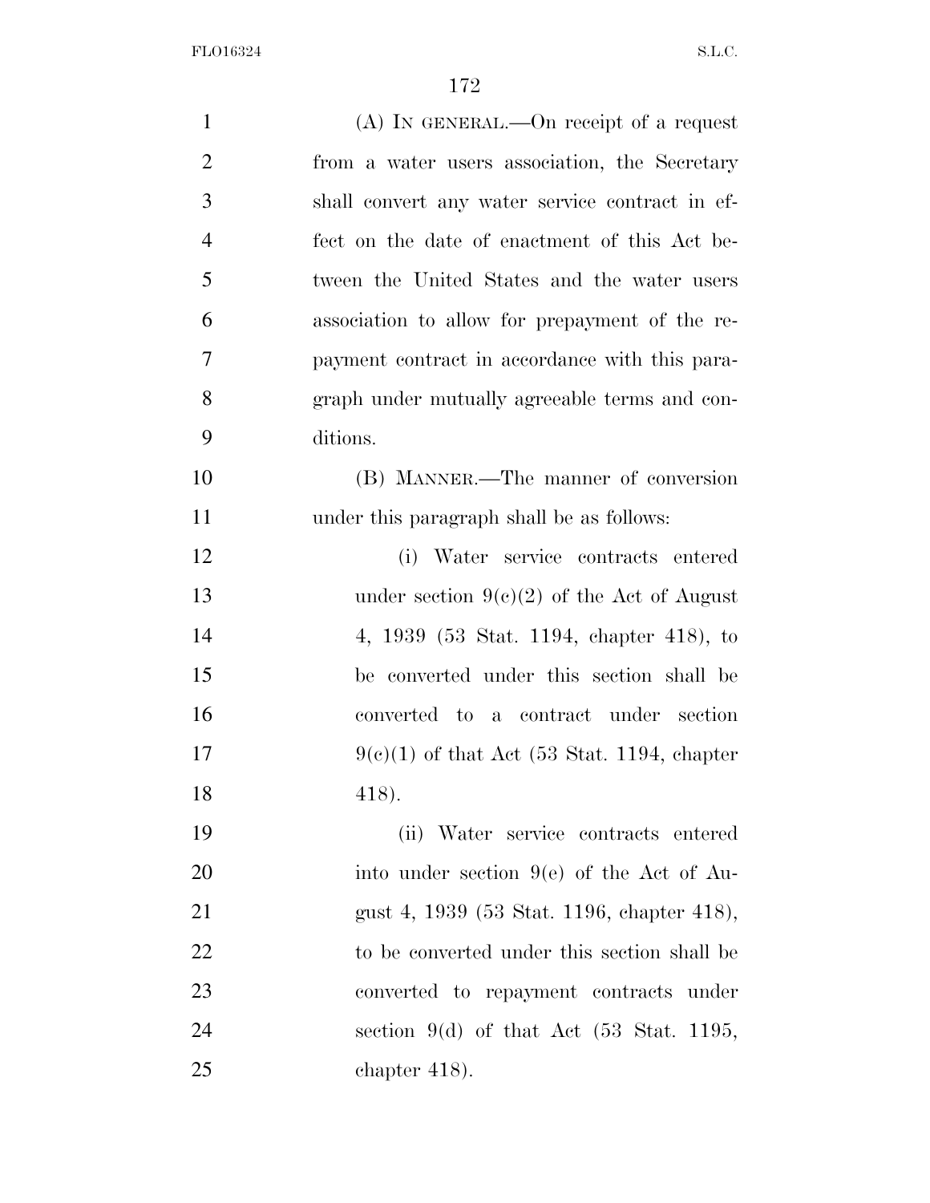(A) IN GENERAL.—On receipt of a request from a water users association, the Secretary shall convert any water service contract in effect on the date of enactment of this Act between the United States and the water users association to allow for prepayment of the repayment contract in accordance with this paragraph under mutually agreeable terms and conditions.

(B) MANNER.—The manner of conversion under this paragraph shall be as follows:

(i) Water service contracts entered under section 9(c)(2) of the Act of August 4, 1939 (53 Stat. 1194, chapter 418), to be converted under this section shall be converted to a contract under section 9(c)(1) of that Act (53 Stat. 1194, chapter 418).

(ii) Water service contracts entered into under section 9(e) of the Act of August 4, 1939 (53 Stat. 1196, chapter 418), to be converted under this section shall be converted to repayment contracts under section 9(d) of that Act (53 Stat. 1195, chapter 418).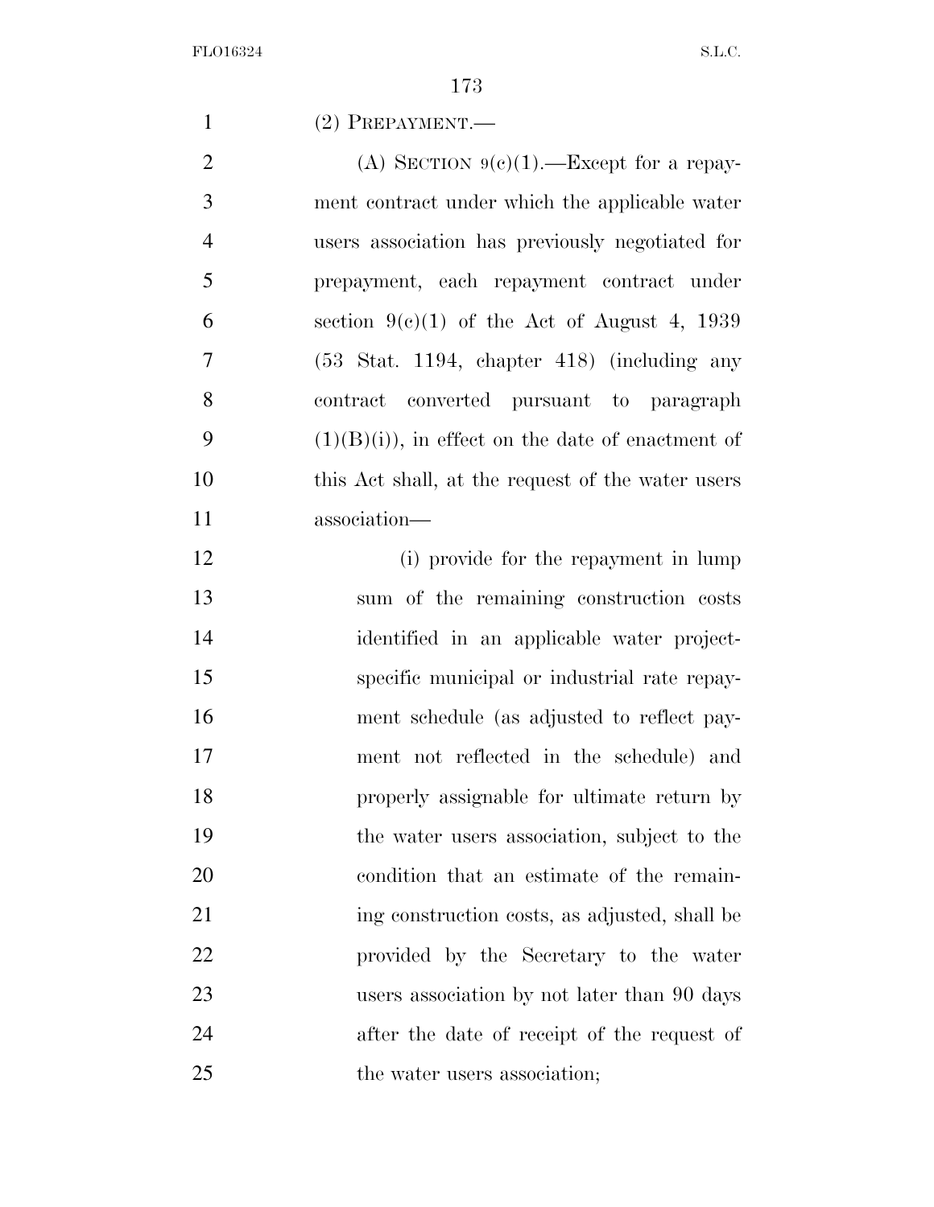(2) PREPAYMENT.—

(A) SECTION 9(c)(1).—Except for a repayment contract under which the applicable water users association has previously negotiated for prepayment, each repayment contract under section 9(c)(1) of the Act of August 4, 1939 (53 Stat. 1194, chapter 418) (including any contract converted pursuant to paragraph (1)(B)(i)), in effect on the date of enactment of this Act shall, at the request of the water users association—

(i) provide for the repayment in lump sum of the remaining construction costs identified in an applicable water project-specific municipal or industrial rate repayment schedule (as adjusted to reflect payment not reflected in the schedule) and properly assignable for ultimate return by the water users association, subject to the condition that an estimate of the remaining construction costs, as adjusted, shall be provided by the Secretary to the water users association by not later than 90 days after the date of receipt of the request of the water users association;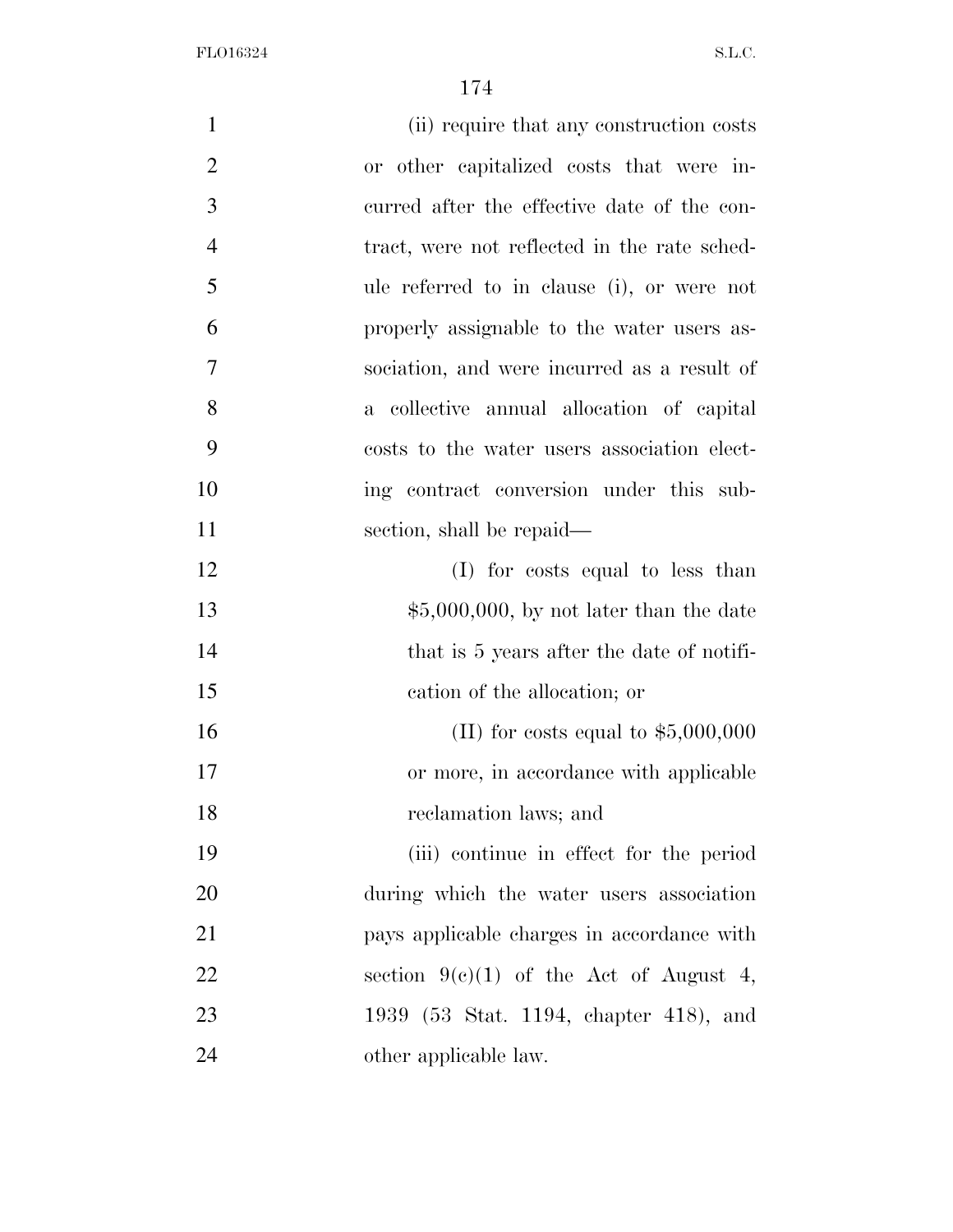(ii) require that any construction costs or other capitalized costs that were incurred after the effective date of the contract, were not reflected in the rate schedule referred to in clause (i), or were not properly assignable to the water users association, and were incurred as a result of a collective annual allocation of capital costs to the water users association electing contract conversion under this subsection, shall be repaid—

(I) for costs equal to less than $5,000,000, by not later than the date that is 5 years after the date of notification of the allocation; or

(II) for costs equal to $5,000,000 or more, in accordance with applicable reclamation laws; and

(iii) continue in effect for the period during which the water users association pays applicable charges in accordance with section 9(c)(1) of the Act of August 4, 1939 (53 Stat. 1194, chapter 418), and other applicable law.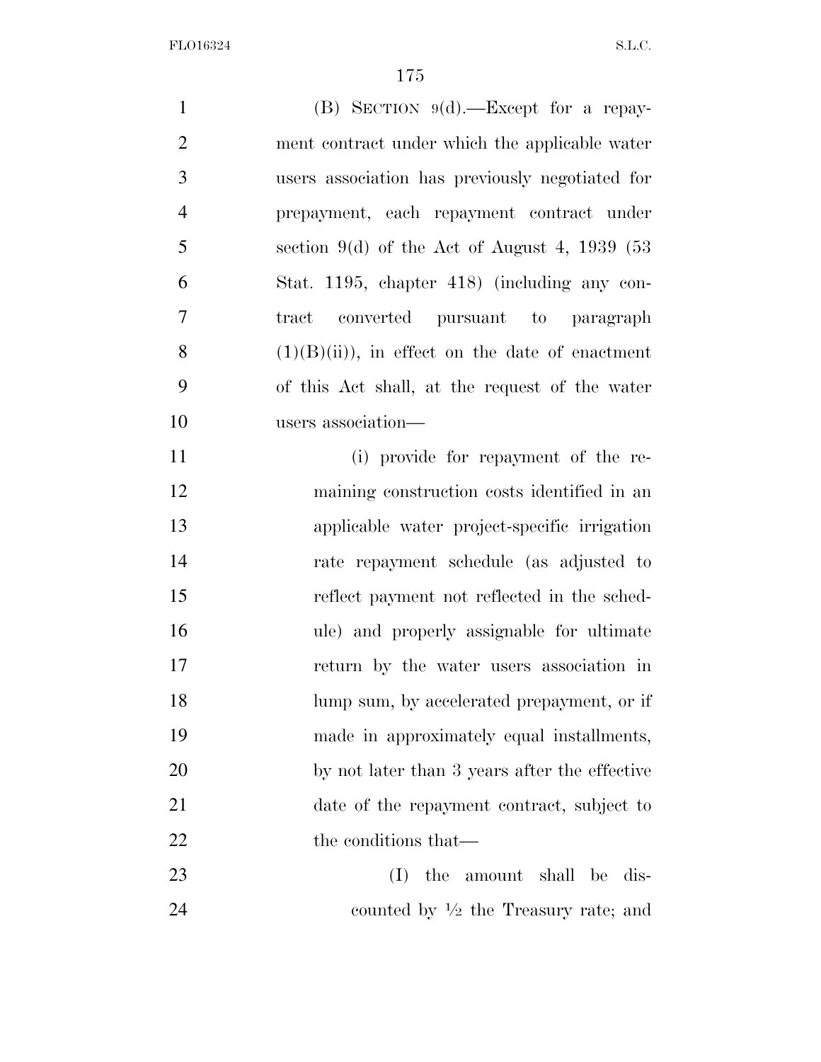(B) SECTION 9(d).—Except for a repayment contract under which the applicable water users association has previously negotiated for prepayment, each repayment contract under section 9(d) of the Act of August 4, 1939 (53 Stat. 1195, chapter 418) (including any contract converted pursuant to paragraph (1)(B)(ii)), in effect on the date of enactment of this Act shall, at the request of the water users association—

(i) provide for repayment of the remaining construction costs identified in an applicable water project-specific irrigation rate repayment schedule (as adjusted to reflect payment not reflected in the schedule) and properly assignable for ultimate return by the water users association in lump sum, by accelerated prepayment, or if made in approximately equal installments, by not later than 3 years after the effective date of the repayment contract, subject to the conditions that—

(I) the amount shall be discounted by ½ the Treasury rate; and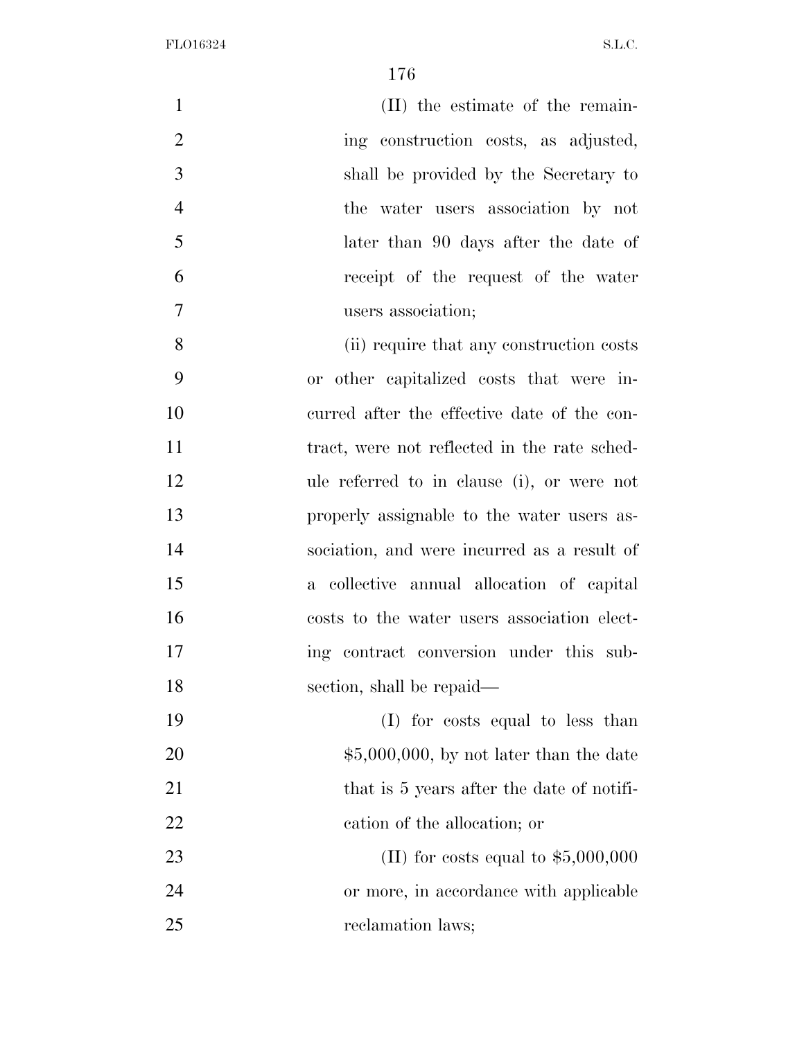(II) the estimate of the remaining construction costs, as adjusted, shall be provided by the Secretary to the water users association by not later than 90 days after the date of receipt of the request of the water users association;

(ii) require that any construction costs or other capitalized costs that were incurred after the effective date of the contract, were not reflected in the rate schedule referred to in clause (i), or were not properly assignable to the water users association, and were incurred as a result of a collective annual allocation of capital costs to the water users association electing contract conversion under this subsection, shall be repaid—

(I) for costs equal to less than $5,000,000, by not later than the date that is 5 years after the date of notification of the allocation; or

(II) for costs equal to $5,000,000 or more, in accordance with applicable reclamation laws;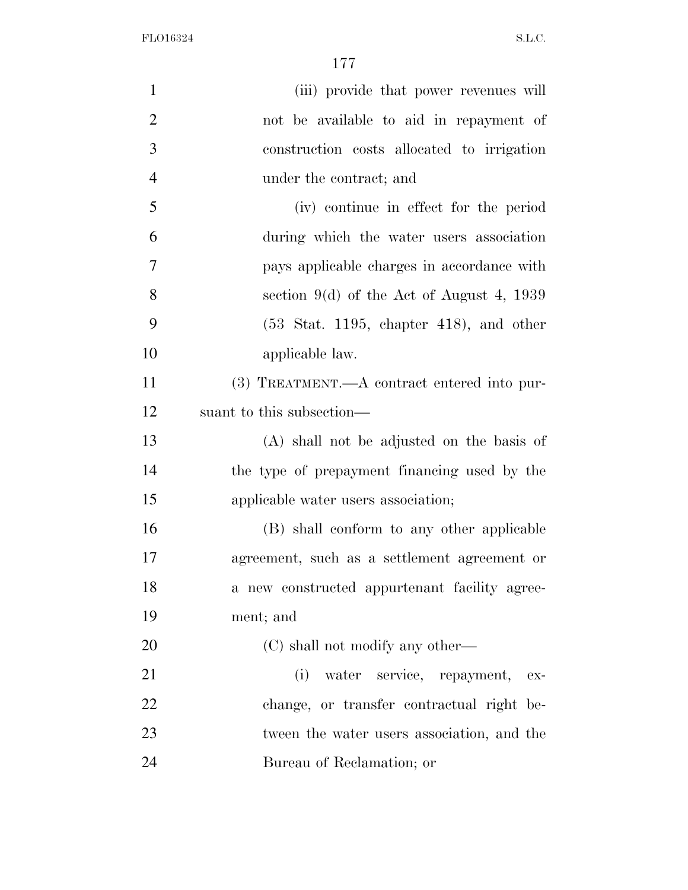(iii) provide that power revenues will not be available to aid in repayment of construction costs allocated to irrigation under the contract; and

(iv) continue in effect for the period during which the water users association pays applicable charges in accordance with section 9(d) of the Act of August 4, 1939 (53 Stat. 1195, chapter 418), and other applicable law.

(3) TREATMENT.—A contract entered into pursuant to this subsection—

(A) shall not be adjusted on the basis of the type of prepayment financing used by the applicable water users association;

(B) shall conform to any other applicable agreement, such as a settlement agreement or a new constructed appurtenant facility agreement; and

(C) shall not modify any other—

(i) water service, repayment, exchange, or transfer contractual right between the water users association, and the Bureau of Reclamation; or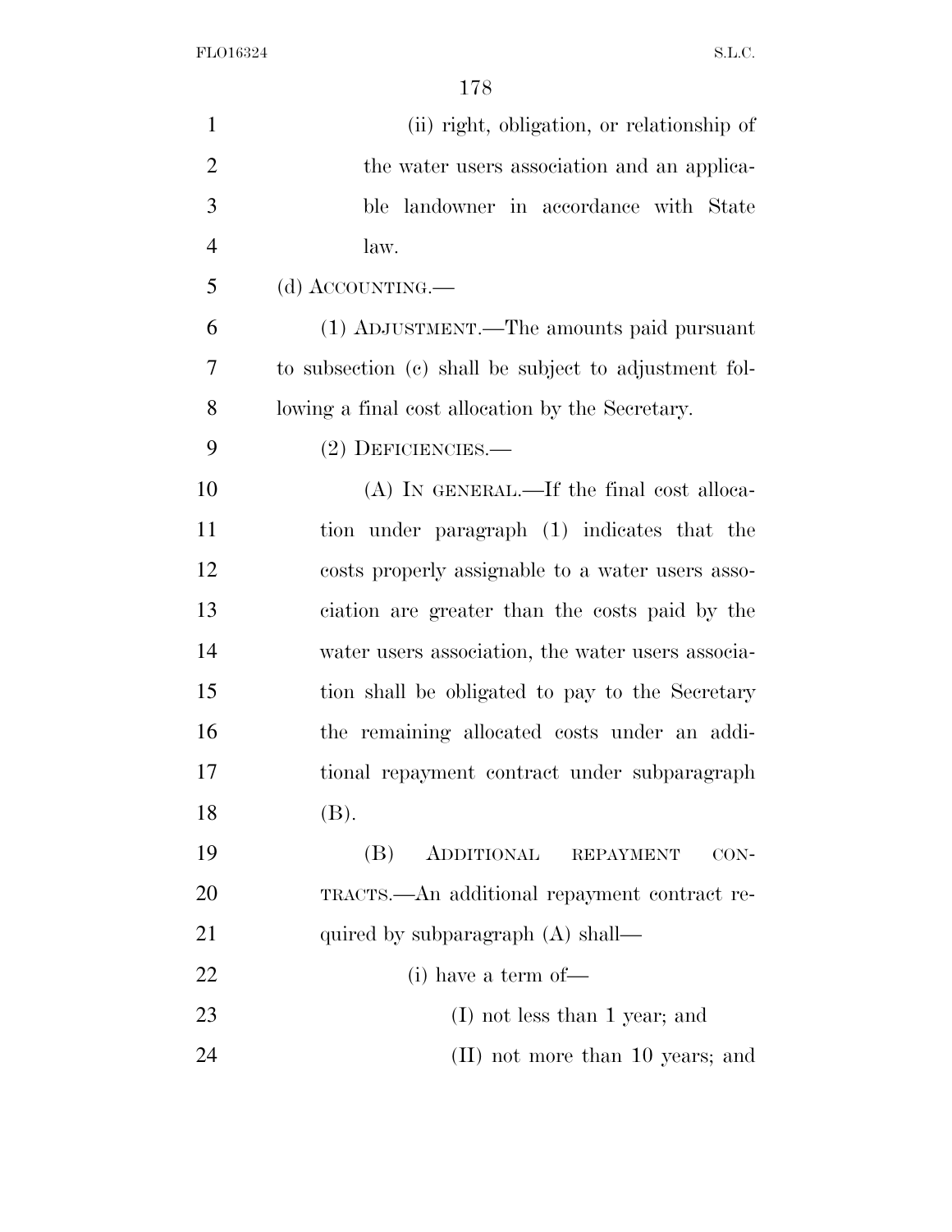(ii) right, obligation, or relationship of the water users association and an applicable landowner in accordance with State law.

(d) ACCOUNTING.—

(1) ADJUSTMENT.—The amounts paid pursuant to subsection (c) shall be subject to adjustment following a final cost allocation by the Secretary.

(2) DEFICIENCIES.—

(A) IN GENERAL.—If the final cost allocation under paragraph (1) indicates that the costs properly assignable to a water users association are greater than the costs paid by the water users association, the water users association shall be obligated to pay to the Secretary the remaining allocated costs under an additional repayment contract under subparagraph (B).

(B) ADDITIONAL REPAYMENT CONTRACTS.—An additional repayment contract required by subparagraph (A) shall—

(i) have a term of—

(I) not less than 1 year; and

(II) not more than 10 years; and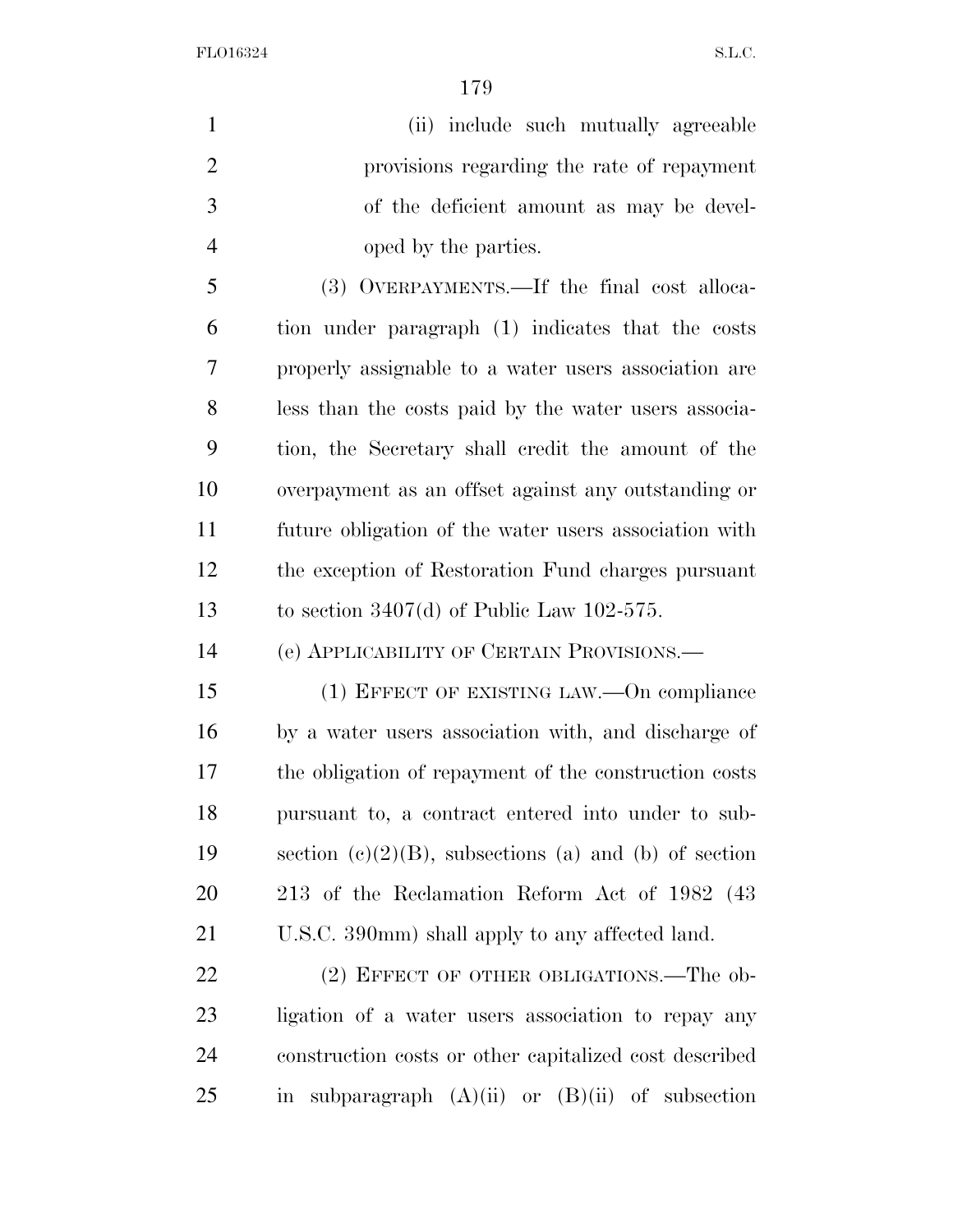(ii) include such mutually agreeable provisions regarding the rate of repayment of the deficient amount as may be developed by the parties.

(3) OVERPAYMENTS.—If the final cost allocation under paragraph (1) indicates that the costs properly assignable to a water users association are less than the costs paid by the water users association, the Secretary shall credit the amount of the overpayment as an offset against any outstanding or future obligation of the water users association with the exception of Restoration Fund charges pursuant to section 3407(d) of Public Law 102-575.

(e) APPLICABILITY OF CERTAIN PROVISIONS.—

(1) EFFECT OF EXISTING LAW.—On compliance by a water users association with, and discharge of the obligation of repayment of the construction costs pursuant to, a contract entered into under to subsection (c)(2)(B), subsections (a) and (b) of section 213 of the Reclamation Reform Act of 1982 (43 U.S.C. 390mm) shall apply to any affected land.

(2) EFFECT OF OTHER OBLIGATIONS.—The obligation of a water users association to repay any construction costs or other capitalized cost described in subparagraph (A)(ii) or (B)(ii) of subsection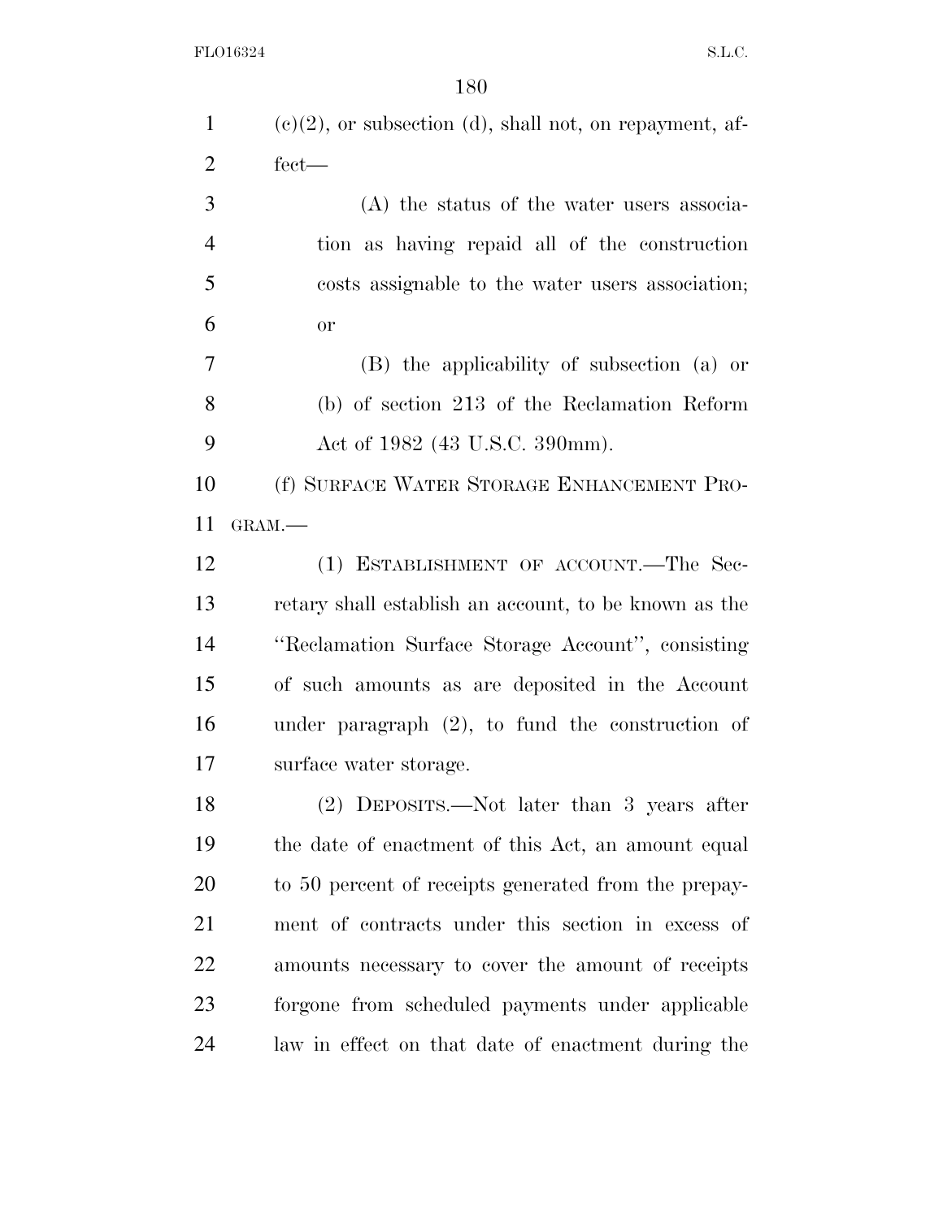(c)(2), or subsection (d), shall not, on repayment, affect—

(A) the status of the water users association as having repaid all of the construction costs assignable to the water users association; or

(B) the applicability of subsection (a) or (b) of section 213 of the Reclamation Reform Act of 1982 (43 U.S.C. 390mm).

(f) SURFACE WATER STORAGE ENHANCEMENT PROGRAM.—

(1) ESTABLISHMENT OF ACCOUNT.—The Secretary shall establish an account, to be known as the ''Reclamation Surface Storage Account'', consisting of such amounts as are deposited in the Account under paragraph (2), to fund the construction of surface water storage.

(2) DEPOSITS.—Not later than 3 years after the date of enactment of this Act, an amount equal to 50 percent of receipts generated from the prepayment of contracts under this section in excess of amounts necessary to cover the amount of receipts forgone from scheduled payments under applicable law in effect on that date of enactment during the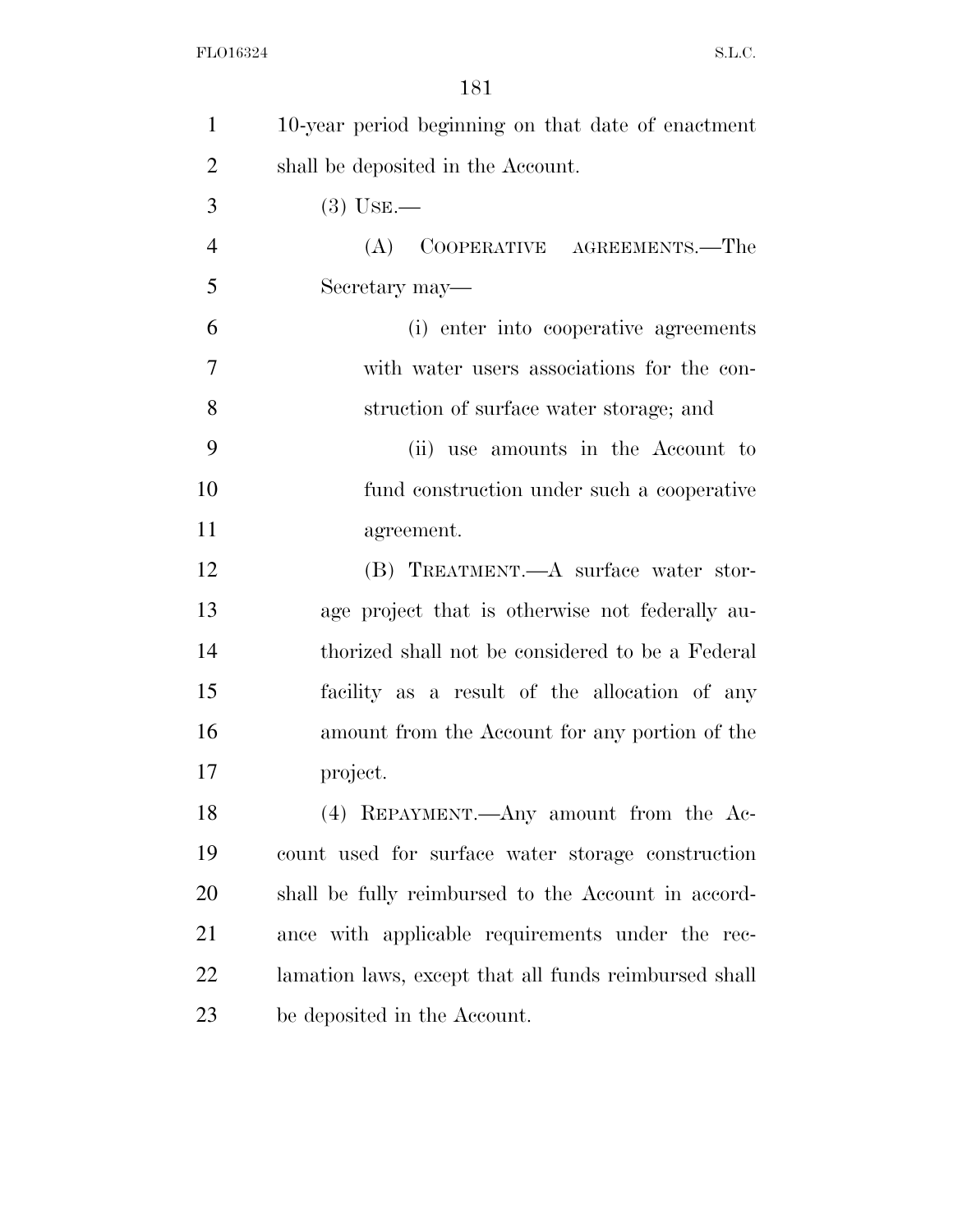10-year period beginning on that date of enactment shall be deposited in the Account.

(3) USE.—

(A) COOPERATIVE AGREEMENTS.—The Secretary may—

(i) enter into cooperative agreements with water users associations for the construction of surface water storage; and

(ii) use amounts in the Account to fund construction under such a cooperative agreement.

(B) TREATMENT.—A surface water storage project that is otherwise not federally authorized shall not be considered to be a Federal facility as a result of the allocation of any amount from the Account for any portion of the project.

(4) REPAYMENT.—Any amount from the Account used for surface water storage construction shall be fully reimbursed to the Account in accordance with applicable requirements under the reclamation laws, except that all funds reimbursed shall be deposited in the Account.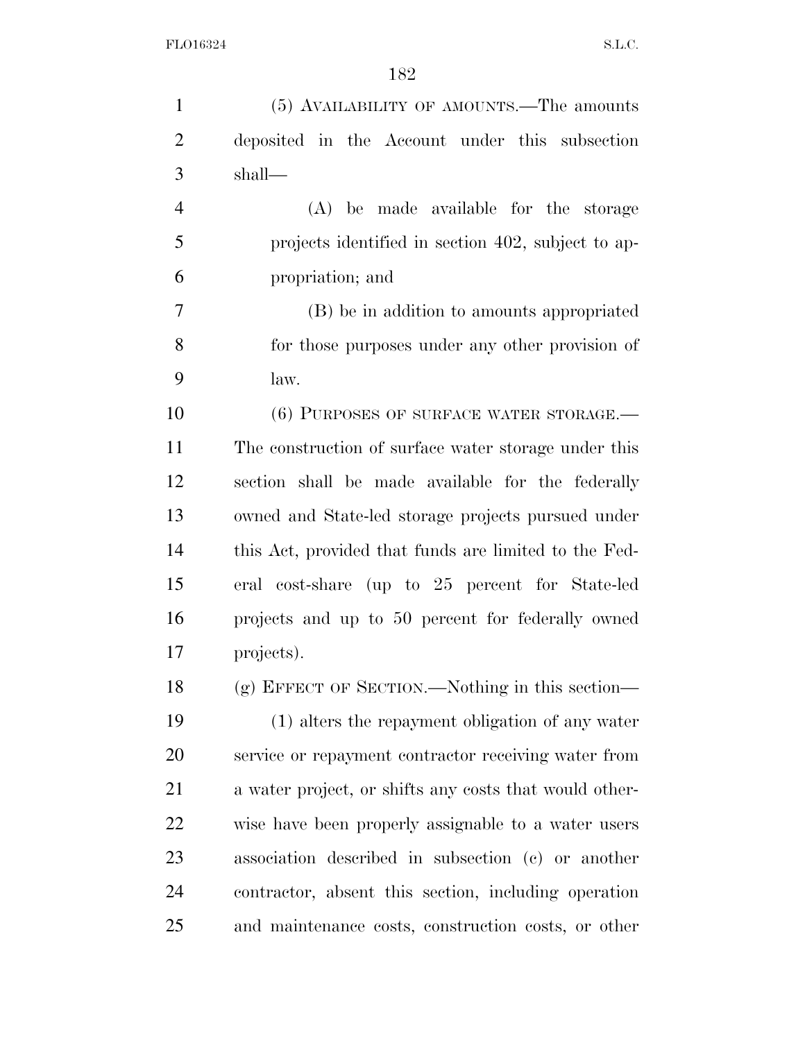(5) AVAILABILITY OF AMOUNTS.—The amounts deposited in the Account under this subsection shall—

(A) be made available for the storage projects identified in section 402, subject to appropriation; and

(B) be in addition to amounts appropriated for those purposes under any other provision of law.

(6) PURPOSES OF SURFACE WATER STORAGE.—The construction of surface water storage under this section shall be made available for the federally owned and State-led storage projects pursued under this Act, provided that funds are limited to the Federal cost-share (up to 25 percent for State-led projects and up to 50 percent for federally owned projects).

(g) EFFECT OF SECTION.—Nothing in this section—

(1) alters the repayment obligation of any water service or repayment contractor receiving water from a water project, or shifts any costs that would otherwise have been properly assignable to a water users association described in subsection (c) or another contractor, absent this section, including operation and maintenance costs, construction costs, or other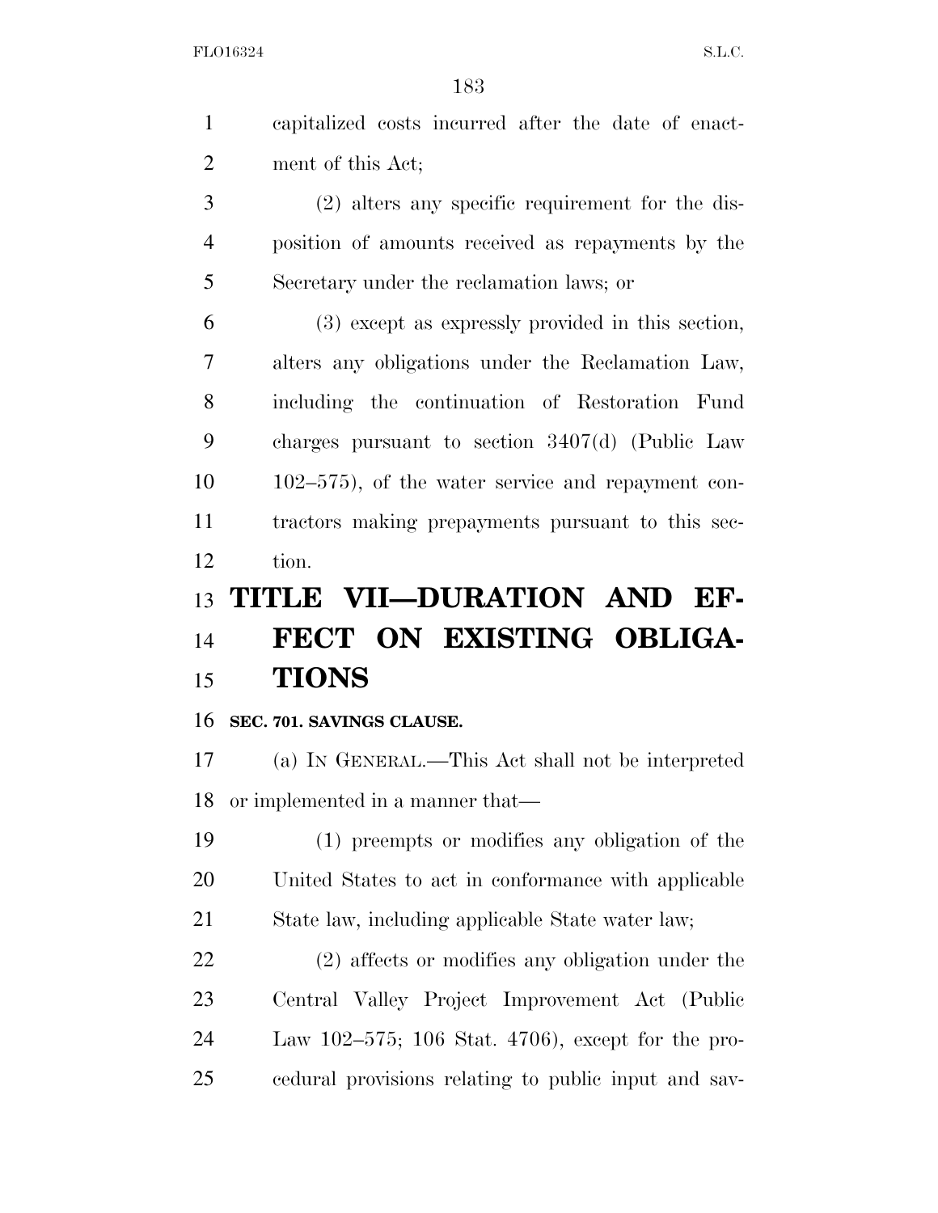capitalized costs incurred after the date of enactment of this Act;

(2) alters any specific requirement for the disposition of amounts received as repayments by the Secretary under the reclamation laws; or

(3) except as expressly provided in this section, alters any obligations under the Reclamation Law, including the continuation of Restoration Fund charges pursuant to section 3407(d) (Public Law 102–575), of the water service and repayment contractors making prepayments pursuant to this section.

# TITLE VII—DURATION AND EFFECT ON EXISTING OBLIGATIONS

**SEC. 701. SAVINGS CLAUSE.**

(a) IN GENERAL.—This Act shall not be interpreted or implemented in a manner that—

(1) preempts or modifies any obligation of the United States to act in conformance with applicable State law, including applicable State water law;

(2) affects or modifies any obligation under the Central Valley Project Improvement Act (Public Law 102–575; 106 Stat. 4706), except for the procedural provisions relating to public input and sav-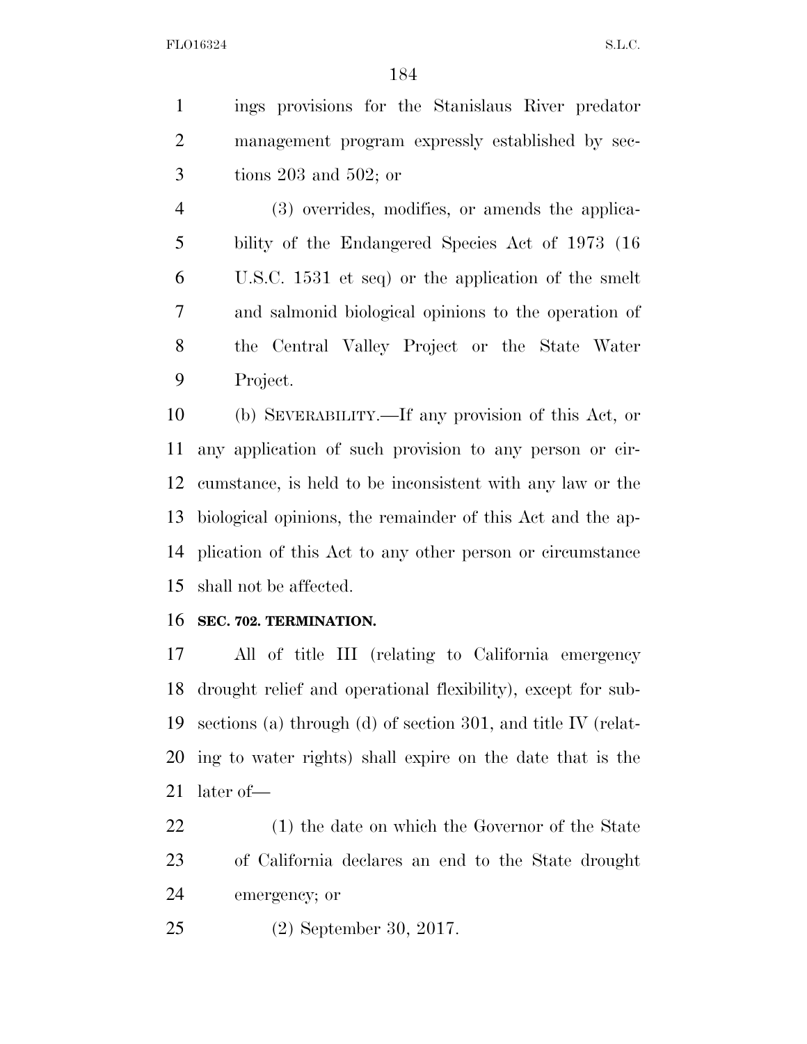ings provisions for the Stanislaus River predator management program expressly established by sections 203 and 502; or

(3) overrides, modifies, or amends the applicability of the Endangered Species Act of 1973 (16 U.S.C. 1531 et seq) or the application of the smelt and salmonid biological opinions to the operation of the Central Valley Project or the State Water Project.

(b) SEVERABILITY.—If any provision of this Act, or any application of such provision to any person or circumstance, is held to be inconsistent with any law or the biological opinions, the remainder of this Act and the application of this Act to any other person or circumstance shall not be affected.

**SEC. 702. TERMINATION.**

All of title III (relating to California emergency drought relief and operational flexibility), except for subsections (a) through (d) of section 301, and title IV (relating to water rights) shall expire on the date that is the later of—

(1) the date on which the Governor of the State of California declares an end to the State drought emergency; or

(2) September 30, 2017.